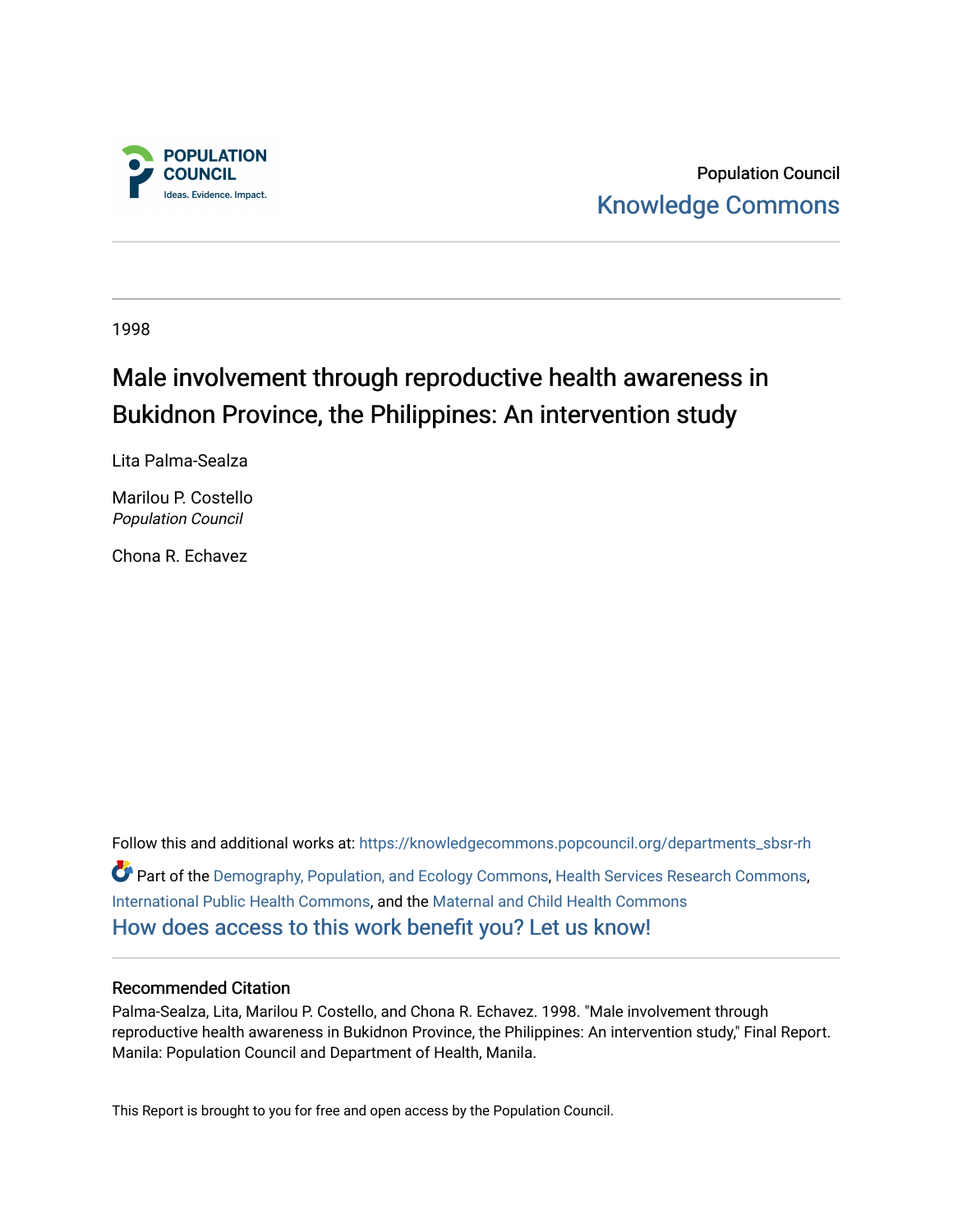POPULATION COUNCIL
Ideas. Evidence. Impact.

Population Council
Knowledge Commons

1998

# Male involvement through reproductive health awareness in Bukidnon Province, the Philippines: An intervention study

Lita Palma-Sealza

Marilou P. Costello
*Population Council*

Chona R. Echavez

Follow this and additional works at: https://knowledgecommons.popcouncil.org/departments_sbsr-rh

Part of the Demography, Population, and Ecology Commons, Health Services Research Commons, International Public Health Commons, and the Maternal and Child Health Commons

How does access to this work benefit you? Let us know!

## Recommended Citation

Palma-Sealza, Lita, Marilou P. Costello, and Chona R. Echavez. 1998. "Male involvement through reproductive health awareness in Bukidnon Province, the Philippines: An intervention study," Final Report. Manila: Population Council and Department of Health, Manila.

This Report is brought to you for free and open access by the Population Council.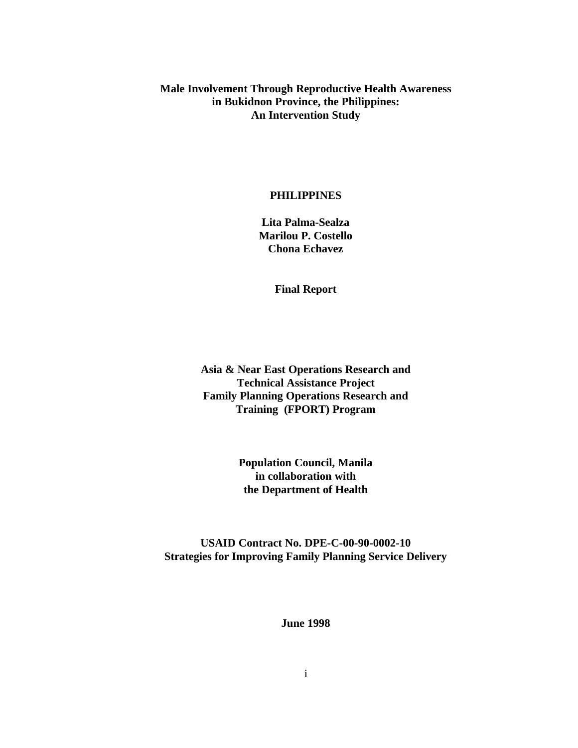# Male Involvement Through Reproductive Health Awareness in Bukidnon Province, the Philippines: An Intervention Study

**PHILIPPINES**

**Lita Palma-Sealza**
**Marilou P. Costello**
**Chona Echavez**

**Final Report**

**Asia & Near East Operations Research and Technical Assistance Project**
**Family Planning Operations Research and Training (FPORT) Program**

**Population Council, Manila**
**in collaboration with**
**the Department of Health**

**USAID Contract No. DPE-C-00-90-0002-10**
**Strategies for Improving Family Planning Service Delivery**

**June 1998**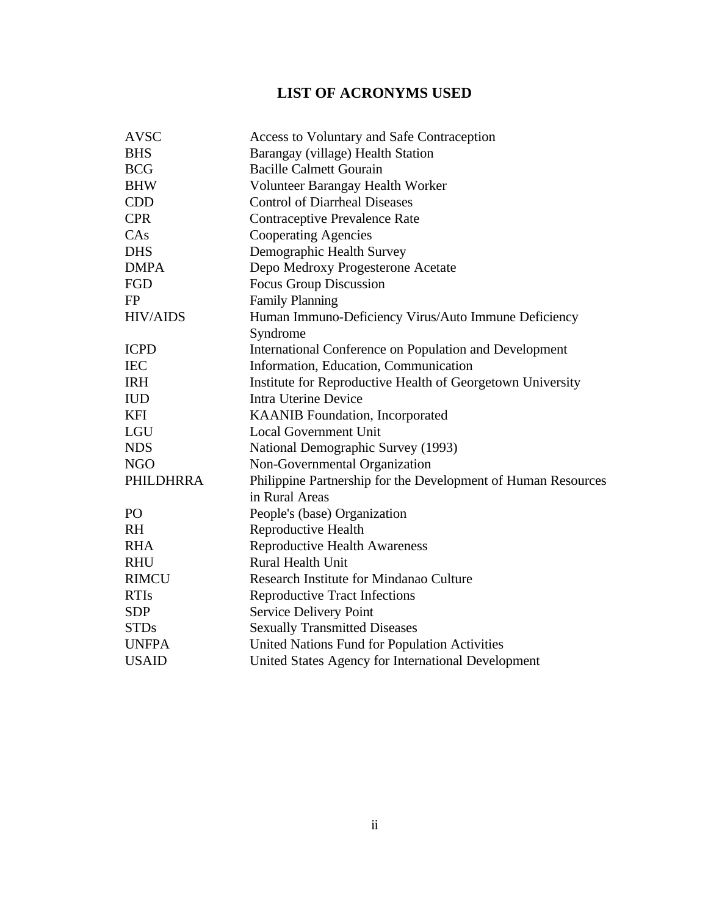# LIST OF ACRONYMS USED

| | |
|---|---|
| AVSC | Access to Voluntary and Safe Contraception |
| BHS | Barangay (village) Health Station |
| BCG | Bacille Calmett Gourain |
| BHW | Volunteer Barangay Health Worker |
| CDD | Control of Diarrheal Diseases |
| CPR | Contraceptive Prevalence Rate |
| CAs | Cooperating Agencies |
| DHS | Demographic Health Survey |
| DMPA | Depo Medroxy Progesterone Acetate |
| FGD | Focus Group Discussion |
| FP | Family Planning |
| HIV/AIDS | Human Immuno-Deficiency Virus/Auto Immune Deficiency Syndrome |
| ICPD | International Conference on Population and Development |
| IEC | Information, Education, Communication |
| IRH | Institute for Reproductive Health of Georgetown University |
| IUD | Intra Uterine Device |
| KFI | KAANIB Foundation, Incorporated |
| LGU | Local Government Unit |
| NDS | National Demographic Survey (1993) |
| NGO | Non-Governmental Organization |
| PHILDHRRA | Philippine Partnership for the Development of Human Resources in Rural Areas |
| PO | People's (base) Organization |
| RH | Reproductive Health |
| RHA | Reproductive Health Awareness |
| RHU | Rural Health Unit |
| RIMCU | Research Institute for Mindanao Culture |
| RTIs | Reproductive Tract Infections |
| SDP | Service Delivery Point |
| STDs | Sexually Transmitted Diseases |
| UNFPA | United Nations Fund for Population Activities |
| USAID | United States Agency for International Development |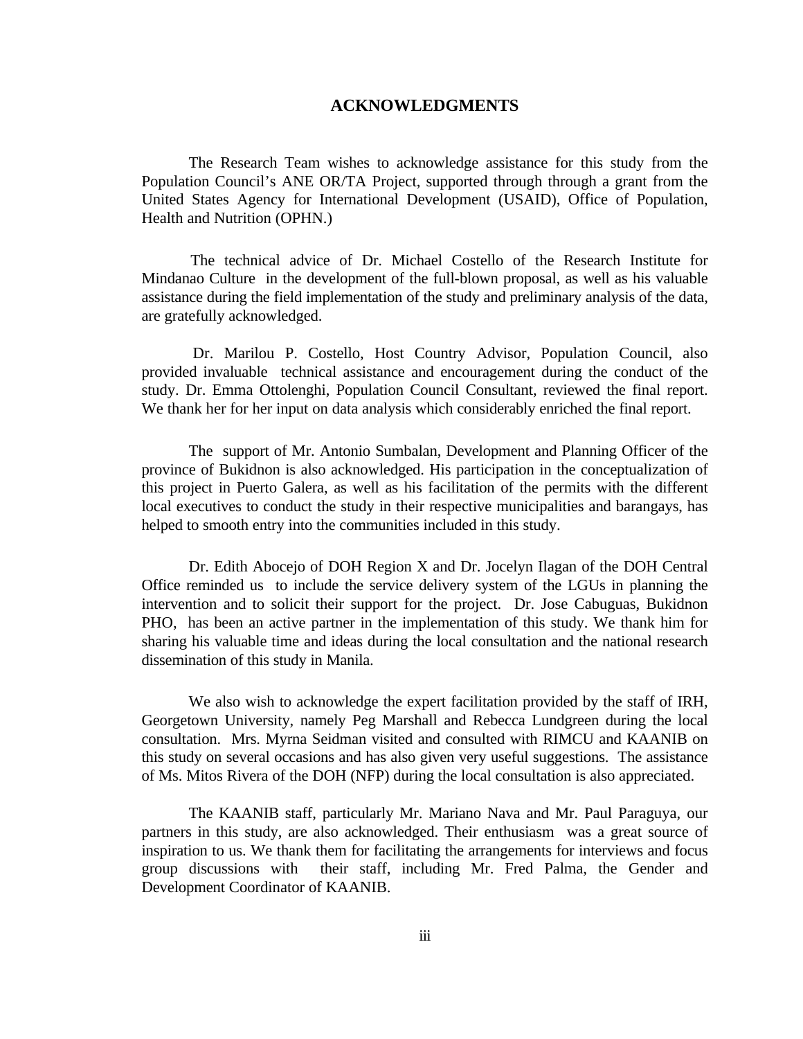# ACKNOWLEDGMENTS

The Research Team wishes to acknowledge assistance for this study from the Population Council's ANE OR/TA Project, supported through through a grant from the United States Agency for International Development (USAID), Office of Population, Health and Nutrition (OPHN.)

The technical advice of Dr. Michael Costello of the Research Institute for Mindanao Culture in the development of the full-blown proposal, as well as his valuable assistance during the field implementation of the study and preliminary analysis of the data, are gratefully acknowledged.

Dr. Marilou P. Costello, Host Country Advisor, Population Council, also provided invaluable technical assistance and encouragement during the conduct of the study. Dr. Emma Ottolenghi, Population Council Consultant, reviewed the final report. We thank her for her input on data analysis which considerably enriched the final report.

The support of Mr. Antonio Sumbalan, Development and Planning Officer of the province of Bukidnon is also acknowledged. His participation in the conceptualization of this project in Puerto Galera, as well as his facilitation of the permits with the different local executives to conduct the study in their respective municipalities and barangays, has helped to smooth entry into the communities included in this study.

Dr. Edith Abocejo of DOH Region X and Dr. Jocelyn Ilagan of the DOH Central Office reminded us to include the service delivery system of the LGUs in planning the intervention and to solicit their support for the project. Dr. Jose Cabuguas, Bukidnon PHO, has been an active partner in the implementation of this study. We thank him for sharing his valuable time and ideas during the local consultation and the national research dissemination of this study in Manila.

We also wish to acknowledge the expert facilitation provided by the staff of IRH, Georgetown University, namely Peg Marshall and Rebecca Lundgreen during the local consultation. Mrs. Myrna Seidman visited and consulted with RIMCU and KAANIB on this study on several occasions and has also given very useful suggestions. The assistance of Ms. Mitos Rivera of the DOH (NFP) during the local consultation is also appreciated.

The KAANIB staff, particularly Mr. Mariano Nava and Mr. Paul Paraguya, our partners in this study, are also acknowledged. Their enthusiasm was a great source of inspiration to us. We thank them for facilitating the arrangements for interviews and focus group discussions with their staff, including Mr. Fred Palma, the Gender and Development Coordinator of KAANIB.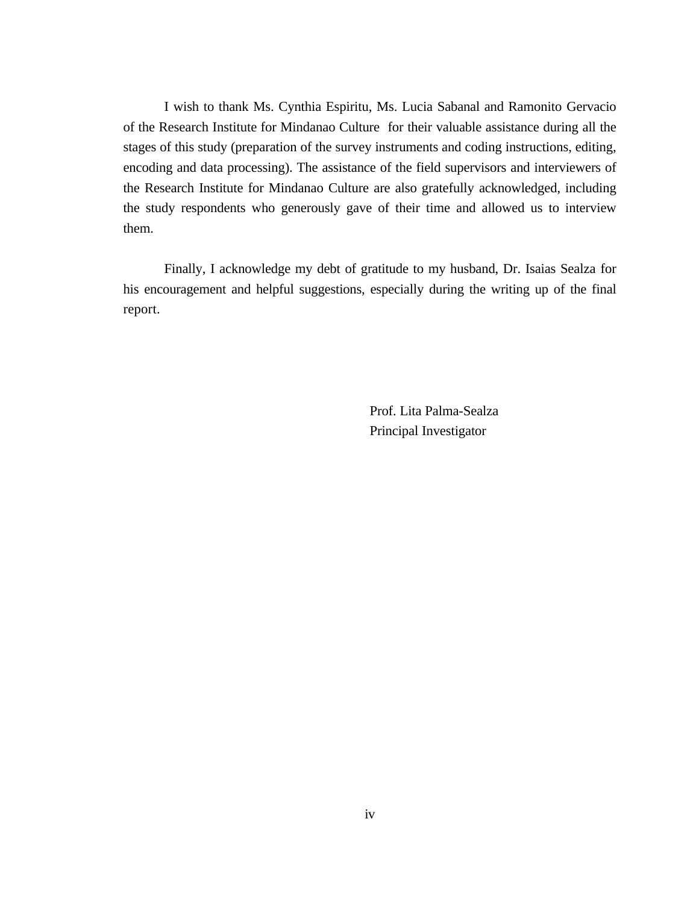I wish to thank Ms. Cynthia Espiritu, Ms. Lucia Sabanal and Ramonito Gervacio of the Research Institute for Mindanao Culture for their valuable assistance during all the stages of this study (preparation of the survey instruments and coding instructions, editing, encoding and data processing). The assistance of the field supervisors and interviewers of the Research Institute for Mindanao Culture are also gratefully acknowledged, including the study respondents who generously gave of their time and allowed us to interview them.

Finally, I acknowledge my debt of gratitude to my husband, Dr. Isaias Sealza for his encouragement and helpful suggestions, especially during the writing up of the final report.

Prof. Lita Palma-Sealza
Principal Investigator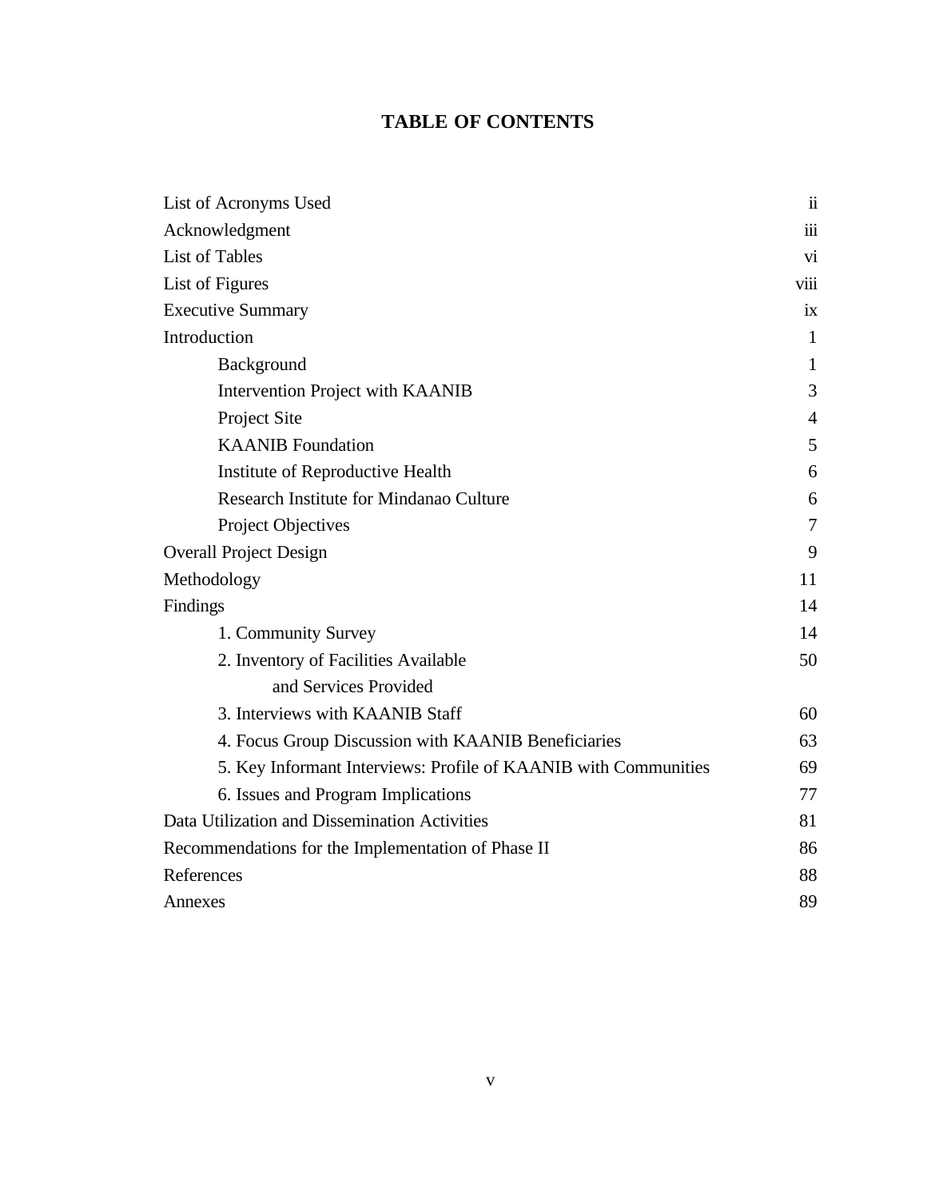# TABLE OF CONTENTS

| | |
|---|---|
| List of Acronyms Used | ii |
| Acknowledgment | iii |
| List of Tables | vi |
| List of Figures | viii |
| Executive Summary | ix |
| Introduction | 1 |
| Background | 1 |
| Intervention Project with KAANIB | 3 |
| Project Site | 4 |
| KAANIB Foundation | 5 |
| Institute of Reproductive Health | 6 |
| Research Institute for Mindanao Culture | 6 |
| Project Objectives | 7 |
| Overall Project Design | 9 |
| Methodology | 11 |
| Findings | 14 |
| 1. Community Survey | 14 |
| 2. Inventory of Facilities Available and Services Provided | 50 |
| 3. Interviews with KAANIB Staff | 60 |
| 4. Focus Group Discussion with KAANIB Beneficiaries | 63 |
| 5. Key Informant Interviews: Profile of KAANIB with Communities | 69 |
| 6. Issues and Program Implications | 77 |
| Data Utilization and Dissemination Activities | 81 |
| Recommendations for the Implementation of Phase II | 86 |
| References | 88 |
| Annexes | 89 |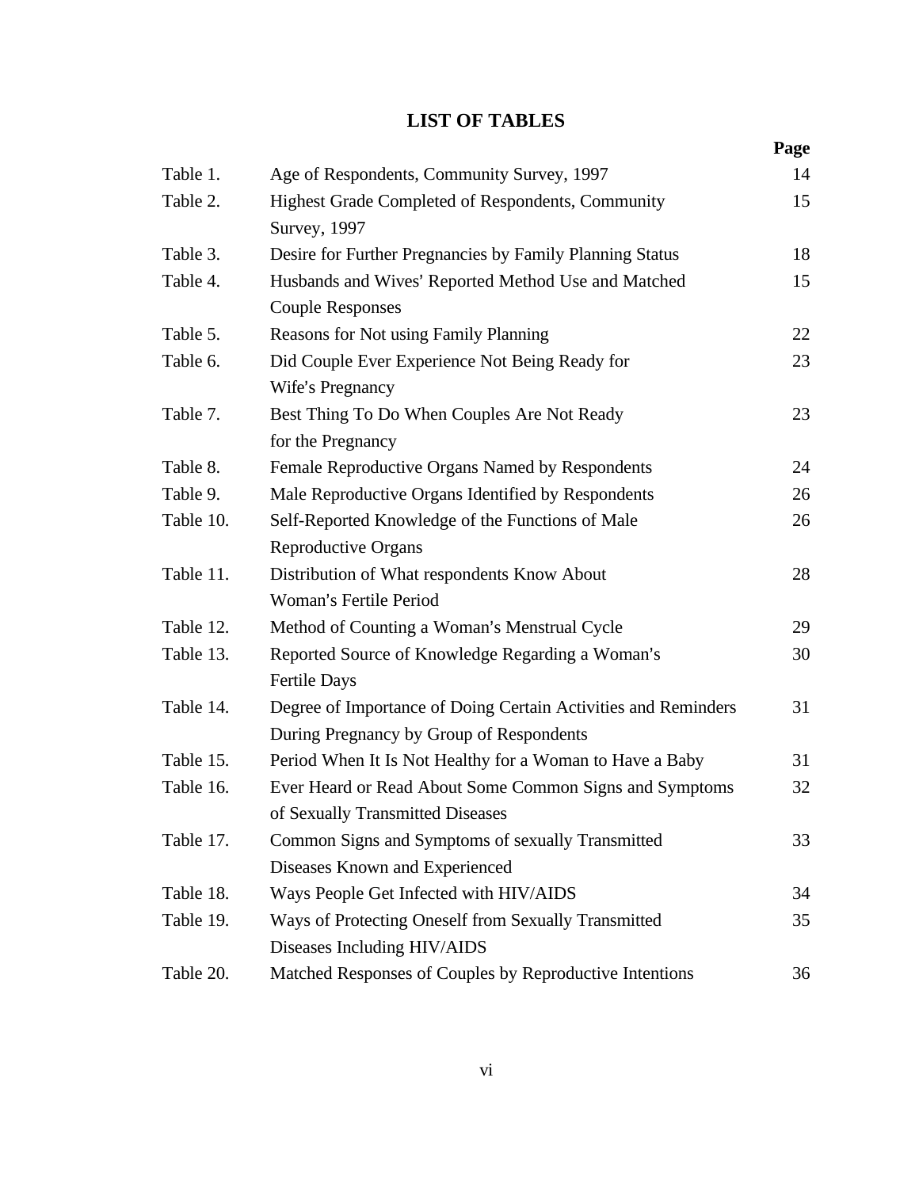# LIST OF TABLES

| | | Page |
|---|---|---|
| Table 1. | Age of Respondents, Community Survey, 1997 | 14 |
| Table 2. | Highest Grade Completed of Respondents, Community Survey, 1997 | 15 |
| Table 3. | Desire for Further Pregnancies by Family Planning Status | 18 |
| Table 4. | Husbands and Wives' Reported Method Use and Matched Couple Responses | 15 |
| Table 5. | Reasons for Not using Family Planning | 22 |
| Table 6. | Did Couple Ever Experience Not Being Ready for Wife's Pregnancy | 23 |
| Table 7. | Best Thing To Do When Couples Are Not Ready for the Pregnancy | 23 |
| Table 8. | Female Reproductive Organs Named by Respondents | 24 |
| Table 9. | Male Reproductive Organs Identified by Respondents | 26 |
| Table 10. | Self-Reported Knowledge of the Functions of Male Reproductive Organs | 26 |
| Table 11. | Distribution of What respondents Know About Woman's Fertile Period | 28 |
| Table 12. | Method of Counting a Woman's Menstrual Cycle | 29 |
| Table 13. | Reported Source of Knowledge Regarding a Woman's Fertile Days | 30 |
| Table 14. | Degree of Importance of Doing Certain Activities and Reminders During Pregnancy by Group of Respondents | 31 |
| Table 15. | Period When It Is Not Healthy for a Woman to Have a Baby | 31 |
| Table 16. | Ever Heard or Read About Some Common Signs and Symptoms of Sexually Transmitted Diseases | 32 |
| Table 17. | Common Signs and Symptoms of sexually Transmitted Diseases Known and Experienced | 33 |
| Table 18. | Ways People Get Infected with HIV/AIDS | 34 |
| Table 19. | Ways of Protecting Oneself from Sexually Transmitted Diseases Including HIV/AIDS | 35 |
| Table 20. | Matched Responses of Couples by Reproductive Intentions | 36 |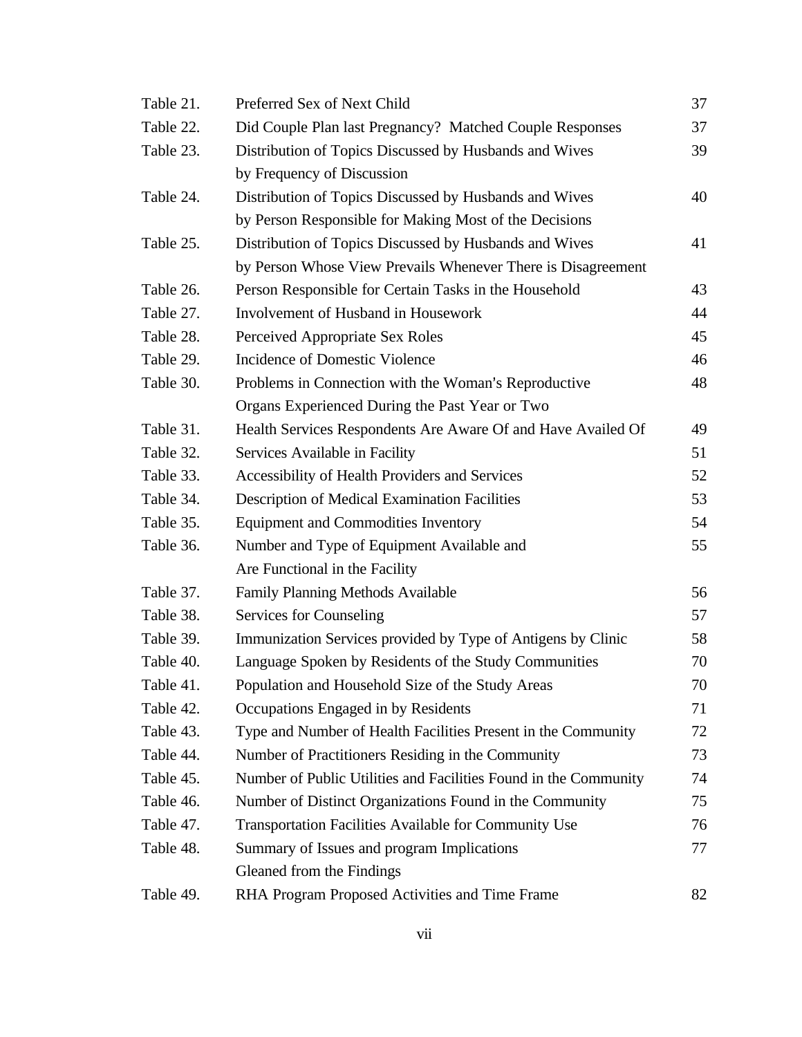| | | |
|---|---|---|
| Table 21. | Preferred Sex of Next Child | 37 |
| Table 22. | Did Couple Plan last Pregnancy? Matched Couple Responses | 37 |
| Table 23. | Distribution of Topics Discussed by Husbands and Wives by Frequency of Discussion | 39 |
| Table 24. | Distribution of Topics Discussed by Husbands and Wives by Person Responsible for Making Most of the Decisions | 40 |
| Table 25. | Distribution of Topics Discussed by Husbands and Wives by Person Whose View Prevails Whenever There is Disagreement | 41 |
| Table 26. | Person Responsible for Certain Tasks in the Household | 43 |
| Table 27. | Involvement of Husband in Housework | 44 |
| Table 28. | Perceived Appropriate Sex Roles | 45 |
| Table 29. | Incidence of Domestic Violence | 46 |
| Table 30. | Problems in Connection with the Woman's Reproductive Organs Experienced During the Past Year or Two | 48 |
| Table 31. | Health Services Respondents Are Aware Of and Have Availed Of | 49 |
| Table 32. | Services Available in Facility | 51 |
| Table 33. | Accessibility of Health Providers and Services | 52 |
| Table 34. | Description of Medical Examination Facilities | 53 |
| Table 35. | Equipment and Commodities Inventory | 54 |
| Table 36. | Number and Type of Equipment Available and Are Functional in the Facility | 55 |
| Table 37. | Family Planning Methods Available | 56 |
| Table 38. | Services for Counseling | 57 |
| Table 39. | Immunization Services provided by Type of Antigens by Clinic | 58 |
| Table 40. | Language Spoken by Residents of the Study Communities | 70 |
| Table 41. | Population and Household Size of the Study Areas | 70 |
| Table 42. | Occupations Engaged in by Residents | 71 |
| Table 43. | Type and Number of Health Facilities Present in the Community | 72 |
| Table 44. | Number of Practitioners Residing in the Community | 73 |
| Table 45. | Number of Public Utilities and Facilities Found in the Community | 74 |
| Table 46. | Number of Distinct Organizations Found in the Community | 75 |
| Table 47. | Transportation Facilities Available for Community Use | 76 |
| Table 48. | Summary of Issues and program Implications Gleaned from the Findings | 77 |
| Table 49. | RHA Program Proposed Activities and Time Frame | 82 |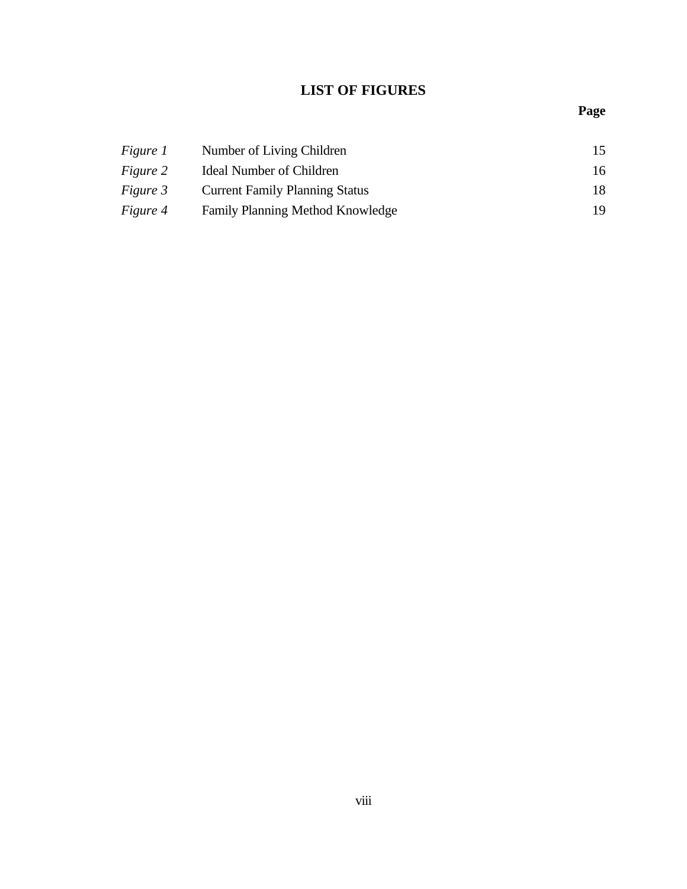# LIST OF FIGURES

| | | Page |
|---|---|---|
| *Figure 1* | Number of Living Children | 15 |
| *Figure 2* | Ideal Number of Children | 16 |
| *Figure 3* | Current Family Planning Status | 18 |
| *Figure 4* | Family Planning Method Knowledge | 19 |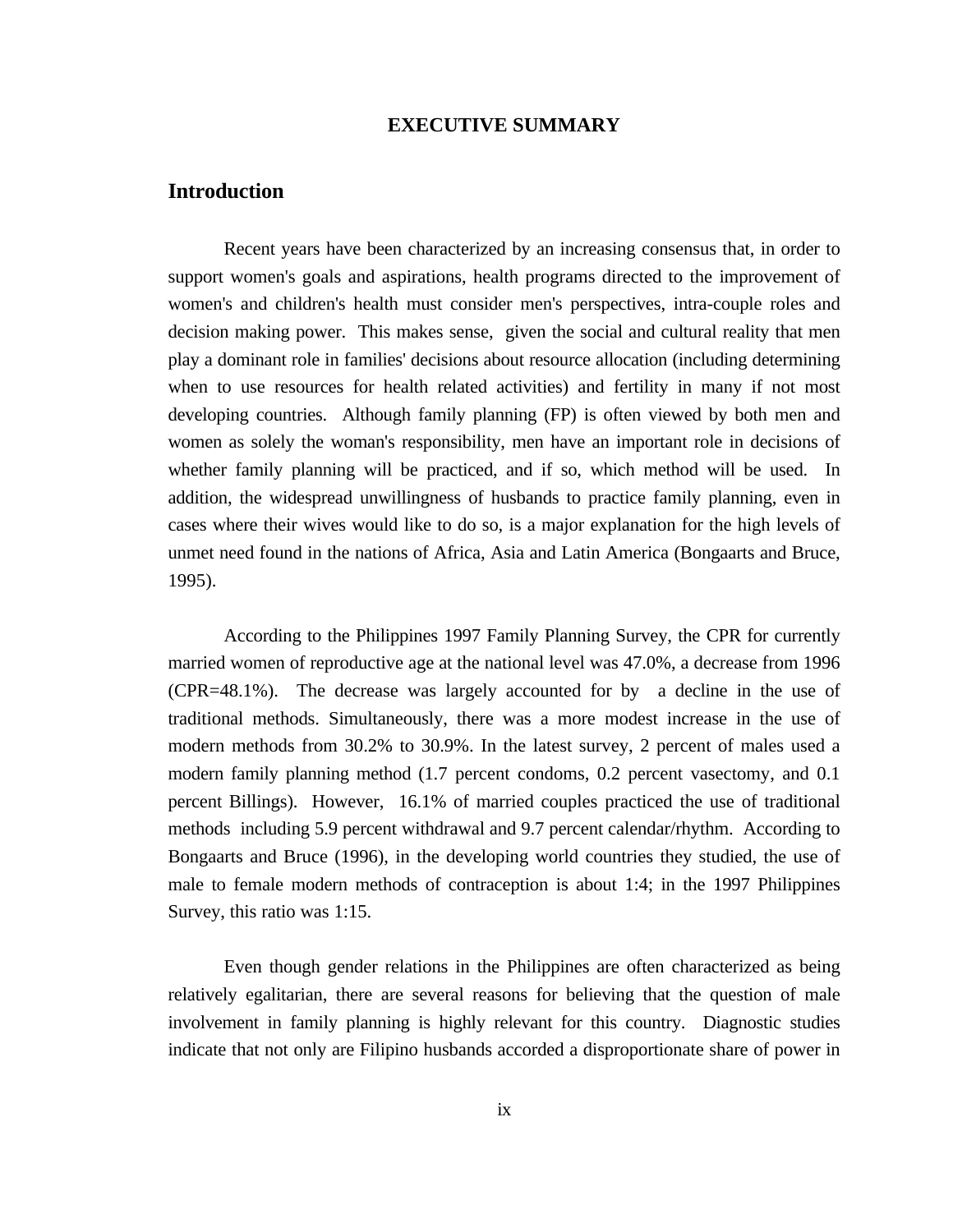# EXECUTIVE SUMMARY

## Introduction

Recent years have been characterized by an increasing consensus that, in order to support women's goals and aspirations, health programs directed to the improvement of women's and children's health must consider men's perspectives, intra-couple roles and decision making power. This makes sense, given the social and cultural reality that men play a dominant role in families' decisions about resource allocation (including determining when to use resources for health related activities) and fertility in many if not most developing countries. Although family planning (FP) is often viewed by both men and women as solely the woman's responsibility, men have an important role in decisions of whether family planning will be practiced, and if so, which method will be used. In addition, the widespread unwillingness of husbands to practice family planning, even in cases where their wives would like to do so, is a major explanation for the high levels of unmet need found in the nations of Africa, Asia and Latin America (Bongaarts and Bruce, 1995).

According to the Philippines 1997 Family Planning Survey, the CPR for currently married women of reproductive age at the national level was 47.0%, a decrease from 1996 (CPR=48.1%). The decrease was largely accounted for by a decline in the use of traditional methods. Simultaneously, there was a more modest increase in the use of modern methods from 30.2% to 30.9%. In the latest survey, 2 percent of males used a modern family planning method (1.7 percent condoms, 0.2 percent vasectomy, and 0.1 percent Billings). However, 16.1% of married couples practiced the use of traditional methods including 5.9 percent withdrawal and 9.7 percent calendar/rhythm. According to Bongaarts and Bruce (1996), in the developing world countries they studied, the use of male to female modern methods of contraception is about 1:4; in the 1997 Philippines Survey, this ratio was 1:15.

Even though gender relations in the Philippines are often characterized as being relatively egalitarian, there are several reasons for believing that the question of male involvement in family planning is highly relevant for this country. Diagnostic studies indicate that not only are Filipino husbands accorded a disproportionate share of power in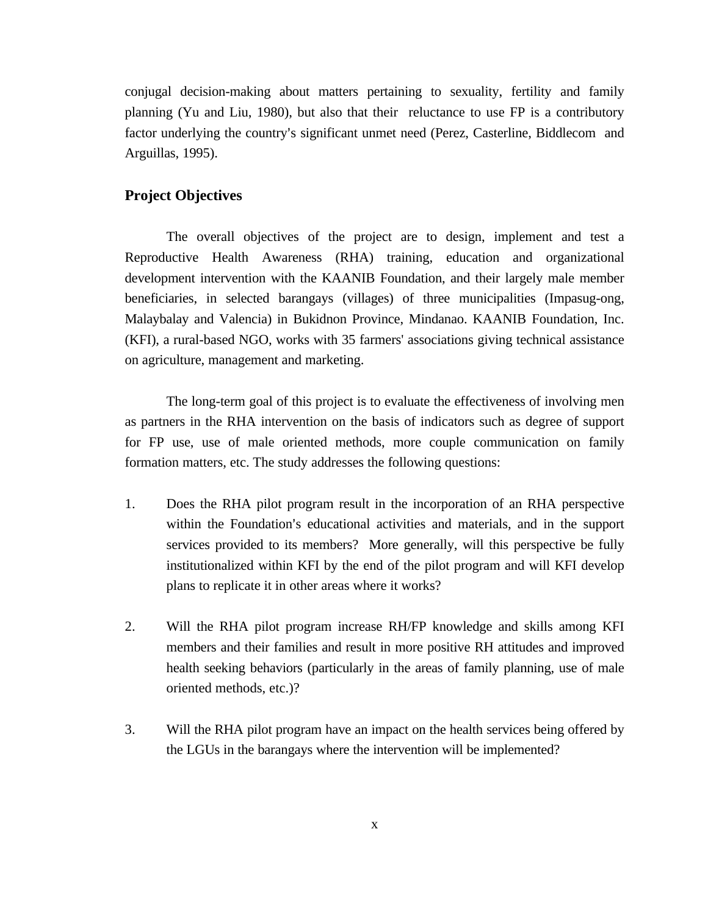conjugal decision-making about matters pertaining to sexuality, fertility and family planning (Yu and Liu, 1980), but also that their reluctance to use FP is a contributory factor underlying the country's significant unmet need (Perez, Casterline, Biddlecom and Arguillas, 1995).

## Project Objectives

The overall objectives of the project are to design, implement and test a Reproductive Health Awareness (RHA) training, education and organizational development intervention with the KAANIB Foundation, and their largely male member beneficiaries, in selected barangays (villages) of three municipalities (Impasug-ong, Malaybalay and Valencia) in Bukidnon Province, Mindanao. KAANIB Foundation, Inc. (KFI), a rural-based NGO, works with 35 farmers' associations giving technical assistance on agriculture, management and marketing.

The long-term goal of this project is to evaluate the effectiveness of involving men as partners in the RHA intervention on the basis of indicators such as degree of support for FP use, use of male oriented methods, more couple communication on family formation matters, etc. The study addresses the following questions:

1. Does the RHA pilot program result in the incorporation of an RHA perspective within the Foundation's educational activities and materials, and in the support services provided to its members? More generally, will this perspective be fully institutionalized within KFI by the end of the pilot program and will KFI develop plans to replicate it in other areas where it works?

2. Will the RHA pilot program increase RH/FP knowledge and skills among KFI members and their families and result in more positive RH attitudes and improved health seeking behaviors (particularly in the areas of family planning, use of male oriented methods, etc.)?

3. Will the RHA pilot program have an impact on the health services being offered by the LGUs in the barangays where the intervention will be implemented?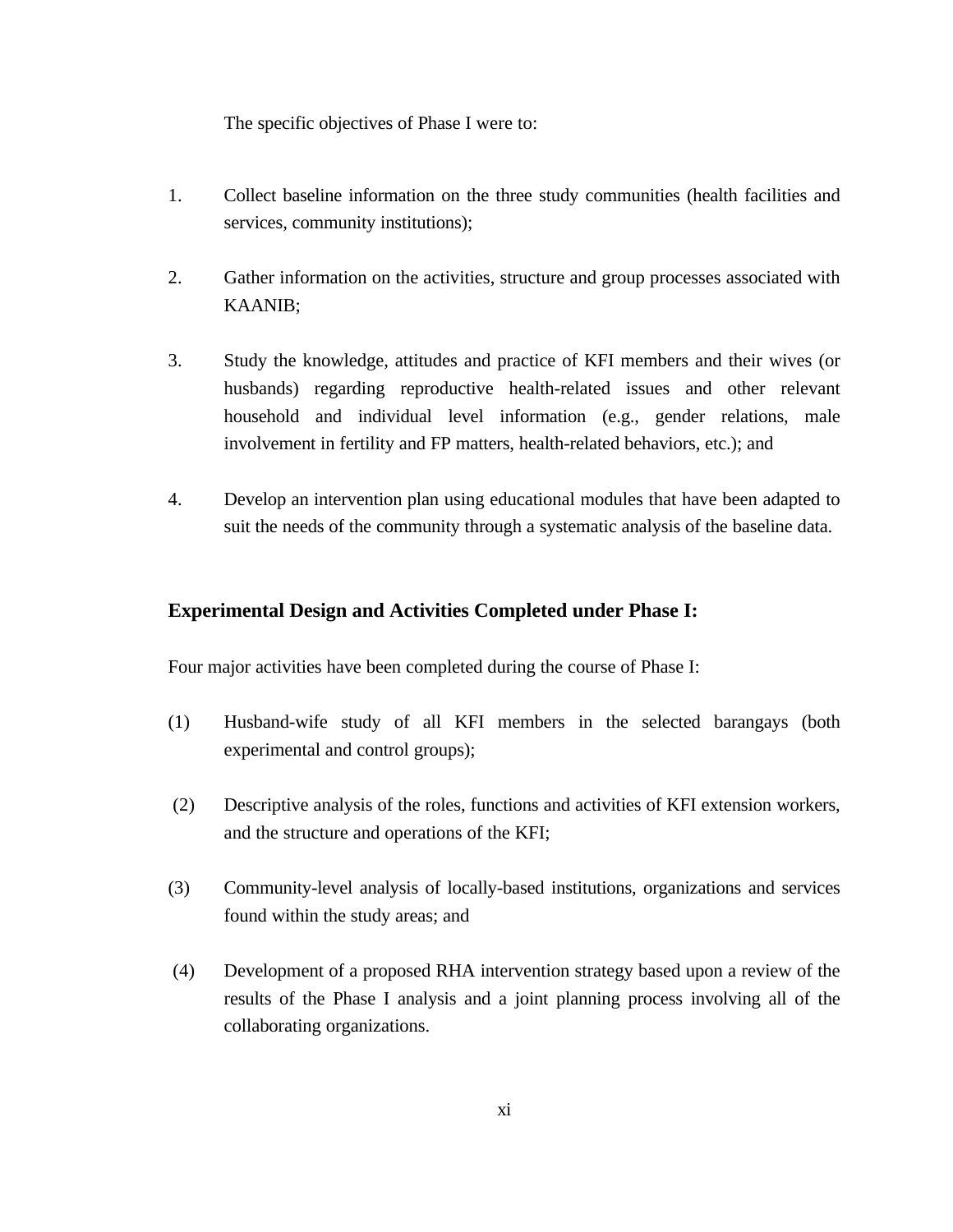The specific objectives of Phase I were to:

1. Collect baseline information on the three study communities (health facilities and services, community institutions);

2. Gather information on the activities, structure and group processes associated with KAANIB;

3. Study the knowledge, attitudes and practice of KFI members and their wives (or husbands) regarding reproductive health-related issues and other relevant household and individual level information (e.g., gender relations, male involvement in fertility and FP matters, health-related behaviors, etc.); and

4. Develop an intervention plan using educational modules that have been adapted to suit the needs of the community through a systematic analysis of the baseline data.

## Experimental Design and Activities Completed under Phase I:

Four major activities have been completed during the course of Phase I:

(1) Husband-wife study of all KFI members in the selected barangays (both experimental and control groups);

(2) Descriptive analysis of the roles, functions and activities of KFI extension workers, and the structure and operations of the KFI;

(3) Community-level analysis of locally-based institutions, organizations and services found within the study areas; and

(4) Development of a proposed RHA intervention strategy based upon a review of the results of the Phase I analysis and a joint planning process involving all of the collaborating organizations.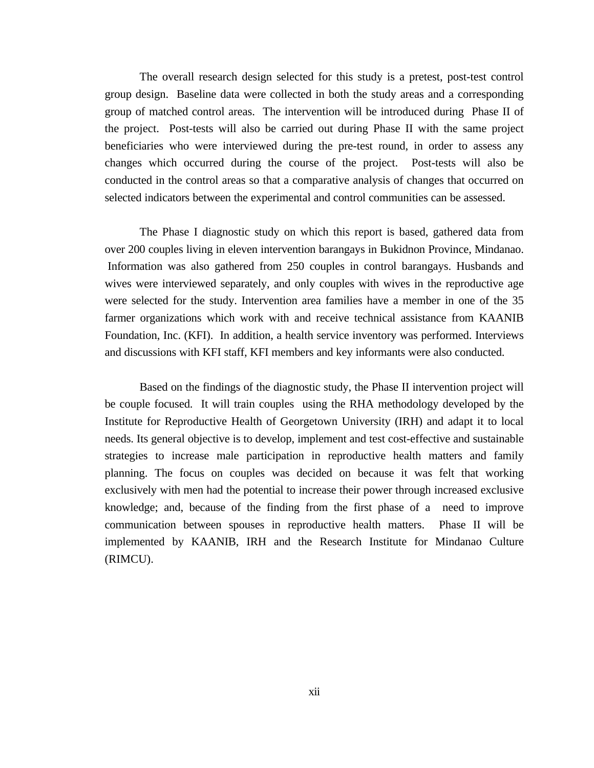The overall research design selected for this study is a pretest, post-test control group design. Baseline data were collected in both the study areas and a corresponding group of matched control areas. The intervention will be introduced during Phase II of the project. Post-tests will also be carried out during Phase II with the same project beneficiaries who were interviewed during the pre-test round, in order to assess any changes which occurred during the course of the project. Post-tests will also be conducted in the control areas so that a comparative analysis of changes that occurred on selected indicators between the experimental and control communities can be assessed.

The Phase I diagnostic study on which this report is based, gathered data from over 200 couples living in eleven intervention barangays in Bukidnon Province, Mindanao. Information was also gathered from 250 couples in control barangays. Husbands and wives were interviewed separately, and only couples with wives in the reproductive age were selected for the study. Intervention area families have a member in one of the 35 farmer organizations which work with and receive technical assistance from KAANIB Foundation, Inc. (KFI). In addition, a health service inventory was performed. Interviews and discussions with KFI staff, KFI members and key informants were also conducted.

Based on the findings of the diagnostic study, the Phase II intervention project will be couple focused. It will train couples using the RHA methodology developed by the Institute for Reproductive Health of Georgetown University (IRH) and adapt it to local needs. Its general objective is to develop, implement and test cost-effective and sustainable strategies to increase male participation in reproductive health matters and family planning. The focus on couples was decided on because it was felt that working exclusively with men had the potential to increase their power through increased exclusive knowledge; and, because of the finding from the first phase of a need to improve communication between spouses in reproductive health matters. Phase II will be implemented by KAANIB, IRH and the Research Institute for Mindanao Culture (RIMCU).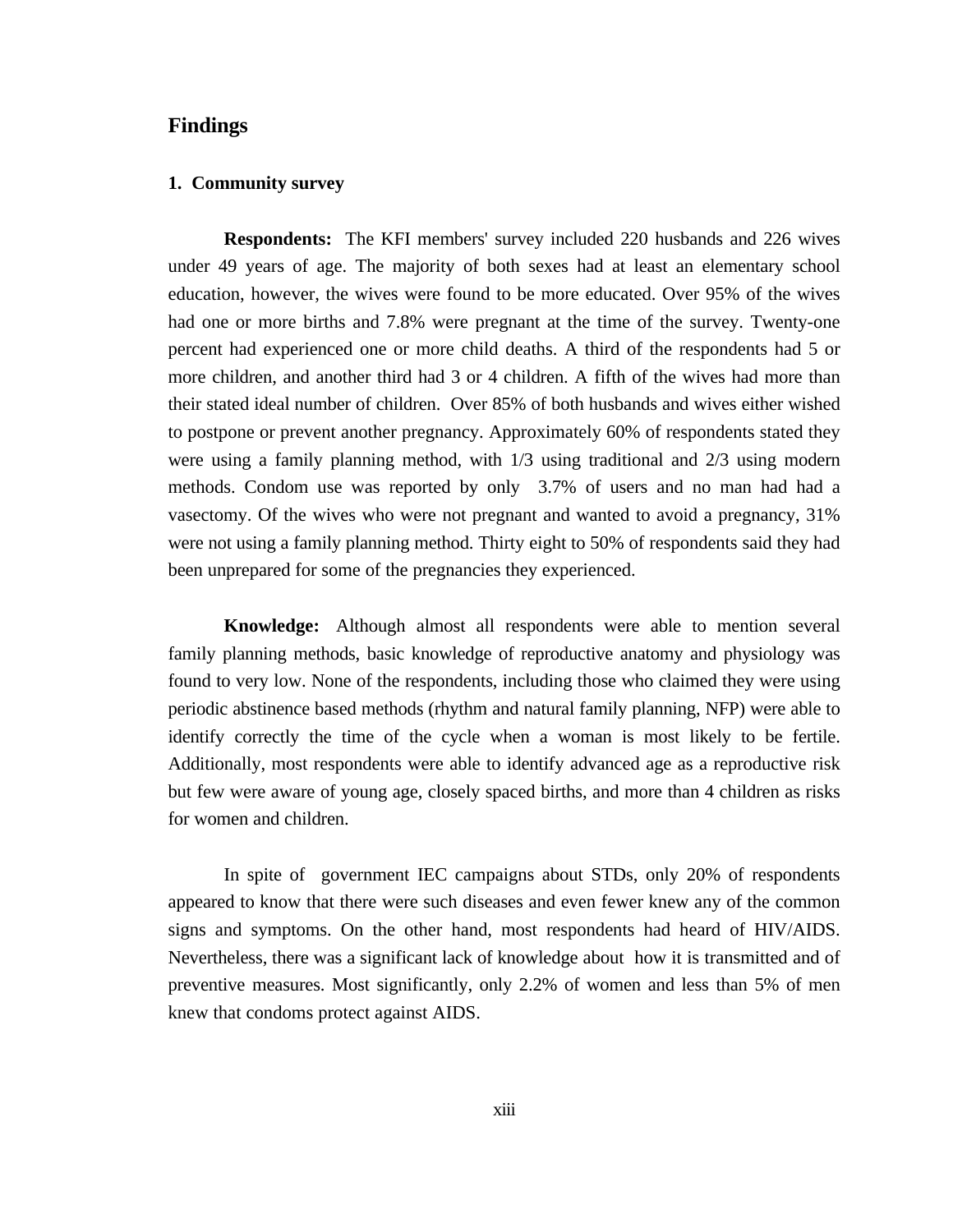## Findings

### 1. Community survey

**Respondents:** The KFI members' survey included 220 husbands and 226 wives under 49 years of age. The majority of both sexes had at least an elementary school education, however, the wives were found to be more educated. Over 95% of the wives had one or more births and 7.8% were pregnant at the time of the survey. Twenty-one percent had experienced one or more child deaths. A third of the respondents had 5 or more children, and another third had 3 or 4 children. A fifth of the wives had more than their stated ideal number of children. Over 85% of both husbands and wives either wished to postpone or prevent another pregnancy. Approximately 60% of respondents stated they were using a family planning method, with 1/3 using traditional and 2/3 using modern methods. Condom use was reported by only 3.7% of users and no man had had a vasectomy. Of the wives who were not pregnant and wanted to avoid a pregnancy, 31% were not using a family planning method. Thirty eight to 50% of respondents said they had been unprepared for some of the pregnancies they experienced.

**Knowledge:** Although almost all respondents were able to mention several family planning methods, basic knowledge of reproductive anatomy and physiology was found to very low. None of the respondents, including those who claimed they were using periodic abstinence based methods (rhythm and natural family planning, NFP) were able to identify correctly the time of the cycle when a woman is most likely to be fertile. Additionally, most respondents were able to identify advanced age as a reproductive risk but few were aware of young age, closely spaced births, and more than 4 children as risks for women and children.

In spite of government IEC campaigns about STDs, only 20% of respondents appeared to know that there were such diseases and even fewer knew any of the common signs and symptoms. On the other hand, most respondents had heard of HIV/AIDS. Nevertheless, there was a significant lack of knowledge about how it is transmitted and of preventive measures. Most significantly, only 2.2% of women and less than 5% of men knew that condoms protect against AIDS.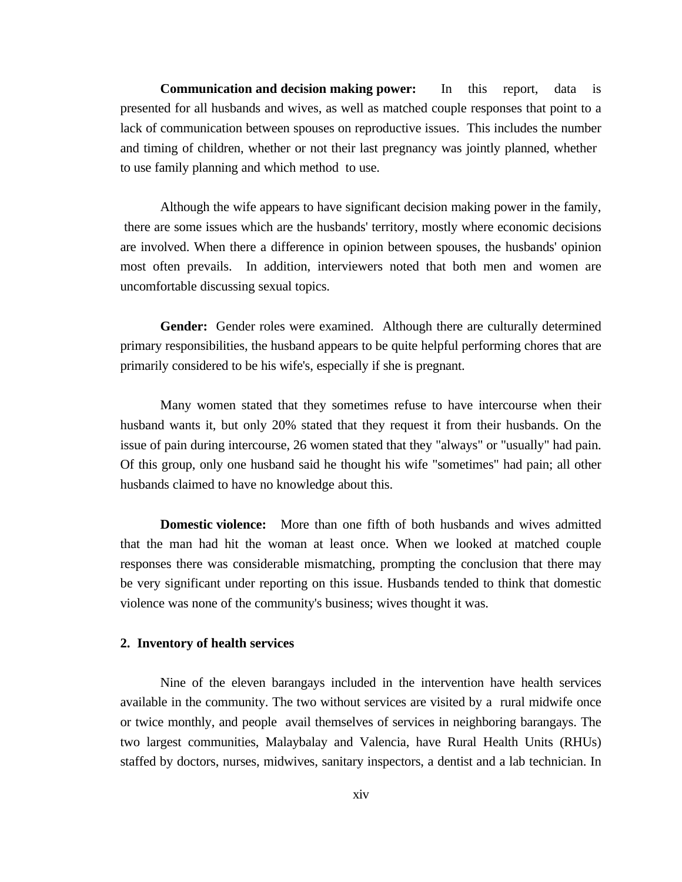**Communication and decision making power:** In this report, data is presented for all husbands and wives, as well as matched couple responses that point to a lack of communication between spouses on reproductive issues. This includes the number and timing of children, whether or not their last pregnancy was jointly planned, whether to use family planning and which method to use.

Although the wife appears to have significant decision making power in the family, there are some issues which are the husbands' territory, mostly where economic decisions are involved. When there a difference in opinion between spouses, the husbands' opinion most often prevails. In addition, interviewers noted that both men and women are uncomfortable discussing sexual topics.

**Gender:** Gender roles were examined. Although there are culturally determined primary responsibilities, the husband appears to be quite helpful performing chores that are primarily considered to be his wife's, especially if she is pregnant.

Many women stated that they sometimes refuse to have intercourse when their husband wants it, but only 20% stated that they request it from their husbands. On the issue of pain during intercourse, 26 women stated that they "always" or "usually" had pain. Of this group, only one husband said he thought his wife "sometimes" had pain; all other husbands claimed to have no knowledge about this.

**Domestic violence:** More than one fifth of both husbands and wives admitted that the man had hit the woman at least once. When we looked at matched couple responses there was considerable mismatching, prompting the conclusion that there may be very significant under reporting on this issue. Husbands tended to think that domestic violence was none of the community's business; wives thought it was.

**2. Inventory of health services**

Nine of the eleven barangays included in the intervention have health services available in the community. The two without services are visited by a rural midwife once or twice monthly, and people avail themselves of services in neighboring barangays. The two largest communities, Malaybalay and Valencia, have Rural Health Units (RHUs) staffed by doctors, nurses, midwives, sanitary inspectors, a dentist and a lab technician. In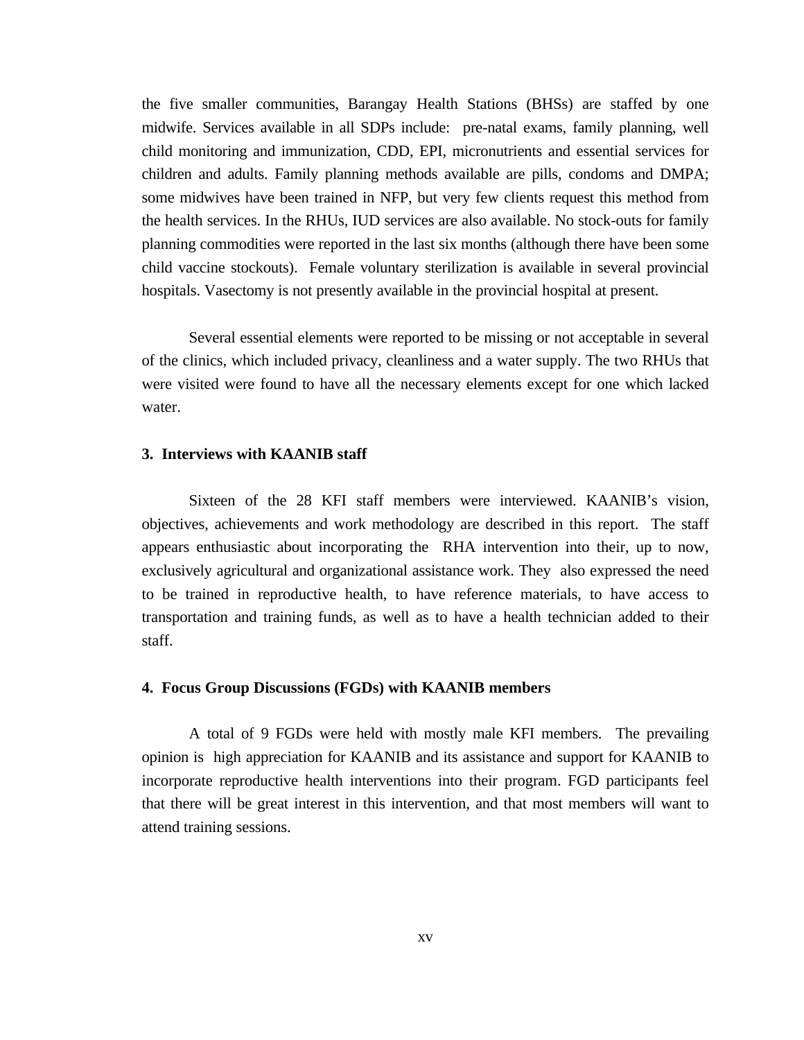the five smaller communities, Barangay Health Stations (BHSs) are staffed by one midwife. Services available in all SDPs include: pre-natal exams, family planning, well child monitoring and immunization, CDD, EPI, micronutrients and essential services for children and adults. Family planning methods available are pills, condoms and DMPA; some midwives have been trained in NFP, but very few clients request this method from the health services. In the RHUs, IUD services are also available. No stock-outs for family planning commodities were reported in the last six months (although there have been some child vaccine stockouts). Female voluntary sterilization is available in several provincial hospitals. Vasectomy is not presently available in the provincial hospital at present.

Several essential elements were reported to be missing or not acceptable in several of the clinics, which included privacy, cleanliness and a water supply. The two RHUs that were visited were found to have all the necessary elements except for one which lacked water.

**3. Interviews with KAANIB staff**

Sixteen of the 28 KFI staff members were interviewed. KAANIB's vision, objectives, achievements and work methodology are described in this report. The staff appears enthusiastic about incorporating the RHA intervention into their, up to now, exclusively agricultural and organizational assistance work. They also expressed the need to be trained in reproductive health, to have reference materials, to have access to transportation and training funds, as well as to have a health technician added to their staff.

**4. Focus Group Discussions (FGDs) with KAANIB members**

A total of 9 FGDs were held with mostly male KFI members. The prevailing opinion is high appreciation for KAANIB and its assistance and support for KAANIB to incorporate reproductive health interventions into their program. FGD participants feel that there will be great interest in this intervention, and that most members will want to attend training sessions.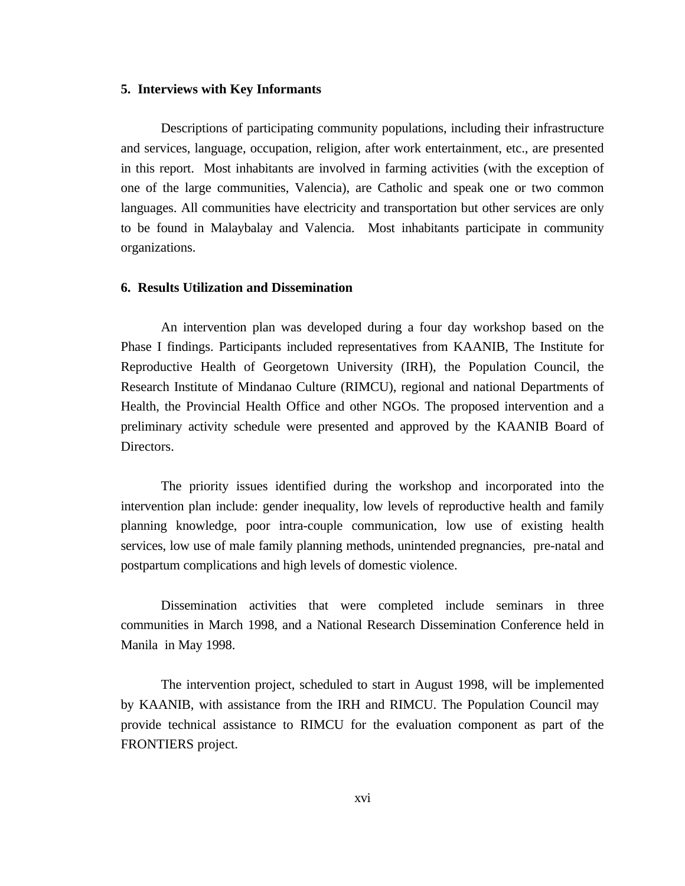### 5. Interviews with Key Informants

Descriptions of participating community populations, including their infrastructure and services, language, occupation, religion, after work entertainment, etc., are presented in this report. Most inhabitants are involved in farming activities (with the exception of one of the large communities, Valencia), are Catholic and speak one or two common languages. All communities have electricity and transportation but other services are only to be found in Malaybalay and Valencia. Most inhabitants participate in community organizations.

### 6. Results Utilization and Dissemination

An intervention plan was developed during a four day workshop based on the Phase I findings. Participants included representatives from KAANIB, The Institute for Reproductive Health of Georgetown University (IRH), the Population Council, the Research Institute of Mindanao Culture (RIMCU), regional and national Departments of Health, the Provincial Health Office and other NGOs. The proposed intervention and a preliminary activity schedule were presented and approved by the KAANIB Board of Directors.

The priority issues identified during the workshop and incorporated into the intervention plan include: gender inequality, low levels of reproductive health and family planning knowledge, poor intra-couple communication, low use of existing health services, low use of male family planning methods, unintended pregnancies, pre-natal and postpartum complications and high levels of domestic violence.

Dissemination activities that were completed include seminars in three communities in March 1998, and a National Research Dissemination Conference held in Manila in May 1998.

The intervention project, scheduled to start in August 1998, will be implemented by KAANIB, with assistance from the IRH and RIMCU. The Population Council may provide technical assistance to RIMCU for the evaluation component as part of the FRONTIERS project.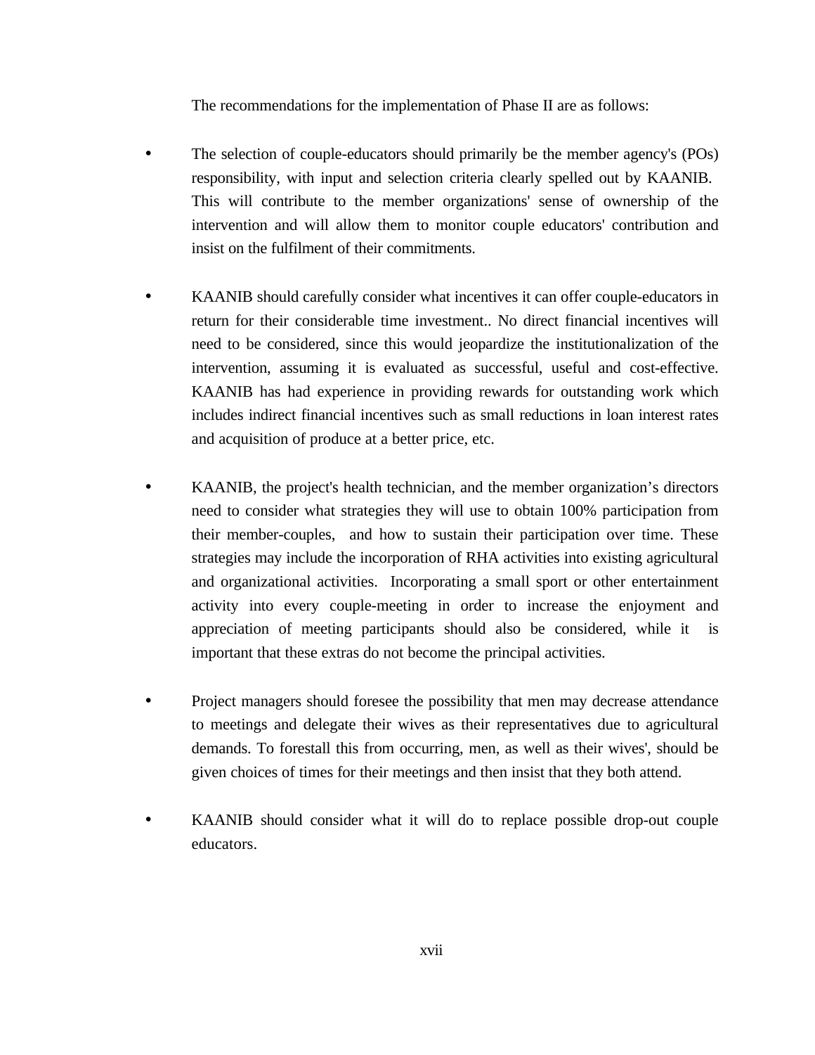The recommendations for the implementation of Phase II are as follows:

- The selection of couple-educators should primarily be the member agency's (POs) responsibility, with input and selection criteria clearly spelled out by KAANIB. This will contribute to the member organizations' sense of ownership of the intervention and will allow them to monitor couple educators' contribution and insist on the fulfilment of their commitments.

- KAANIB should carefully consider what incentives it can offer couple-educators in return for their considerable time investment.. No direct financial incentives will need to be considered, since this would jeopardize the institutionalization of the intervention, assuming it is evaluated as successful, useful and cost-effective. KAANIB has had experience in providing rewards for outstanding work which includes indirect financial incentives such as small reductions in loan interest rates and acquisition of produce at a better price, etc.

- KAANIB, the project's health technician, and the member organization's directors need to consider what strategies they will use to obtain 100% participation from their member-couples, and how to sustain their participation over time. These strategies may include the incorporation of RHA activities into existing agricultural and organizational activities. Incorporating a small sport or other entertainment activity into every couple-meeting in order to increase the enjoyment and appreciation of meeting participants should also be considered, while it is important that these extras do not become the principal activities.

- Project managers should foresee the possibility that men may decrease attendance to meetings and delegate their wives as their representatives due to agricultural demands. To forestall this from occurring, men, as well as their wives', should be given choices of times for their meetings and then insist that they both attend.

- KAANIB should consider what it will do to replace possible drop-out couple educators.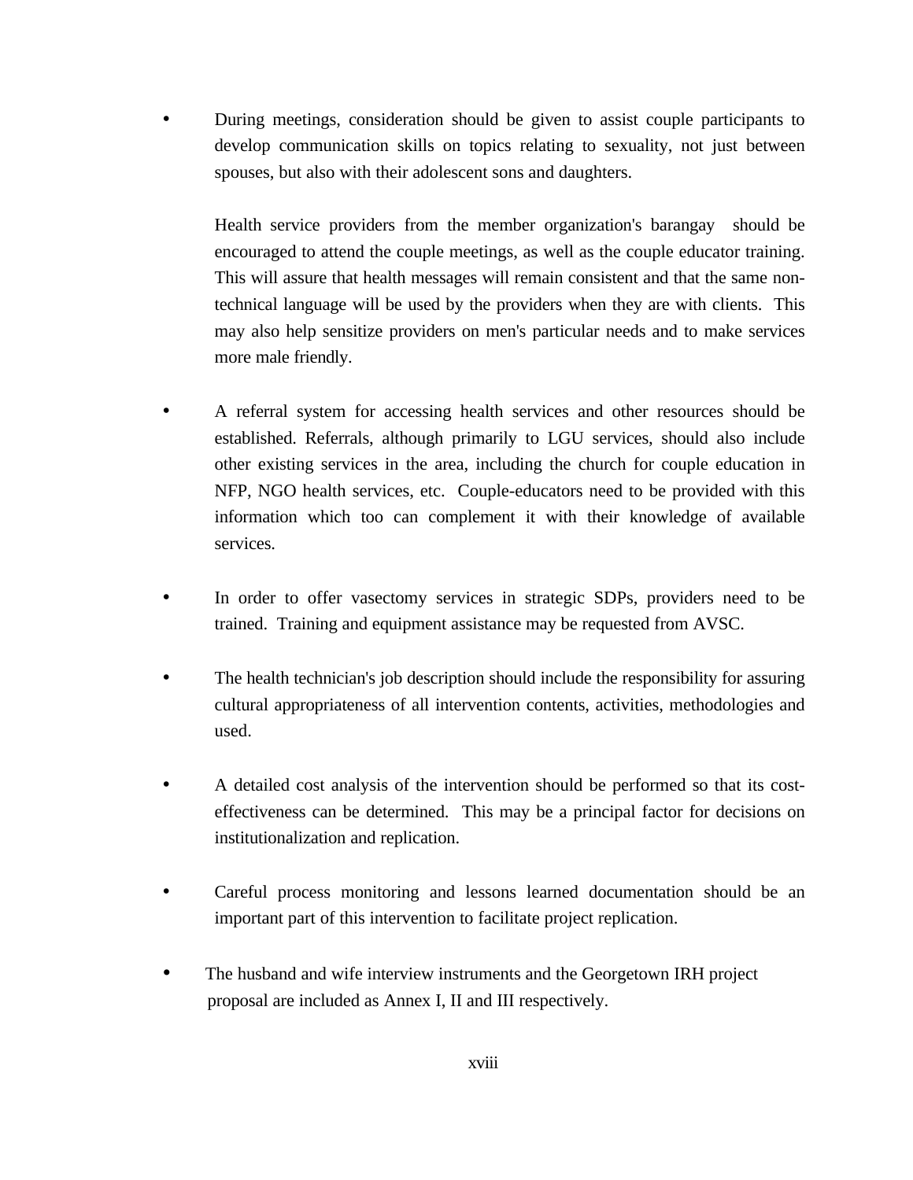- During meetings, consideration should be given to assist couple participants to develop communication skills on topics relating to sexuality, not just between spouses, but also with their adolescent sons and daughters.

  Health service providers from the member organization's barangay should be encouraged to attend the couple meetings, as well as the couple educator training. This will assure that health messages will remain consistent and that the same non-technical language will be used by the providers when they are with clients. This may also help sensitize providers on men's particular needs and to make services more male friendly.

- A referral system for accessing health services and other resources should be established. Referrals, although primarily to LGU services, should also include other existing services in the area, including the church for couple education in NFP, NGO health services, etc. Couple-educators need to be provided with this information which too can complement it with their knowledge of available services.

- In order to offer vasectomy services in strategic SDPs, providers need to be trained. Training and equipment assistance may be requested from AVSC.

- The health technician's job description should include the responsibility for assuring cultural appropriateness of all intervention contents, activities, methodologies and used.

- A detailed cost analysis of the intervention should be performed so that its cost-effectiveness can be determined. This may be a principal factor for decisions on institutionalization and replication.

- Careful process monitoring and lessons learned documentation should be an important part of this intervention to facilitate project replication.

- The husband and wife interview instruments and the Georgetown IRH project proposal are included as Annex I, II and III respectively.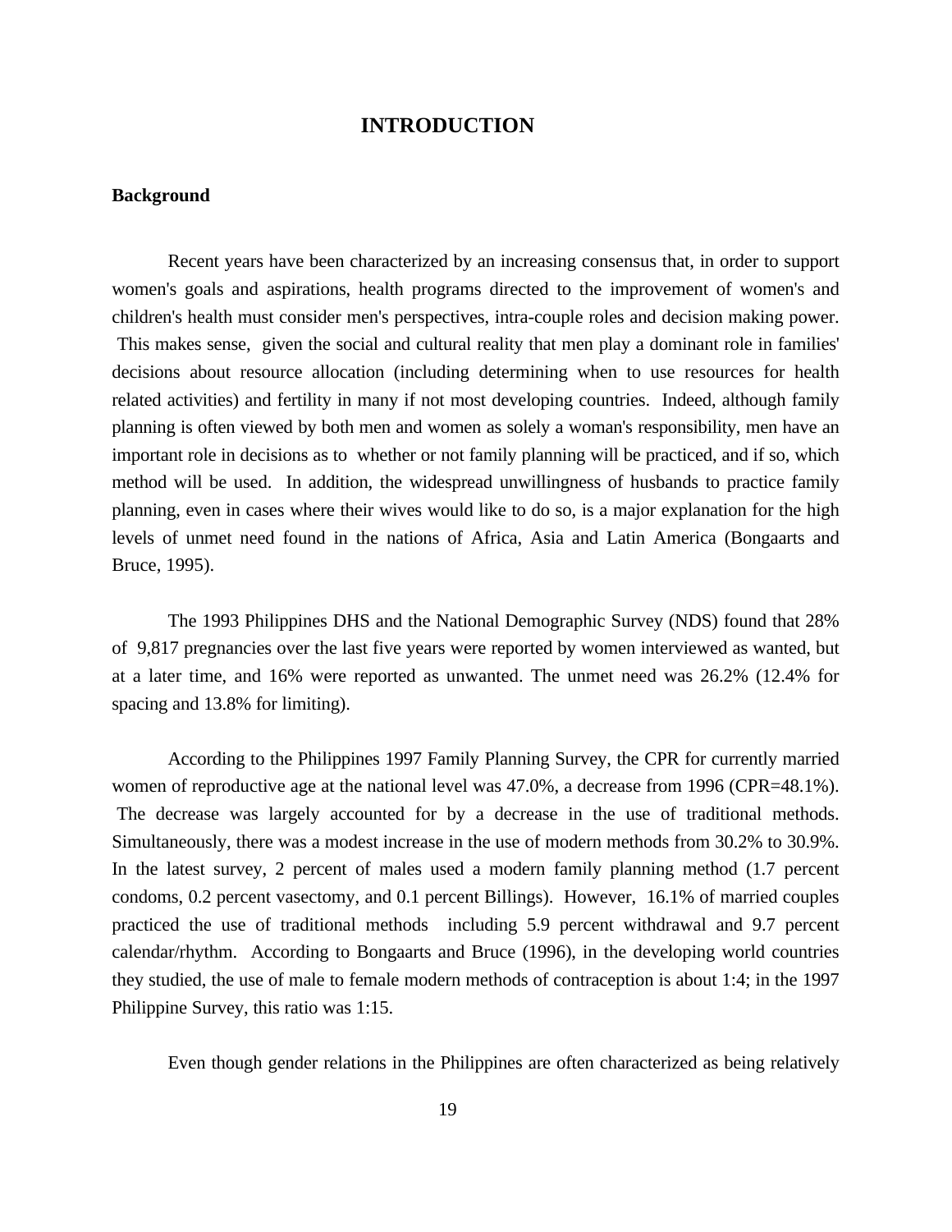# INTRODUCTION

## Background

Recent years have been characterized by an increasing consensus that, in order to support women's goals and aspirations, health programs directed to the improvement of women's and children's health must consider men's perspectives, intra-couple roles and decision making power. This makes sense, given the social and cultural reality that men play a dominant role in families' decisions about resource allocation (including determining when to use resources for health related activities) and fertility in many if not most developing countries. Indeed, although family planning is often viewed by both men and women as solely a woman's responsibility, men have an important role in decisions as to whether or not family planning will be practiced, and if so, which method will be used. In addition, the widespread unwillingness of husbands to practice family planning, even in cases where their wives would like to do so, is a major explanation for the high levels of unmet need found in the nations of Africa, Asia and Latin America (Bongaarts and Bruce, 1995).

The 1993 Philippines DHS and the National Demographic Survey (NDS) found that 28% of 9,817 pregnancies over the last five years were reported by women interviewed as wanted, but at a later time, and 16% were reported as unwanted. The unmet need was 26.2% (12.4% for spacing and 13.8% for limiting).

According to the Philippines 1997 Family Planning Survey, the CPR for currently married women of reproductive age at the national level was 47.0%, a decrease from 1996 (CPR=48.1%). The decrease was largely accounted for by a decrease in the use of traditional methods. Simultaneously, there was a modest increase in the use of modern methods from 30.2% to 30.9%. In the latest survey, 2 percent of males used a modern family planning method (1.7 percent condoms, 0.2 percent vasectomy, and 0.1 percent Billings). However, 16.1% of married couples practiced the use of traditional methods including 5.9 percent withdrawal and 9.7 percent calendar/rhythm. According to Bongaarts and Bruce (1996), in the developing world countries they studied, the use of male to female modern methods of contraception is about 1:4; in the 1997 Philippine Survey, this ratio was 1:15.

Even though gender relations in the Philippines are often characterized as being relatively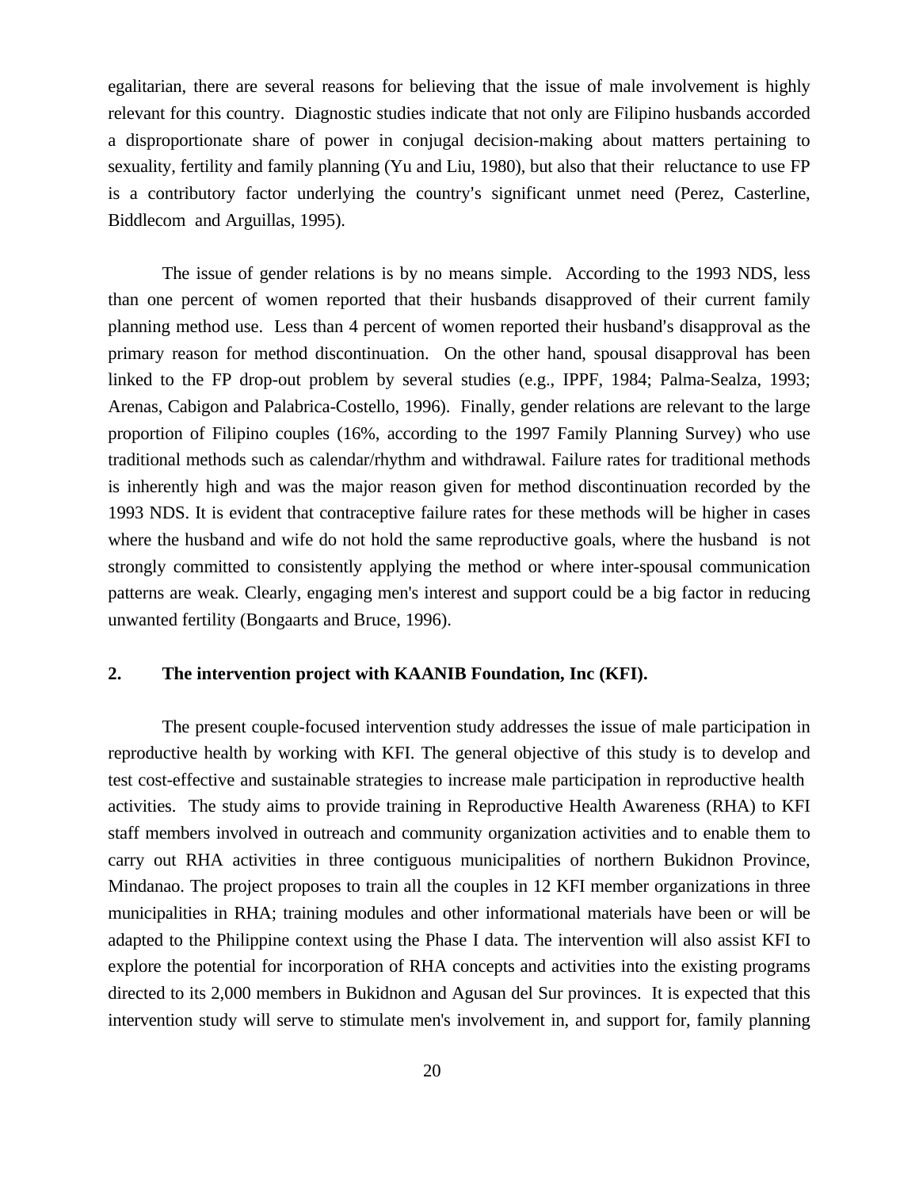egalitarian, there are several reasons for believing that the issue of male involvement is highly relevant for this country. Diagnostic studies indicate that not only are Filipino husbands accorded a disproportionate share of power in conjugal decision-making about matters pertaining to sexuality, fertility and family planning (Yu and Liu, 1980), but also that their reluctance to use FP is a contributory factor underlying the country's significant unmet need (Perez, Casterline, Biddlecom and Arguillas, 1995).

The issue of gender relations is by no means simple. According to the 1993 NDS, less than one percent of women reported that their husbands disapproved of their current family planning method use. Less than 4 percent of women reported their husband's disapproval as the primary reason for method discontinuation. On the other hand, spousal disapproval has been linked to the FP drop-out problem by several studies (e.g., IPPF, 1984; Palma-Sealza, 1993; Arenas, Cabigon and Palabrica-Costello, 1996). Finally, gender relations are relevant to the large proportion of Filipino couples (16%, according to the 1997 Family Planning Survey) who use traditional methods such as calendar/rhythm and withdrawal. Failure rates for traditional methods is inherently high and was the major reason given for method discontinuation recorded by the 1993 NDS. It is evident that contraceptive failure rates for these methods will be higher in cases where the husband and wife do not hold the same reproductive goals, where the husband is not strongly committed to consistently applying the method or where inter-spousal communication patterns are weak. Clearly, engaging men's interest and support could be a big factor in reducing unwanted fertility (Bongaarts and Bruce, 1996).

## 2. The intervention project with KAANIB Foundation, Inc (KFI).

The present couple-focused intervention study addresses the issue of male participation in reproductive health by working with KFI. The general objective of this study is to develop and test cost-effective and sustainable strategies to increase male participation in reproductive health activities. The study aims to provide training in Reproductive Health Awareness (RHA) to KFI staff members involved in outreach and community organization activities and to enable them to carry out RHA activities in three contiguous municipalities of northern Bukidnon Province, Mindanao. The project proposes to train all the couples in 12 KFI member organizations in three municipalities in RHA; training modules and other informational materials have been or will be adapted to the Philippine context using the Phase I data. The intervention will also assist KFI to explore the potential for incorporation of RHA concepts and activities into the existing programs directed to its 2,000 members in Bukidnon and Agusan del Sur provinces. It is expected that this intervention study will serve to stimulate men's involvement in, and support for, family planning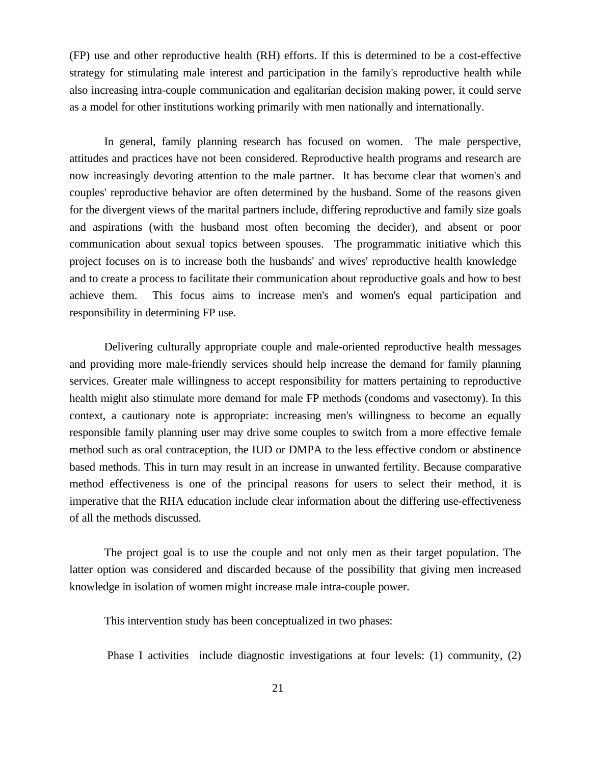(FP) use and other reproductive health (RH) efforts. If this is determined to be a cost-effective strategy for stimulating male interest and participation in the family's reproductive health while also increasing intra-couple communication and egalitarian decision making power, it could serve as a model for other institutions working primarily with men nationally and internationally.

In general, family planning research has focused on women. The male perspective, attitudes and practices have not been considered. Reproductive health programs and research are now increasingly devoting attention to the male partner. It has become clear that women's and couples' reproductive behavior are often determined by the husband. Some of the reasons given for the divergent views of the marital partners include, differing reproductive and family size goals and aspirations (with the husband most often becoming the decider), and absent or poor communication about sexual topics between spouses. The programmatic initiative which this project focuses on is to increase both the husbands' and wives' reproductive health knowledge and to create a process to facilitate their communication about reproductive goals and how to best achieve them. This focus aims to increase men's and women's equal participation and responsibility in determining FP use.

Delivering culturally appropriate couple and male-oriented reproductive health messages and providing more male-friendly services should help increase the demand for family planning services. Greater male willingness to accept responsibility for matters pertaining to reproductive health might also stimulate more demand for male FP methods (condoms and vasectomy). In this context, a cautionary note is appropriate: increasing men's willingness to become an equally responsible family planning user may drive some couples to switch from a more effective female method such as oral contraception, the IUD or DMPA to the less effective condom or abstinence based methods. This in turn may result in an increase in unwanted fertility. Because comparative method effectiveness is one of the principal reasons for users to select their method, it is imperative that the RHA education include clear information about the differing use-effectiveness of all the methods discussed.

The project goal is to use the couple and not only men as their target population. The latter option was considered and discarded because of the possibility that giving men increased knowledge in isolation of women might increase male intra-couple power.

This intervention study has been conceptualized in two phases:

Phase I activities include diagnostic investigations at four levels: (1) community, (2)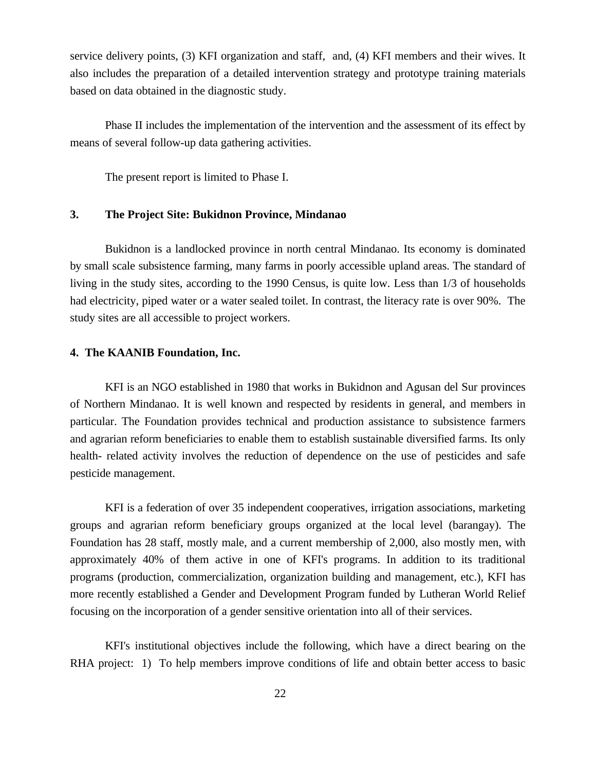service delivery points, (3) KFI organization and staff, and, (4) KFI members and their wives. It also includes the preparation of a detailed intervention strategy and prototype training materials based on data obtained in the diagnostic study.

Phase II includes the implementation of the intervention and the assessment of its effect by means of several follow-up data gathering activities.

The present report is limited to Phase I.

## 3. The Project Site: Bukidnon Province, Mindanao

Bukidnon is a landlocked province in north central Mindanao. Its economy is dominated by small scale subsistence farming, many farms in poorly accessible upland areas. The standard of living in the study sites, according to the 1990 Census, is quite low. Less than 1/3 of households had electricity, piped water or a water sealed toilet. In contrast, the literacy rate is over 90%. The study sites are all accessible to project workers.

## 4. The KAANIB Foundation, Inc.

KFI is an NGO established in 1980 that works in Bukidnon and Agusan del Sur provinces of Northern Mindanao. It is well known and respected by residents in general, and members in particular. The Foundation provides technical and production assistance to subsistence farmers and agrarian reform beneficiaries to enable them to establish sustainable diversified farms. Its only health- related activity involves the reduction of dependence on the use of pesticides and safe pesticide management.

KFI is a federation of over 35 independent cooperatives, irrigation associations, marketing groups and agrarian reform beneficiary groups organized at the local level (barangay). The Foundation has 28 staff, mostly male, and a current membership of 2,000, also mostly men, with approximately 40% of them active in one of KFI's programs. In addition to its traditional programs (production, commercialization, organization building and management, etc.), KFI has more recently established a Gender and Development Program funded by Lutheran World Relief focusing on the incorporation of a gender sensitive orientation into all of their services.

KFI's institutional objectives include the following, which have a direct bearing on the RHA project: 1) To help members improve conditions of life and obtain better access to basic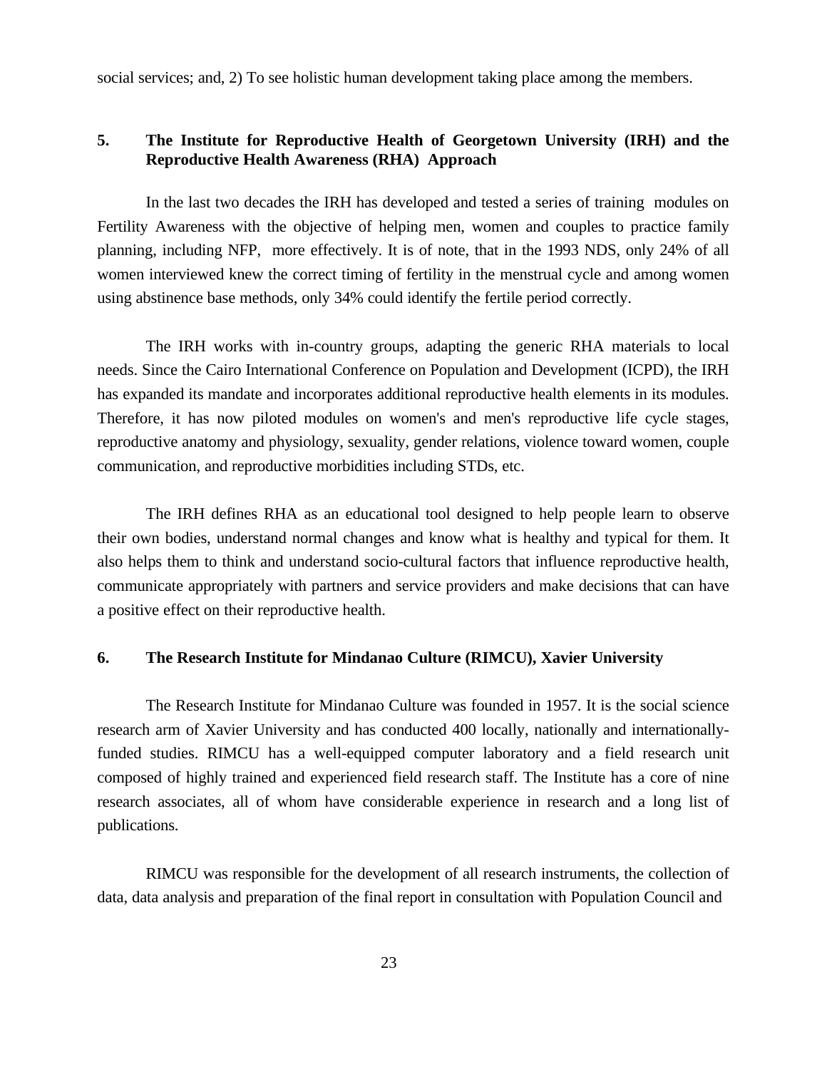social services; and, 2) To see holistic human development taking place among the members.

## 5. The Institute for Reproductive Health of Georgetown University (IRH) and the Reproductive Health Awareness (RHA) Approach

In the last two decades the IRH has developed and tested a series of training modules on Fertility Awareness with the objective of helping men, women and couples to practice family planning, including NFP, more effectively. It is of note, that in the 1993 NDS, only 24% of all women interviewed knew the correct timing of fertility in the menstrual cycle and among women using abstinence base methods, only 34% could identify the fertile period correctly.

The IRH works with in-country groups, adapting the generic RHA materials to local needs. Since the Cairo International Conference on Population and Development (ICPD), the IRH has expanded its mandate and incorporates additional reproductive health elements in its modules. Therefore, it has now piloted modules on women's and men's reproductive life cycle stages, reproductive anatomy and physiology, sexuality, gender relations, violence toward women, couple communication, and reproductive morbidities including STDs, etc.

The IRH defines RHA as an educational tool designed to help people learn to observe their own bodies, understand normal changes and know what is healthy and typical for them. It also helps them to think and understand socio-cultural factors that influence reproductive health, communicate appropriately with partners and service providers and make decisions that can have a positive effect on their reproductive health.

## 6. The Research Institute for Mindanao Culture (RIMCU), Xavier University

The Research Institute for Mindanao Culture was founded in 1957. It is the social science research arm of Xavier University and has conducted 400 locally, nationally and internationally-funded studies. RIMCU has a well-equipped computer laboratory and a field research unit composed of highly trained and experienced field research staff. The Institute has a core of nine research associates, all of whom have considerable experience in research and a long list of publications.

RIMCU was responsible for the development of all research instruments, the collection of data, data analysis and preparation of the final report in consultation with Population Council and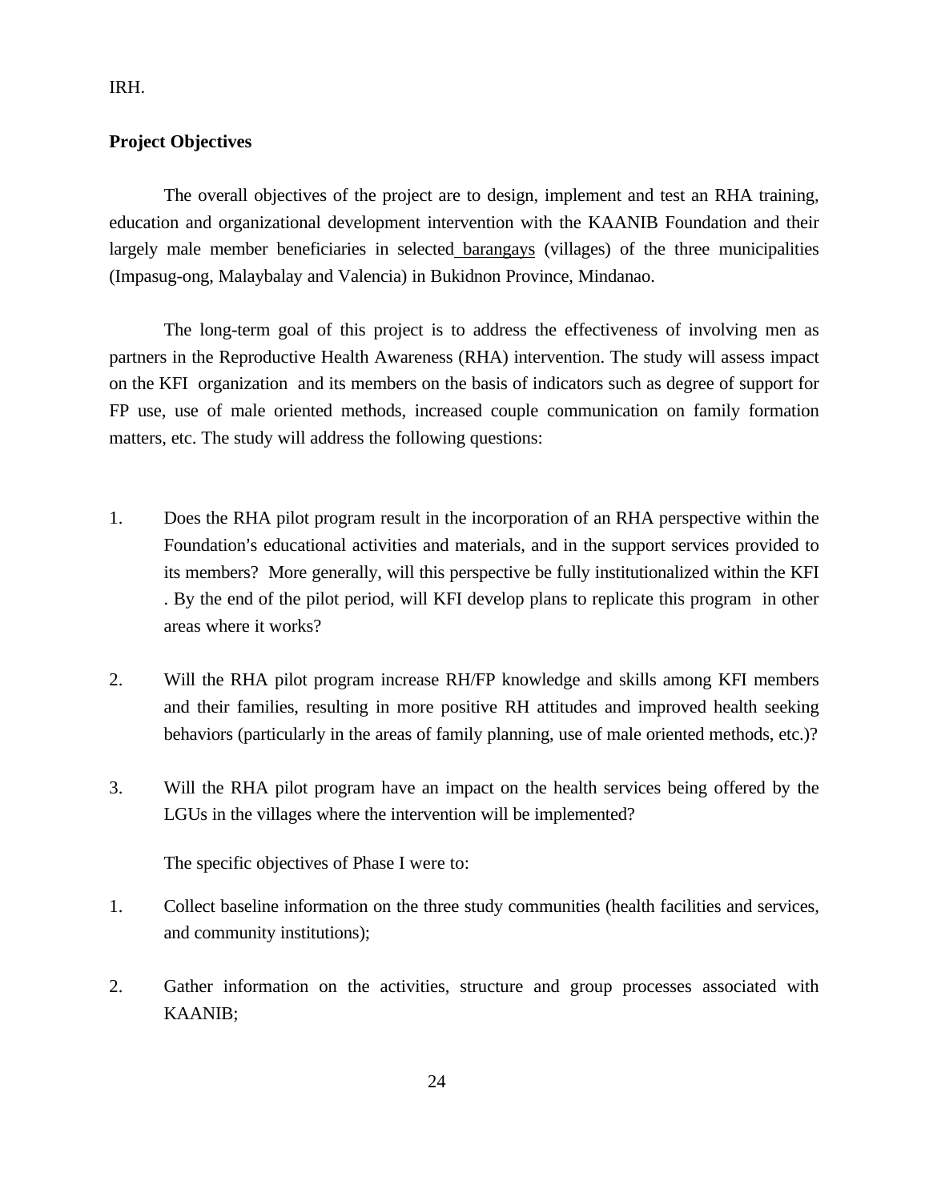IRH.

**Project Objectives**

The overall objectives of the project are to design, implement and test an RHA training, education and organizational development intervention with the KAANIB Foundation and their largely male member beneficiaries in selected barangays (villages) of the three municipalities (Impasug-ong, Malaybalay and Valencia) in Bukidnon Province, Mindanao.

The long-term goal of this project is to address the effectiveness of involving men as partners in the Reproductive Health Awareness (RHA) intervention. The study will assess impact on the KFI organization and its members on the basis of indicators such as degree of support for FP use, use of male oriented methods, increased couple communication on family formation matters, etc. The study will address the following questions:

1. Does the RHA pilot program result in the incorporation of an RHA perspective within the Foundation's educational activities and materials, and in the support services provided to its members? More generally, will this perspective be fully institutionalized within the KFI . By the end of the pilot period, will KFI develop plans to replicate this program in other areas where it works?

2. Will the RHA pilot program increase RH/FP knowledge and skills among KFI members and their families, resulting in more positive RH attitudes and improved health seeking behaviors (particularly in the areas of family planning, use of male oriented methods, etc.)?

3. Will the RHA pilot program have an impact on the health services being offered by the LGUs in the villages where the intervention will be implemented?

The specific objectives of Phase I were to:

1. Collect baseline information on the three study communities (health facilities and services, and community institutions);

2. Gather information on the activities, structure and group processes associated with KAANIB;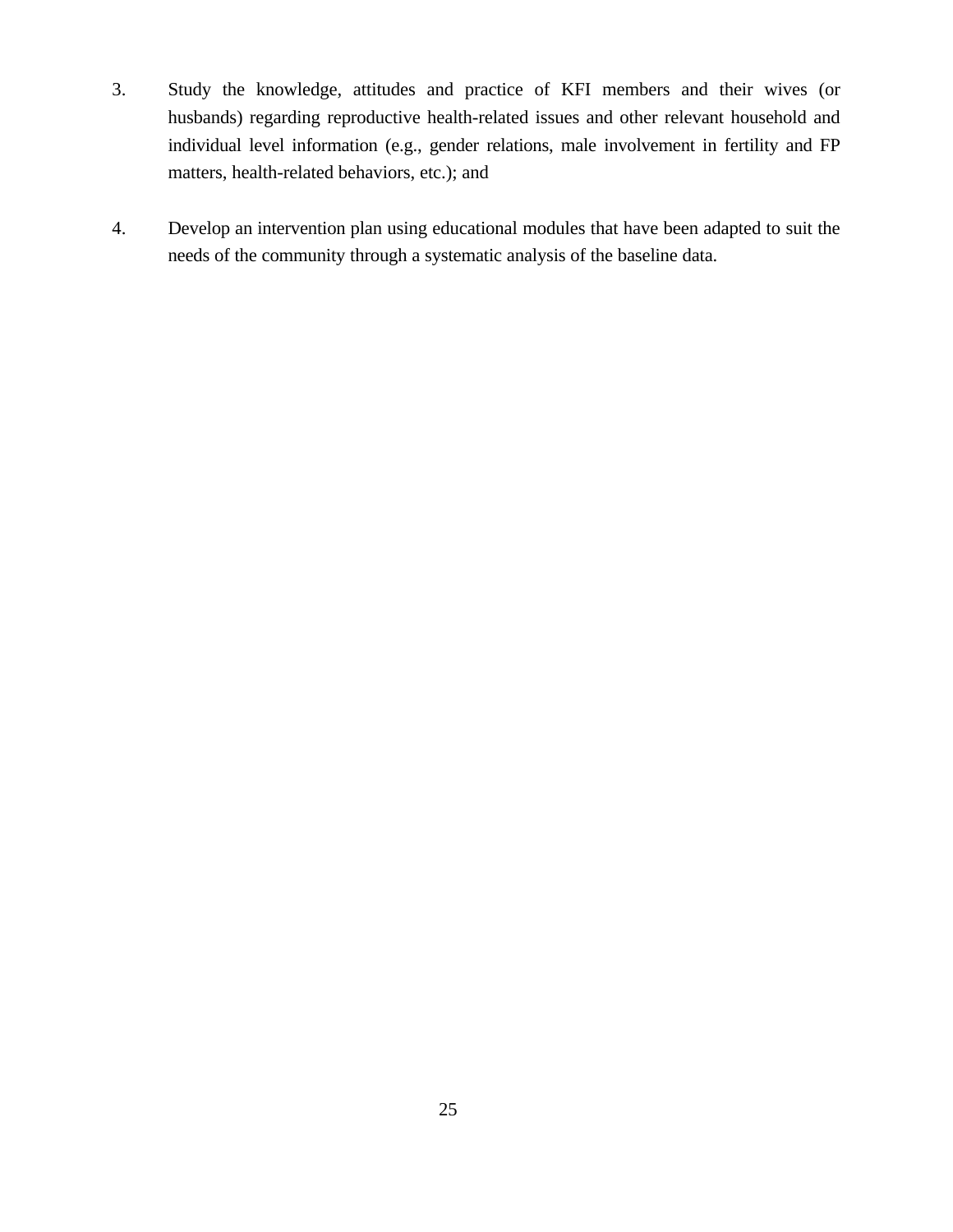3. Study the knowledge, attitudes and practice of KFI members and their wives (or husbands) regarding reproductive health-related issues and other relevant household and individual level information (e.g., gender relations, male involvement in fertility and FP matters, health-related behaviors, etc.); and

4. Develop an intervention plan using educational modules that have been adapted to suit the needs of the community through a systematic analysis of the baseline data.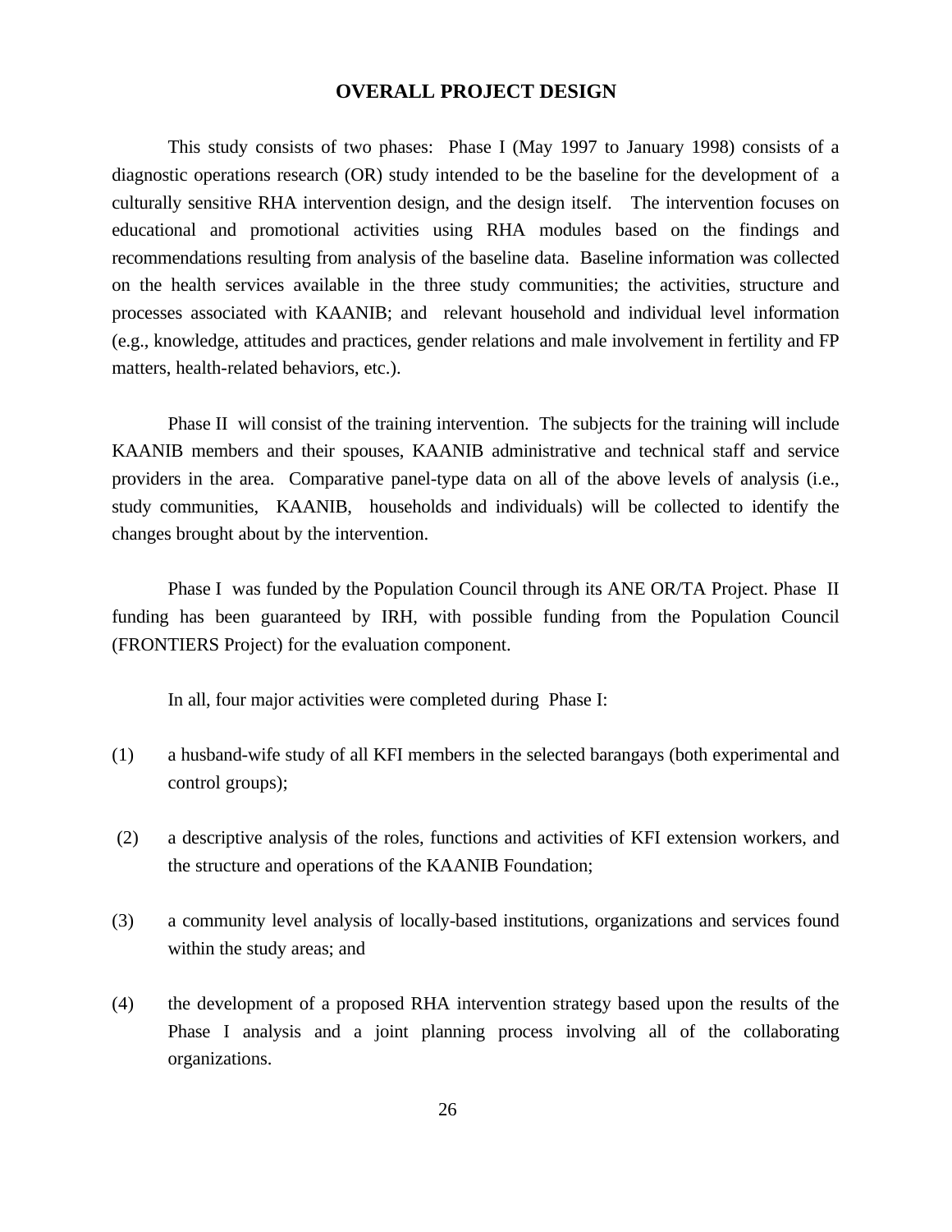# OVERALL PROJECT DESIGN

This study consists of two phases: Phase I (May 1997 to January 1998) consists of a diagnostic operations research (OR) study intended to be the baseline for the development of a culturally sensitive RHA intervention design, and the design itself. The intervention focuses on educational and promotional activities using RHA modules based on the findings and recommendations resulting from analysis of the baseline data. Baseline information was collected on the health services available in the three study communities; the activities, structure and processes associated with KAANIB; and relevant household and individual level information (e.g., knowledge, attitudes and practices, gender relations and male involvement in fertility and FP matters, health-related behaviors, etc.).

Phase II will consist of the training intervention. The subjects for the training will include KAANIB members and their spouses, KAANIB administrative and technical staff and service providers in the area. Comparative panel-type data on all of the above levels of analysis (i.e., study communities, KAANIB, households and individuals) will be collected to identify the changes brought about by the intervention.

Phase I was funded by the Population Council through its ANE OR/TA Project. Phase II funding has been guaranteed by IRH, with possible funding from the Population Council (FRONTIERS Project) for the evaluation component.

In all, four major activities were completed during Phase I:

(1) a husband-wife study of all KFI members in the selected barangays (both experimental and control groups);

(2) a descriptive analysis of the roles, functions and activities of KFI extension workers, and the structure and operations of the KAANIB Foundation;

(3) a community level analysis of locally-based institutions, organizations and services found within the study areas; and

(4) the development of a proposed RHA intervention strategy based upon the results of the Phase I analysis and a joint planning process involving all of the collaborating organizations.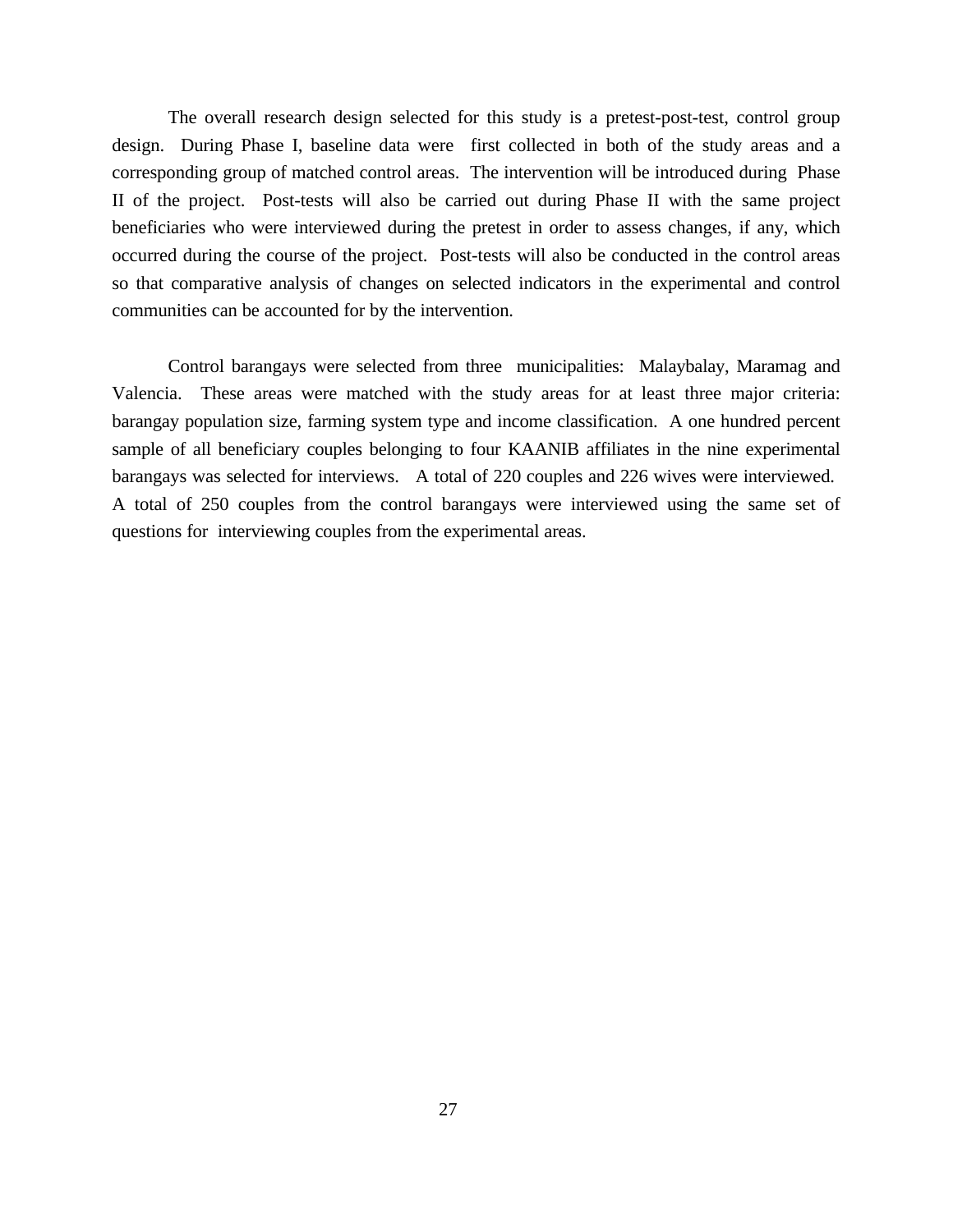The overall research design selected for this study is a pretest-post-test, control group design. During Phase I, baseline data were first collected in both of the study areas and a corresponding group of matched control areas. The intervention will be introduced during Phase II of the project. Post-tests will also be carried out during Phase II with the same project beneficiaries who were interviewed during the pretest in order to assess changes, if any, which occurred during the course of the project. Post-tests will also be conducted in the control areas so that comparative analysis of changes on selected indicators in the experimental and control communities can be accounted for by the intervention.

Control barangays were selected from three municipalities: Malaybalay, Maramag and Valencia. These areas were matched with the study areas for at least three major criteria: barangay population size, farming system type and income classification. A one hundred percent sample of all beneficiary couples belonging to four KAANIB affiliates in the nine experimental barangays was selected for interviews. A total of 220 couples and 226 wives were interviewed. A total of 250 couples from the control barangays were interviewed using the same set of questions for interviewing couples from the experimental areas.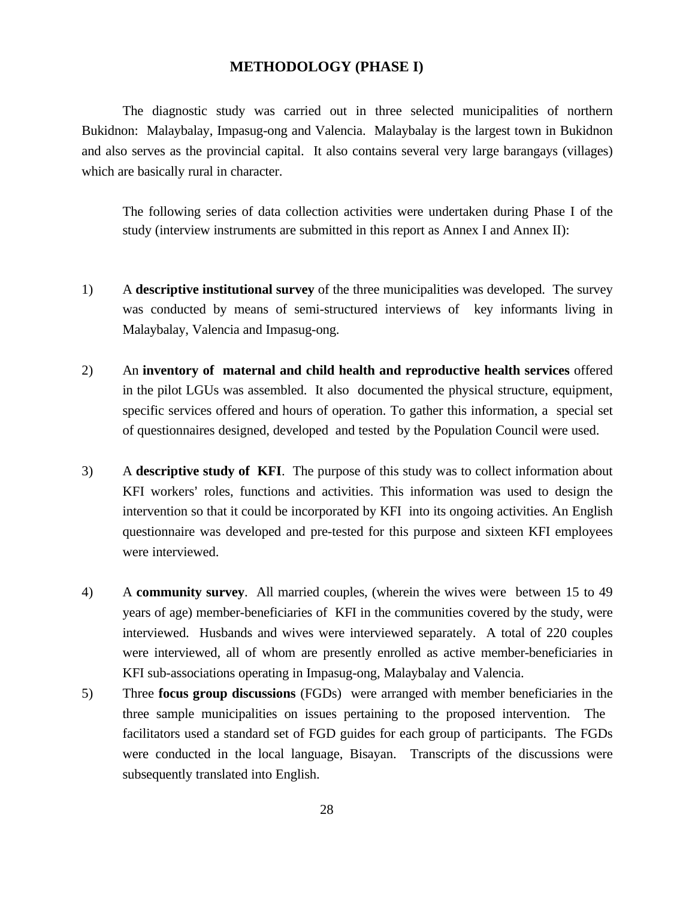# METHODOLOGY (PHASE I)

The diagnostic study was carried out in three selected municipalities of northern Bukidnon: Malaybalay, Impasug-ong and Valencia. Malaybalay is the largest town in Bukidnon and also serves as the provincial capital. It also contains several very large barangays (villages) which are basically rural in character.

The following series of data collection activities were undertaken during Phase I of the study (interview instruments are submitted in this report as Annex I and Annex II):

1) A **descriptive institutional survey** of the three municipalities was developed. The survey was conducted by means of semi-structured interviews of key informants living in Malaybalay, Valencia and Impasug-ong.

2) An **inventory of maternal and child health and reproductive health services** offered in the pilot LGUs was assembled. It also documented the physical structure, equipment, specific services offered and hours of operation. To gather this information, a special set of questionnaires designed, developed and tested by the Population Council were used.

3) A **descriptive study of KFI**. The purpose of this study was to collect information about KFI workers' roles, functions and activities. This information was used to design the intervention so that it could be incorporated by KFI into its ongoing activities. An English questionnaire was developed and pre-tested for this purpose and sixteen KFI employees were interviewed.

4) A **community survey**. All married couples, (wherein the wives were between 15 to 49 years of age) member-beneficiaries of KFI in the communities covered by the study, were interviewed. Husbands and wives were interviewed separately. A total of 220 couples were interviewed, all of whom are presently enrolled as active member-beneficiaries in KFI sub-associations operating in Impasug-ong, Malaybalay and Valencia.

5) Three **focus group discussions** (FGDs) were arranged with member beneficiaries in the three sample municipalities on issues pertaining to the proposed intervention. The facilitators used a standard set of FGD guides for each group of participants. The FGDs were conducted in the local language, Bisayan. Transcripts of the discussions were subsequently translated into English.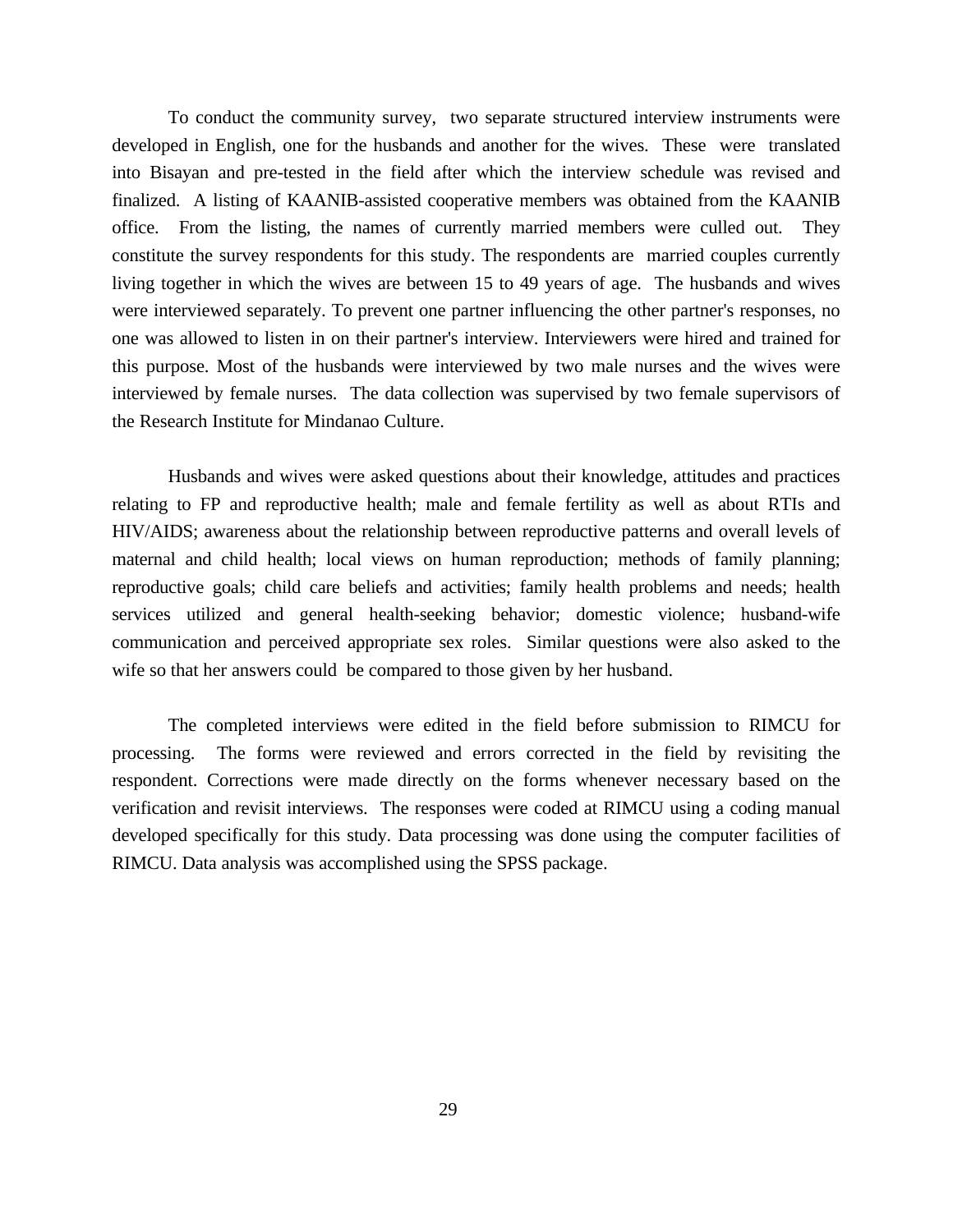To conduct the community survey, two separate structured interview instruments were developed in English, one for the husbands and another for the wives. These were translated into Bisayan and pre-tested in the field after which the interview schedule was revised and finalized. A listing of KAANIB-assisted cooperative members was obtained from the KAANIB office. From the listing, the names of currently married members were culled out. They constitute the survey respondents for this study. The respondents are married couples currently living together in which the wives are between 15 to 49 years of age. The husbands and wives were interviewed separately. To prevent one partner influencing the other partner's responses, no one was allowed to listen in on their partner's interview. Interviewers were hired and trained for this purpose. Most of the husbands were interviewed by two male nurses and the wives were interviewed by female nurses. The data collection was supervised by two female supervisors of the Research Institute for Mindanao Culture.

Husbands and wives were asked questions about their knowledge, attitudes and practices relating to FP and reproductive health; male and female fertility as well as about RTIs and HIV/AIDS; awareness about the relationship between reproductive patterns and overall levels of maternal and child health; local views on human reproduction; methods of family planning; reproductive goals; child care beliefs and activities; family health problems and needs; health services utilized and general health-seeking behavior; domestic violence; husband-wife communication and perceived appropriate sex roles. Similar questions were also asked to the wife so that her answers could be compared to those given by her husband.

The completed interviews were edited in the field before submission to RIMCU for processing. The forms were reviewed and errors corrected in the field by revisiting the respondent. Corrections were made directly on the forms whenever necessary based on the verification and revisit interviews. The responses were coded at RIMCU using a coding manual developed specifically for this study. Data processing was done using the computer facilities of RIMCU. Data analysis was accomplished using the SPSS package.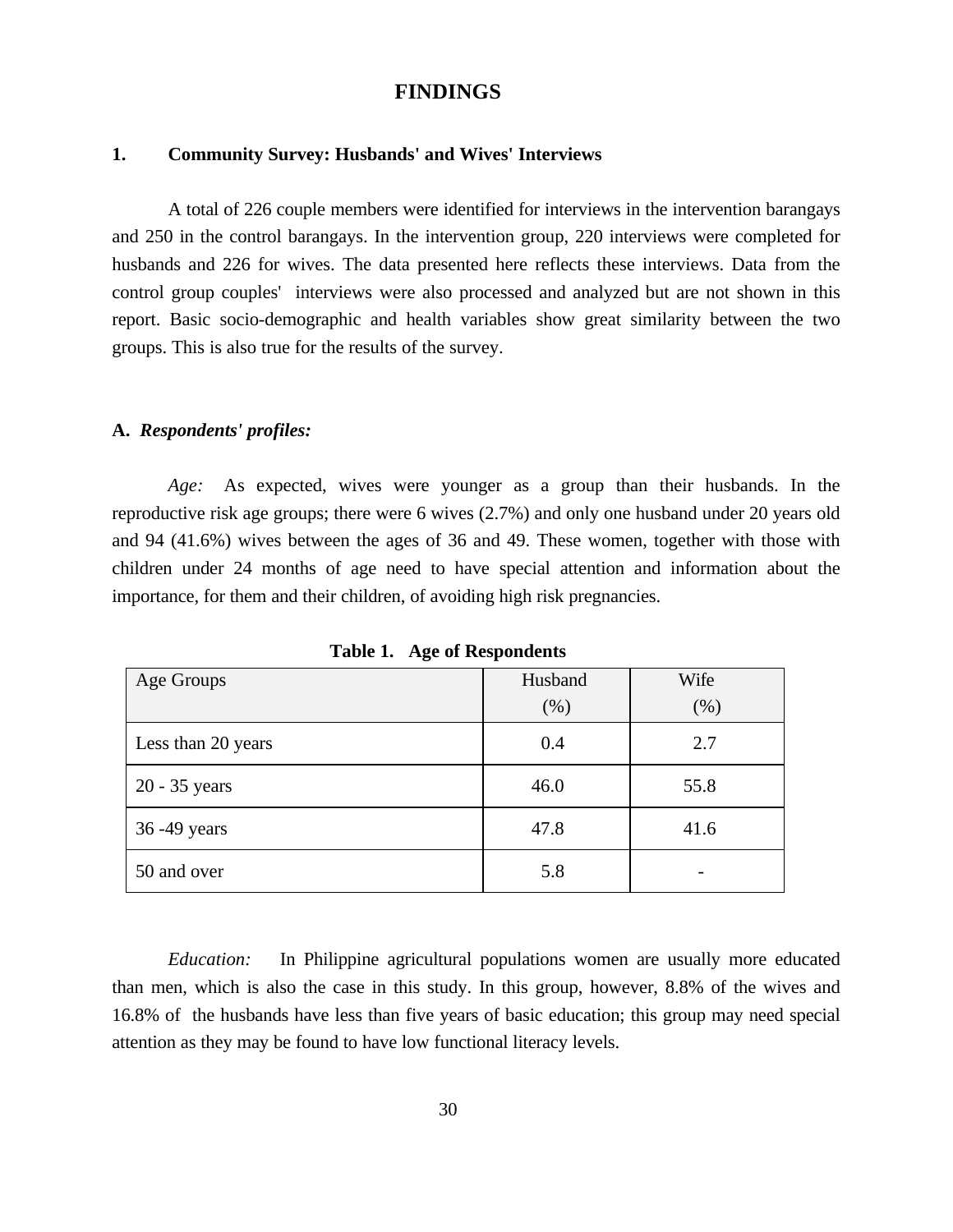# FINDINGS

## 1. Community Survey: Husbands' and Wives' Interviews

A total of 226 couple members were identified for interviews in the intervention barangays and 250 in the control barangays. In the intervention group, 220 interviews were completed for husbands and 226 for wives. The data presented here reflects these interviews. Data from the control group couples' interviews were also processed and analyzed but are not shown in this report. Basic socio-demographic and health variables show great similarity between the two groups. This is also true for the results of the survey.

### A. *Respondents' profiles:*

*Age:* As expected, wives were younger as a group than their husbands. In the reproductive risk age groups; there were 6 wives (2.7%) and only one husband under 20 years old and 94 (41.6%) wives between the ages of 36 and 49. These women, together with those with children under 24 months of age need to have special attention and information about the importance, for them and their children, of avoiding high risk pregnancies.

**Table 1. Age of Respondents**

| Age Groups | Husband (%) | Wife (%) |
|---|---|---|
| Less than 20 years | 0.4 | 2.7 |
| 20 - 35 years | 46.0 | 55.8 |
| 36 -49 years | 47.8 | 41.6 |
| 50 and over | 5.8 | - |

*Education:* In Philippine agricultural populations women are usually more educated than men, which is also the case in this study. In this group, however, 8.8% of the wives and 16.8% of the husbands have less than five years of basic education; this group may need special attention as they may be found to have low functional literacy levels.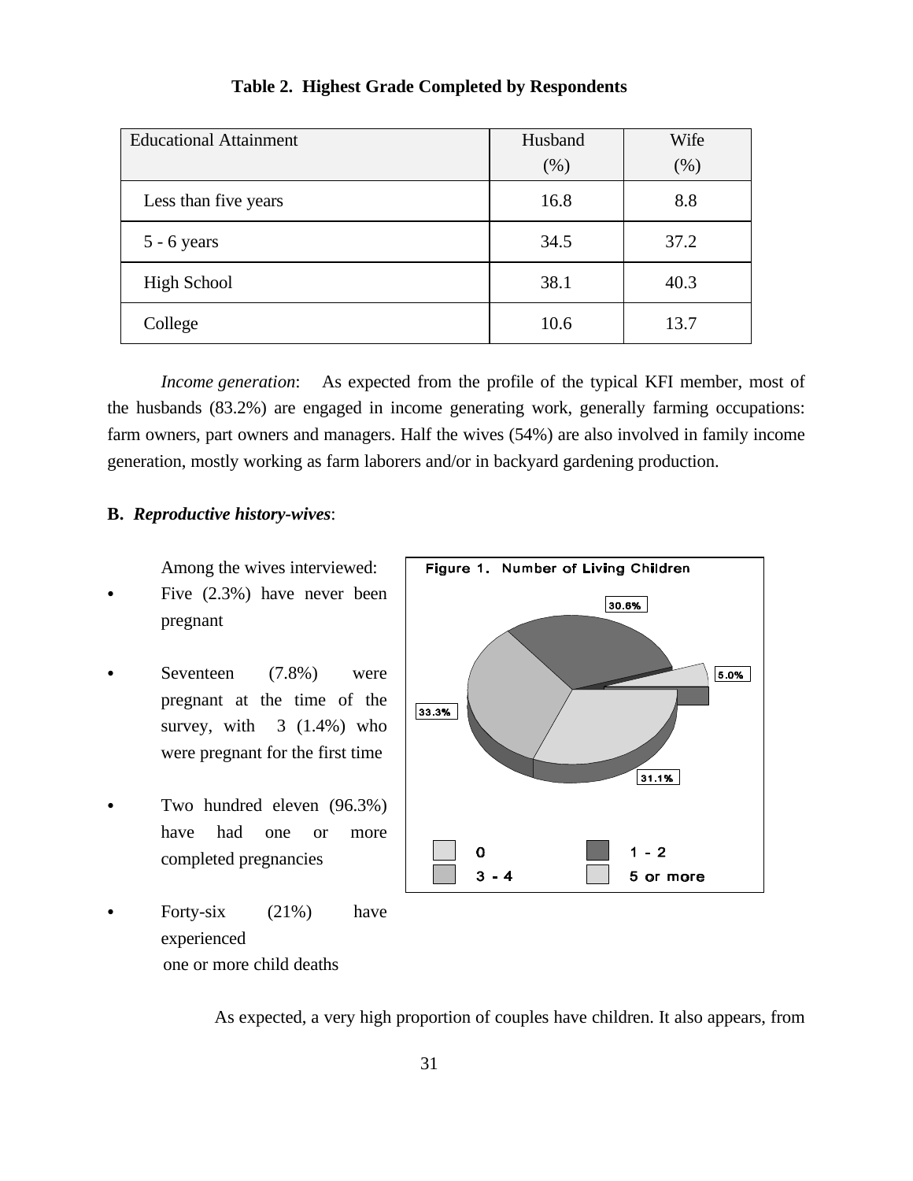**Table 2. Highest Grade Completed by Respondents**

| Educational Attainment | Husband (%) | Wife (%) |
|---|---|---|
| Less than five years | 16.8 | 8.8 |
| 5 - 6 years | 34.5 | 37.2 |
| High School | 38.1 | 40.3 |
| College | 10.6 | 13.7 |

*Income generation*: As expected from the profile of the typical KFI member, most of the husbands (83.2%) are engaged in income generating work, generally farming occupations: farm owners, part owners and managers. Half the wives (54%) are also involved in family income generation, mostly working as farm laborers and/or in backyard gardening production.

**B. *Reproductive history-wives*:**

Among the wives interviewed:

- Five (2.3%) have never been pregnant
- Seventeen (7.8%) were pregnant at the time of the survey, with 3 (1.4%) who were pregnant for the first time
- Two hundred eleven (96.3%) have had one or more completed pregnancies
- Forty-six (21%) have experienced one or more child deaths

Figure 1. Number of Living Children

| Number of Living Children | % |
|---|---|
| 0 | 5.0% |
| 1 - 2 | 30.6% |
| 3 - 4 | 33.3% |
| 5 or more | 31.1% |

As expected, a very high proportion of couples have children. It also appears, from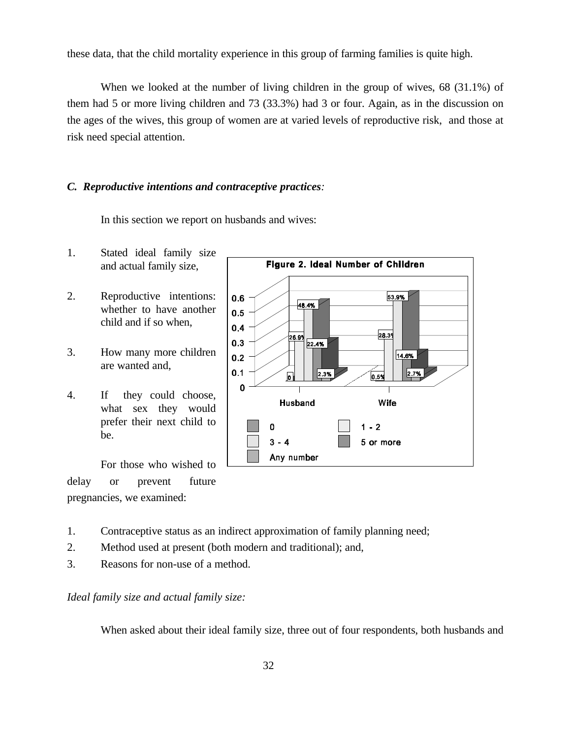these data, that the child mortality experience in this group of farming families is quite high.

When we looked at the number of living children in the group of wives, 68 (31.1%) of them had 5 or more living children and 73 (33.3%) had 3 or four. Again, as in the discussion on the ages of the wives, this group of women are at varied levels of reproductive risk, and those at risk need special attention.

### *C. Reproductive intentions and contraceptive practices:*

In this section we report on husbands and wives:

1. Stated ideal family size and actual family size,
2. Reproductive intentions: whether to have another child and if so when,
3. How many more children are wanted and,
4. If they could choose, what sex they would prefer their next child to be.

**Figure 2. Ideal Number of Children**

| | 0 | 1 - 2 | 3 - 4 | 5 or more | Any number |
|---|---|---|---|---|---|
| Husband | 0 | 26.9% | 48.4% | 22.4% | 2.3% |
| Wife | 0.5% | 28.3% | 53.9% | 14.6% | 2.7% |

For those who wished to delay or prevent future pregnancies, we examined:

1. Contraceptive status as an indirect approximation of family planning need;
2. Method used at present (both modern and traditional); and,
3. Reasons for non-use of a method.

*Ideal family size and actual family size:*

When asked about their ideal family size, three out of four respondents, both husbands and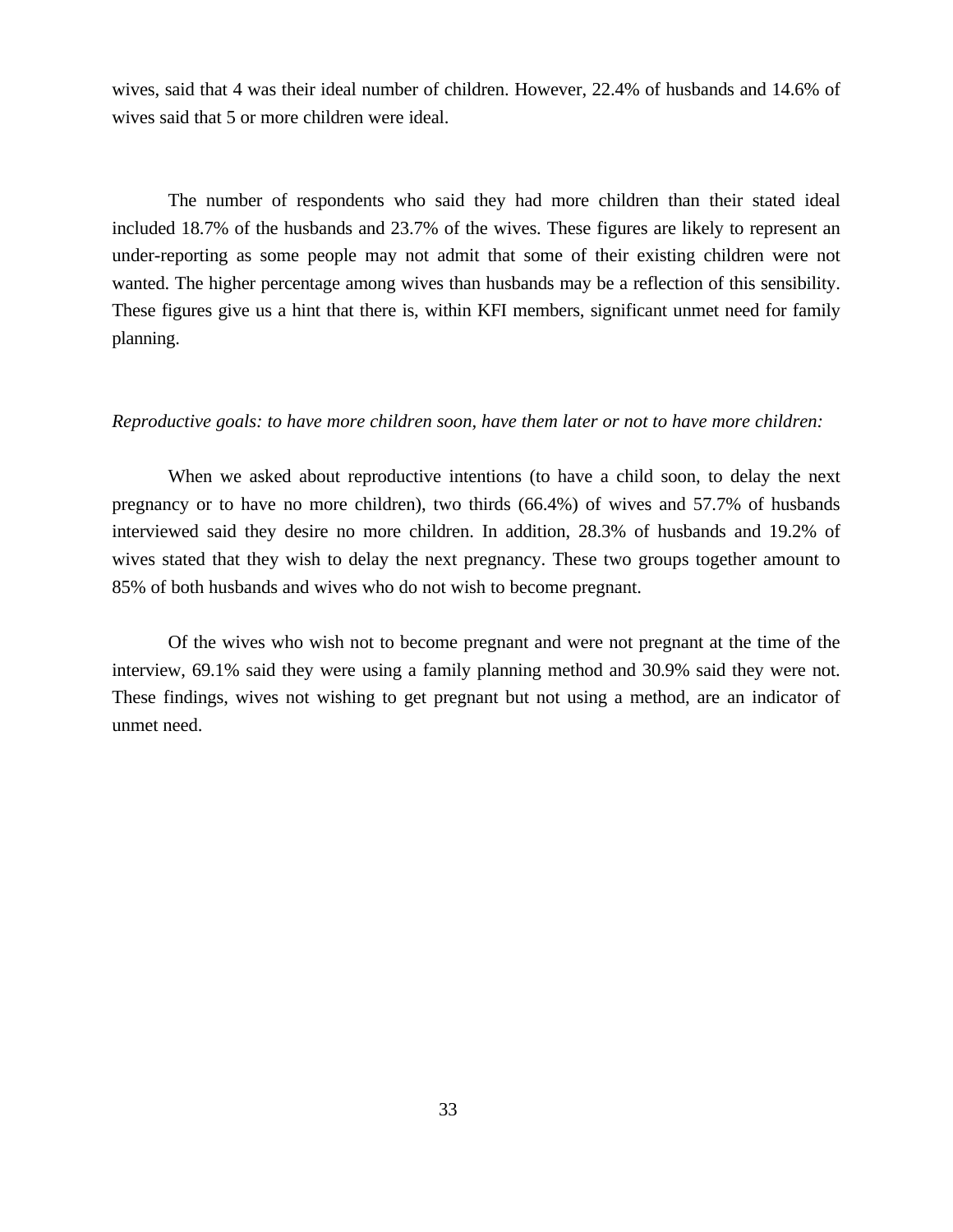wives, said that 4 was their ideal number of children. However, 22.4% of husbands and 14.6% of wives said that 5 or more children were ideal.

The number of respondents who said they had more children than their stated ideal included 18.7% of the husbands and 23.7% of the wives. These figures are likely to represent an under-reporting as some people may not admit that some of their existing children were not wanted. The higher percentage among wives than husbands may be a reflection of this sensibility. These figures give us a hint that there is, within KFI members, significant unmet need for family planning.

*Reproductive goals: to have more children soon, have them later or not to have more children:*

When we asked about reproductive intentions (to have a child soon, to delay the next pregnancy or to have no more children), two thirds (66.4%) of wives and 57.7% of husbands interviewed said they desire no more children. In addition, 28.3% of husbands and 19.2% of wives stated that they wish to delay the next pregnancy. These two groups together amount to 85% of both husbands and wives who do not wish to become pregnant.

Of the wives who wish not to become pregnant and were not pregnant at the time of the interview, 69.1% said they were using a family planning method and 30.9% said they were not. These findings, wives not wishing to get pregnant but not using a method, are an indicator of unmet need.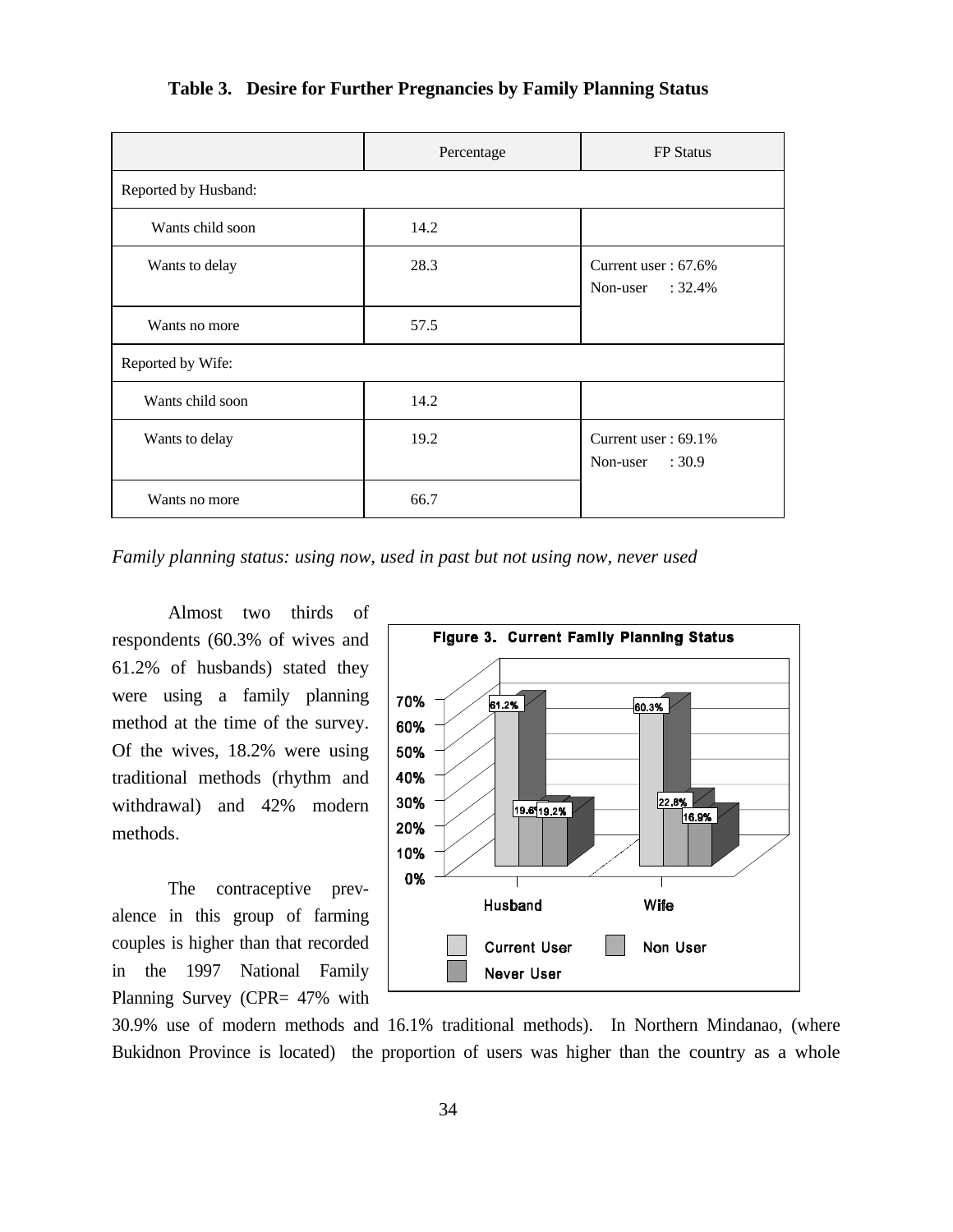**Table 3. Desire for Further Pregnancies by Family Planning Status**

| | Percentage | FP Status |
|---|---|---|
| Reported by Husband: | | |
| Wants child soon | 14.2 | |
| Wants to delay | 28.3 | Current user : 67.6% Non-user : 32.4% |
| Wants no more | 57.5 | |
| Reported by Wife: | | |
| Wants child soon | 14.2 | |
| Wants to delay | 19.2 | Current user : 69.1% Non-user : 30.9 |
| Wants no more | 66.7 | |

*Family planning status: using now, used in past but not using now, never used*

**Figure 3. Current Family Planning Status**

| | Current User | Non User | Never User |
|---|---|---|---|
| Husband | 61.2% | 19.6% | 19.2% |
| Wife | 60.3% | 22.8% | 16.9% |

Almost two thirds of respondents (60.3% of wives and 61.2% of husbands) stated they were using a family planning method at the time of the survey. Of the wives, 18.2% were using traditional methods (rhythm and withdrawal) and 42% modern methods.

The contraceptive prevalence in this group of farming couples is higher than that recorded in the 1997 National Family Planning Survey (CPR= 47% with 30.9% use of modern methods and 16.1% traditional methods). In Northern Mindanao, (where Bukidnon Province is located) the proportion of users was higher than the country as a whole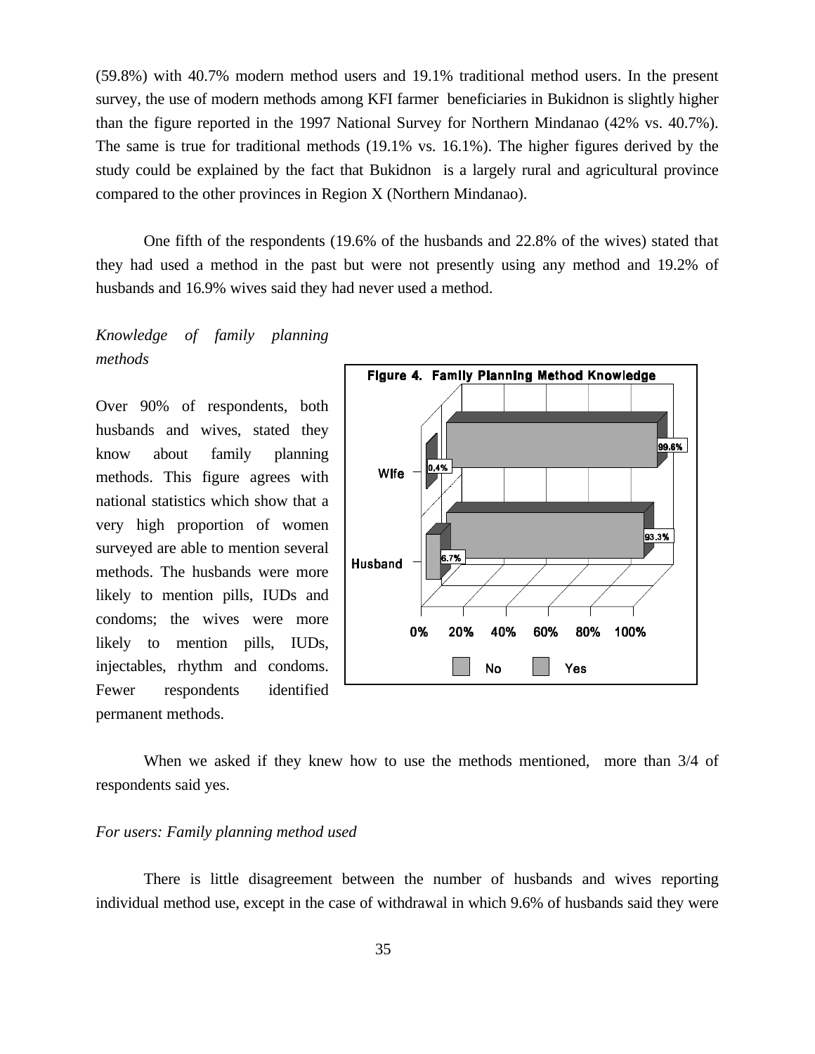(59.8%) with 40.7% modern method users and 19.1% traditional method users. In the present survey, the use of modern methods among KFI farmer beneficiaries in Bukidnon is slightly higher than the figure reported in the 1997 National Survey for Northern Mindanao (42% vs. 40.7%). The same is true for traditional methods (19.1% vs. 16.1%). The higher figures derived by the study could be explained by the fact that Bukidnon is a largely rural and agricultural province compared to the other provinces in Region X (Northern Mindanao).

One fifth of the respondents (19.6% of the husbands and 22.8% of the wives) stated that they had used a method in the past but were not presently using any method and 19.2% of husbands and 16.9% wives said they had never used a method.

*Knowledge of family planning methods*

Over 90% of respondents, both husbands and wives, stated they know about family planning methods. This figure agrees with national statistics which show that a very high proportion of women surveyed are able to mention several methods. The husbands were more likely to mention pills, IUDs and condoms; the wives were more likely to mention pills, IUDs, injectables, rhythm and condoms. Fewer respondents identified permanent methods.

**Figure 4. Family Planning Method Knowledge**

| | No | Yes |
|---|---|---|
| Wife | 0.4% | 99.6% |
| Husband | 6.7% | 93.3% |

When we asked if they knew how to use the methods mentioned, more than 3/4 of respondents said yes.

*For users: Family planning method used*

There is little disagreement between the number of husbands and wives reporting individual method use, except in the case of withdrawal in which 9.6% of husbands said they were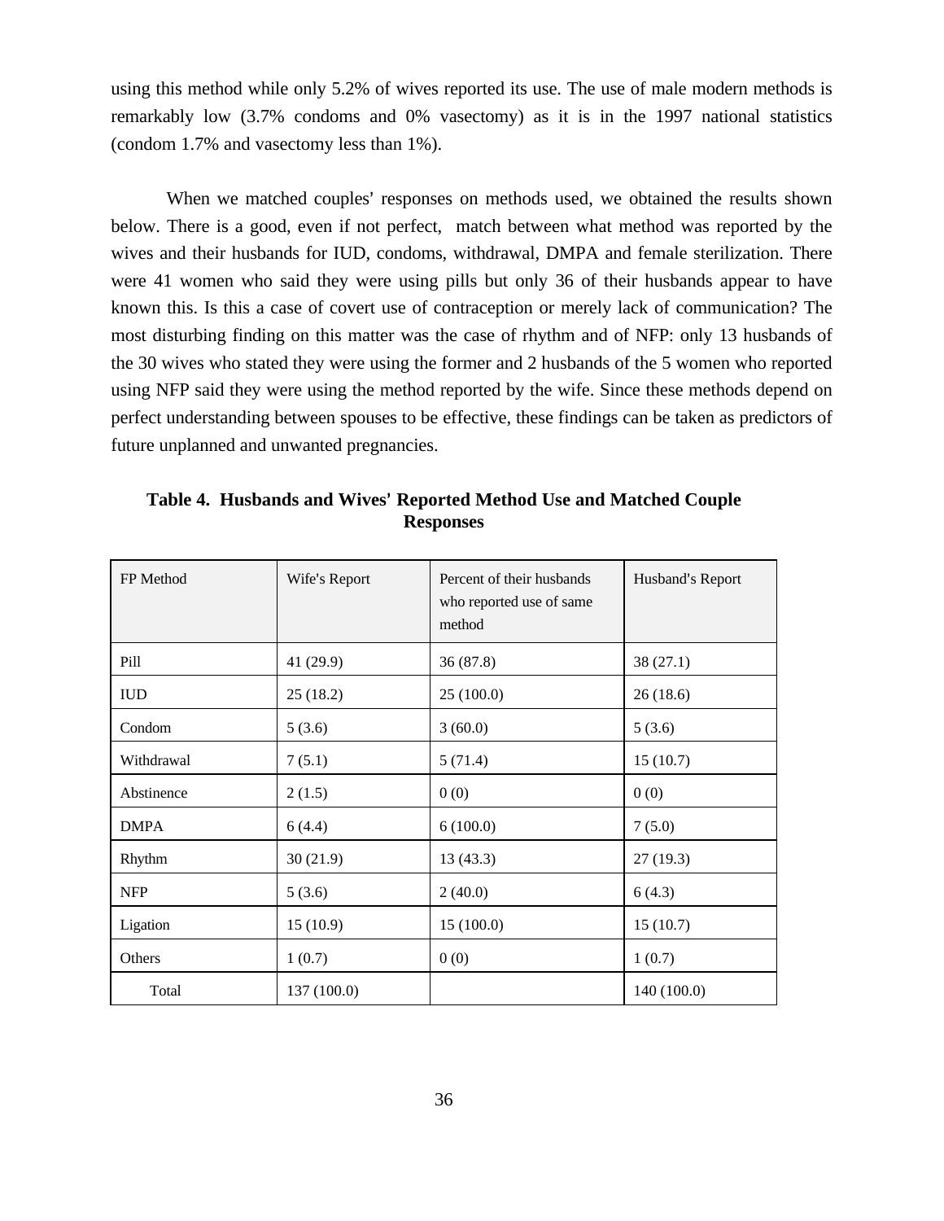using this method while only 5.2% of wives reported its use. The use of male modern methods is remarkably low (3.7% condoms and 0% vasectomy) as it is in the 1997 national statistics (condom 1.7% and vasectomy less than 1%).

When we matched couples' responses on methods used, we obtained the results shown below. There is a good, even if not perfect, match between what method was reported by the wives and their husbands for IUD, condoms, withdrawal, DMPA and female sterilization. There were 41 women who said they were using pills but only 36 of their husbands appear to have known this. Is this a case of covert use of contraception or merely lack of communication? The most disturbing finding on this matter was the case of rhythm and of NFP: only 13 husbands of the 30 wives who stated they were using the former and 2 husbands of the 5 women who reported using NFP said they were using the method reported by the wife. Since these methods depend on perfect understanding between spouses to be effective, these findings can be taken as predictors of future unplanned and unwanted pregnancies.

**Table 4. Husbands and Wives' Reported Method Use and Matched Couple Responses**

| FP Method | Wife's Report | Percent of their husbands who reported use of same method | Husband's Report |
|---|---|---|---|
| Pill | 41 (29.9) | 36 (87.8) | 38 (27.1) |
| IUD | 25 (18.2) | 25 (100.0) | 26 (18.6) |
| Condom | 5 (3.6) | 3 (60.0) | 5 (3.6) |
| Withdrawal | 7 (5.1) | 5 (71.4) | 15 (10.7) |
| Abstinence | 2 (1.5) | 0 (0) | 0 (0) |
| DMPA | 6 (4.4) | 6 (100.0) | 7 (5.0) |
| Rhythm | 30 (21.9) | 13 (43.3) | 27 (19.3) |
| NFP | 5 (3.6) | 2 (40.0) | 6 (4.3) |
| Ligation | 15 (10.9) | 15 (100.0) | 15 (10.7) |
| Others | 1 (0.7) | 0 (0) | 1 (0.7) |
| Total | 137 (100.0) | | 140 (100.0) |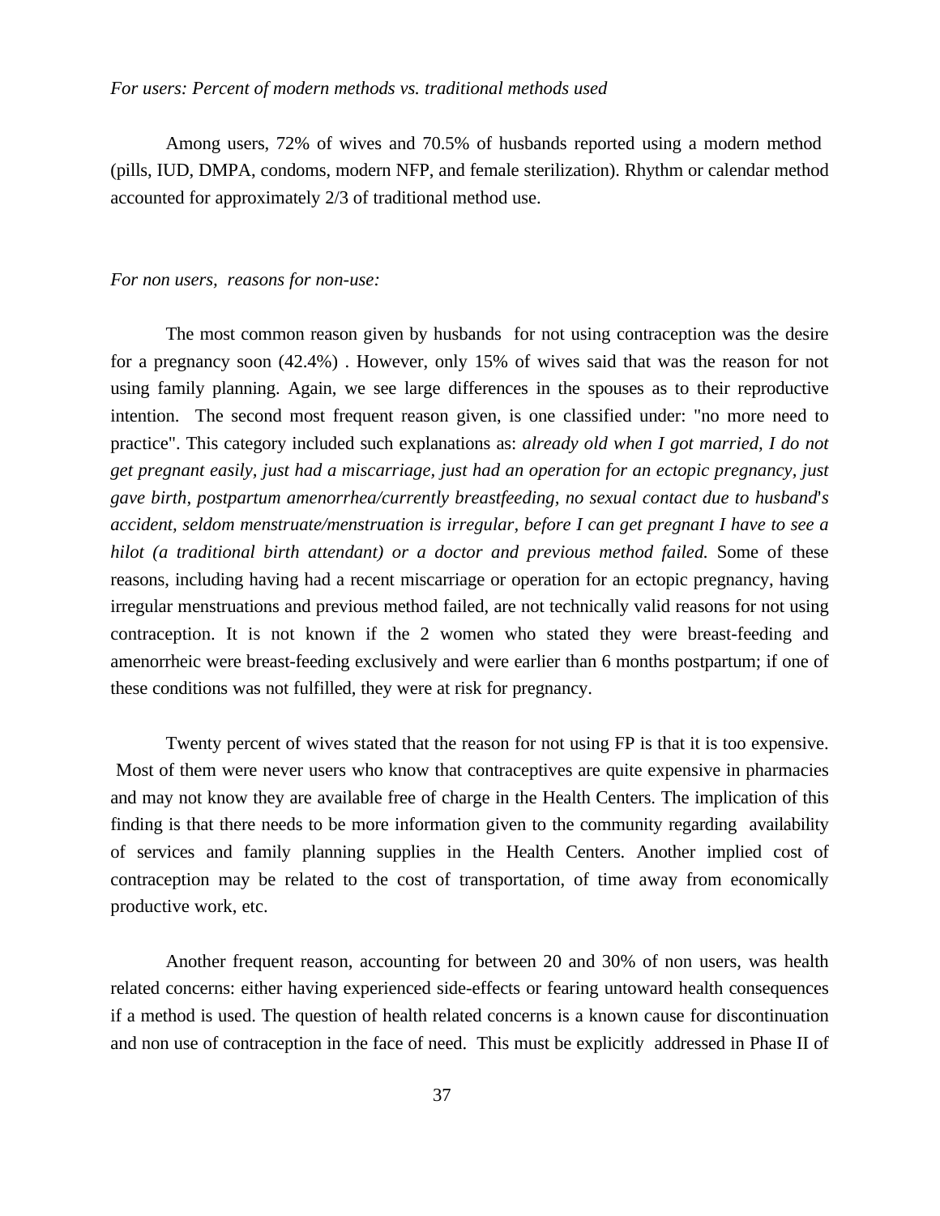*For users: Percent of modern methods vs. traditional methods used*

Among users, 72% of wives and 70.5% of husbands reported using a modern method (pills, IUD, DMPA, condoms, modern NFP, and female sterilization). Rhythm or calendar method accounted for approximately 2/3 of traditional method use.

*For non users, reasons for non-use:*

The most common reason given by husbands for not using contraception was the desire for a pregnancy soon (42.4%) . However, only 15% of wives said that was the reason for not using family planning. Again, we see large differences in the spouses as to their reproductive intention. The second most frequent reason given, is one classified under: "no more need to practice". This category included such explanations as: *already old when I got married, I do not get pregnant easily, just had a miscarriage, just had an operation for an ectopic pregnancy, just gave birth, postpartum amenorrhea/currently breastfeeding, no sexual contact due to husband's accident, seldom menstruate/menstruation is irregular, before I can get pregnant I have to see a hilot (a traditional birth attendant) or a doctor and previous method failed.* Some of these reasons, including having had a recent miscarriage or operation for an ectopic pregnancy, having irregular menstruations and previous method failed, are not technically valid reasons for not using contraception. It is not known if the 2 women who stated they were breast-feeding and amenorrheic were breast-feeding exclusively and were earlier than 6 months postpartum; if one of these conditions was not fulfilled, they were at risk for pregnancy.

Twenty percent of wives stated that the reason for not using FP is that it is too expensive. Most of them were never users who know that contraceptives are quite expensive in pharmacies and may not know they are available free of charge in the Health Centers. The implication of this finding is that there needs to be more information given to the community regarding availability of services and family planning supplies in the Health Centers. Another implied cost of contraception may be related to the cost of transportation, of time away from economically productive work, etc.

Another frequent reason, accounting for between 20 and 30% of non users, was health related concerns: either having experienced side-effects or fearing untoward health consequences if a method is used. The question of health related concerns is a known cause for discontinuation and non use of contraception in the face of need. This must be explicitly addressed in Phase II of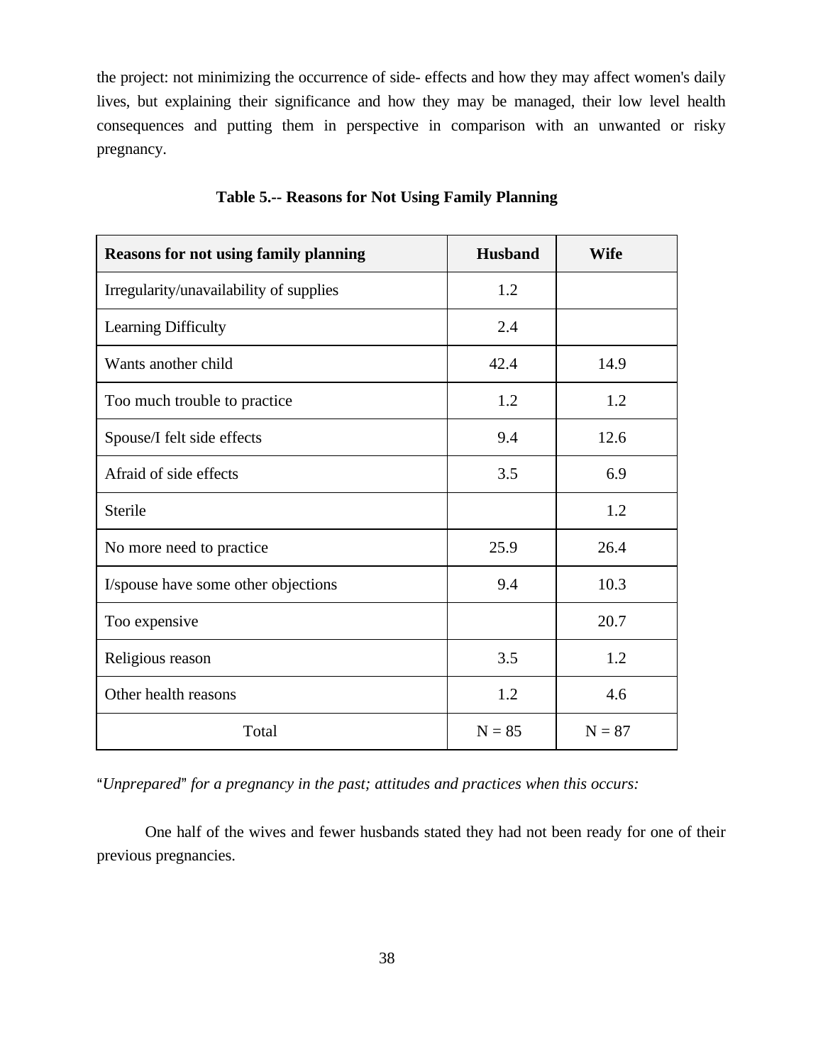the project: not minimizing the occurrence of side- effects and how they may affect women's daily lives, but explaining their significance and how they may be managed, their low level health consequences and putting them in perspective in comparison with an unwanted or risky pregnancy.

**Table 5.-- Reasons for Not Using Family Planning**

| Reasons for not using family planning | Husband | Wife |
|---|---|---|
| Irregularity/unavailability of supplies | 1.2 | |
| Learning Difficulty | 2.4 | |
| Wants another child | 42.4 | 14.9 |
| Too much trouble to practice | 1.2 | 1.2 |
| Spouse/I felt side effects | 9.4 | 12.6 |
| Afraid of side effects | 3.5 | 6.9 |
| Sterile | | 1.2 |
| No more need to practice | 25.9 | 26.4 |
| I/spouse have some other objections | 9.4 | 10.3 |
| Too expensive | | 20.7 |
| Religious reason | 3.5 | 1.2 |
| Other health reasons | 1.2 | 4.6 |
| Total | N = 85 | N = 87 |

*"Unprepared" for a pregnancy in the past; attitudes and practices when this occurs:*

One half of the wives and fewer husbands stated they had not been ready for one of their previous pregnancies.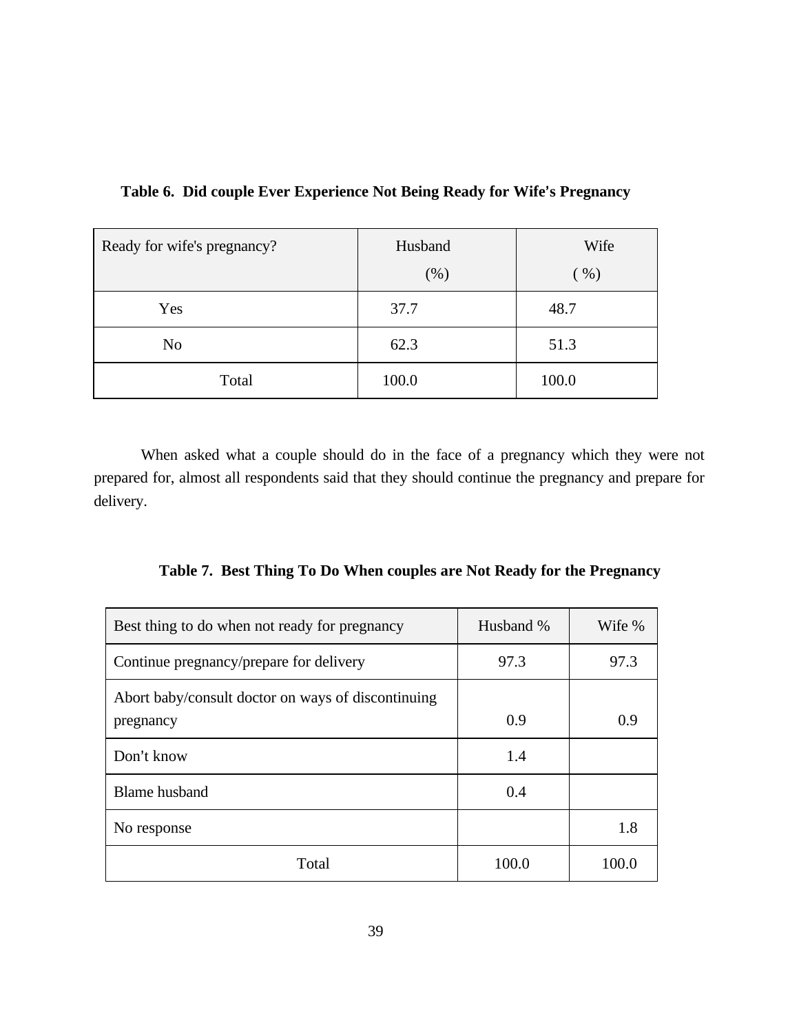**Table 6. Did couple Ever Experience Not Being Ready for Wife's Pregnancy**

| Ready for wife's pregnancy? | Husband (%) | Wife ( %) |
|---|---|---|
| Yes | 37.7 | 48.7 |
| No | 62.3 | 51.3 |
| Total | 100.0 | 100.0 |

When asked what a couple should do in the face of a pregnancy which they were not prepared for, almost all respondents said that they should continue the pregnancy and prepare for delivery.

**Table 7. Best Thing To Do When couples are Not Ready for the Pregnancy**

| Best thing to do when not ready for pregnancy | Husband % | Wife % |
|---|---|---|
| Continue pregnancy/prepare for delivery | 97.3 | 97.3 |
| Abort baby/consult doctor on ways of discontinuing pregnancy | 0.9 | 0.9 |
| Don't know | 1.4 | |
| Blame husband | 0.4 | |
| No response | | 1.8 |
| Total | 100.0 | 100.0 |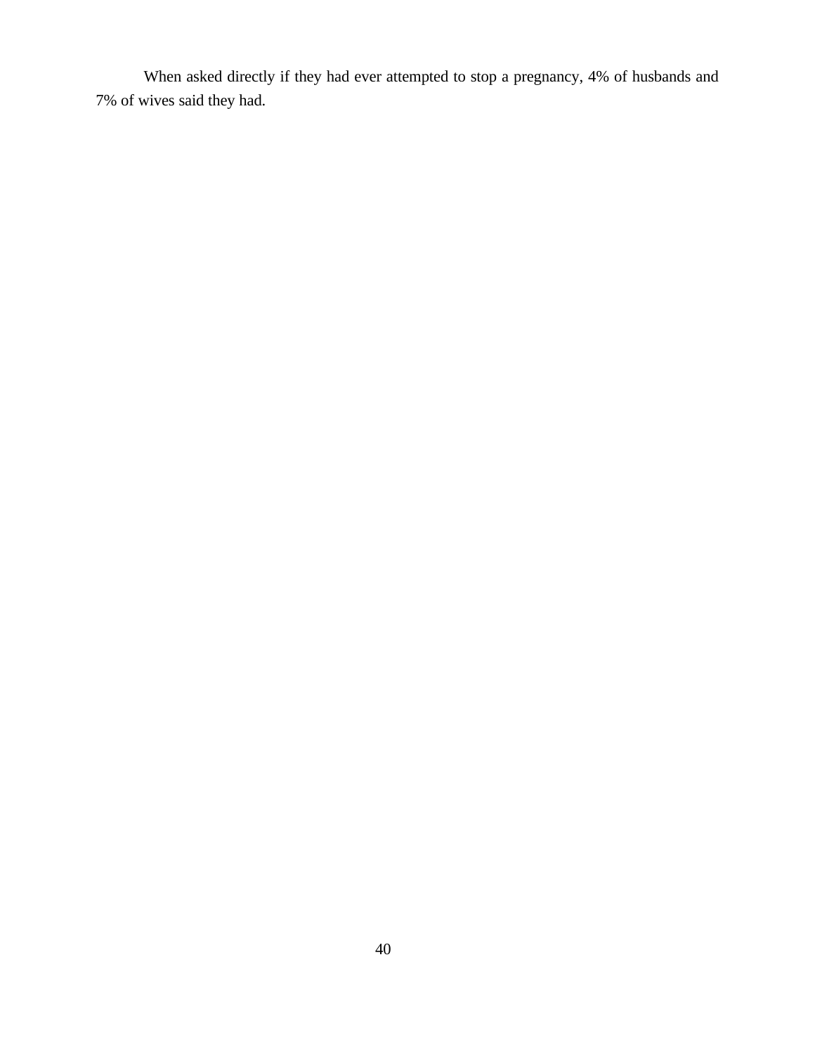When asked directly if they had ever attempted to stop a pregnancy, 4% of husbands and 7% of wives said they had.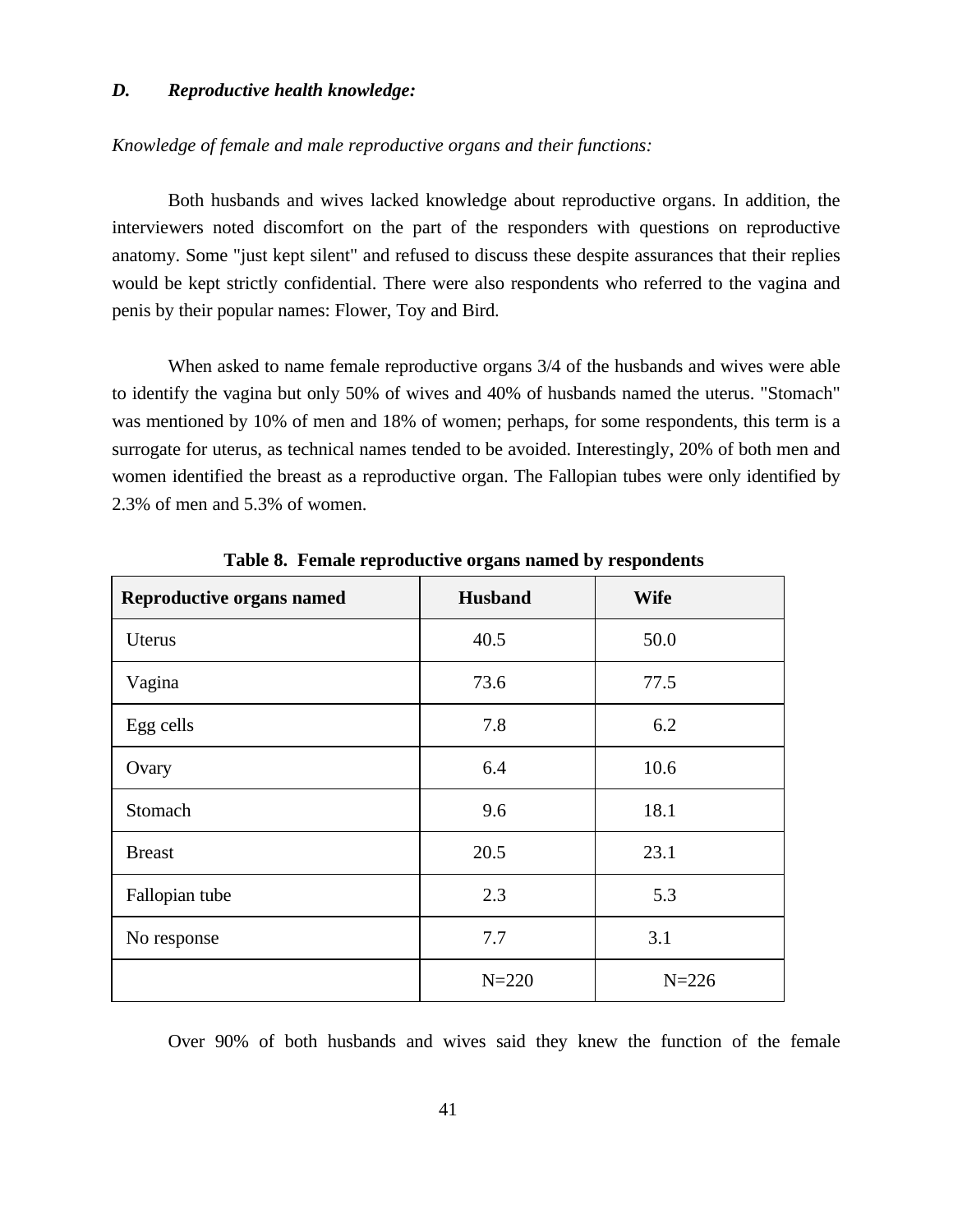### *D. Reproductive health knowledge:*

*Knowledge of female and male reproductive organs and their functions:*

Both husbands and wives lacked knowledge about reproductive organs. In addition, the interviewers noted discomfort on the part of the responders with questions on reproductive anatomy. Some "just kept silent" and refused to discuss these despite assurances that their replies would be kept strictly confidential. There were also respondents who referred to the vagina and penis by their popular names: Flower, Toy and Bird.

When asked to name female reproductive organs 3/4 of the husbands and wives were able to identify the vagina but only 50% of wives and 40% of husbands named the uterus. "Stomach" was mentioned by 10% of men and 18% of women; perhaps, for some respondents, this term is a surrogate for uterus, as technical names tended to be avoided. Interestingly, 20% of both men and women identified the breast as a reproductive organ. The Fallopian tubes were only identified by 2.3% of men and 5.3% of women.

**Table 8. Female reproductive organs named by respondents**

| Reproductive organs named | Husband | Wife |
|---|---|---|
| Uterus | 40.5 | 50.0 |
| Vagina | 73.6 | 77.5 |
| Egg cells | 7.8 | 6.2 |
| Ovary | 6.4 | 10.6 |
| Stomach | 9.6 | 18.1 |
| Breast | 20.5 | 23.1 |
| Fallopian tube | 2.3 | 5.3 |
| No response | 7.7 | 3.1 |
| | N=220 | N=226 |

Over 90% of both husbands and wives said they knew the function of the female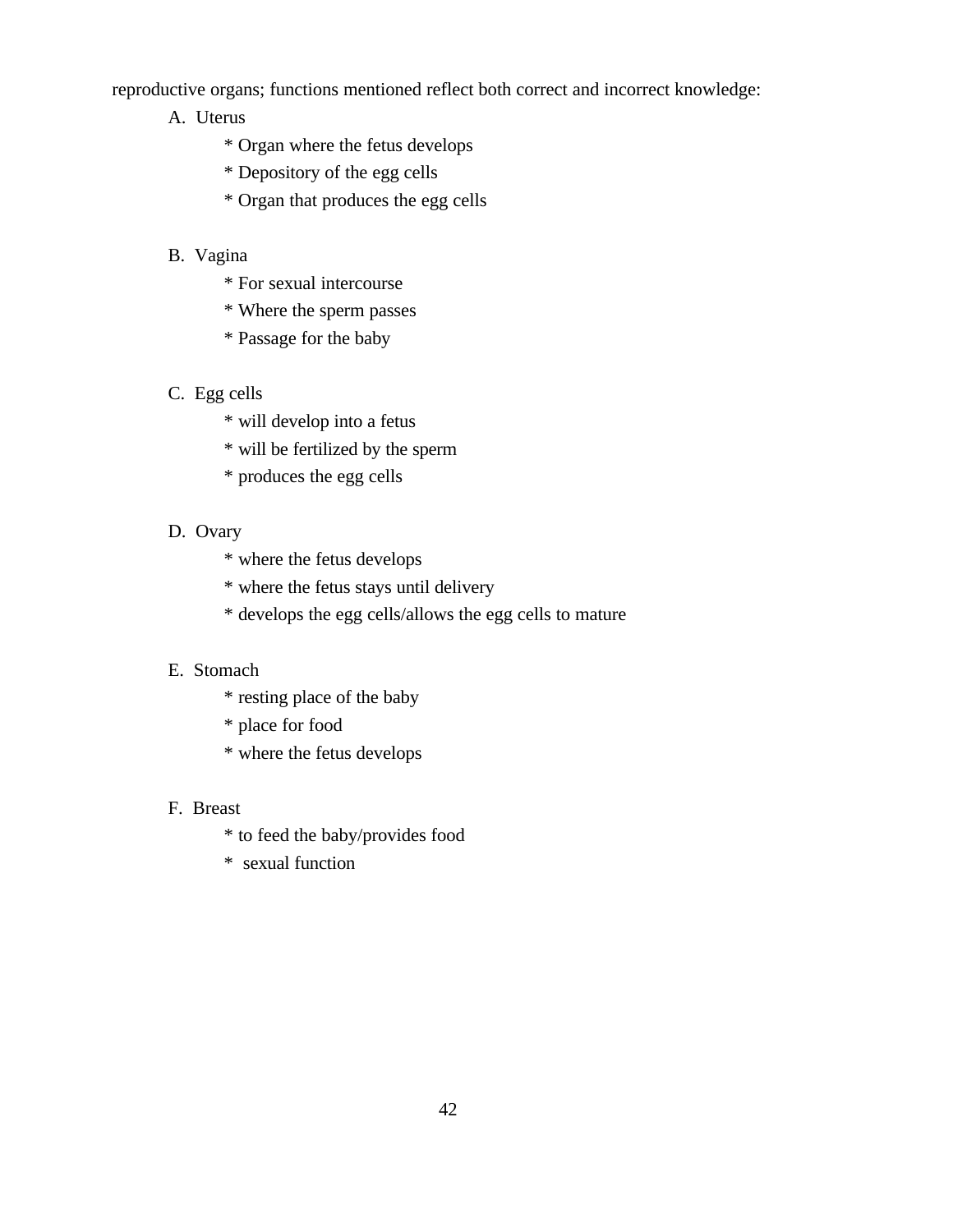reproductive organs; functions mentioned reflect both correct and incorrect knowledge:

A. Uterus
   * Organ where the fetus develops
   * Depository of the egg cells
   * Organ that produces the egg cells

B. Vagina
   * For sexual intercourse
   * Where the sperm passes
   * Passage for the baby

C. Egg cells
   * will develop into a fetus
   * will be fertilized by the sperm
   * produces the egg cells

D. Ovary
   * where the fetus develops
   * where the fetus stays until delivery
   * develops the egg cells/allows the egg cells to mature

E. Stomach
   * resting place of the baby
   * place for food
   * where the fetus develops

F. Breast
   * to feed the baby/provides food
   * sexual function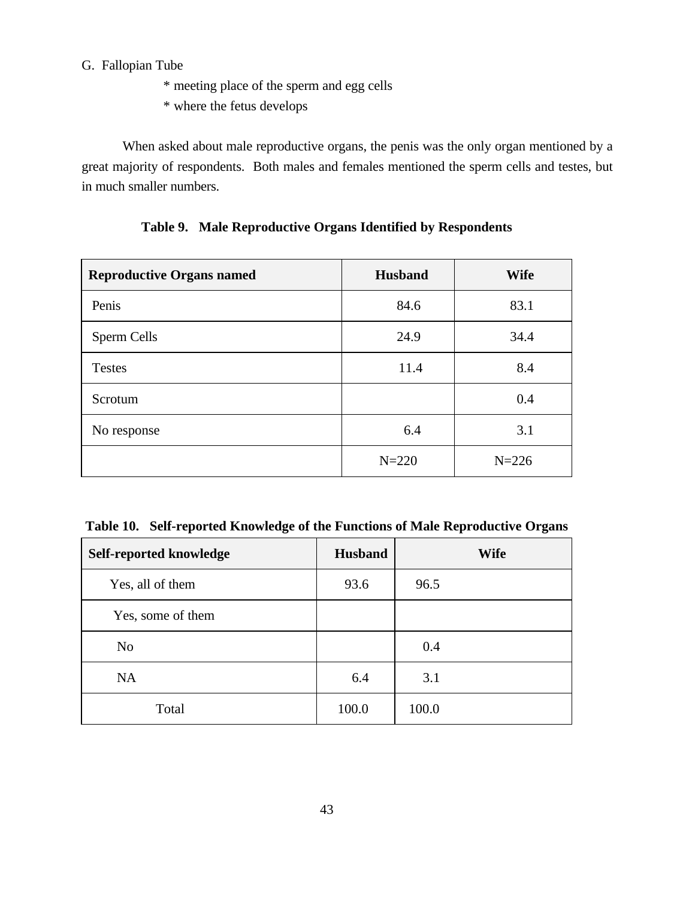G. Fallopian Tube

* meeting place of the sperm and egg cells
* where the fetus develops

When asked about male reproductive organs, the penis was the only organ mentioned by a great majority of respondents. Both males and females mentioned the sperm cells and testes, but in much smaller numbers.

**Table 9. Male Reproductive Organs Identified by Respondents**

| Reproductive Organs named | Husband | Wife |
|---|---|---|
| Penis | 84.6 | 83.1 |
| Sperm Cells | 24.9 | 34.4 |
| Testes | 11.4 | 8.4 |
| Scrotum | | 0.4 |
| No response | 6.4 | 3.1 |
| | N=220 | N=226 |

**Table 10. Self-reported Knowledge of the Functions of Male Reproductive Organs**

| Self-reported knowledge | Husband | Wife |
|---|---|---|
| Yes, all of them | 93.6 | 96.5 |
| Yes, some of them | | |
| No | | 0.4 |
| NA | 6.4 | 3.1 |
| Total | 100.0 | 100.0 |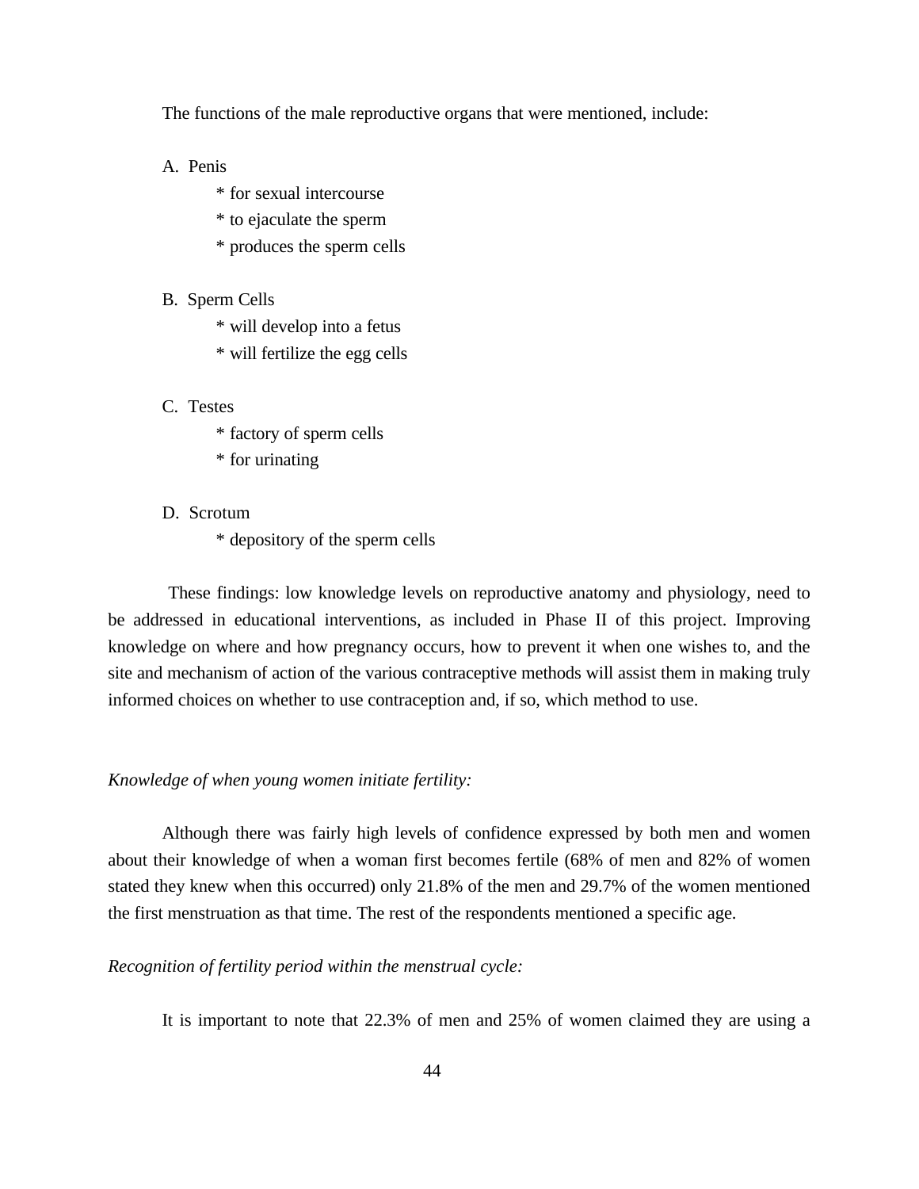The functions of the male reproductive organs that were mentioned, include:

A. Penis
   * for sexual intercourse
   * to ejaculate the sperm
   * produces the sperm cells

B. Sperm Cells
   * will develop into a fetus
   * will fertilize the egg cells

C. Testes
   * factory of sperm cells
   * for urinating

D. Scrotum
   * depository of the sperm cells

These findings: low knowledge levels on reproductive anatomy and physiology, need to be addressed in educational interventions, as included in Phase II of this project. Improving knowledge on where and how pregnancy occurs, how to prevent it when one wishes to, and the site and mechanism of action of the various contraceptive methods will assist them in making truly informed choices on whether to use contraception and, if so, which method to use.

*Knowledge of when young women initiate fertility:*

Although there was fairly high levels of confidence expressed by both men and women about their knowledge of when a woman first becomes fertile (68% of men and 82% of women stated they knew when this occurred) only 21.8% of the men and 29.7% of the women mentioned the first menstruation as that time. The rest of the respondents mentioned a specific age.

*Recognition of fertility period within the menstrual cycle:*

It is important to note that 22.3% of men and 25% of women claimed they are using a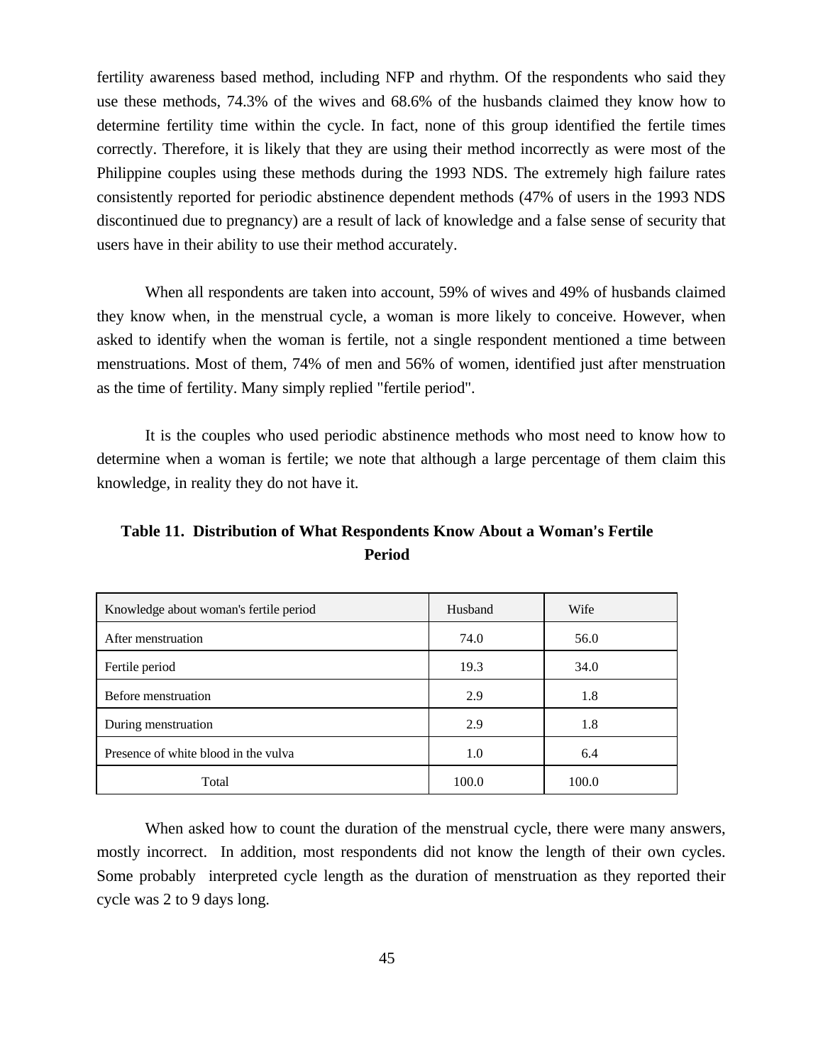fertility awareness based method, including NFP and rhythm. Of the respondents who said they use these methods, 74.3% of the wives and 68.6% of the husbands claimed they know how to determine fertility time within the cycle. In fact, none of this group identified the fertile times correctly. Therefore, it is likely that they are using their method incorrectly as were most of the Philippine couples using these methods during the 1993 NDS. The extremely high failure rates consistently reported for periodic abstinence dependent methods (47% of users in the 1993 NDS discontinued due to pregnancy) are a result of lack of knowledge and a false sense of security that users have in their ability to use their method accurately.

When all respondents are taken into account, 59% of wives and 49% of husbands claimed they know when, in the menstrual cycle, a woman is more likely to conceive. However, when asked to identify when the woman is fertile, not a single respondent mentioned a time between menstruations. Most of them, 74% of men and 56% of women, identified just after menstruation as the time of fertility. Many simply replied "fertile period".

It is the couples who used periodic abstinence methods who most need to know how to determine when a woman is fertile; we note that although a large percentage of them claim this knowledge, in reality they do not have it.

**Table 11. Distribution of What Respondents Know About a Woman's Fertile Period**

| Knowledge about woman's fertile period | Husband | Wife |
|---|---|---|
| After menstruation | 74.0 | 56.0 |
| Fertile period | 19.3 | 34.0 |
| Before menstruation | 2.9 | 1.8 |
| During menstruation | 2.9 | 1.8 |
| Presence of white blood in the vulva | 1.0 | 6.4 |
| Total | 100.0 | 100.0 |

When asked how to count the duration of the menstrual cycle, there were many answers, mostly incorrect. In addition, most respondents did not know the length of their own cycles. Some probably interpreted cycle length as the duration of menstruation as they reported their cycle was 2 to 9 days long.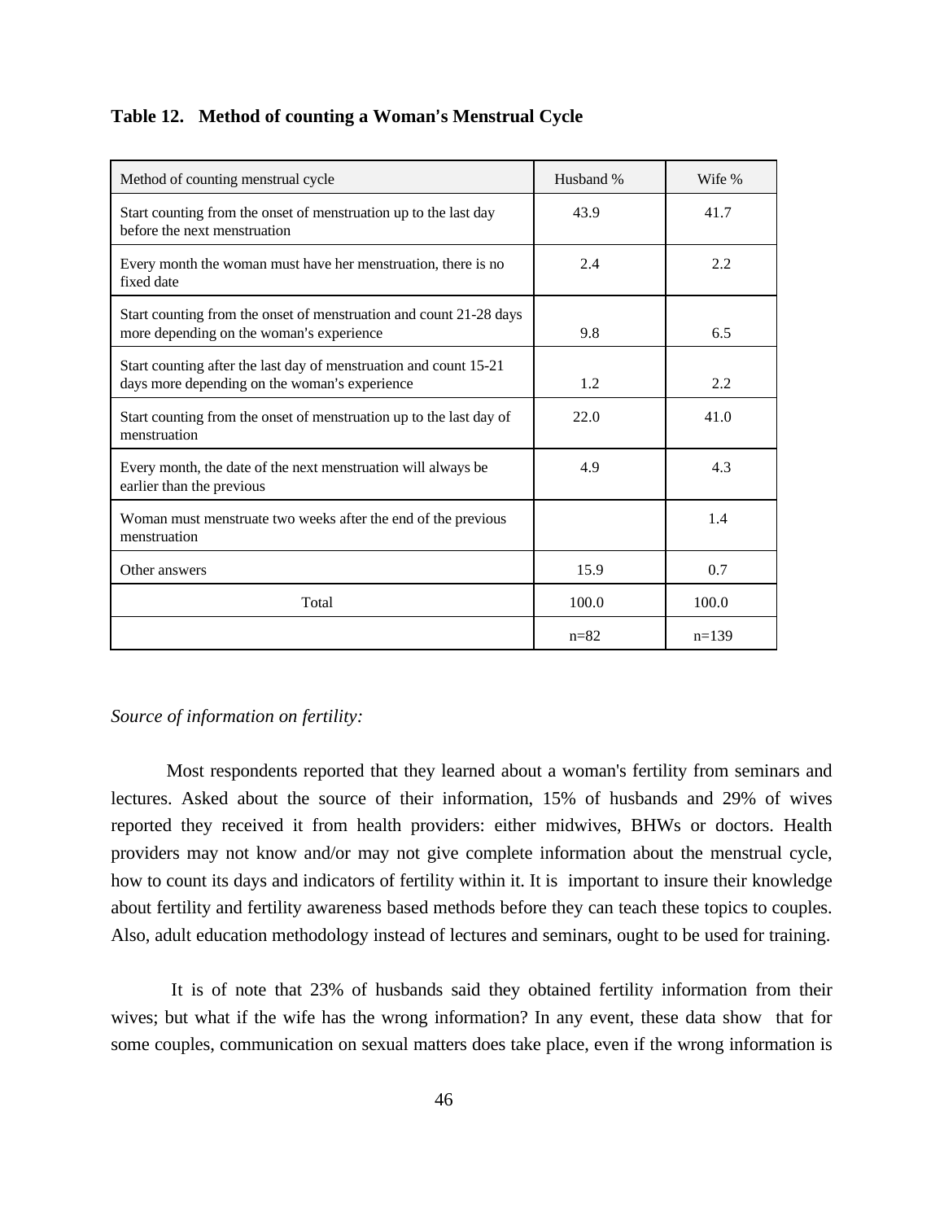**Table 12. Method of counting a Woman's Menstrual Cycle**

| Method of counting menstrual cycle | Husband % | Wife % |
|---|---|---|
| Start counting from the onset of menstruation up to the last day before the next menstruation | 43.9 | 41.7 |
| Every month the woman must have her menstruation, there is no fixed date | 2.4 | 2.2 |
| Start counting from the onset of menstruation and count 21-28 days more depending on the woman's experience | 9.8 | 6.5 |
| Start counting after the last day of menstruation and count 15-21 days more depending on the woman's experience | 1.2 | 2.2 |
| Start counting from the onset of menstruation up to the last day of menstruation | 22.0 | 41.0 |
| Every month, the date of the next menstruation will always be earlier than the previous | 4.9 | 4.3 |
| Woman must menstruate two weeks after the end of the previous menstruation | | 1.4 |
| Other answers | 15.9 | 0.7 |
| Total | 100.0 | 100.0 |
| | n=82 | n=139 |

*Source of information on fertility:*

Most respondents reported that they learned about a woman's fertility from seminars and lectures. Asked about the source of their information, 15% of husbands and 29% of wives reported they received it from health providers: either midwives, BHWs or doctors. Health providers may not know and/or may not give complete information about the menstrual cycle, how to count its days and indicators of fertility within it. It is important to insure their knowledge about fertility and fertility awareness based methods before they can teach these topics to couples. Also, adult education methodology instead of lectures and seminars, ought to be used for training.

It is of note that 23% of husbands said they obtained fertility information from their wives; but what if the wife has the wrong information? In any event, these data show that for some couples, communication on sexual matters does take place, even if the wrong information is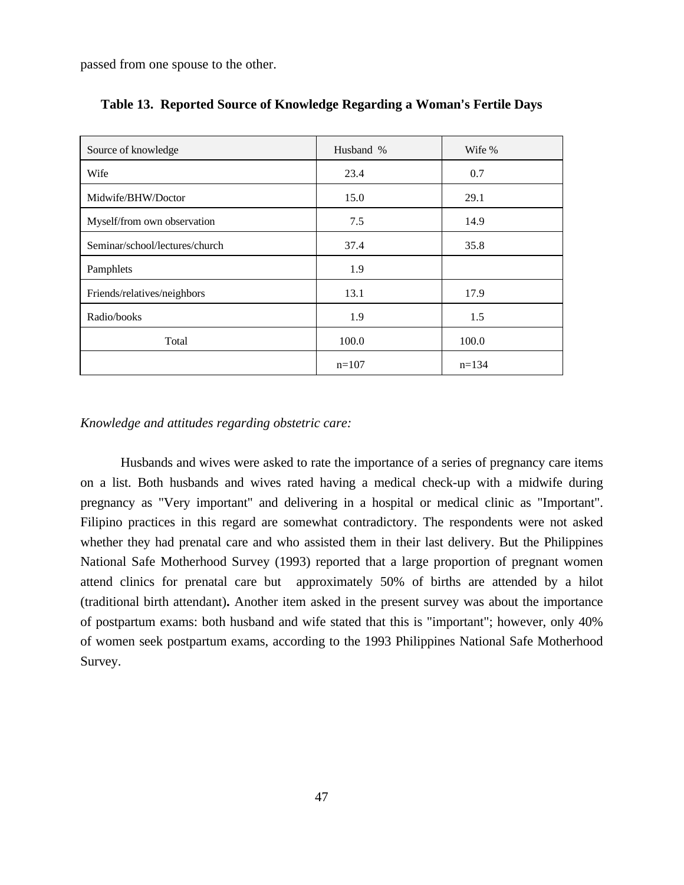passed from one spouse to the other.

**Table 13. Reported Source of Knowledge Regarding a Woman's Fertile Days**

| Source of knowledge | Husband % | Wife % |
|---|---|---|
| Wife | 23.4 | 0.7 |
| Midwife/BHW/Doctor | 15.0 | 29.1 |
| Myself/from own observation | 7.5 | 14.9 |
| Seminar/school/lectures/church | 37.4 | 35.8 |
| Pamphlets | 1.9 | |
| Friends/relatives/neighbors | 13.1 | 17.9 |
| Radio/books | 1.9 | 1.5 |
| Total | 100.0 | 100.0 |
| | n=107 | n=134 |

*Knowledge and attitudes regarding obstetric care:*

Husbands and wives were asked to rate the importance of a series of pregnancy care items on a list. Both husbands and wives rated having a medical check-up with a midwife during pregnancy as "Very important" and delivering in a hospital or medical clinic as "Important". Filipino practices in this regard are somewhat contradictory. The respondents were not asked whether they had prenatal care and who assisted them in their last delivery. But the Philippines National Safe Motherhood Survey (1993) reported that a large proportion of pregnant women attend clinics for prenatal care but approximately 50% of births are attended by a hilot (traditional birth attendant). Another item asked in the present survey was about the importance of postpartum exams: both husband and wife stated that this is "important"; however, only 40% of women seek postpartum exams, according to the 1993 Philippines National Safe Motherhood Survey.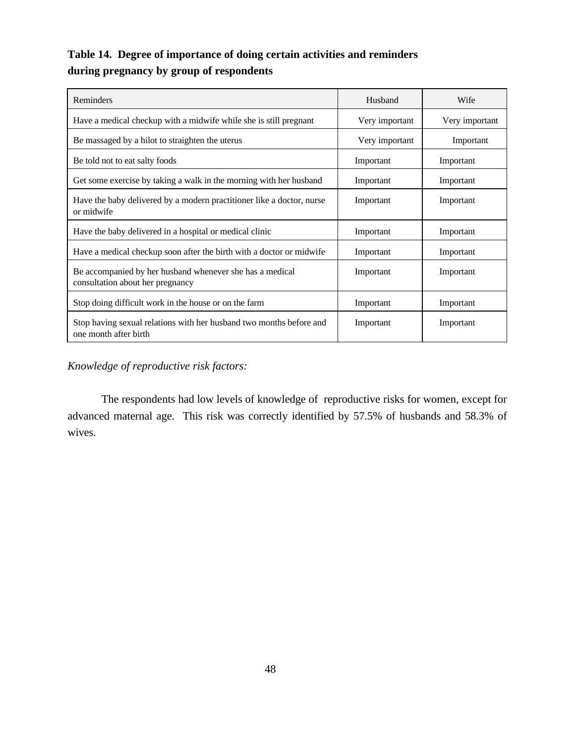**Table 14. Degree of importance of doing certain activities and reminders during pregnancy by group of respondents**

| Reminders | Husband | Wife |
|---|---|---|
| Have a medical checkup with a midwife while she is still pregnant | Very important | Very important |
| Be massaged by a hilot to straighten the uterus | Very important | Important |
| Be told not to eat salty foods | Important | Important |
| Get some exercise by taking a walk in the morning with her husband | Important | Important |
| Have the baby delivered by a modern practitioner like a doctor, nurse or midwife | Important | Important |
| Have the baby delivered in a hospital or medical clinic | Important | Important |
| Have a medical checkup soon after the birth with a doctor or midwife | Important | Important |
| Be accompanied by her husband whenever she has a medical consultation about her pregnancy | Important | Important |
| Stop doing difficult work in the house or on the farm | Important | Important |
| Stop having sexual relations with her husband two months before and one month after birth | Important | Important |

*Knowledge of reproductive risk factors:*

The respondents had low levels of knowledge of reproductive risks for women, except for advanced maternal age. This risk was correctly identified by 57.5% of husbands and 58.3% of wives.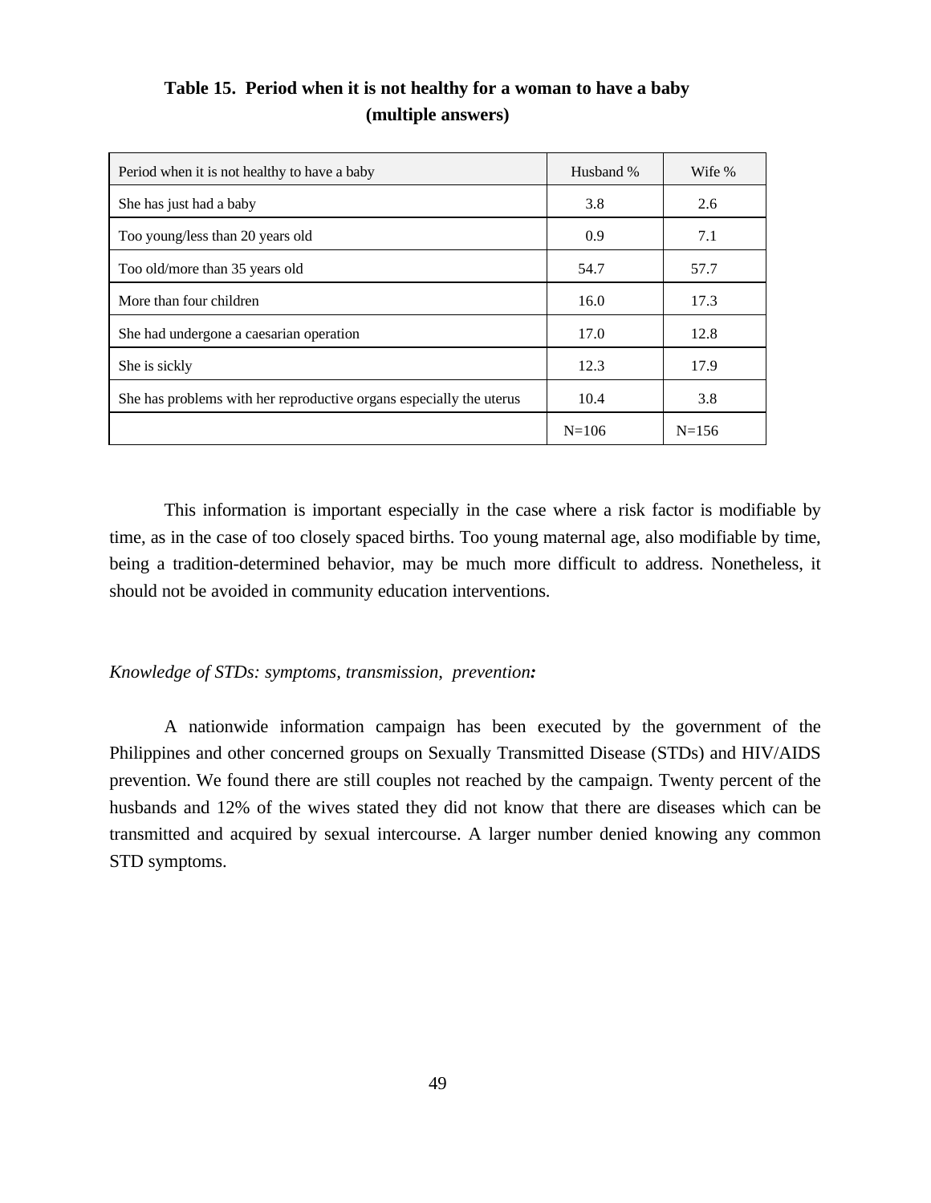**Table 15. Period when it is not healthy for a woman to have a baby (multiple answers)**

| Period when it is not healthy to have a baby | Husband % | Wife % |
|---|---|---|
| She has just had a baby | 3.8 | 2.6 |
| Too young/less than 20 years old | 0.9 | 7.1 |
| Too old/more than 35 years old | 54.7 | 57.7 |
| More than four children | 16.0 | 17.3 |
| She had undergone a caesarian operation | 17.0 | 12.8 |
| She is sickly | 12.3 | 17.9 |
| She has problems with her reproductive organs especially the uterus | 10.4 | 3.8 |
| | N=106 | N=156 |

This information is important especially in the case where a risk factor is modifiable by time, as in the case of too closely spaced births. Too young maternal age, also modifiable by time, being a tradition-determined behavior, may be much more difficult to address. Nonetheless, it should not be avoided in community education interventions.

*Knowledge of STDs: symptoms, transmission, prevention:*

A nationwide information campaign has been executed by the government of the Philippines and other concerned groups on Sexually Transmitted Disease (STDs) and HIV/AIDS prevention. We found there are still couples not reached by the campaign. Twenty percent of the husbands and 12% of the wives stated they did not know that there are diseases which can be transmitted and acquired by sexual intercourse. A larger number denied knowing any common STD symptoms.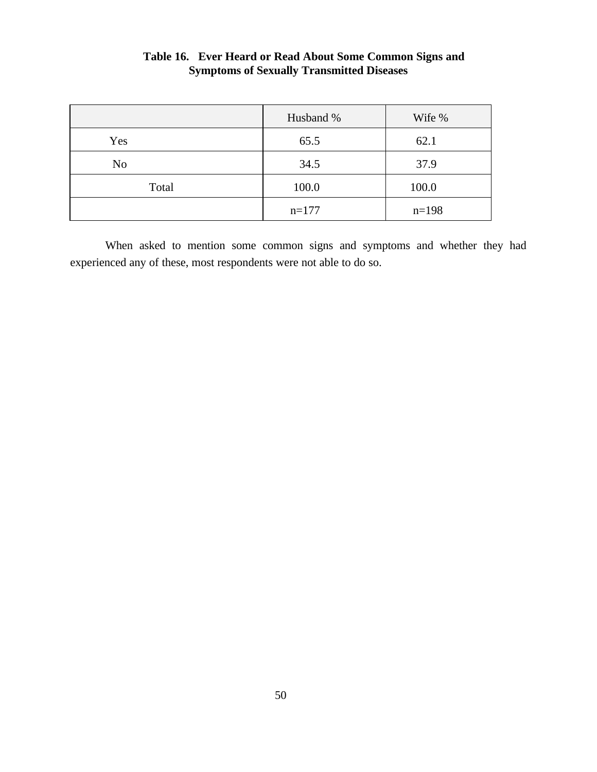**Table 16. Ever Heard or Read About Some Common Signs and Symptoms of Sexually Transmitted Diseases**

| | Husband % | Wife % |
|---|---|---|
| Yes | 65.5 | 62.1 |
| No | 34.5 | 37.9 |
| Total | 100.0 | 100.0 |
| | n=177 | n=198 |

When asked to mention some common signs and symptoms and whether they had experienced any of these, most respondents were not able to do so.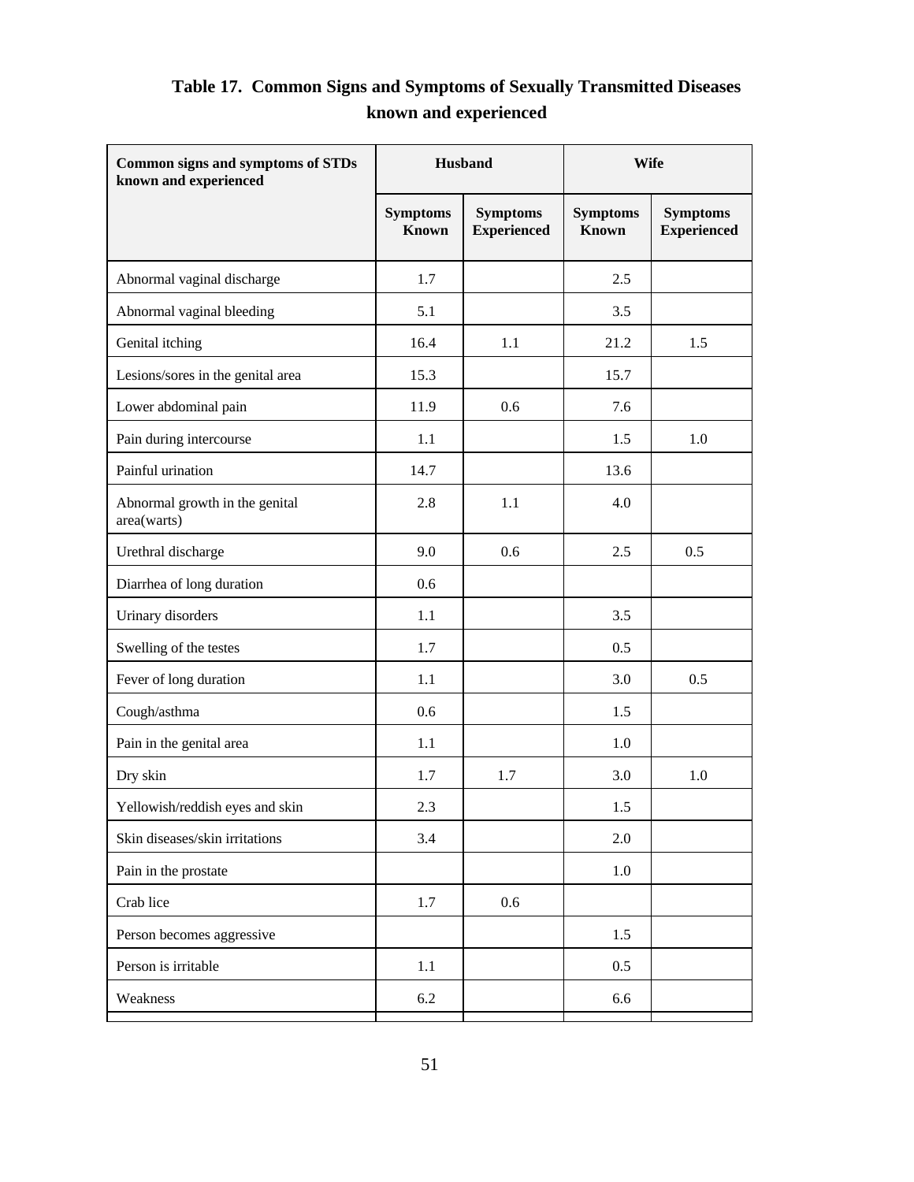**Table 17. Common Signs and Symptoms of Sexually Transmitted Diseases known and experienced**

| Common signs and symptoms of STDs known and experienced | Husband | | Wife | |
|---|---|---|---|---|
| | Symptoms Known | Symptoms Experienced | Symptoms Known | Symptoms Experienced |
| Abnormal vaginal discharge | 1.7 | | 2.5 | |
| Abnormal vaginal bleeding | 5.1 | | 3.5 | |
| Genital itching | 16.4 | 1.1 | 21.2 | 1.5 |
| Lesions/sores in the genital area | 15.3 | | 15.7 | |
| Lower abdominal pain | 11.9 | 0.6 | 7.6 | |
| Pain during intercourse | 1.1 | | 1.5 | 1.0 |
| Painful urination | 14.7 | | 13.6 | |
| Abnormal growth in the genital area(warts) | 2.8 | 1.1 | 4.0 | |
| Urethral discharge | 9.0 | 0.6 | 2.5 | 0.5 |
| Diarrhea of long duration | 0.6 | | | |
| Urinary disorders | 1.1 | | 3.5 | |
| Swelling of the testes | 1.7 | | 0.5 | |
| Fever of long duration | 1.1 | | 3.0 | 0.5 |
| Cough/asthma | 0.6 | | 1.5 | |
| Pain in the genital area | 1.1 | | 1.0 | |
| Dry skin | 1.7 | 1.7 | 3.0 | 1.0 |
| Yellowish/reddish eyes and skin | 2.3 | | 1.5 | |
| Skin diseases/skin irritations | 3.4 | | 2.0 | |
| Pain in the prostate | | | 1.0 | |
| Crab lice | 1.7 | 0.6 | | |
| Person becomes aggressive | | | 1.5 | |
| Person is irritable | 1.1 | | 0.5 | |
| Weakness | 6.2 | | 6.6 | |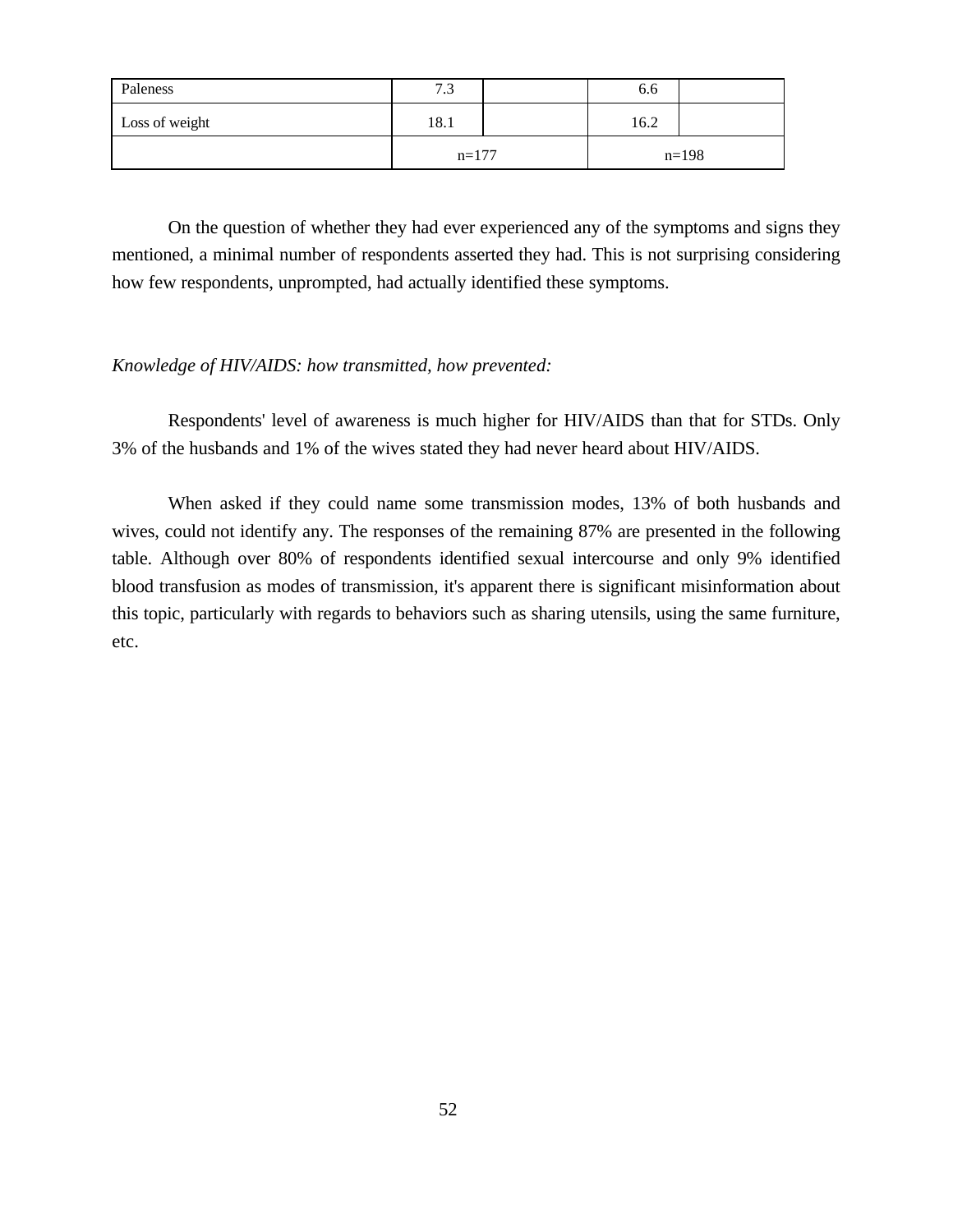| Paleness | 7.3 | | 6.6 | |
|---|---|---|---|---|
| Loss of weight | 18.1 | | 16.2 | |
| | n=177 | | n=198 | |

On the question of whether they had ever experienced any of the symptoms and signs they mentioned, a minimal number of respondents asserted they had. This is not surprising considering how few respondents, unprompted, had actually identified these symptoms.

*Knowledge of HIV/AIDS: how transmitted, how prevented:*

Respondents' level of awareness is much higher for HIV/AIDS than that for STDs. Only 3% of the husbands and 1% of the wives stated they had never heard about HIV/AIDS.

When asked if they could name some transmission modes, 13% of both husbands and wives, could not identify any. The responses of the remaining 87% are presented in the following table. Although over 80% of respondents identified sexual intercourse and only 9% identified blood transfusion as modes of transmission, it's apparent there is significant misinformation about this topic, particularly with regards to behaviors such as sharing utensils, using the same furniture, etc.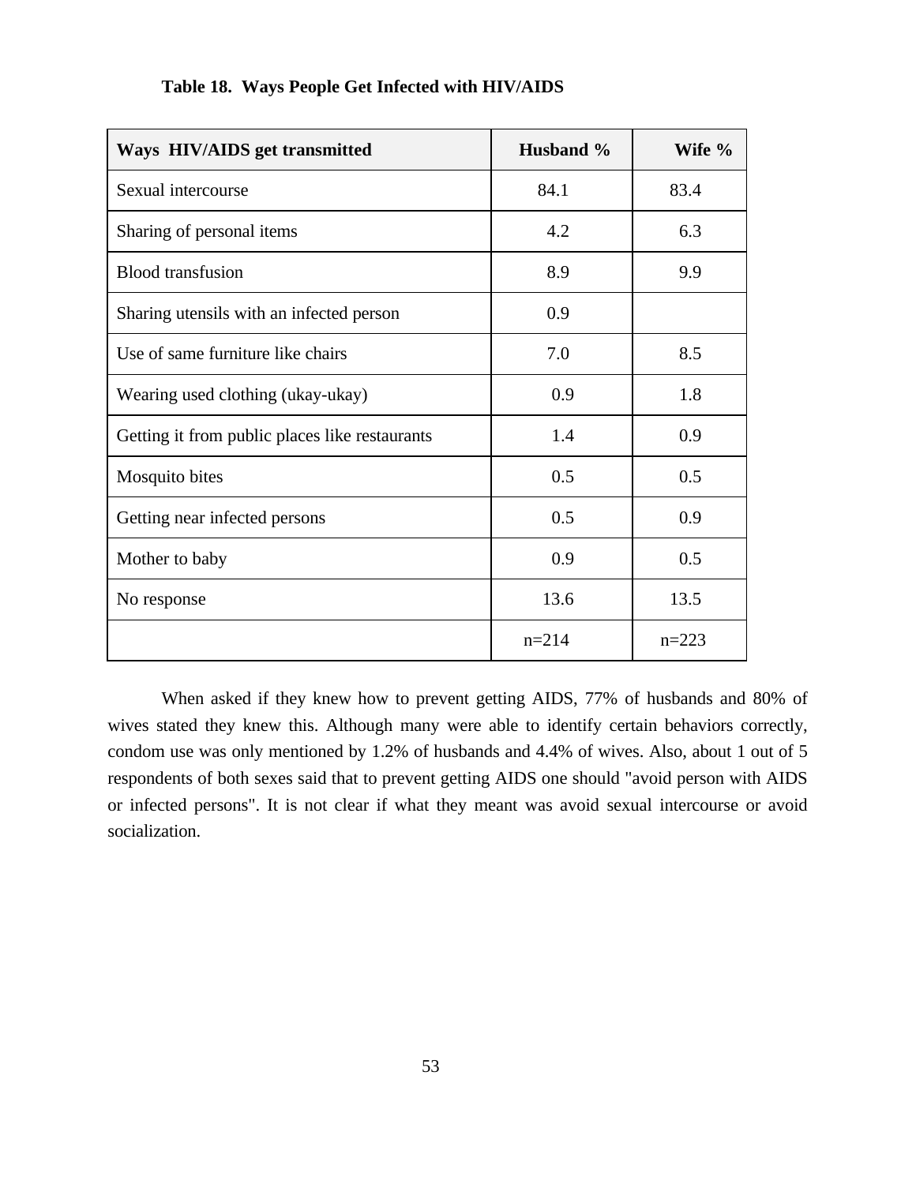**Table 18. Ways People Get Infected with HIV/AIDS**

| Ways HIV/AIDS get transmitted | Husband % | Wife % |
|---|---|---|
| Sexual intercourse | 84.1 | 83.4 |
| Sharing of personal items | 4.2 | 6.3 |
| Blood transfusion | 8.9 | 9.9 |
| Sharing utensils with an infected person | 0.9 | |
| Use of same furniture like chairs | 7.0 | 8.5 |
| Wearing used clothing (ukay-ukay) | 0.9 | 1.8 |
| Getting it from public places like restaurants | 1.4 | 0.9 |
| Mosquito bites | 0.5 | 0.5 |
| Getting near infected persons | 0.5 | 0.9 |
| Mother to baby | 0.9 | 0.5 |
| No response | 13.6 | 13.5 |
| | n=214 | n=223 |

When asked if they knew how to prevent getting AIDS, 77% of husbands and 80% of wives stated they knew this. Although many were able to identify certain behaviors correctly, condom use was only mentioned by 1.2% of husbands and 4.4% of wives. Also, about 1 out of 5 respondents of both sexes said that to prevent getting AIDS one should "avoid person with AIDS or infected persons". It is not clear if what they meant was avoid sexual intercourse or avoid socialization.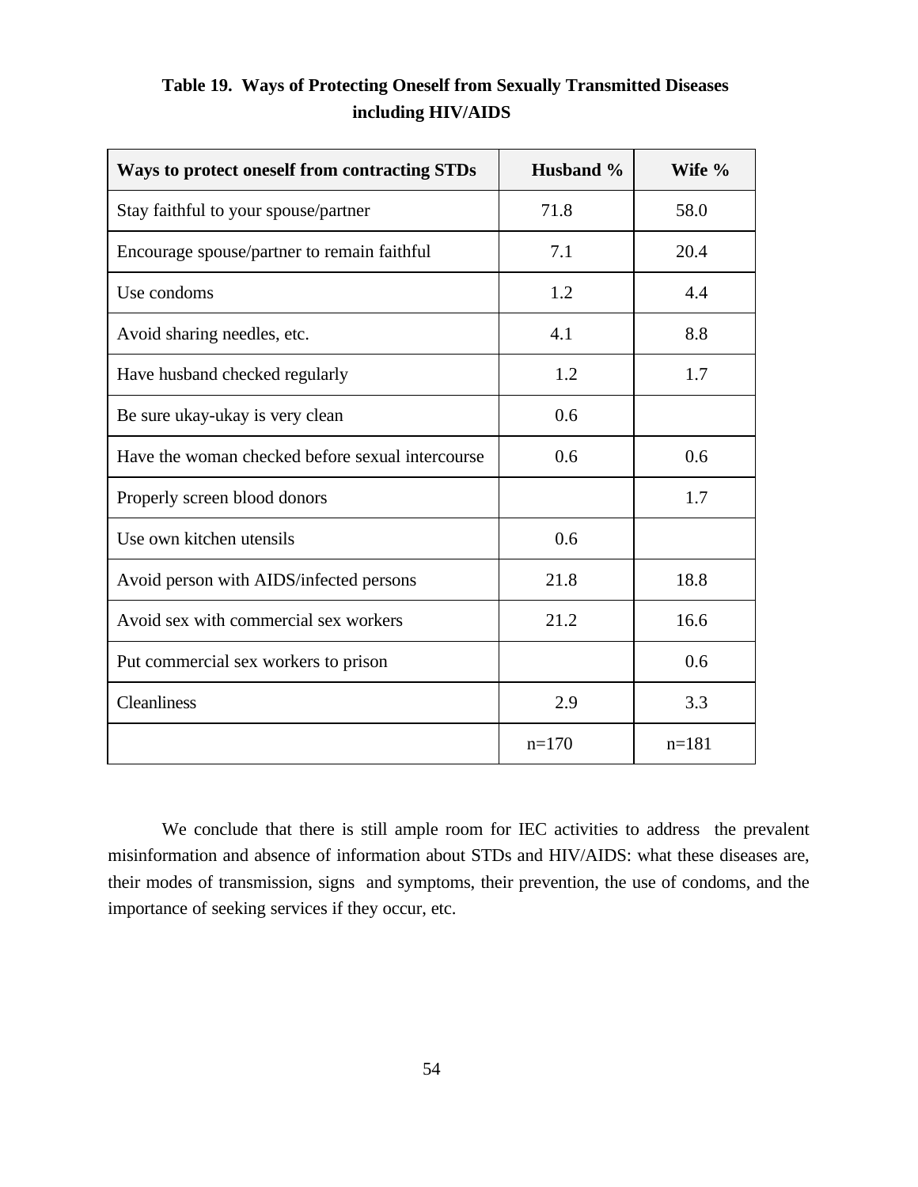**Table 19. Ways of Protecting Oneself from Sexually Transmitted Diseases including HIV/AIDS**

| Ways to protect oneself from contracting STDs | Husband % | Wife % |
|---|---|---|
| Stay faithful to your spouse/partner | 71.8 | 58.0 |
| Encourage spouse/partner to remain faithful | 7.1 | 20.4 |
| Use condoms | 1.2 | 4.4 |
| Avoid sharing needles, etc. | 4.1 | 8.8 |
| Have husband checked regularly | 1.2 | 1.7 |
| Be sure ukay-ukay is very clean | 0.6 | |
| Have the woman checked before sexual intercourse | 0.6 | 0.6 |
| Properly screen blood donors | | 1.7 |
| Use own kitchen utensils | 0.6 | |
| Avoid person with AIDS/infected persons | 21.8 | 18.8 |
| Avoid sex with commercial sex workers | 21.2 | 16.6 |
| Put commercial sex workers to prison | | 0.6 |
| Cleanliness | 2.9 | 3.3 |
| | n=170 | n=181 |

We conclude that there is still ample room for IEC activities to address the prevalent misinformation and absence of information about STDs and HIV/AIDS: what these diseases are, their modes of transmission, signs and symptoms, their prevention, the use of condoms, and the importance of seeking services if they occur, etc.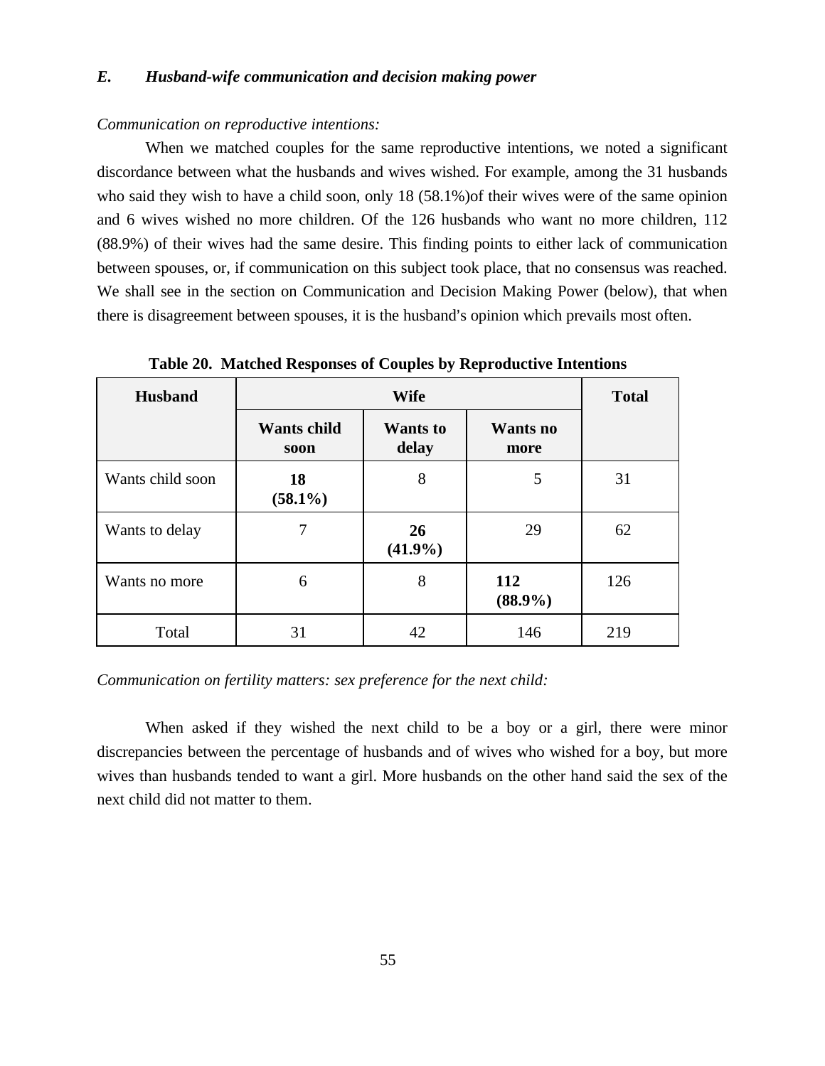### *E. Husband-wife communication and decision making power*

*Communication on reproductive intentions:*

When we matched couples for the same reproductive intentions, we noted a significant discordance between what the husbands and wives wished. For example, among the 31 husbands who said they wish to have a child soon, only 18 (58.1%)of their wives were of the same opinion and 6 wives wished no more children. Of the 126 husbands who want no more children, 112 (88.9%) of their wives had the same desire. This finding points to either lack of communication between spouses, or, if communication on this subject took place, that no consensus was reached. We shall see in the section on Communication and Decision Making Power (below), that when there is disagreement between spouses, it is the husband's opinion which prevails most often.

**Table 20. Matched Responses of Couples by Reproductive Intentions**

| Husband | Wife | | | Total |
|---|---|---|---|---|
| | **Wants child soon** | **Wants to delay** | **Wants no more** | |
| Wants child soon | **18 (58.1%)** | 8 | 5 | 31 |
| Wants to delay | 7 | **26 (41.9%)** | 29 | 62 |
| Wants no more | 6 | 8 | **112 (88.9%)** | 126 |
| Total | 31 | 42 | 146 | 219 |

*Communication on fertility matters: sex preference for the next child:*

When asked if they wished the next child to be a boy or a girl, there were minor discrepancies between the percentage of husbands and of wives who wished for a boy, but more wives than husbands tended to want a girl. More husbands on the other hand said the sex of the next child did not matter to them.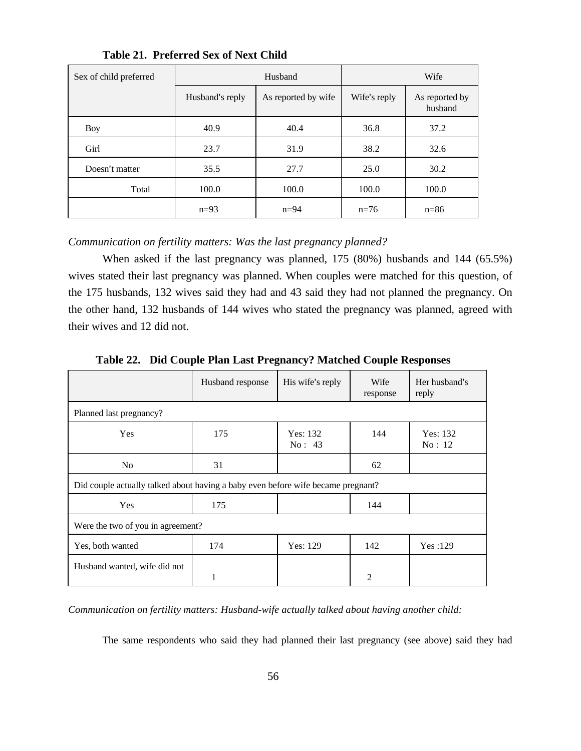**Table 21. Preferred Sex of Next Child**

| Sex of child preferred | Husband | | Wife | |
|---|---|---|---|---|
| | Husband's reply | As reported by wife | Wife's reply | As reported by husband |
| Boy | 40.9 | 40.4 | 36.8 | 37.2 |
| Girl | 23.7 | 31.9 | 38.2 | 32.6 |
| Doesn't matter | 35.5 | 27.7 | 25.0 | 30.2 |
| Total | 100.0 | 100.0 | 100.0 | 100.0 |
| | n=93 | n=94 | n=76 | n=86 |

*Communication on fertility matters: Was the last pregnancy planned?*

When asked if the last pregnancy was planned, 175 (80%) husbands and 144 (65.5%) wives stated their last pregnancy was planned. When couples were matched for this question, of the 175 husbands, 132 wives said they had and 43 said they had not planned the pregnancy. On the other hand, 132 husbands of 144 wives who stated the pregnancy was planned, agreed with their wives and 12 did not.

**Table 22. Did Couple Plan Last Pregnancy? Matched Couple Responses**

| | Husband response | His wife's reply | Wife response | Her husband's reply |
|---|---|---|---|---|
| Planned last pregnancy? | | | | |
| Yes | 175 | Yes: 132<br>No : 43 | 144 | Yes: 132<br>No : 12 |
| No | 31 | | 62 | |
| Did couple actually talked about having a baby even before wife became pregnant? | | | | |
| Yes | 175 | | 144 | |
| Were the two of you in agreement? | | | | |
| Yes, both wanted | 174 | Yes: 129 | 142 | Yes :129 |
| Husband wanted, wife did not | 1 | | 2 | |

*Communication on fertility matters: Husband-wife actually talked about having another child:*

The same respondents who said they had planned their last pregnancy (see above) said they had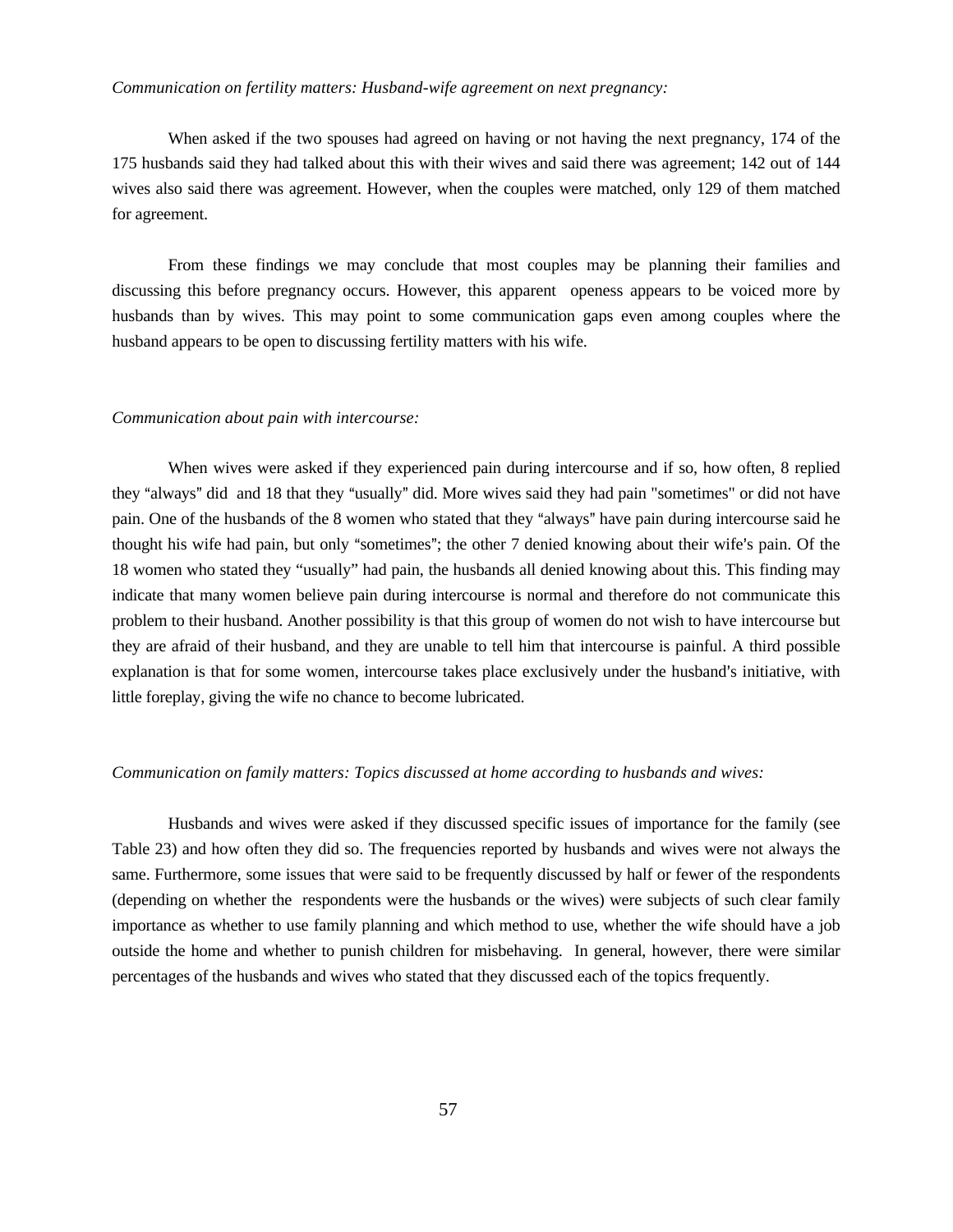*Communication on fertility matters: Husband-wife agreement on next pregnancy:*

When asked if the two spouses had agreed on having or not having the next pregnancy, 174 of the 175 husbands said they had talked about this with their wives and said there was agreement; 142 out of 144 wives also said there was agreement. However, when the couples were matched, only 129 of them matched for agreement.

From these findings we may conclude that most couples may be planning their families and discussing this before pregnancy occurs. However, this apparent openess appears to be voiced more by husbands than by wives. This may point to some communication gaps even among couples where the husband appears to be open to discussing fertility matters with his wife.

*Communication about pain with intercourse:*

When wives were asked if they experienced pain during intercourse and if so, how often, 8 replied they "always" did and 18 that they "usually" did. More wives said they had pain "sometimes" or did not have pain. One of the husbands of the 8 women who stated that they "always" have pain during intercourse said he thought his wife had pain, but only "sometimes"; the other 7 denied knowing about their wife's pain. Of the 18 women who stated they "usually" had pain, the husbands all denied knowing about this. This finding may indicate that many women believe pain during intercourse is normal and therefore do not communicate this problem to their husband. Another possibility is that this group of women do not wish to have intercourse but they are afraid of their husband, and they are unable to tell him that intercourse is painful. A third possible explanation is that for some women, intercourse takes place exclusively under the husband's initiative, with little foreplay, giving the wife no chance to become lubricated.

*Communication on family matters: Topics discussed at home according to husbands and wives:*

Husbands and wives were asked if they discussed specific issues of importance for the family (see Table 23) and how often they did so. The frequencies reported by husbands and wives were not always the same. Furthermore, some issues that were said to be frequently discussed by half or fewer of the respondents (depending on whether the respondents were the husbands or the wives) were subjects of such clear family importance as whether to use family planning and which method to use, whether the wife should have a job outside the home and whether to punish children for misbehaving. In general, however, there were similar percentages of the husbands and wives who stated that they discussed each of the topics frequently.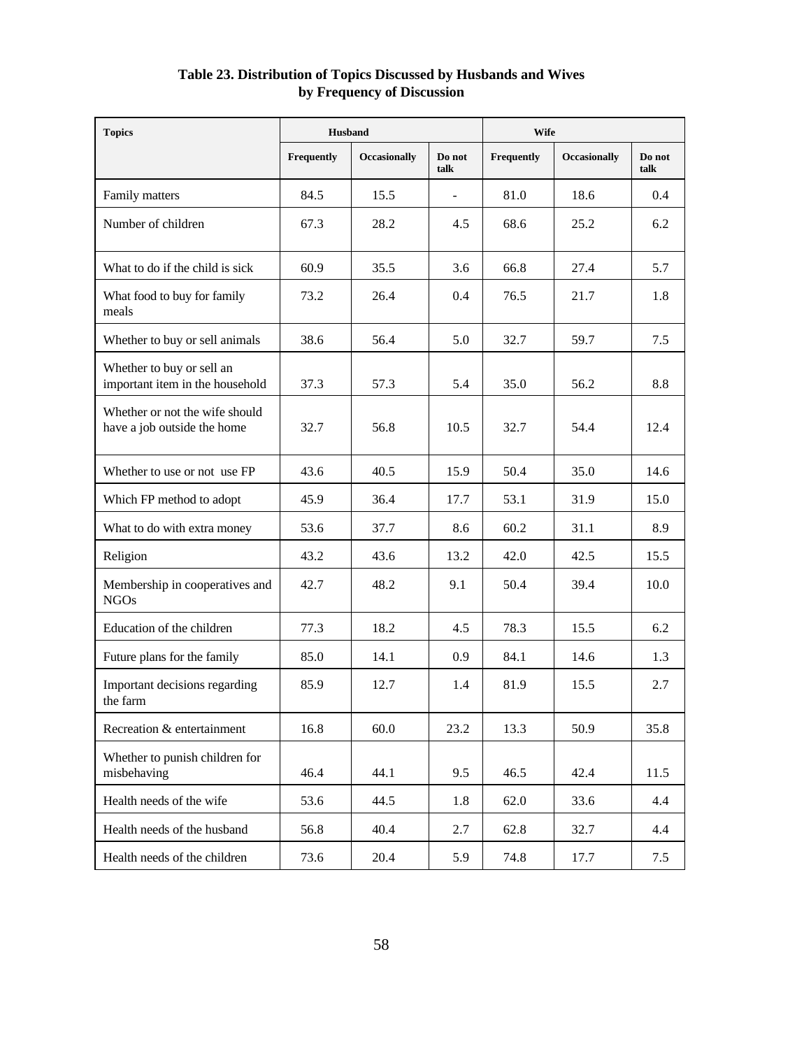**Table 23. Distribution of Topics Discussed by Husbands and Wives by Frequency of Discussion**

| Topics | Husband | | | Wife | | |
|---|---|---|---|---|---|---|
| | Frequently | Occasionally | Do not talk | Frequently | Occasionally | Do not talk |
| Family matters | 84.5 | 15.5 | - | 81.0 | 18.6 | 0.4 |
| Number of children | 67.3 | 28.2 | 4.5 | 68.6 | 25.2 | 6.2 |
| What to do if the child is sick | 60.9 | 35.5 | 3.6 | 66.8 | 27.4 | 5.7 |
| What food to buy for family meals | 73.2 | 26.4 | 0.4 | 76.5 | 21.7 | 1.8 |
| Whether to buy or sell animals | 38.6 | 56.4 | 5.0 | 32.7 | 59.7 | 7.5 |
| Whether to buy or sell an important item in the household | 37.3 | 57.3 | 5.4 | 35.0 | 56.2 | 8.8 |
| Whether or not the wife should have a job outside the home | 32.7 | 56.8 | 10.5 | 32.7 | 54.4 | 12.4 |
| Whether to use or not use FP | 43.6 | 40.5 | 15.9 | 50.4 | 35.0 | 14.6 |
| Which FP method to adopt | 45.9 | 36.4 | 17.7 | 53.1 | 31.9 | 15.0 |
| What to do with extra money | 53.6 | 37.7 | 8.6 | 60.2 | 31.1 | 8.9 |
| Religion | 43.2 | 43.6 | 13.2 | 42.0 | 42.5 | 15.5 |
| Membership in cooperatives and NGOs | 42.7 | 48.2 | 9.1 | 50.4 | 39.4 | 10.0 |
| Education of the children | 77.3 | 18.2 | 4.5 | 78.3 | 15.5 | 6.2 |
| Future plans for the family | 85.0 | 14.1 | 0.9 | 84.1 | 14.6 | 1.3 |
| Important decisions regarding the farm | 85.9 | 12.7 | 1.4 | 81.9 | 15.5 | 2.7 |
| Recreation & entertainment | 16.8 | 60.0 | 23.2 | 13.3 | 50.9 | 35.8 |
| Whether to punish children for misbehaving | 46.4 | 44.1 | 9.5 | 46.5 | 42.4 | 11.5 |
| Health needs of the wife | 53.6 | 44.5 | 1.8 | 62.0 | 33.6 | 4.4 |
| Health needs of the husband | 56.8 | 40.4 | 2.7 | 62.8 | 32.7 | 4.4 |
| Health needs of the children | 73.6 | 20.4 | 5.9 | 74.8 | 17.7 | 7.5 |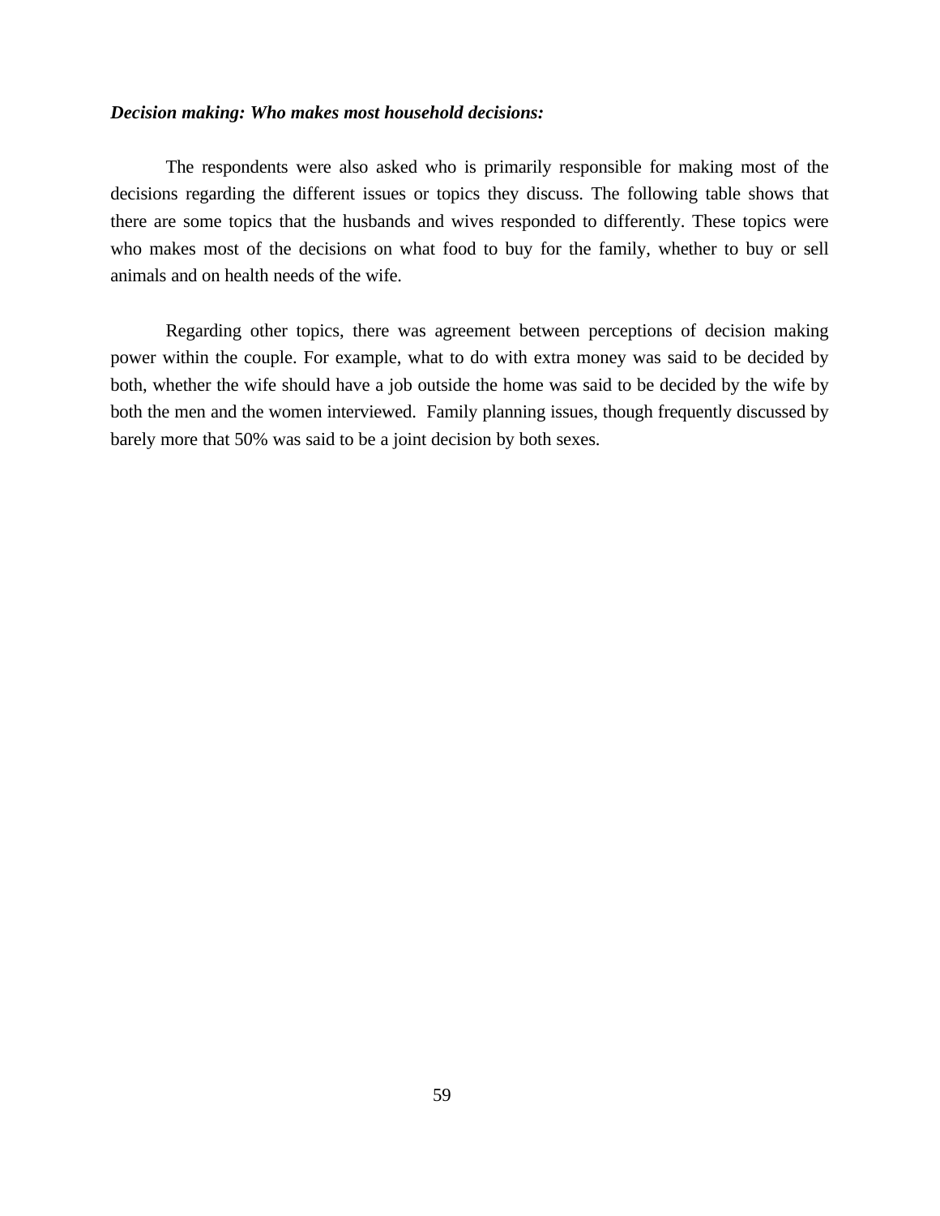***Decision making: Who makes most household decisions:***

The respondents were also asked who is primarily responsible for making most of the decisions regarding the different issues or topics they discuss. The following table shows that there are some topics that the husbands and wives responded to differently. These topics were who makes most of the decisions on what food to buy for the family, whether to buy or sell animals and on health needs of the wife.

Regarding other topics, there was agreement between perceptions of decision making power within the couple. For example, what to do with extra money was said to be decided by both, whether the wife should have a job outside the home was said to be decided by the wife by both the men and the women interviewed. Family planning issues, though frequently discussed by barely more that 50% was said to be a joint decision by both sexes.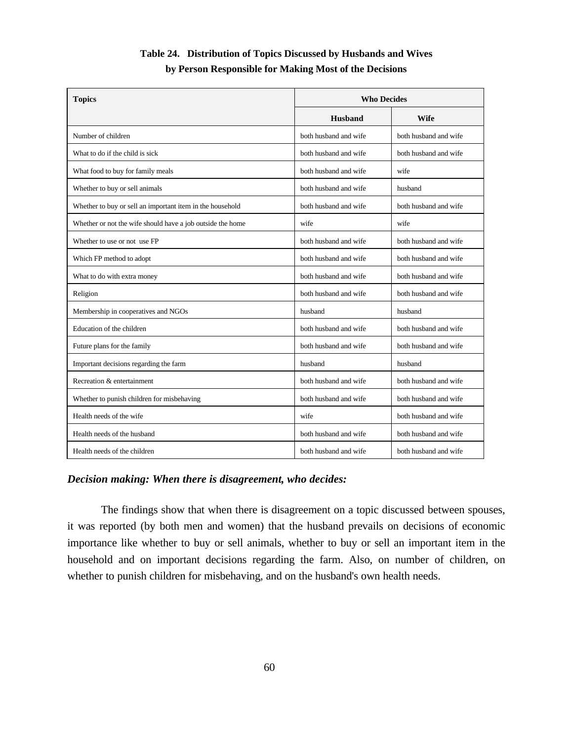**Table 24. Distribution of Topics Discussed by Husbands and Wives by Person Responsible for Making Most of the Decisions**

| Topics | Who Decides | |
|---|---|---|
| | Husband | Wife |
| Number of children | both husband and wife | both husband and wife |
| What to do if the child is sick | both husband and wife | both husband and wife |
| What food to buy for family meals | both husband and wife | wife |
| Whether to buy or sell animals | both husband and wife | husband |
| Whether to buy or sell an important item in the household | both husband and wife | both husband and wife |
| Whether or not the wife should have a job outside the home | wife | wife |
| Whether to use or not use FP | both husband and wife | both husband and wife |
| Which FP method to adopt | both husband and wife | both husband and wife |
| What to do with extra money | both husband and wife | both husband and wife |
| Religion | both husband and wife | both husband and wife |
| Membership in cooperatives and NGOs | husband | husband |
| Education of the children | both husband and wife | both husband and wife |
| Future plans for the family | both husband and wife | both husband and wife |
| Important decisions regarding the farm | husband | husband |
| Recreation & entertainment | both husband and wife | both husband and wife |
| Whether to punish children for misbehaving | both husband and wife | both husband and wife |
| Health needs of the wife | wife | both husband and wife |
| Health needs of the husband | both husband and wife | both husband and wife |
| Health needs of the children | both husband and wife | both husband and wife |

### *Decision making: When there is disagreement, who decides:*

The findings show that when there is disagreement on a topic discussed between spouses, it was reported (by both men and women) that the husband prevails on decisions of economic importance like whether to buy or sell animals, whether to buy or sell an important item in the household and on important decisions regarding the farm. Also, on number of children, on whether to punish children for misbehaving, and on the husband's own health needs.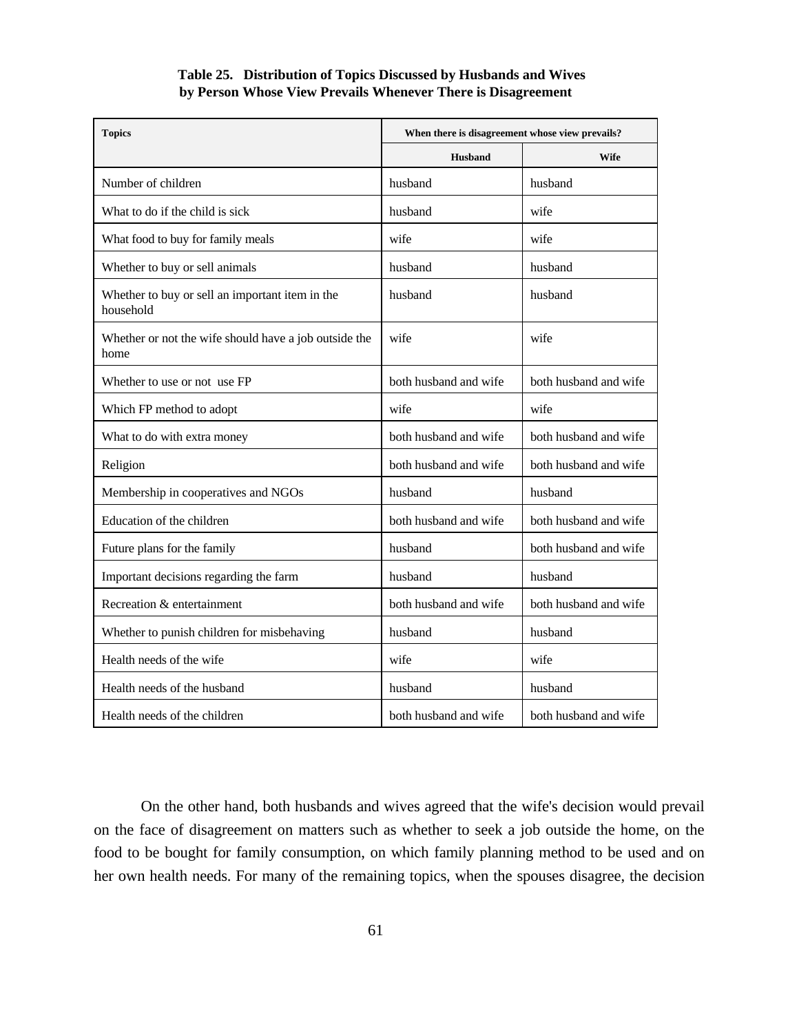**Table 25. Distribution of Topics Discussed by Husbands and Wives by Person Whose View Prevails Whenever There is Disagreement**

| Topics | When there is disagreement whose view prevails? | |
|---|---|---|
| | **Husband** | **Wife** |
| Number of children | husband | husband |
| What to do if the child is sick | husband | wife |
| What food to buy for family meals | wife | wife |
| Whether to buy or sell animals | husband | husband |
| Whether to buy or sell an important item in the household | husband | husband |
| Whether or not the wife should have a job outside the home | wife | wife |
| Whether to use or not use FP | both husband and wife | both husband and wife |
| Which FP method to adopt | wife | wife |
| What to do with extra money | both husband and wife | both husband and wife |
| Religion | both husband and wife | both husband and wife |
| Membership in cooperatives and NGOs | husband | husband |
| Education of the children | both husband and wife | both husband and wife |
| Future plans for the family | husband | both husband and wife |
| Important decisions regarding the farm | husband | husband |
| Recreation & entertainment | both husband and wife | both husband and wife |
| Whether to punish children for misbehaving | husband | husband |
| Health needs of the wife | wife | wife |
| Health needs of the husband | husband | husband |
| Health needs of the children | both husband and wife | both husband and wife |

On the other hand, both husbands and wives agreed that the wife's decision would prevail on the face of disagreement on matters such as whether to seek a job outside the home, on the food to be bought for family consumption, on which family planning method to be used and on her own health needs. For many of the remaining topics, when the spouses disagree, the decision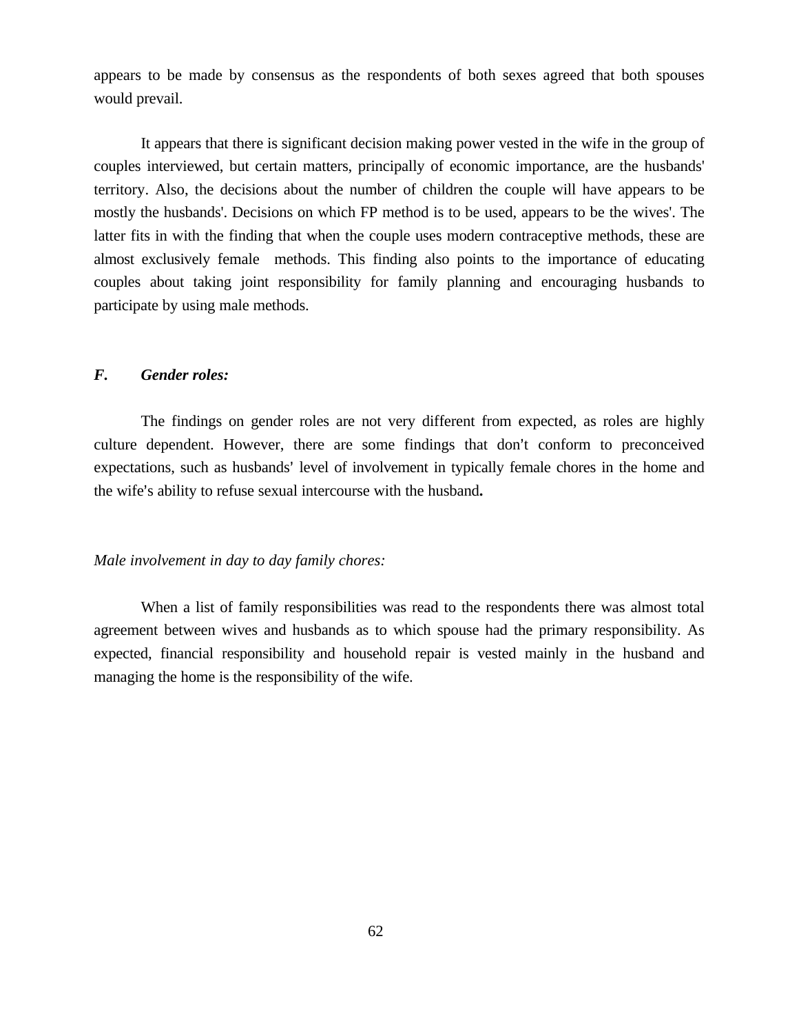appears to be made by consensus as the respondents of both sexes agreed that both spouses would prevail.

It appears that there is significant decision making power vested in the wife in the group of couples interviewed, but certain matters, principally of economic importance, are the husbands' territory. Also, the decisions about the number of children the couple will have appears to be mostly the husbands'. Decisions on which FP method is to be used, appears to be the wives'. The latter fits in with the finding that when the couple uses modern contraceptive methods, these are almost exclusively female methods. This finding also points to the importance of educating couples about taking joint responsibility for family planning and encouraging husbands to participate by using male methods.

### *F. Gender roles:*

The findings on gender roles are not very different from expected, as roles are highly culture dependent. However, there are some findings that don't conform to preconceived expectations, such as husbands' level of involvement in typically female chores in the home and the wife's ability to refuse sexual intercourse with the husband.

*Male involvement in day to day family chores:*

When a list of family responsibilities was read to the respondents there was almost total agreement between wives and husbands as to which spouse had the primary responsibility. As expected, financial responsibility and household repair is vested mainly in the husband and managing the home is the responsibility of the wife.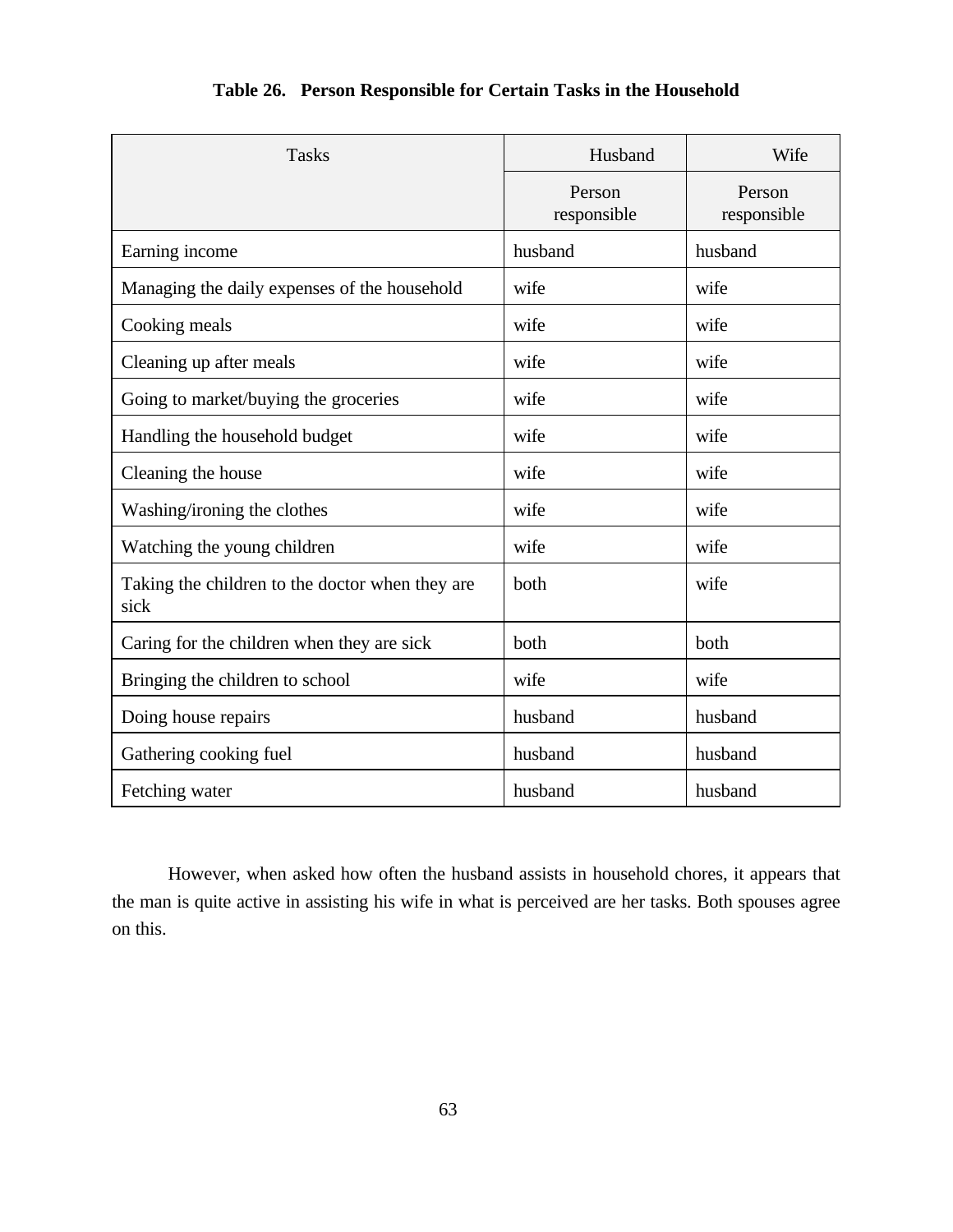**Table 26. Person Responsible for Certain Tasks in the Household**

| Tasks | Husband | Wife |
|---|---|---|
| | Person responsible | Person responsible |
| Earning income | husband | husband |
| Managing the daily expenses of the household | wife | wife |
| Cooking meals | wife | wife |
| Cleaning up after meals | wife | wife |
| Going to market/buying the groceries | wife | wife |
| Handling the household budget | wife | wife |
| Cleaning the house | wife | wife |
| Washing/ironing the clothes | wife | wife |
| Watching the young children | wife | wife |
| Taking the children to the doctor when they are sick | both | wife |
| Caring for the children when they are sick | both | both |
| Bringing the children to school | wife | wife |
| Doing house repairs | husband | husband |
| Gathering cooking fuel | husband | husband |
| Fetching water | husband | husband |

However, when asked how often the husband assists in household chores, it appears that the man is quite active in assisting his wife in what is perceived are her tasks. Both spouses agree on this.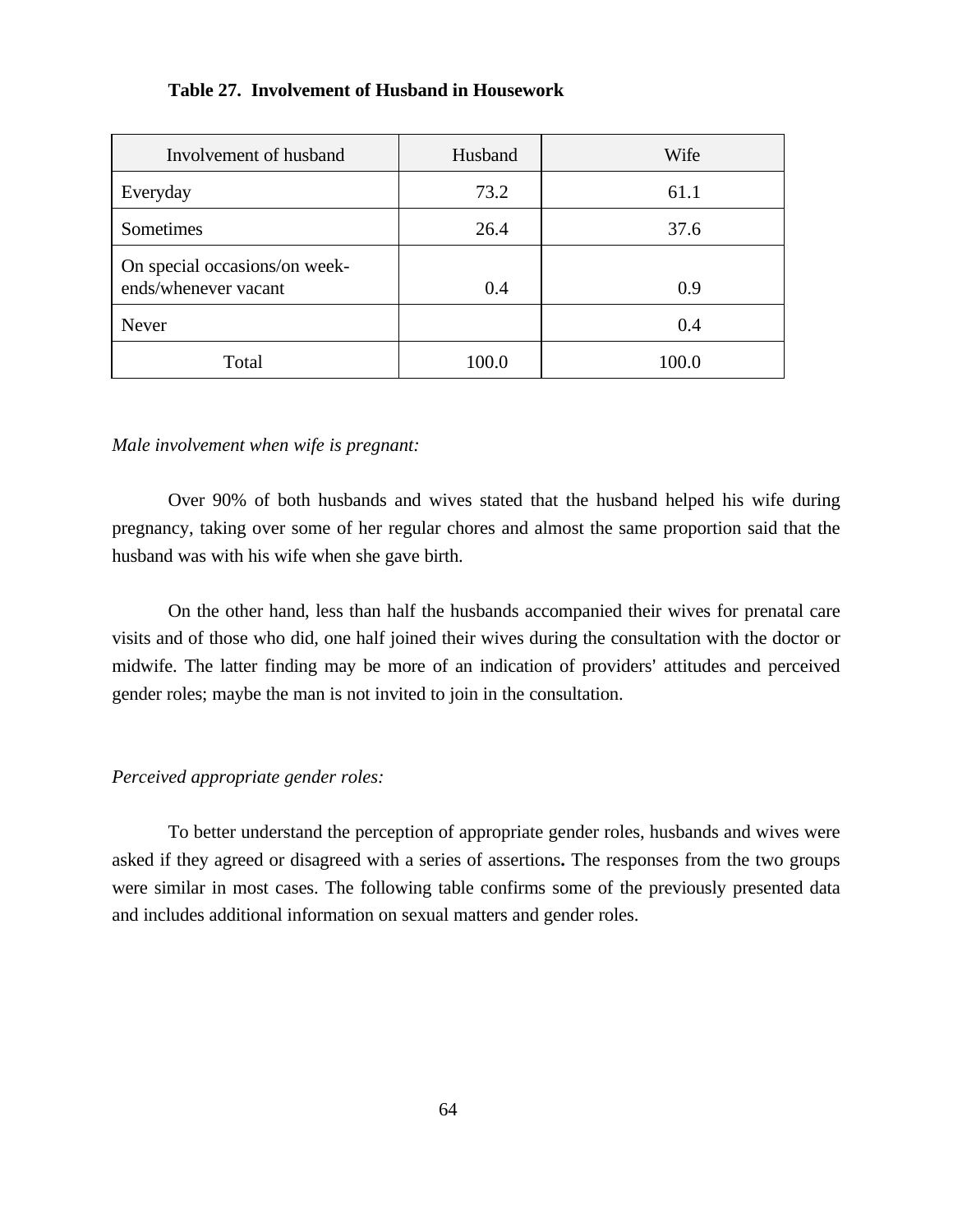**Table 27. Involvement of Husband in Housework**

| Involvement of husband | Husband | Wife |
|---|---|---|
| Everyday | 73.2 | 61.1 |
| Sometimes | 26.4 | 37.6 |
| On special occasions/on week-ends/whenever vacant | 0.4 | 0.9 |
| Never | | 0.4 |
| Total | 100.0 | 100.0 |

*Male involvement when wife is pregnant:*

Over 90% of both husbands and wives stated that the husband helped his wife during pregnancy, taking over some of her regular chores and almost the same proportion said that the husband was with his wife when she gave birth.

On the other hand, less than half the husbands accompanied their wives for prenatal care visits and of those who did, one half joined their wives during the consultation with the doctor or midwife. The latter finding may be more of an indication of providers' attitudes and perceived gender roles; maybe the man is not invited to join in the consultation.

*Perceived appropriate gender roles:*

To better understand the perception of appropriate gender roles, husbands and wives were asked if they agreed or disagreed with a series of assertions**.** The responses from the two groups were similar in most cases. The following table confirms some of the previously presented data and includes additional information on sexual matters and gender roles.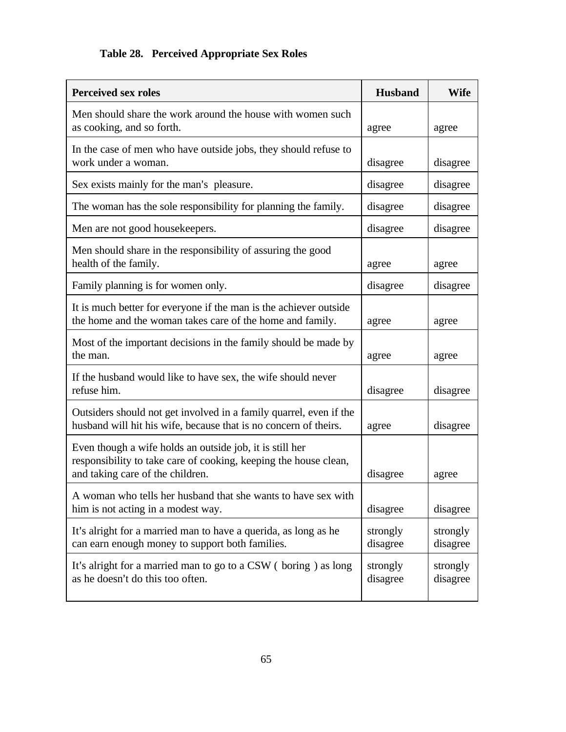**Table 28. Perceived Appropriate Sex Roles**

| Perceived sex roles | Husband | Wife |
|---|---|---|
| Men should share the work around the house with women such as cooking, and so forth. | agree | agree |
| In the case of men who have outside jobs, they should refuse to work under a woman. | disagree | disagree |
| Sex exists mainly for the man's pleasure. | disagree | disagree |
| The woman has the sole responsibility for planning the family. | disagree | disagree |
| Men are not good housekeepers. | disagree | disagree |
| Men should share in the responsibility of assuring the good health of the family. | agree | agree |
| Family planning is for women only. | disagree | disagree |
| It is much better for everyone if the man is the achiever outside the home and the woman takes care of the home and family. | agree | agree |
| Most of the important decisions in the family should be made by the man. | agree | agree |
| If the husband would like to have sex, the wife should never refuse him. | disagree | disagree |
| Outsiders should not get involved in a family quarrel, even if the husband will hit his wife, because that is no concern of theirs. | agree | disagree |
| Even though a wife holds an outside job, it is still her responsibility to take care of cooking, keeping the house clean, and taking care of the children. | disagree | agree |
| A woman who tells her husband that she wants to have sex with him is not acting in a modest way. | disagree | disagree |
| It's alright for a married man to have a querida, as long as he can earn enough money to support both families. | strongly disagree | strongly disagree |
| It's alright for a married man to go to a CSW ( boring ) as long as he doesn't do this too often. | strongly disagree | strongly disagree |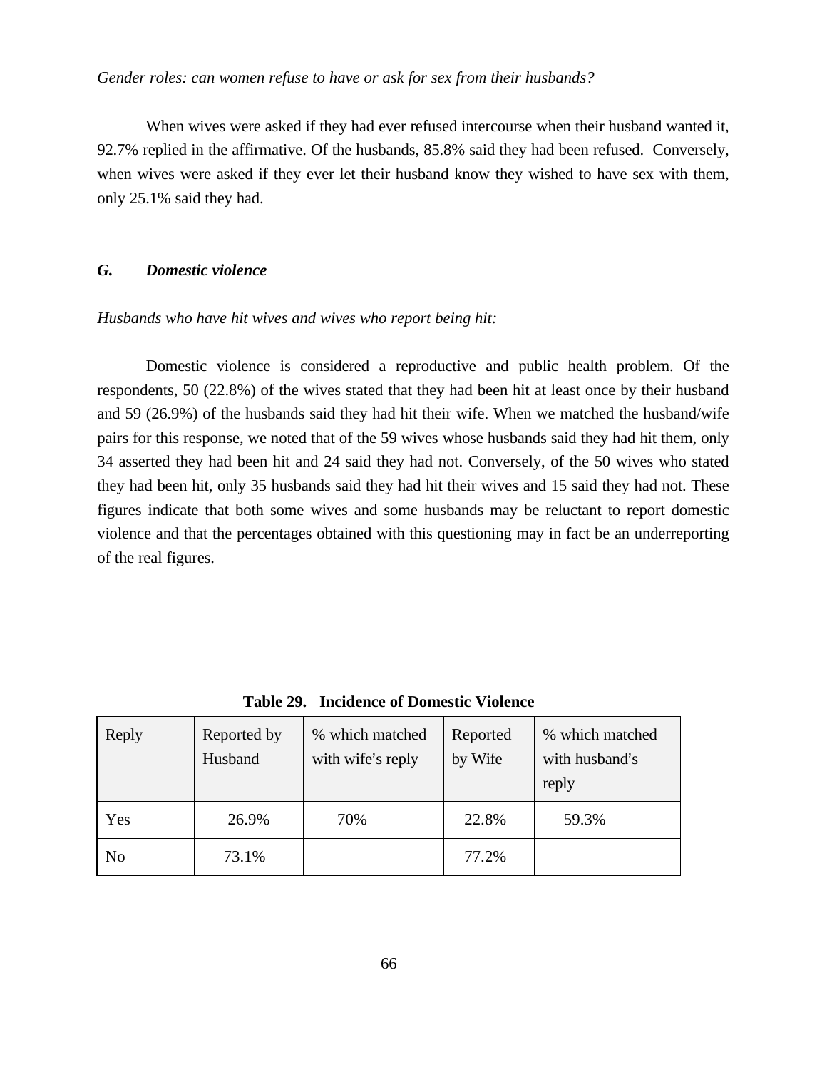*Gender roles: can women refuse to have or ask for sex from their husbands?*

When wives were asked if they had ever refused intercourse when their husband wanted it, 92.7% replied in the affirmative. Of the husbands, 85.8% said they had been refused. Conversely, when wives were asked if they ever let their husband know they wished to have sex with them, only 25.1% said they had.

### *G. Domestic violence*

*Husbands who have hit wives and wives who report being hit:*

Domestic violence is considered a reproductive and public health problem. Of the respondents, 50 (22.8%) of the wives stated that they had been hit at least once by their husband and 59 (26.9%) of the husbands said they had hit their wife. When we matched the husband/wife pairs for this response, we noted that of the 59 wives whose husbands said they had hit them, only 34 asserted they had been hit and 24 said they had not. Conversely, of the 50 wives who stated they had been hit, only 35 husbands said they had hit their wives and 15 said they had not. These figures indicate that both some wives and some husbands may be reluctant to report domestic violence and that the percentages obtained with this questioning may in fact be an underreporting of the real figures.

**Table 29. Incidence of Domestic Violence**

| Reply | Reported by Husband | % which matched with wife's reply | Reported by Wife | % which matched with husband's reply |
|---|---|---|---|---|
| Yes | 26.9% | 70% | 22.8% | 59.3% |
| No | 73.1% | | 77.2% | |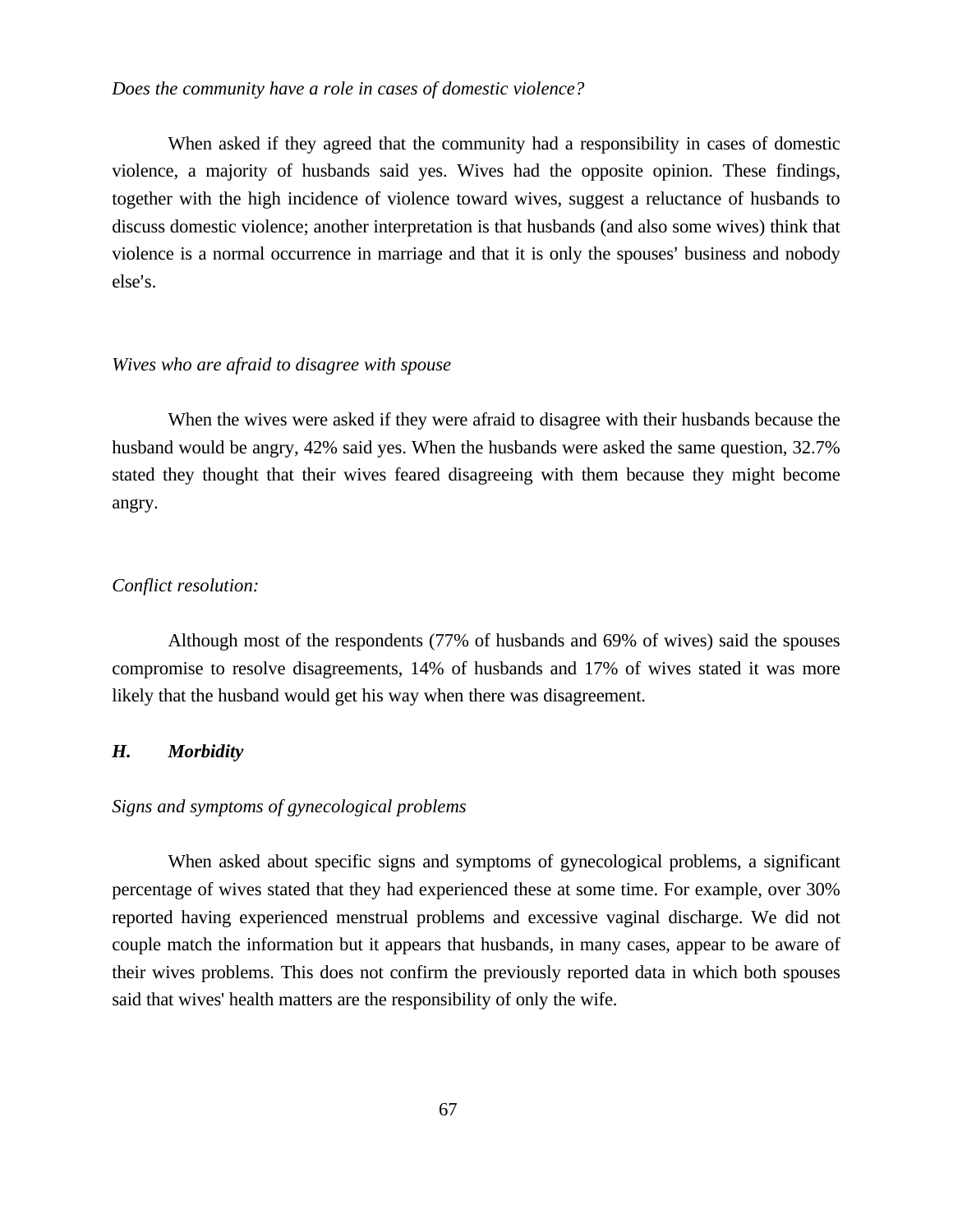*Does the community have a role in cases of domestic violence?*

When asked if they agreed that the community had a responsibility in cases of domestic violence, a majority of husbands said yes. Wives had the opposite opinion. These findings, together with the high incidence of violence toward wives, suggest a reluctance of husbands to discuss domestic violence; another interpretation is that husbands (and also some wives) think that violence is a normal occurrence in marriage and that it is only the spouses' business and nobody else's.

*Wives who are afraid to disagree with spouse*

When the wives were asked if they were afraid to disagree with their husbands because the husband would be angry, 42% said yes. When the husbands were asked the same question, 32.7% stated they thought that their wives feared disagreeing with them because they might become angry.

*Conflict resolution:*

Although most of the respondents (77% of husbands and 69% of wives) said the spouses compromise to resolve disagreements, 14% of husbands and 17% of wives stated it was more likely that the husband would get his way when there was disagreement.

### *H. Morbidity*

*Signs and symptoms of gynecological problems*

When asked about specific signs and symptoms of gynecological problems, a significant percentage of wives stated that they had experienced these at some time. For example, over 30% reported having experienced menstrual problems and excessive vaginal discharge. We did not couple match the information but it appears that husbands, in many cases, appear to be aware of their wives problems. This does not confirm the previously reported data in which both spouses said that wives' health matters are the responsibility of only the wife.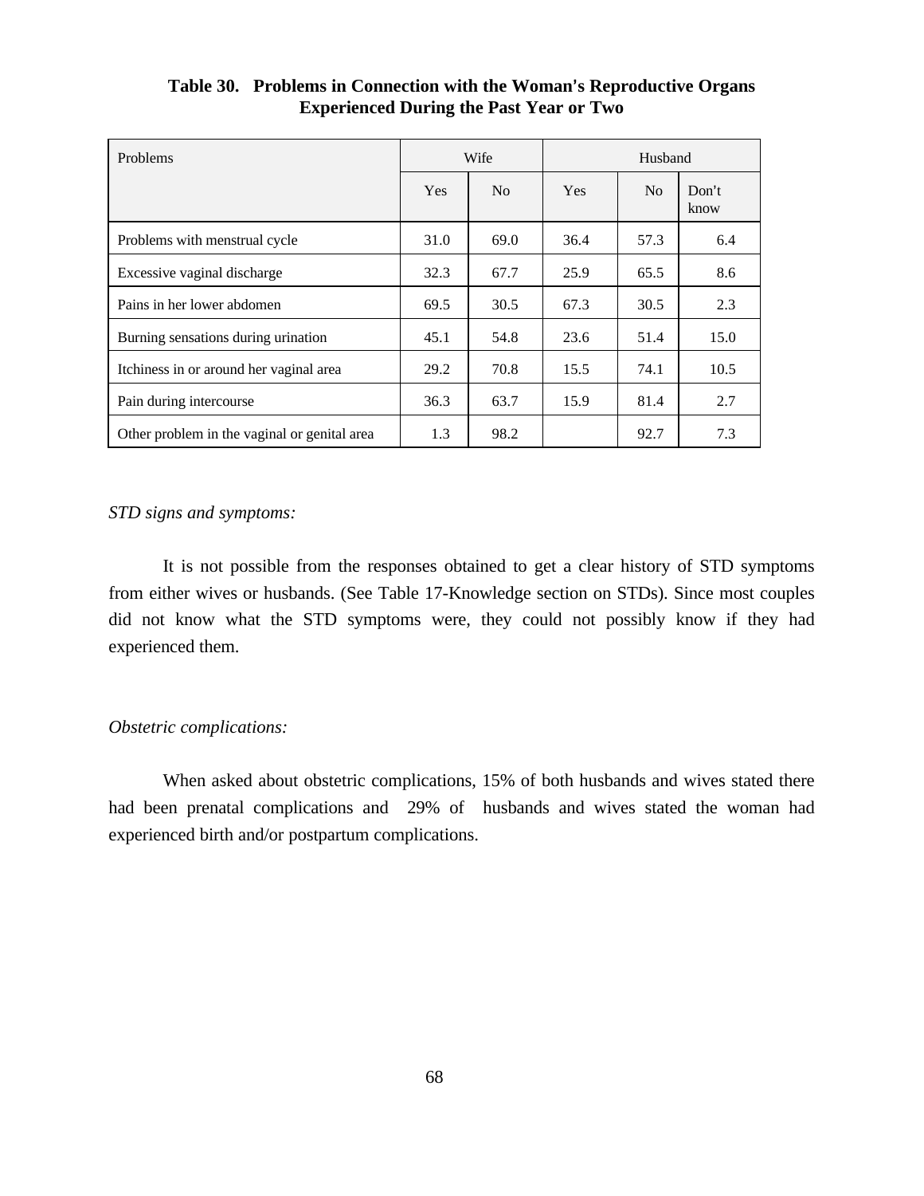**Table 30. Problems in Connection with the Woman's Reproductive Organs Experienced During the Past Year or Two**

| Problems | Wife | | Husband | | |
|---|---|---|---|---|---|
| | Yes | No | Yes | No | Don't know |
| Problems with menstrual cycle | 31.0 | 69.0 | 36.4 | 57.3 | 6.4 |
| Excessive vaginal discharge | 32.3 | 67.7 | 25.9 | 65.5 | 8.6 |
| Pains in her lower abdomen | 69.5 | 30.5 | 67.3 | 30.5 | 2.3 |
| Burning sensations during urination | 45.1 | 54.8 | 23.6 | 51.4 | 15.0 |
| Itchiness in or around her vaginal area | 29.2 | 70.8 | 15.5 | 74.1 | 10.5 |
| Pain during intercourse | 36.3 | 63.7 | 15.9 | 81.4 | 2.7 |
| Other problem in the vaginal or genital area | 1.3 | 98.2 | | 92.7 | 7.3 |

*STD signs and symptoms:*

It is not possible from the responses obtained to get a clear history of STD symptoms from either wives or husbands. (See Table 17-Knowledge section on STDs). Since most couples did not know what the STD symptoms were, they could not possibly know if they had experienced them.

*Obstetric complications:*

When asked about obstetric complications, 15% of both husbands and wives stated there had been prenatal complications and 29% of husbands and wives stated the woman had experienced birth and/or postpartum complications.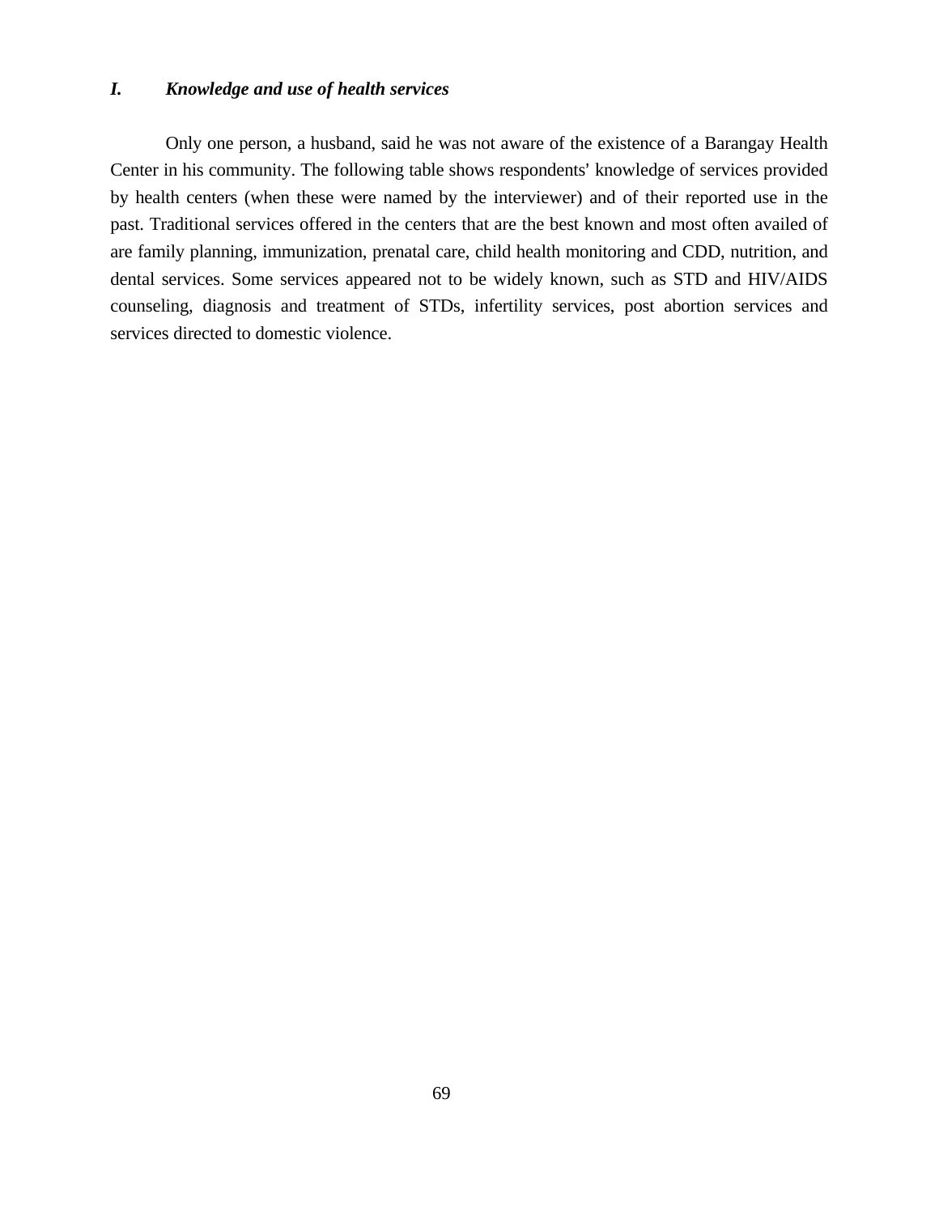### *I. Knowledge and use of health services*

Only one person, a husband, said he was not aware of the existence of a Barangay Health Center in his community. The following table shows respondents' knowledge of services provided by health centers (when these were named by the interviewer) and of their reported use in the past. Traditional services offered in the centers that are the best known and most often availed of are family planning, immunization, prenatal care, child health monitoring and CDD, nutrition, and dental services. Some services appeared not to be widely known, such as STD and HIV/AIDS counseling, diagnosis and treatment of STDs, infertility services, post abortion services and services directed to domestic violence.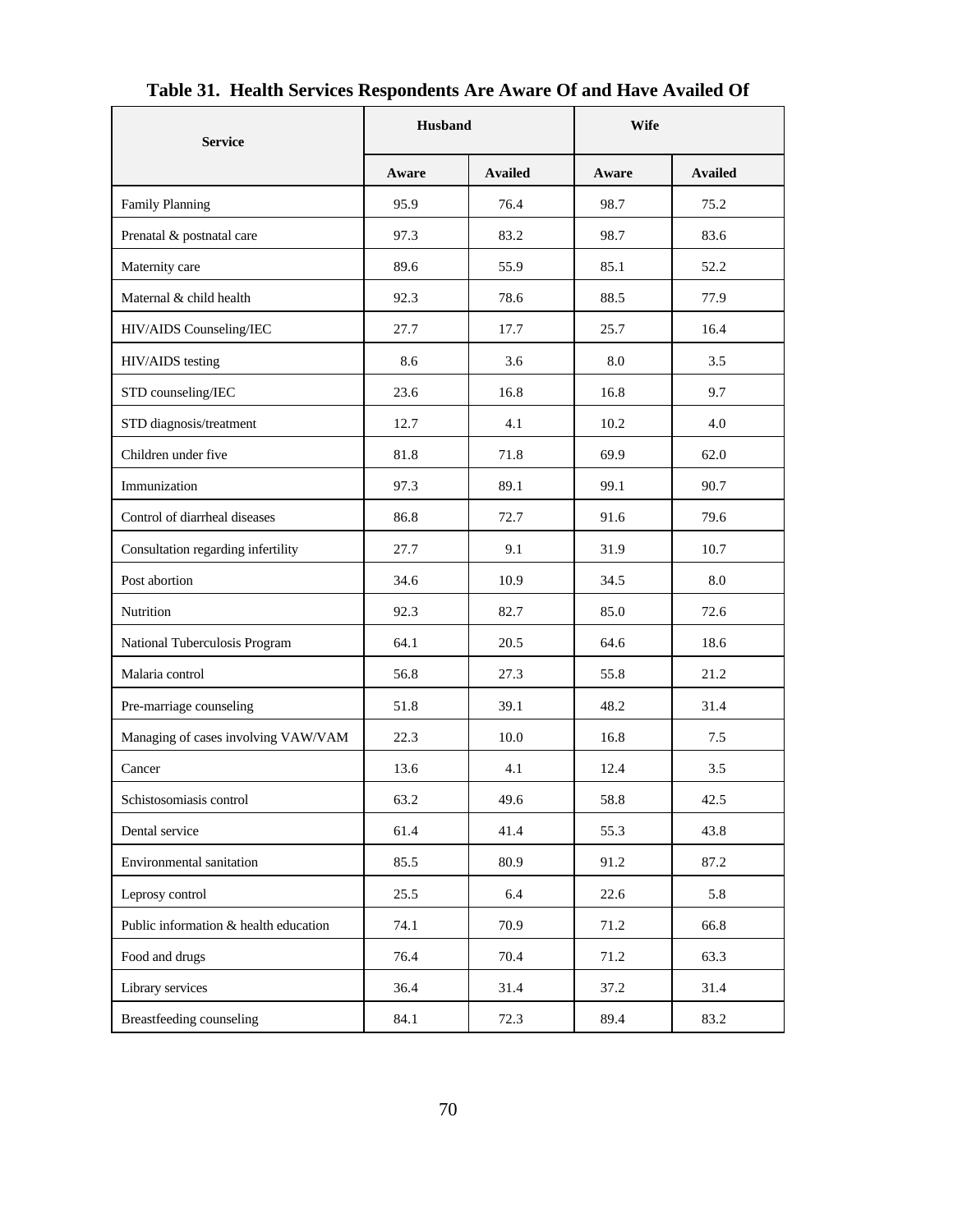**Table 31. Health Services Respondents Are Aware Of and Have Availed Of**

| Service | Husband | | Wife | |
|---|---|---|---|---|
| | Aware | Availed | Aware | Availed |
| Family Planning | 95.9 | 76.4 | 98.7 | 75.2 |
| Prenatal & postnatal care | 97.3 | 83.2 | 98.7 | 83.6 |
| Maternity care | 89.6 | 55.9 | 85.1 | 52.2 |
| Maternal & child health | 92.3 | 78.6 | 88.5 | 77.9 |
| HIV/AIDS Counseling/IEC | 27.7 | 17.7 | 25.7 | 16.4 |
| HIV/AIDS testing | 8.6 | 3.6 | 8.0 | 3.5 |
| STD counseling/IEC | 23.6 | 16.8 | 16.8 | 9.7 |
| STD diagnosis/treatment | 12.7 | 4.1 | 10.2 | 4.0 |
| Children under five | 81.8 | 71.8 | 69.9 | 62.0 |
| Immunization | 97.3 | 89.1 | 99.1 | 90.7 |
| Control of diarrheal diseases | 86.8 | 72.7 | 91.6 | 79.6 |
| Consultation regarding infertility | 27.7 | 9.1 | 31.9 | 10.7 |
| Post abortion | 34.6 | 10.9 | 34.5 | 8.0 |
| Nutrition | 92.3 | 82.7 | 85.0 | 72.6 |
| National Tuberculosis Program | 64.1 | 20.5 | 64.6 | 18.6 |
| Malaria control | 56.8 | 27.3 | 55.8 | 21.2 |
| Pre-marriage counseling | 51.8 | 39.1 | 48.2 | 31.4 |
| Managing of cases involving VAW/VAM | 22.3 | 10.0 | 16.8 | 7.5 |
| Cancer | 13.6 | 4.1 | 12.4 | 3.5 |
| Schistosomiasis control | 63.2 | 49.6 | 58.8 | 42.5 |
| Dental service | 61.4 | 41.4 | 55.3 | 43.8 |
| Environmental sanitation | 85.5 | 80.9 | 91.2 | 87.2 |
| Leprosy control | 25.5 | 6.4 | 22.6 | 5.8 |
| Public information & health education | 74.1 | 70.9 | 71.2 | 66.8 |
| Food and drugs | 76.4 | 70.4 | 71.2 | 63.3 |
| Library services | 36.4 | 31.4 | 37.2 | 31.4 |
| Breastfeeding counseling | 84.1 | 72.3 | 89.4 | 83.2 |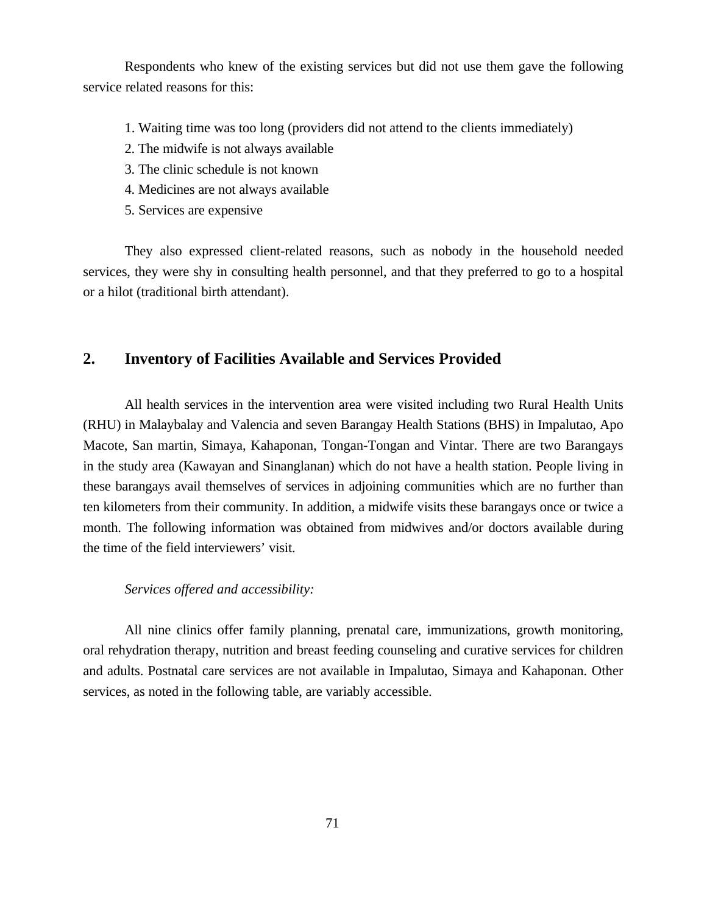Respondents who knew of the existing services but did not use them gave the following service related reasons for this:

1. Waiting time was too long (providers did not attend to the clients immediately)
2. The midwife is not always available
3. The clinic schedule is not known
4. Medicines are not always available
5. Services are expensive

They also expressed client-related reasons, such as nobody in the household needed services, they were shy in consulting health personnel, and that they preferred to go to a hospital or a hilot (traditional birth attendant).

## 2. Inventory of Facilities Available and Services Provided

All health services in the intervention area were visited including two Rural Health Units (RHU) in Malaybalay and Valencia and seven Barangay Health Stations (BHS) in Impalutao, Apo Macote, San martin, Simaya, Kahaponan, Tongan-Tongan and Vintar. There are two Barangays in the study area (Kawayan and Sinanglanan) which do not have a health station. People living in these barangays avail themselves of services in adjoining communities which are no further than ten kilometers from their community. In addition, a midwife visits these barangays once or twice a month. The following information was obtained from midwives and/or doctors available during the time of the field interviewers' visit.

*Services offered and accessibility:*

All nine clinics offer family planning, prenatal care, immunizations, growth monitoring, oral rehydration therapy, nutrition and breast feeding counseling and curative services for children and adults. Postnatal care services are not available in Impalutao, Simaya and Kahaponan. Other services, as noted in the following table, are variably accessible.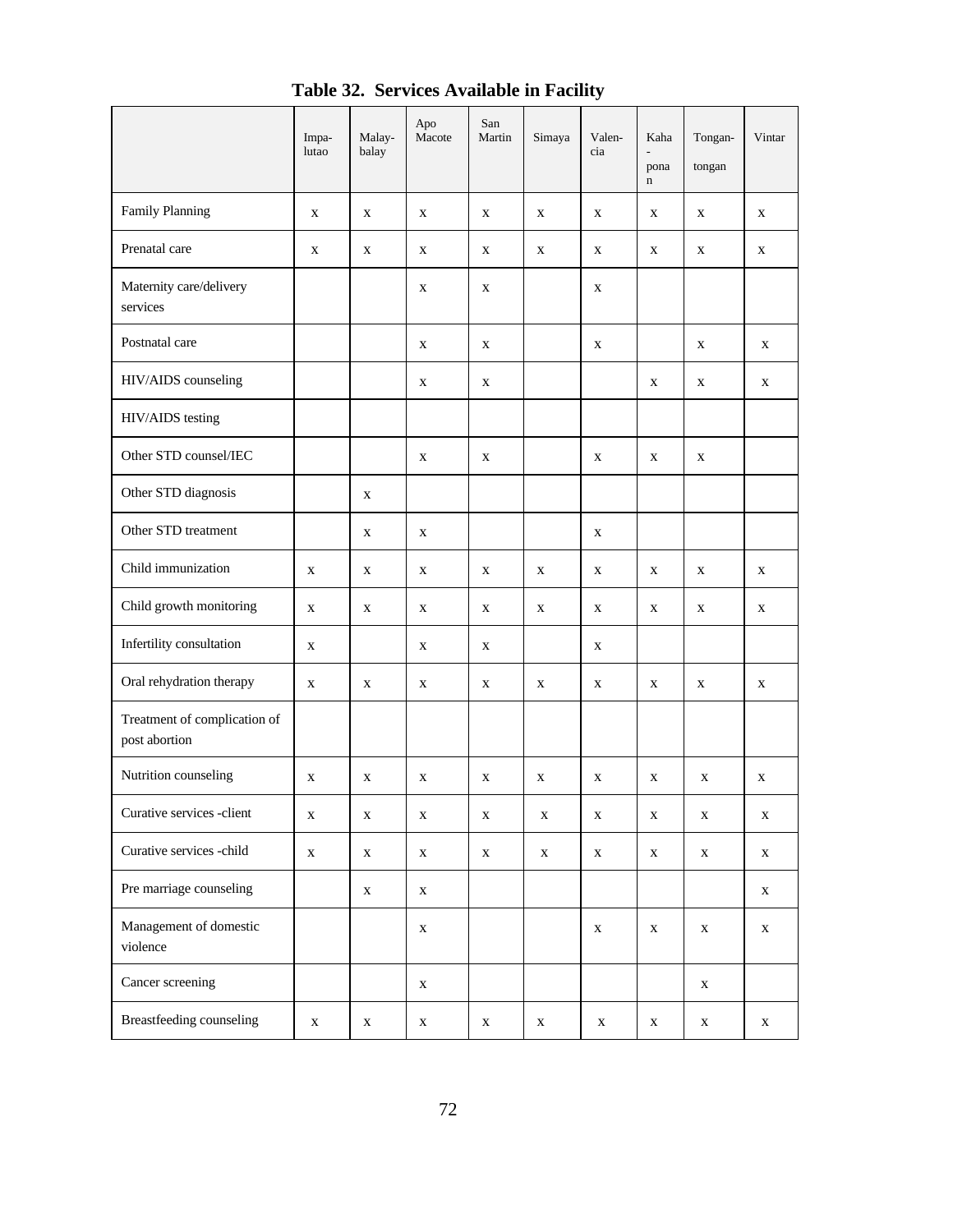# Table 32. Services Available in Facility

| | Impa-lutao | Malay-balay | Apo Macote | San Martin | Simaya | Valen-cia | Kaha-pona n | Tongan-tongan | Vintar |
|---|---|---|---|---|---|---|---|---|---|
| Family Planning | x | x | x | x | x | x | x | x | x |
| Prenatal care | x | x | x | x | x | x | x | x | x |
| Maternity care/delivery services | | | x | x | | x | | | |
| Postnatal care | | | x | x | | x | | x | x |
| HIV/AIDS counseling | | | x | x | | | x | x | x |
| HIV/AIDS testing | | | | | | | | | |
| Other STD counsel/IEC | | | x | x | | x | x | x | |
| Other STD diagnosis | | x | | | | | | | |
| Other STD treatment | | x | x | | | x | | | |
| Child immunization | x | x | x | x | x | x | x | x | x |
| Child growth monitoring | x | x | x | x | x | x | x | x | x |
| Infertility consultation | x | | x | x | | x | | | |
| Oral rehydration therapy | x | x | x | x | x | x | x | x | x |
| Treatment of complication of post abortion | | | | | | | | | |
| Nutrition counseling | x | x | x | x | x | x | x | x | x |
| Curative services -client | x | x | x | x | x | x | x | x | x |
| Curative services -child | x | x | x | x | x | x | x | x | x |
| Pre marriage counseling | | x | x | | | | | | x |
| Management of domestic violence | | | x | | | x | x | x | x |
| Cancer screening | | | x | | | | | x | |
| Breastfeeding counseling | x | x | x | x | x | x | x | x | x |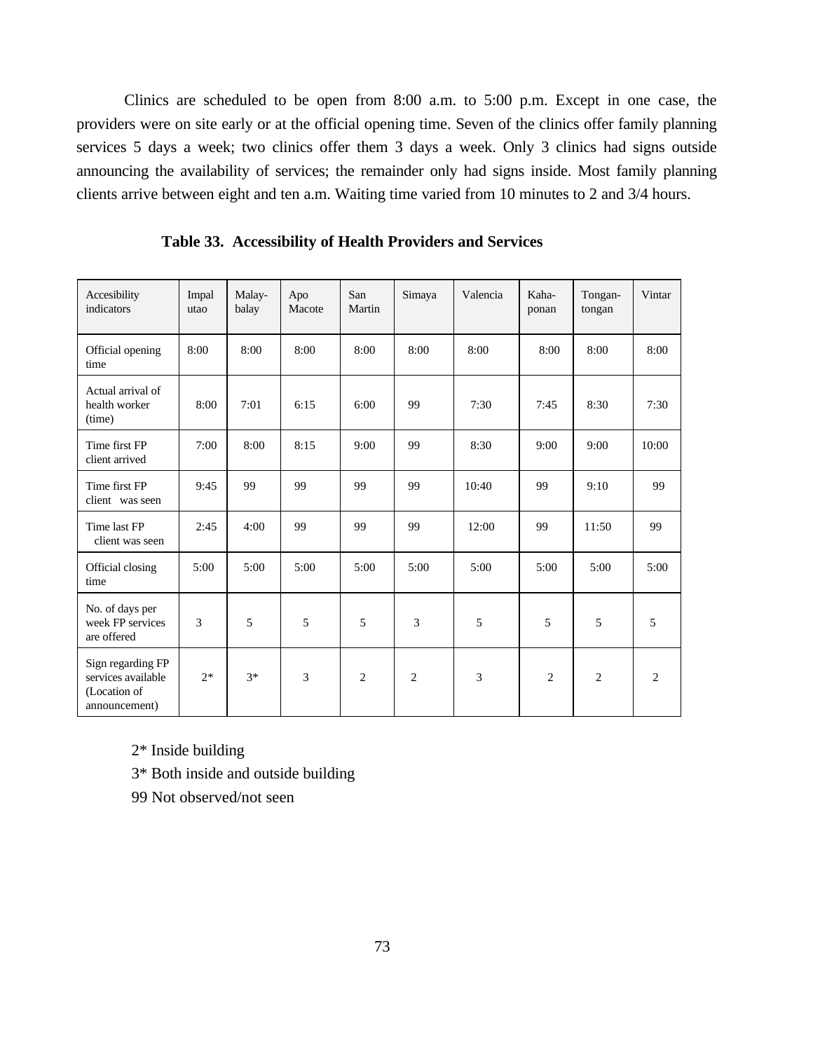Clinics are scheduled to be open from 8:00 a.m. to 5:00 p.m. Except in one case, the providers were on site early or at the official opening time. Seven of the clinics offer family planning services 5 days a week; two clinics offer them 3 days a week. Only 3 clinics had signs outside announcing the availability of services; the remainder only had signs inside. Most family planning clients arrive between eight and ten a.m. Waiting time varied from 10 minutes to 2 and 3/4 hours.

**Table 33. Accessibility of Health Providers and Services**

| Accesibility indicators | Impal utao | Malay-balay | Apo Macote | San Martin | Simaya | Valencia | Kaha-ponan | Tongan-tongan | Vintar |
|---|---|---|---|---|---|---|---|---|---|
| Official opening time | 8:00 | 8:00 | 8:00 | 8:00 | 8:00 | 8:00 | 8:00 | 8:00 | 8:00 |
| Actual arrival of health worker (time) | 8:00 | 7:01 | 6:15 | 6:00 | 99 | 7:30 | 7:45 | 8:30 | 7:30 |
| Time first FP client arrived | 7:00 | 8:00 | 8:15 | 9:00 | 99 | 8:30 | 9:00 | 9:00 | 10:00 |
| Time first FP client was seen | 9:45 | 99 | 99 | 99 | 99 | 10:40 | 99 | 9:10 | 99 |
| Time last FP client was seen | 2:45 | 4:00 | 99 | 99 | 99 | 12:00 | 99 | 11:50 | 99 |
| Official closing time | 5:00 | 5:00 | 5:00 | 5:00 | 5:00 | 5:00 | 5:00 | 5:00 | 5:00 |
| No. of days per week FP services are offered | 3 | 5 | 5 | 5 | 3 | 5 | 5 | 5 | 5 |
| Sign regarding FP services available (Location of announcement) | 2* | 3* | 3 | 2 | 2 | 3 | 2 | 2 | 2 |

2* Inside building

3* Both inside and outside building

99 Not observed/not seen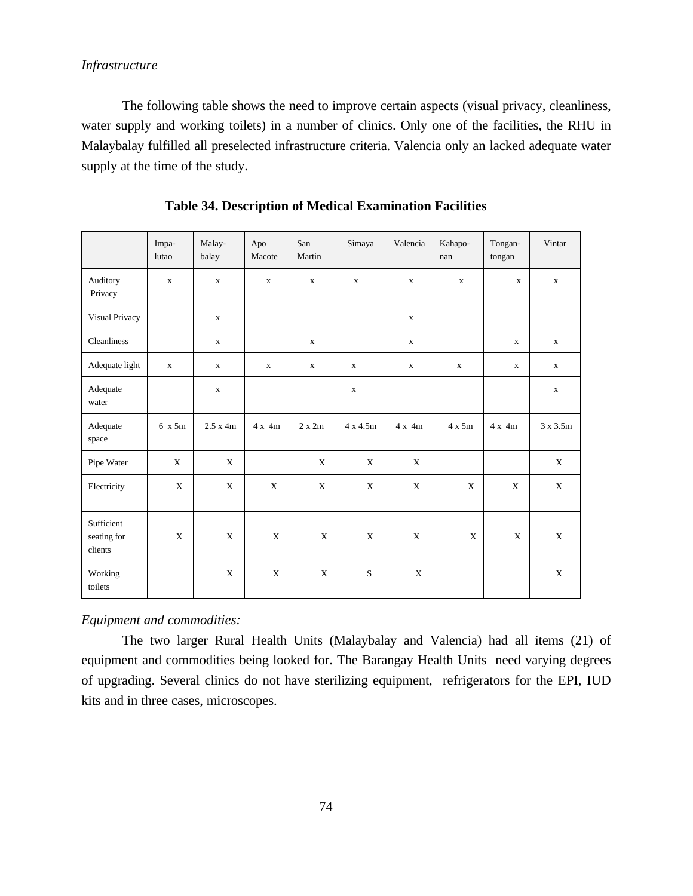*Infrastructure*

The following table shows the need to improve certain aspects (visual privacy, cleanliness, water supply and working toilets) in a number of clinics. Only one of the facilities, the RHU in Malaybalay fulfilled all preselected infrastructure criteria. Valencia only an lacked adequate water supply at the time of the study.

**Table 34. Description of Medical Examination Facilities**

| | Impa-lutao | Malay-balay | Apo Macote | San Martin | Simaya | Valencia | Kahapo-nan | Tongan-tongan | Vintar |
|---|---|---|---|---|---|---|---|---|---|
| Auditory Privacy | x | x | x | x | x | x | x | x | x |
| Visual Privacy | | x | | | | x | | | |
| Cleanliness | | x | | x | | x | | x | x |
| Adequate light | x | x | x | x | x | x | x | x | x |
| Adequate water | | x | | | x | | | | x |
| Adequate space | 6 x 5m | 2.5 x 4m | 4 x 4m | 2 x 2m | 4 x 4.5m | 4 x 4m | 4 x 5m | 4 x 4m | 3 x 3.5m |
| Pipe Water | X | X | | X | X | X | | | X |
| Electricity | X | X | X | X | X | X | X | X | X |
| Sufficient seating for clients | X | X | X | X | X | X | X | X | X |
| Working toilets | | X | X | X | S | X | | | X |

*Equipment and commodities:*

The two larger Rural Health Units (Malaybalay and Valencia) had all items (21) of equipment and commodities being looked for. The Barangay Health Units need varying degrees of upgrading. Several clinics do not have sterilizing equipment, refrigerators for the EPI, IUD kits and in three cases, microscopes.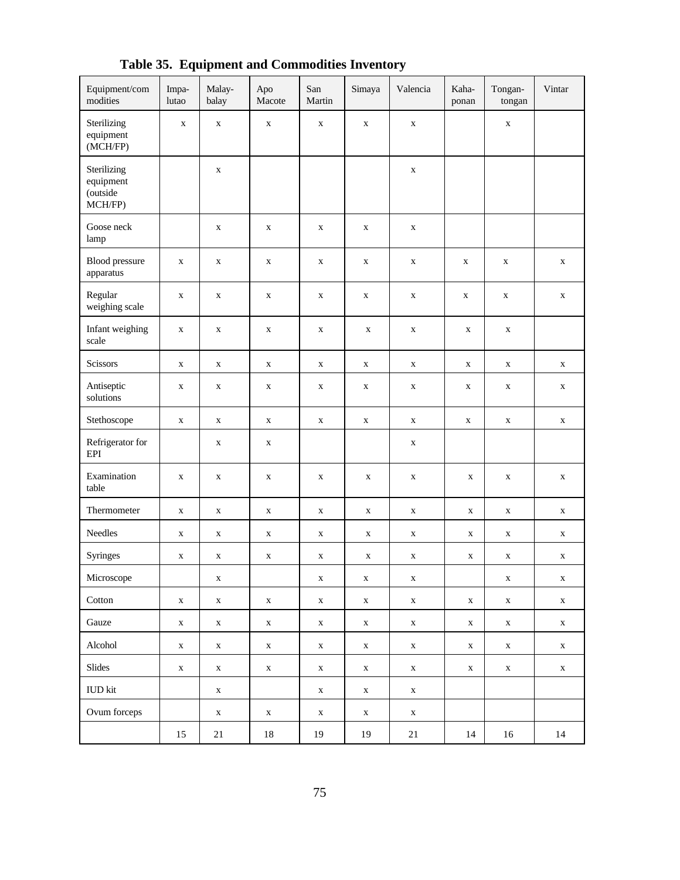**Table 35. Equipment and Commodities Inventory**

| Equipment/commodities | Impa-lutao | Malay-balay | Apo Macote | San Martin | Simaya | Valencia | Kaha-ponan | Tongan-tongan | Vintar |
|---|---|---|---|---|---|---|---|---|---|
| Sterilizing equipment (MCH/FP) | x | x | x | x | x | x | | x | |
| Sterilizing equipment (outside MCH/FP) | | x | | | | x | | | |
| Goose neck lamp | | x | x | x | x | x | | | |
| Blood pressure apparatus | x | x | x | x | x | x | x | x | x |
| Regular weighing scale | x | x | x | x | x | x | x | x | x |
| Infant weighing scale | x | x | x | x | x | x | x | x | |
| Scissors | x | x | x | x | x | x | x | x | x |
| Antiseptic solutions | x | x | x | x | x | x | x | x | x |
| Stethoscope | x | x | x | x | x | x | x | x | x |
| Refrigerator for EPI | | x | x | | | x | | | |
| Examination table | x | x | x | x | x | x | x | x | x |
| Thermometer | x | x | x | x | x | x | x | x | x |
| Needles | x | x | x | x | x | x | x | x | x |
| Syringes | x | x | x | x | x | x | x | x | x |
| Microscope | | x | | x | x | x | | x | x |
| Cotton | x | x | x | x | x | x | x | x | x |
| Gauze | x | x | x | x | x | x | x | x | x |
| Alcohol | x | x | x | x | x | x | x | x | x |
| Slides | x | x | x | x | x | x | x | x | x |
| IUD kit | | x | | x | x | x | | | |
| Ovum forceps | | x | x | x | x | x | | | |
| | 15 | 21 | 18 | 19 | 19 | 21 | 14 | 16 | 14 |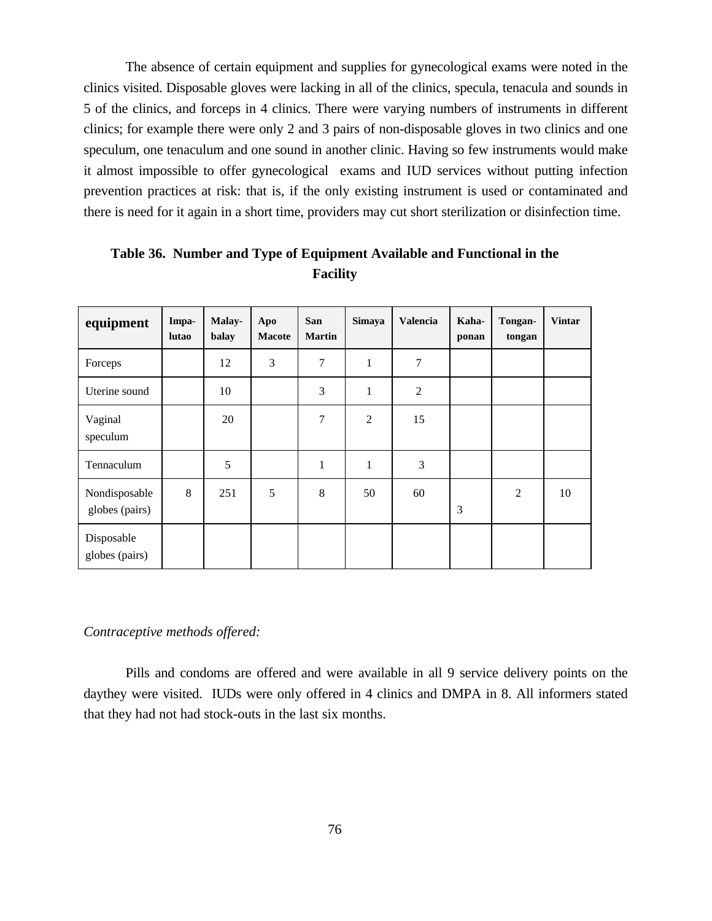The absence of certain equipment and supplies for gynecological exams were noted in the clinics visited. Disposable gloves were lacking in all of the clinics, specula, tenacula and sounds in 5 of the clinics, and forceps in 4 clinics. There were varying numbers of instruments in different clinics; for example there were only 2 and 3 pairs of non-disposable gloves in two clinics and one speculum, one tenaculum and one sound in another clinic. Having so few instruments would make it almost impossible to offer gynecological exams and IUD services without putting infection prevention practices at risk: that is, if the only existing instrument is used or contaminated and there is need for it again in a short time, providers may cut short sterilization or disinfection time.

**Table 36. Number and Type of Equipment Available and Functional in the Facility**

| equipment | Impa-lutao | Malay-balay | Apo Macote | San Martin | Simaya | Valencia | Kaha-ponan | Tongan-tongan | Vintar |
|---|---|---|---|---|---|---|---|---|---|
| Forceps | | 12 | 3 | 7 | 1 | 7 | | | |
| Uterine sound | | 10 | | 3 | 1 | 2 | | | |
| Vaginal speculum | | 20 | | 7 | 2 | 15 | | | |
| Tennaculum | | 5 | | 1 | 1 | 3 | | | |
| Nondisposable globes (pairs) | 8 | 251 | 5 | 8 | 50 | 60 | 3 | 2 | 10 |
| Disposable globes (pairs) | | | | | | | | | |

*Contraceptive methods offered:*

Pills and condoms are offered and were available in all 9 service delivery points on the daythey were visited. IUDs were only offered in 4 clinics and DMPA in 8. All informers stated that they had not had stock-outs in the last six months.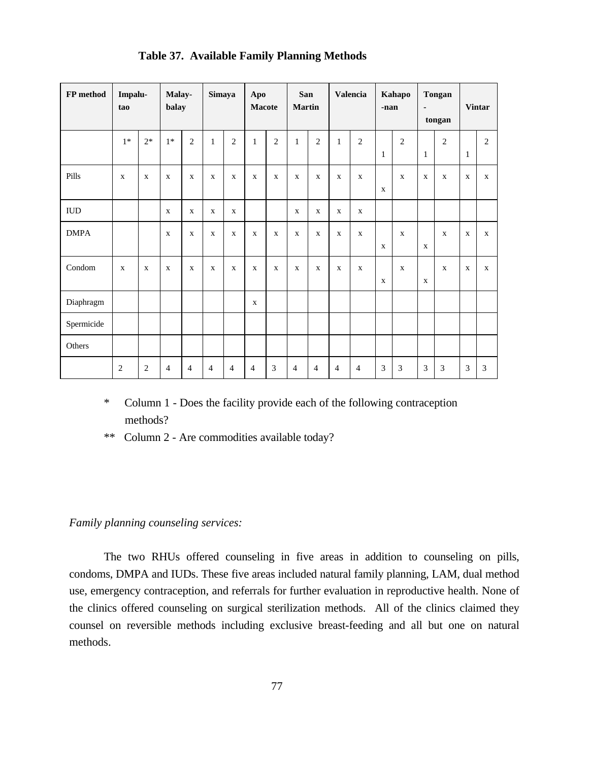**Table 37. Available Family Planning Methods**

| FP method | Impalu-tao | | Malay-balay | | Simaya | | Apo Macote | | San Martin | | Valencia | | Kahapo-nan | | Tongan-tongan | | Vintar | |
|---|---|---|---|---|---|---|---|---|---|---|---|---|---|---|---|---|---|---|
| | 1* | 2* | 1* | 2 | 1 | 2 | 1 | 2 | 1 | 2 | 1 | 2 | 1 | 2 | 1 | 2 | 1 | 2 |
| Pills | x | x | x | x | x | x | x | x | x | x | x | x | x | x | x | x | x | x |
| IUD | | | x | x | x | x | | | x | x | x | x | | | | | | |
| DMPA | | | x | x | x | x | x | x | x | x | x | x | x | x | x | x | x | x |
| Condom | x | x | x | x | x | x | x | x | x | x | x | x | x | x | x | x | x | x |
| Diaphragm | | | | | | | x | | | | | | | | | | | |
| Spermicide | | | | | | | | | | | | | | | | | | |
| Others | | | | | | | | | | | | | | | | | | |
| | 2 | 2 | 4 | 4 | 4 | 4 | 4 | 3 | 4 | 4 | 4 | 4 | 3 | 3 | 3 | 3 | 3 | 3 |

\* Column 1 - Does the facility provide each of the following contraception methods?

\*\* Column 2 - Are commodities available today?

*Family planning counseling services:*

The two RHUs offered counseling in five areas in addition to counseling on pills, condoms, DMPA and IUDs. These five areas included natural family planning, LAM, dual method use, emergency contraception, and referrals for further evaluation in reproductive health. None of the clinics offered counseling on surgical sterilization methods. All of the clinics claimed they counsel on reversible methods including exclusive breast-feeding and all but one on natural methods.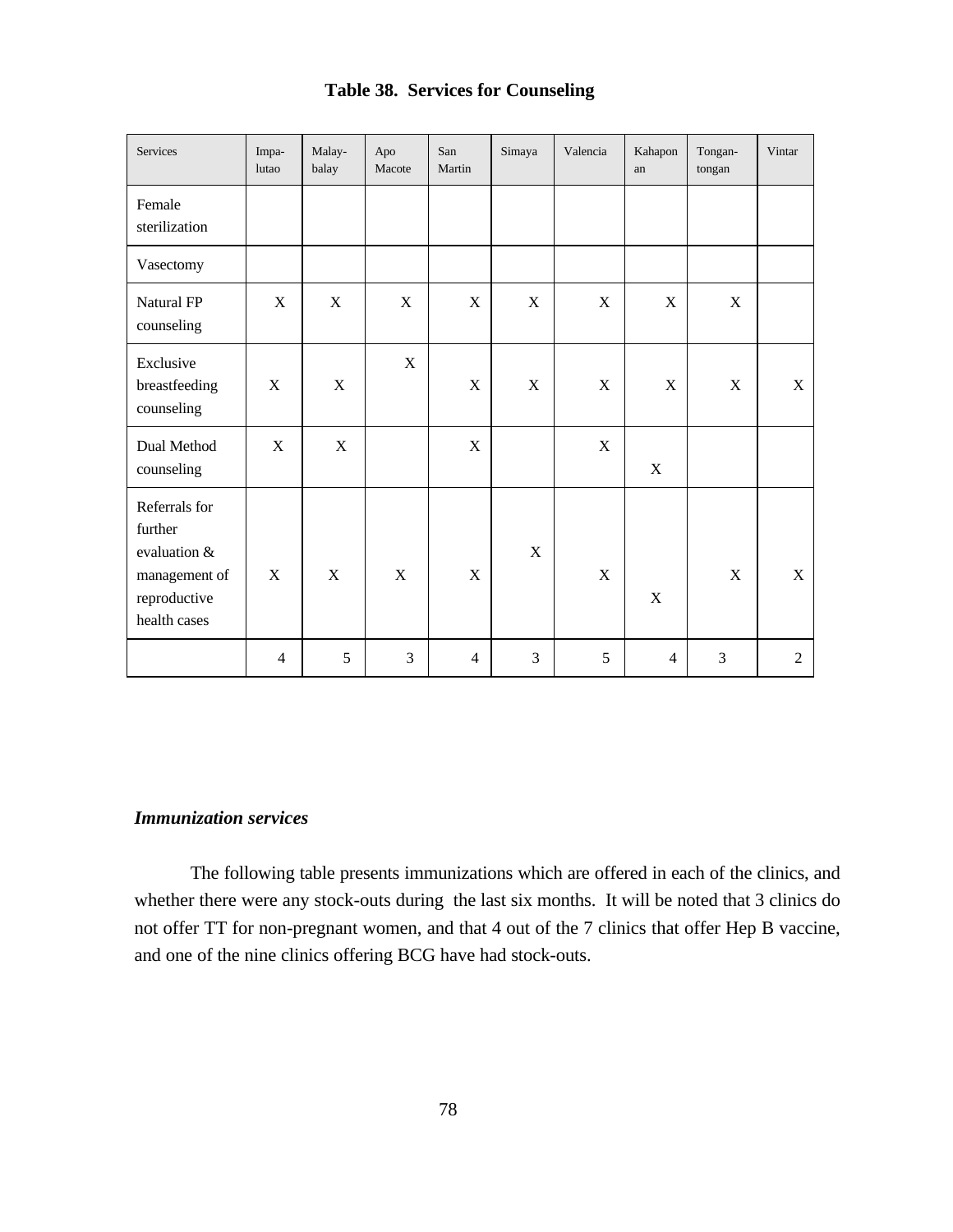**Table 38. Services for Counseling**

| Services | Impa-lutao | Malay-balay | Apo Macote | San Martin | Simaya | Valencia | Kahaponan | Tongan-tongan | Vintar |
|---|---|---|---|---|---|---|---|---|---|
| Female sterilization | | | | | | | | | |
| Vasectomy | | | | | | | | | |
| Natural FP counseling | X | X | X | X | X | X | X | X | |
| Exclusive breastfeeding counseling | X | X | X | X | X | X | X | X | X |
| Dual Method counseling | X | X | | X | | X | X | | |
| Referrals for further evaluation & management of reproductive health cases | X | X | X | X | X | X | X | X | X |
| | 4 | 5 | 3 | 4 | 3 | 5 | 4 | 3 | 2 |

### *Immunization services*

The following table presents immunizations which are offered in each of the clinics, and whether there were any stock-outs during the last six months. It will be noted that 3 clinics do not offer TT for non-pregnant women, and that 4 out of the 7 clinics that offer Hep B vaccine, and one of the nine clinics offering BCG have had stock-outs.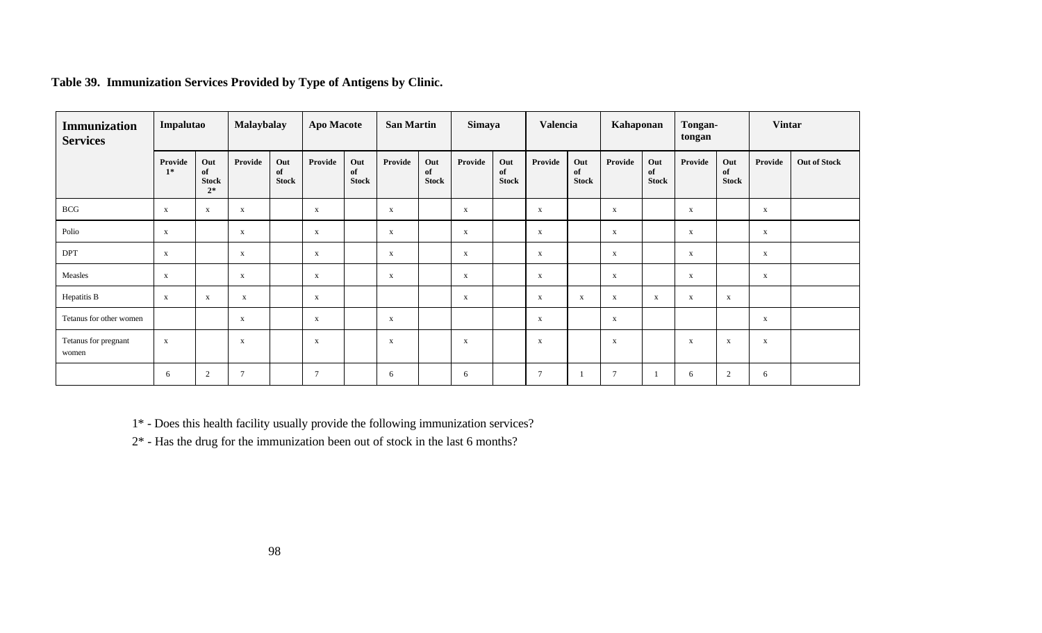**Table 39. Immunization Services Provided by Type of Antigens by Clinic.**

| Immunization Services | Impalutao | | Malaybalay | | Apo Macote | | San Martin | | Simaya | | Valencia | | Kahaponan | | Tongan-tongan | | Vintar | |
|---|---|---|---|---|---|---|---|---|---|---|---|---|---|---|---|---|---|---|
| | Provide 1* | Out of Stock 2* | Provide | Out of Stock | Provide | Out of Stock | Provide | Out of Stock | Provide | Out of Stock | Provide | Out of Stock | Provide | Out of Stock | Provide | Out of Stock | Provide | Out of Stock |
| BCG | x | x | x | | x | | x | | x | | x | | x | | x | | x | |
| Polio | x | | x | | x | | x | | x | | x | | x | | x | | x | |
| DPT | x | | x | | x | | x | | x | | x | | x | | x | | x | |
| Measles | x | | x | | x | | x | | x | | x | | x | | x | | x | |
| Hepatitis B | x | x | x | | x | | | | x | | x | x | x | x | x | x | | |
| Tetanus for other women | | | x | | x | | x | | | | x | | x | | | | x | |
| Tetanus for pregnant women | x | | x | | x | | x | | x | | x | | x | | x | x | x | |
| | 6 | 2 | 7 | | 7 | | 6 | | 6 | | 7 | 1 | 7 | 1 | 6 | 2 | 6 | |

1* - Does this health facility usually provide the following immunization services?

2* - Has the drug for the immunization been out of stock in the last 6 months?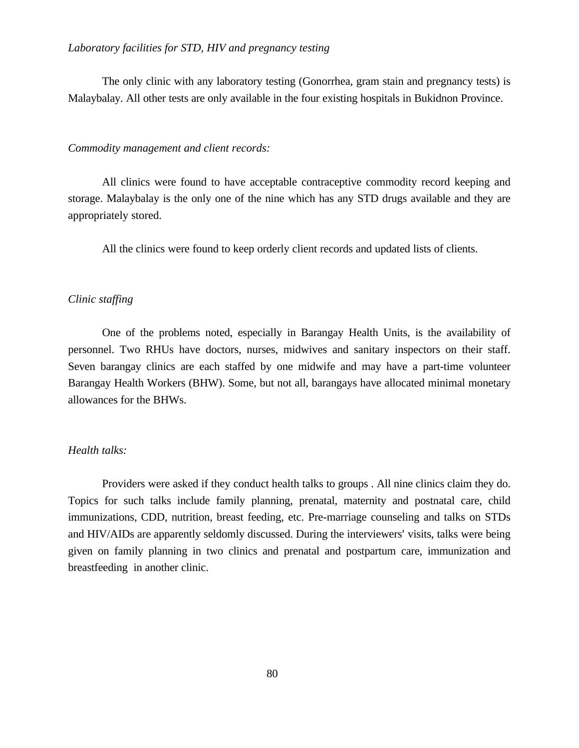*Laboratory facilities for STD, HIV and pregnancy testing*

The only clinic with any laboratory testing (Gonorrhea, gram stain and pregnancy tests) is Malaybalay. All other tests are only available in the four existing hospitals in Bukidnon Province.

*Commodity management and client records:*

All clinics were found to have acceptable contraceptive commodity record keeping and storage. Malaybalay is the only one of the nine which has any STD drugs available and they are appropriately stored.

All the clinics were found to keep orderly client records and updated lists of clients.

*Clinic staffing*

One of the problems noted, especially in Barangay Health Units, is the availability of personnel. Two RHUs have doctors, nurses, midwives and sanitary inspectors on their staff. Seven barangay clinics are each staffed by one midwife and may have a part-time volunteer Barangay Health Workers (BHW). Some, but not all, barangays have allocated minimal monetary allowances for the BHWs.

*Health talks:*

Providers were asked if they conduct health talks to groups . All nine clinics claim they do. Topics for such talks include family planning, prenatal, maternity and postnatal care, child immunizations, CDD, nutrition, breast feeding, etc. Pre-marriage counseling and talks on STDs and HIV/AIDs are apparently seldomly discussed. During the interviewers' visits, talks were being given on family planning in two clinics and prenatal and postpartum care, immunization and breastfeeding in another clinic.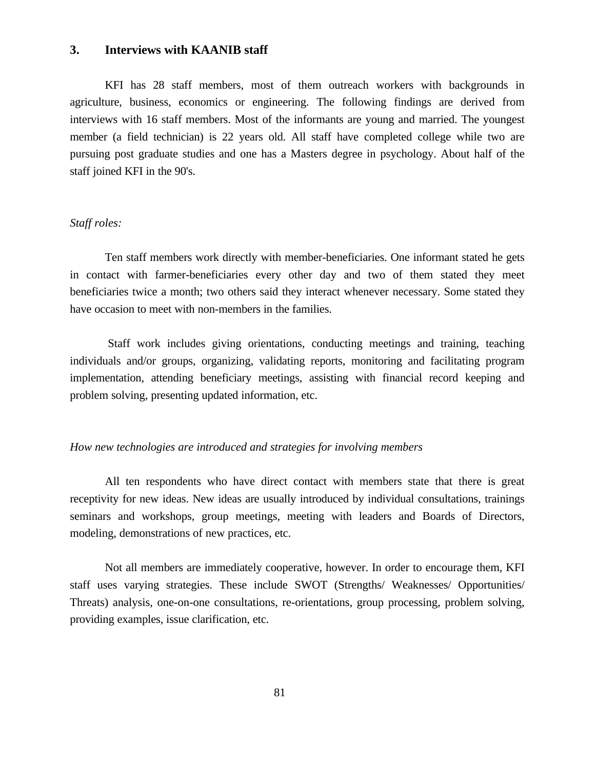## 3. Interviews with KAANIB staff

KFI has 28 staff members, most of them outreach workers with backgrounds in agriculture, business, economics or engineering. The following findings are derived from interviews with 16 staff members. Most of the informants are young and married. The youngest member (a field technician) is 22 years old. All staff have completed college while two are pursuing post graduate studies and one has a Masters degree in psychology. About half of the staff joined KFI in the 90's.

*Staff roles:*

Ten staff members work directly with member-beneficiaries. One informant stated he gets in contact with farmer-beneficiaries every other day and two of them stated they meet beneficiaries twice a month; two others said they interact whenever necessary. Some stated they have occasion to meet with non-members in the families.

Staff work includes giving orientations, conducting meetings and training, teaching individuals and/or groups, organizing, validating reports, monitoring and facilitating program implementation, attending beneficiary meetings, assisting with financial record keeping and problem solving, presenting updated information, etc.

*How new technologies are introduced and strategies for involving members*

All ten respondents who have direct contact with members state that there is great receptivity for new ideas. New ideas are usually introduced by individual consultations, trainings seminars and workshops, group meetings, meeting with leaders and Boards of Directors, modeling, demonstrations of new practices, etc.

Not all members are immediately cooperative, however. In order to encourage them, KFI staff uses varying strategies. These include SWOT (Strengths/ Weaknesses/ Opportunities/ Threats) analysis, one-on-one consultations, re-orientations, group processing, problem solving, providing examples, issue clarification, etc.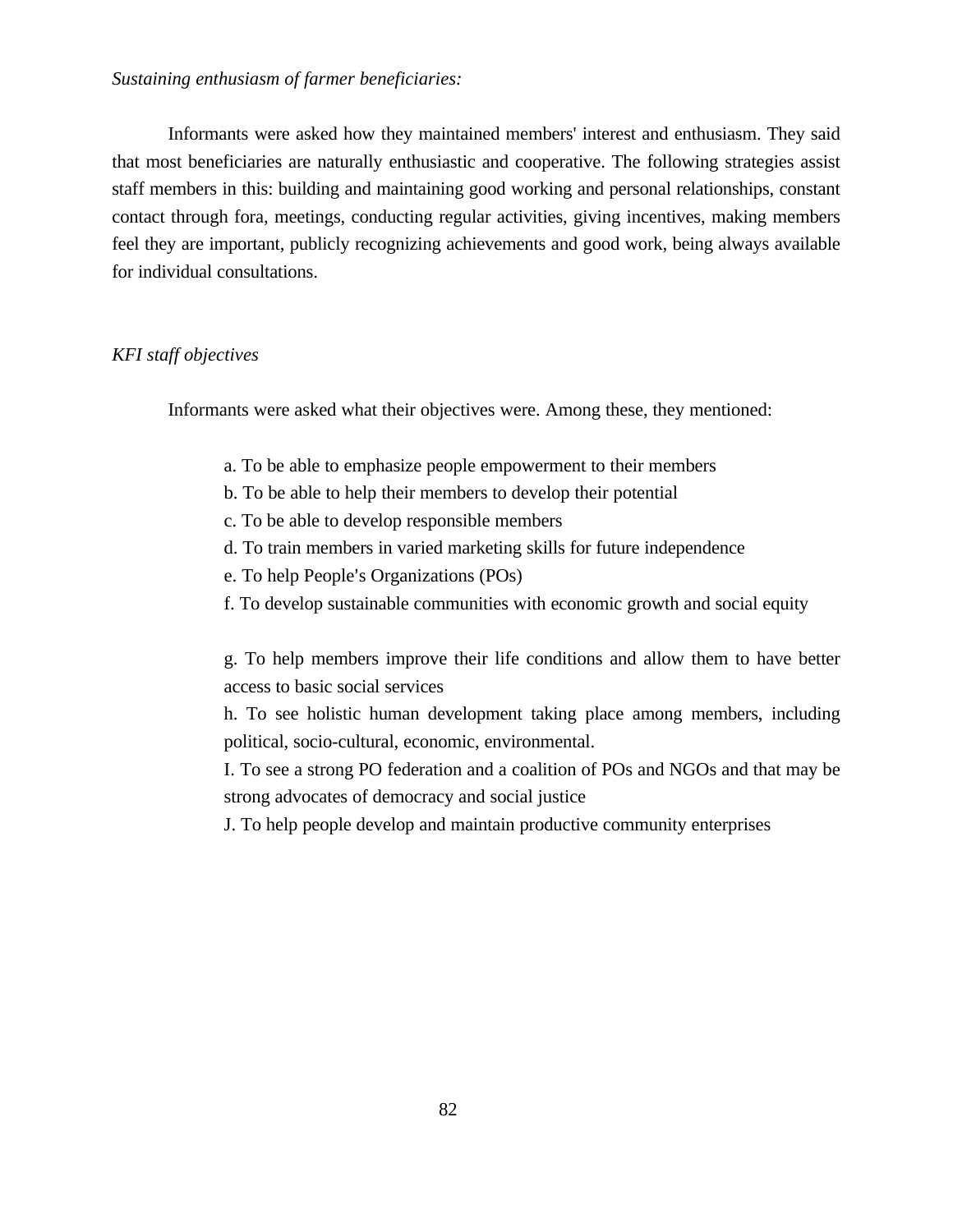*Sustaining enthusiasm of farmer beneficiaries:*

Informants were asked how they maintained members' interest and enthusiasm. They said that most beneficiaries are naturally enthusiastic and cooperative. The following strategies assist staff members in this: building and maintaining good working and personal relationships, constant contact through fora, meetings, conducting regular activities, giving incentives, making members feel they are important, publicly recognizing achievements and good work, being always available for individual consultations.

*KFI staff objectives*

Informants were asked what their objectives were. Among these, they mentioned:

a. To be able to emphasize people empowerment to their members  
b. To be able to help their members to develop their potential  
c. To be able to develop responsible members  
d. To train members in varied marketing skills for future independence  
e. To help People's Organizations (POs)  
f. To develop sustainable communities with economic growth and social equity

g. To help members improve their life conditions and allow them to have better access to basic social services  
h. To see holistic human development taking place among members, including political, socio-cultural, economic, environmental.  
I. To see a strong PO federation and a coalition of POs and NGOs and that may be strong advocates of democracy and social justice  
J. To help people develop and maintain productive community enterprises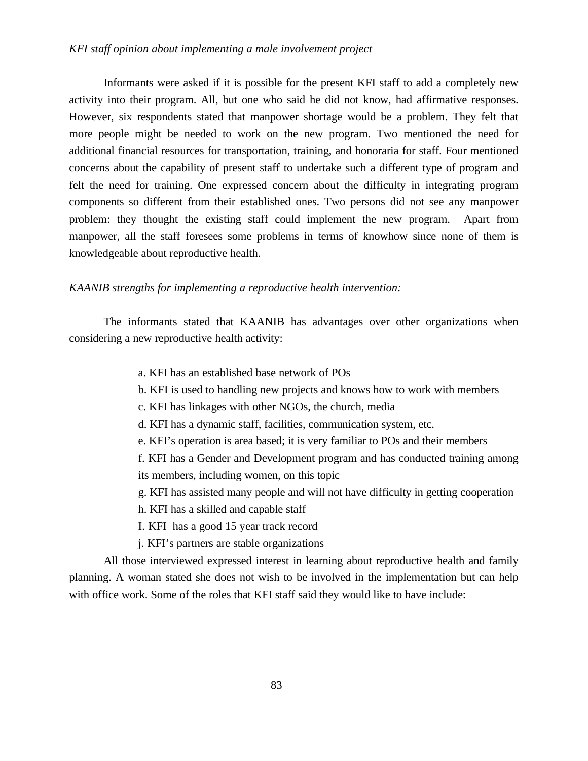*KFI staff opinion about implementing a male involvement project*

Informants were asked if it is possible for the present KFI staff to add a completely new activity into their program. All, but one who said he did not know, had affirmative responses. However, six respondents stated that manpower shortage would be a problem. They felt that more people might be needed to work on the new program. Two mentioned the need for additional financial resources for transportation, training, and honoraria for staff. Four mentioned concerns about the capability of present staff to undertake such a different type of program and felt the need for training. One expressed concern about the difficulty in integrating program components so different from their established ones. Two persons did not see any manpower problem: they thought the existing staff could implement the new program. Apart from manpower, all the staff foresees some problems in terms of knowhow since none of them is knowledgeable about reproductive health.

*KAANIB strengths for implementing a reproductive health intervention:*

The informants stated that KAANIB has advantages over other organizations when considering a new reproductive health activity:

a. KFI has an established base network of POs
b. KFI is used to handling new projects and knows how to work with members
c. KFI has linkages with other NGOs, the church, media
d. KFI has a dynamic staff, facilities, communication system, etc.
e. KFI's operation is area based; it is very familiar to POs and their members
f. KFI has a Gender and Development program and has conducted training among its members, including women, on this topic
g. KFI has assisted many people and will not have difficulty in getting cooperation
h. KFI has a skilled and capable staff
I. KFI has a good 15 year track record
j. KFI's partners are stable organizations

All those interviewed expressed interest in learning about reproductive health and family planning. A woman stated she does not wish to be involved in the implementation but can help with office work. Some of the roles that KFI staff said they would like to have include: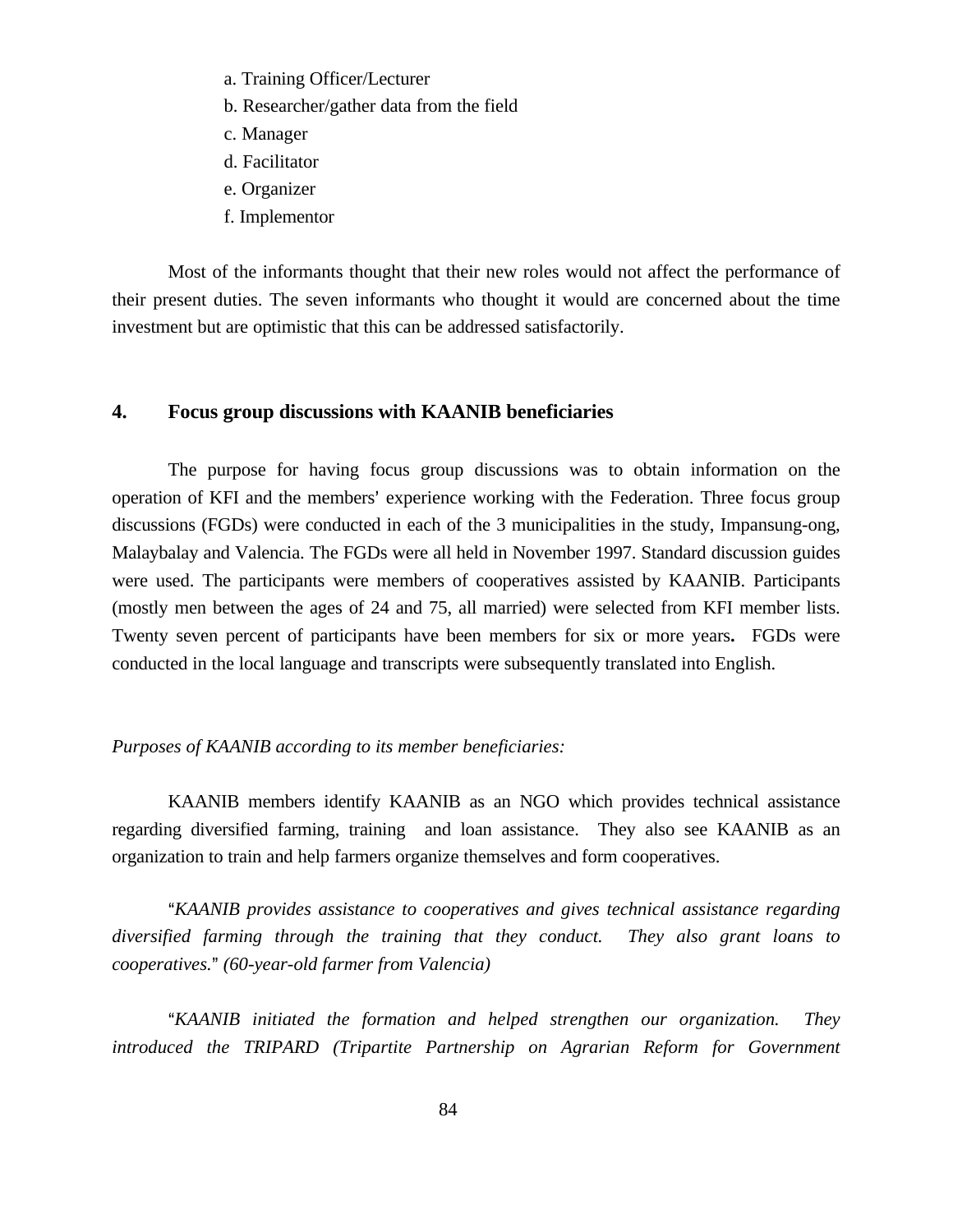a. Training Officer/Lecturer
b. Researcher/gather data from the field
c. Manager
d. Facilitator
e. Organizer
f. Implementor

Most of the informants thought that their new roles would not affect the performance of their present duties. The seven informants who thought it would are concerned about the time investment but are optimistic that this can be addressed satisfactorily.

## 4. Focus group discussions with KAANIB beneficiaries

The purpose for having focus group discussions was to obtain information on the operation of KFI and the members' experience working with the Federation. Three focus group discussions (FGDs) were conducted in each of the 3 municipalities in the study, Impansung-ong, Malaybalay and Valencia. The FGDs were all held in November 1997. Standard discussion guides were used. The participants were members of cooperatives assisted by KAANIB. Participants (mostly men between the ages of 24 and 75, all married) were selected from KFI member lists. Twenty seven percent of participants have been members for six or more years**.** FGDs were conducted in the local language and transcripts were subsequently translated into English.

*Purposes of KAANIB according to its member beneficiaries:*

KAANIB members identify KAANIB as an NGO which provides technical assistance regarding diversified farming, training and loan assistance. They also see KAANIB as an organization to train and help farmers organize themselves and form cooperatives.

"*KAANIB provides assistance to cooperatives and gives technical assistance regarding diversified farming through the training that they conduct. They also grant loans to cooperatives.*" *(60-year-old farmer from Valencia)*

"*KAANIB initiated the formation and helped strengthen our organization. They introduced the TRIPARD (Tripartite Partnership on Agrarian Reform for Government*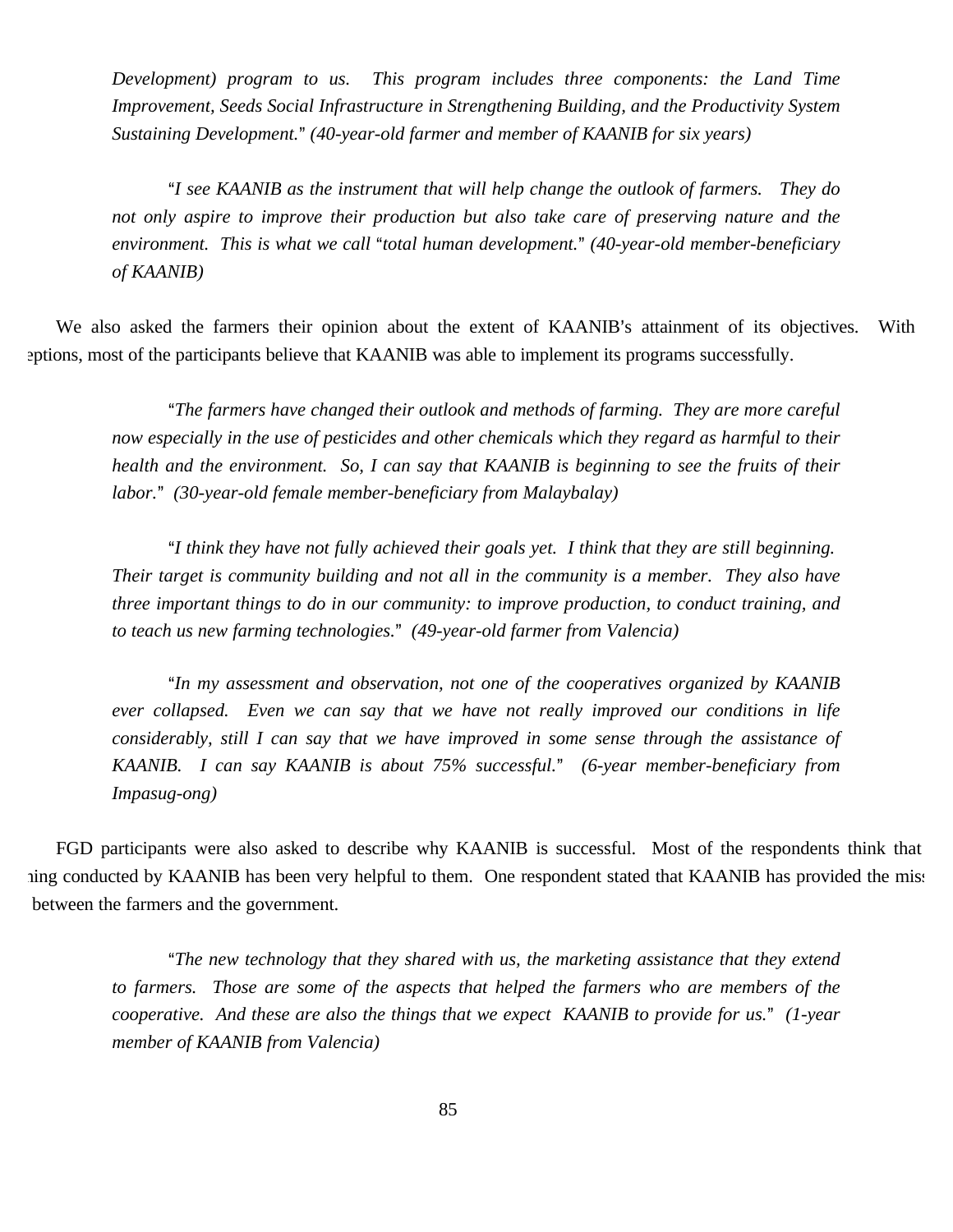*Development) program to us. This program includes three components: the Land Time Improvement, Seeds Social Infrastructure in Strengthening Building, and the Productivity System Sustaining Development." (40-year-old farmer and member of KAANIB for six years)*

*"I see KAANIB as the instrument that will help change the outlook of farmers. They do not only aspire to improve their production but also take care of preserving nature and the environment. This is what we call "total human development." (40-year-old member-beneficiary of KAANIB)*

We also asked the farmers their opinion about the extent of KAANIB's attainment of its objectives. With eptions, most of the participants believe that KAANIB was able to implement its programs successfully.

*"The farmers have changed their outlook and methods of farming. They are more careful now especially in the use of pesticides and other chemicals which they regard as harmful to their health and the environment. So, I can say that KAANIB is beginning to see the fruits of their labor." (30-year-old female member-beneficiary from Malaybalay)*

*"I think they have not fully achieved their goals yet. I think that they are still beginning. Their target is community building and not all in the community is a member. They also have three important things to do in our community: to improve production, to conduct training, and to teach us new farming technologies." (49-year-old farmer from Valencia)*

*"In my assessment and observation, not one of the cooperatives organized by KAANIB ever collapsed. Even we can say that we have not really improved our conditions in life considerably, still I can say that we have improved in some sense through the assistance of KAANIB. I can say KAANIB is about 75% successful." (6-year member-beneficiary from Impasug-ong)*

FGD participants were also asked to describe why KAANIB is successful. Most of the respondents think that ning conducted by KAANIB has been very helpful to them. One respondent stated that KAANIB has provided the miss between the farmers and the government.

*"The new technology that they shared with us, the marketing assistance that they extend to farmers. Those are some of the aspects that helped the farmers who are members of the cooperative. And these are also the things that we expect KAANIB to provide for us." (1-year member of KAANIB from Valencia)*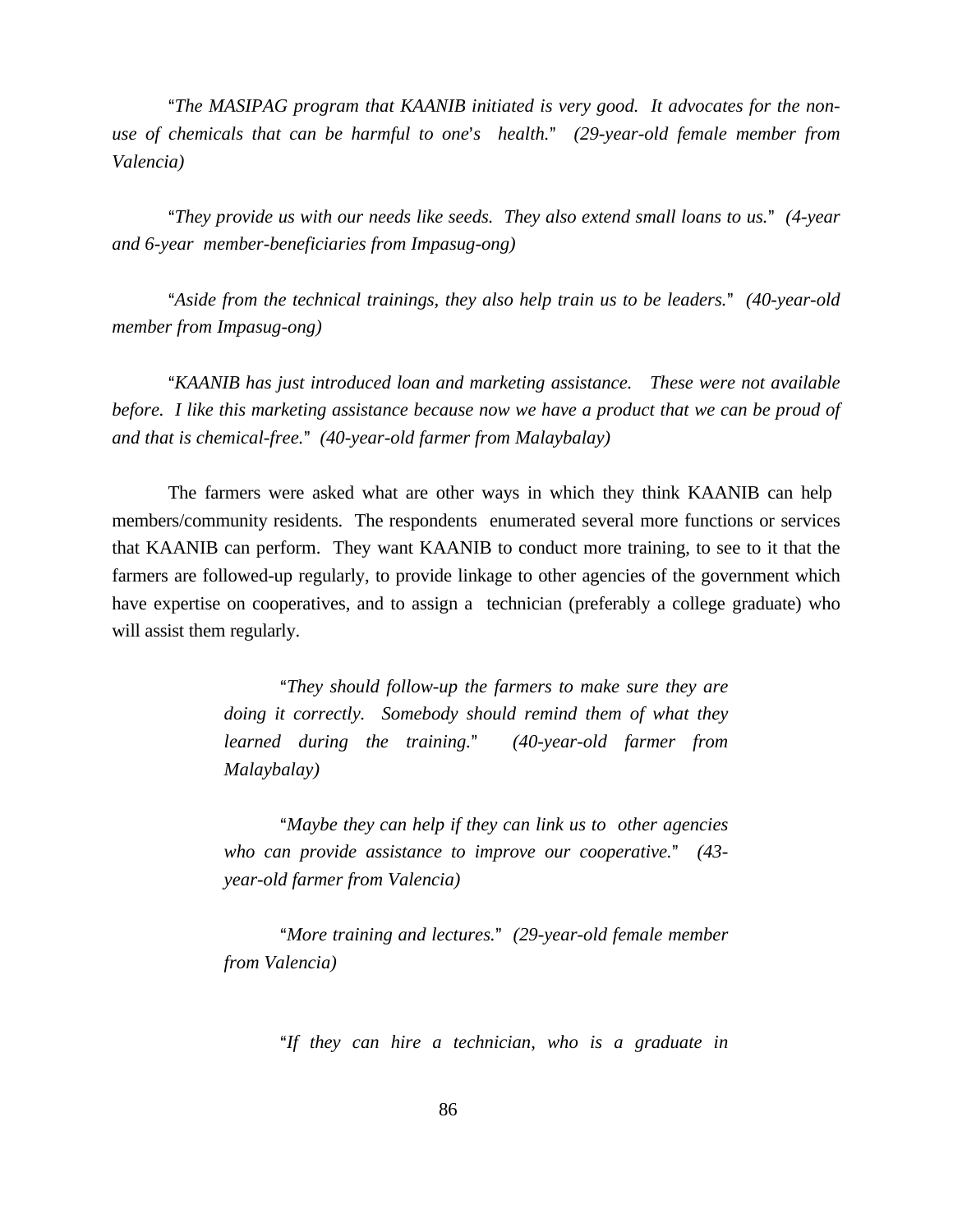"*The MASIPAG program that KAANIB initiated is very good. It advocates for the non-use of chemicals that can be harmful to one's health.*" *(29-year-old female member from Valencia)*

"*They provide us with our needs like seeds. They also extend small loans to us.*" *(4-year and 6-year member-beneficiaries from Impasug-ong)*

"*Aside from the technical trainings, they also help train us to be leaders.*" *(40-year-old member from Impasug-ong)*

"*KAANIB has just introduced loan and marketing assistance. These were not available before. I like this marketing assistance because now we have a product that we can be proud of and that is chemical-free.*" *(40-year-old farmer from Malaybalay)*

The farmers were asked what are other ways in which they think KAANIB can help members/community residents. The respondents enumerated several more functions or services that KAANIB can perform. They want KAANIB to conduct more training, to see to it that the farmers are followed-up regularly, to provide linkage to other agencies of the government which have expertise on cooperatives, and to assign a technician (preferably a college graduate) who will assist them regularly.

> "*They should follow-up the farmers to make sure they are doing it correctly. Somebody should remind them of what they learned during the training.*" *(40-year-old farmer from Malaybalay)*
>
> "*Maybe they can help if they can link us to other agencies who can provide assistance to improve our cooperative.*" *(43-year-old farmer from Valencia)*
>
> "*More training and lectures.*" *(29-year-old female member from Valencia)*
>
> "*If they can hire a technician, who is a graduate in*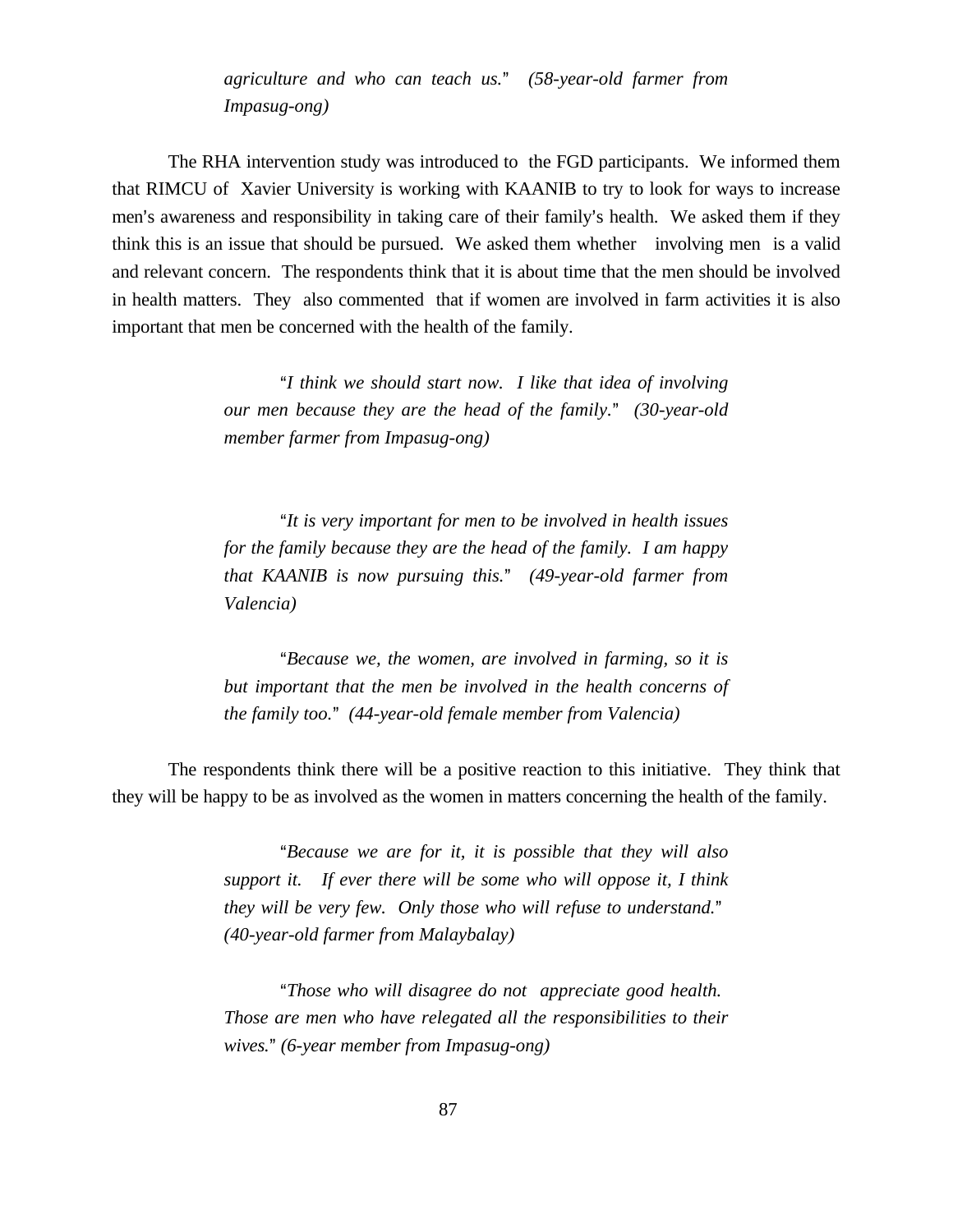> *agriculture and who can teach us.*" *(58-year-old farmer from Impasug-ong)*

The RHA intervention study was introduced to the FGD participants. We informed them that RIMCU of Xavier University is working with KAANIB to try to look for ways to increase men's awareness and responsibility in taking care of their family's health. We asked them if they think this is an issue that should be pursued. We asked them whether involving men is a valid and relevant concern. The respondents think that it is about time that the men should be involved in health matters. They also commented that if women are involved in farm activities it is also important that men be concerned with the health of the family.

> "*I think we should start now. I like that idea of involving our men because they are the head of the family.*" *(30-year-old member farmer from Impasug-ong)*

> "*It is very important for men to be involved in health issues for the family because they are the head of the family. I am happy that KAANIB is now pursuing this.*" *(49-year-old farmer from Valencia)*

> "*Because we, the women, are involved in farming, so it is but important that the men be involved in the health concerns of the family too.*" *(44-year-old female member from Valencia)*

The respondents think there will be a positive reaction to this initiative. They think that they will be happy to be as involved as the women in matters concerning the health of the family.

> "*Because we are for it, it is possible that they will also support it. If ever there will be some who will oppose it, I think they will be very few. Only those who will refuse to understand.*" *(40-year-old farmer from Malaybalay)*

> "*Those who will disagree do not appreciate good health. Those are men who have relegated all the responsibilities to their wives.*" *(6-year member from Impasug-ong)*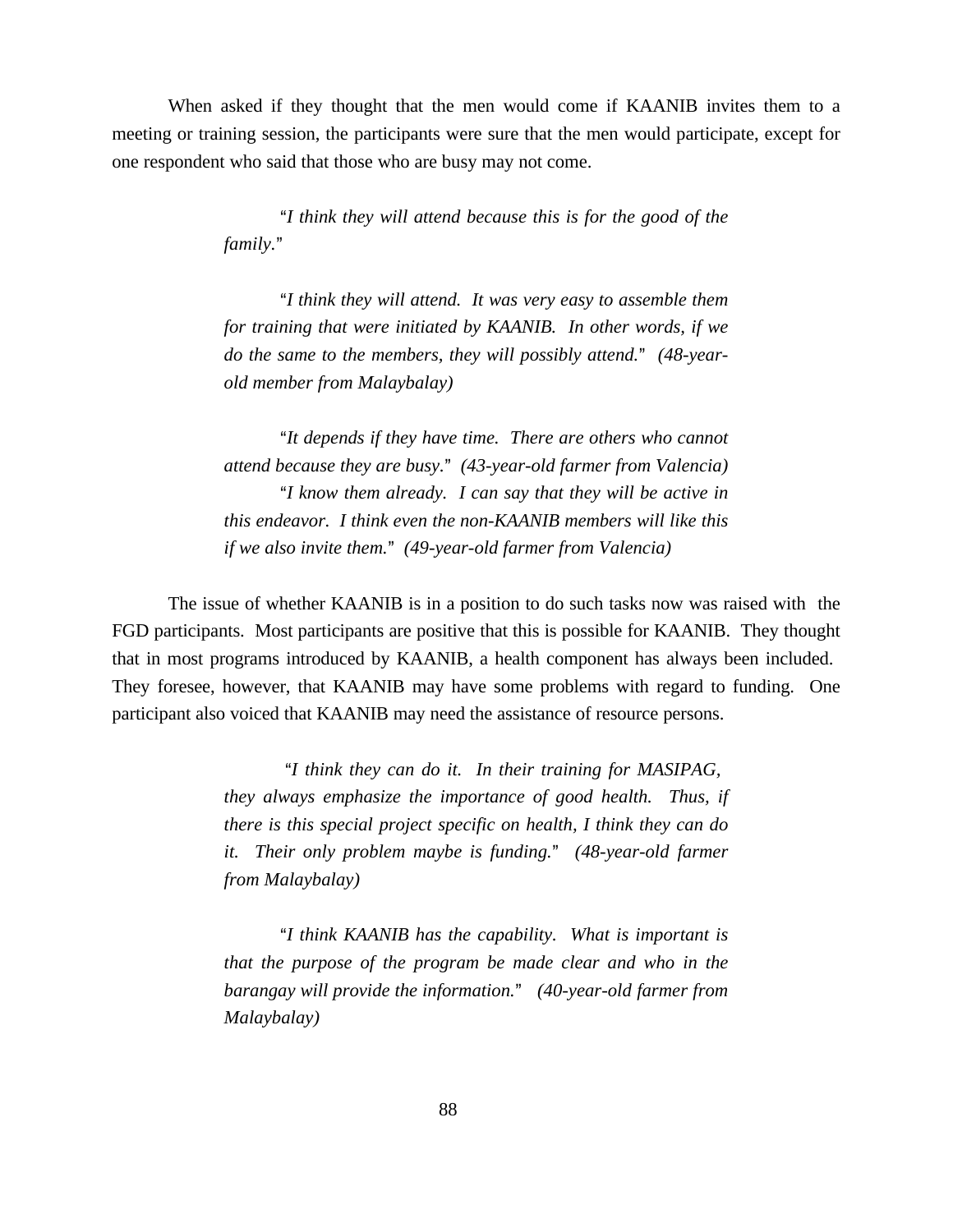When asked if they thought that the men would come if KAANIB invites them to a meeting or training session, the participants were sure that the men would participate, except for one respondent who said that those who are busy may not come.

> "*I think they will attend because this is for the good of the family.*"
>
> "*I think they will attend. It was very easy to assemble them for training that were initiated by KAANIB. In other words, if we do the same to the members, they will possibly attend.*" *(48-year-old member from Malaybalay)*
>
> "*It depends if they have time. There are others who cannot attend because they are busy.*" *(43-year-old farmer from Valencia)*
>
> "*I know them already. I can say that they will be active in this endeavor. I think even the non-KAANIB members will like this if we also invite them.*" *(49-year-old farmer from Valencia)*

The issue of whether KAANIB is in a position to do such tasks now was raised with the FGD participants. Most participants are positive that this is possible for KAANIB. They thought that in most programs introduced by KAANIB, a health component has always been included. They foresee, however, that KAANIB may have some problems with regard to funding. One participant also voiced that KAANIB may need the assistance of resource persons.

> "*I think they can do it. In their training for MASIPAG, they always emphasize the importance of good health. Thus, if there is this special project specific on health, I think they can do it. Their only problem maybe is funding.*" *(48-year-old farmer from Malaybalay)*
>
> "*I think KAANIB has the capability. What is important is that the purpose of the program be made clear and who in the barangay will provide the information.*" *(40-year-old farmer from Malaybalay)*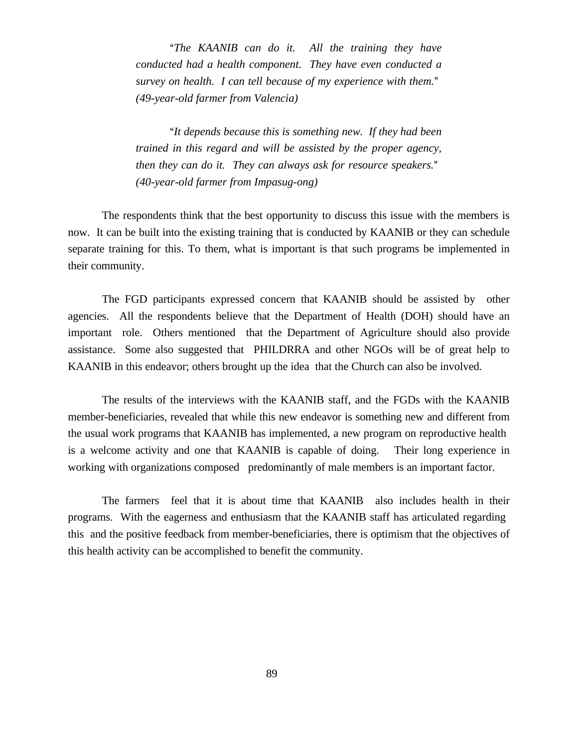> "*The KAANIB can do it. All the training they have conducted had a health component. They have even conducted a survey on health. I can tell because of my experience with them.*" *(49-year-old farmer from Valencia)*

> "*It depends because this is something new. If they had been trained in this regard and will be assisted by the proper agency, then they can do it. They can always ask for resource speakers.*" *(40-year-old farmer from Impasug-ong)*

The respondents think that the best opportunity to discuss this issue with the members is now. It can be built into the existing training that is conducted by KAANIB or they can schedule separate training for this. To them, what is important is that such programs be implemented in their community.

The FGD participants expressed concern that KAANIB should be assisted by other agencies. All the respondents believe that the Department of Health (DOH) should have an important role. Others mentioned that the Department of Agriculture should also provide assistance. Some also suggested that PHILDRRA and other NGOs will be of great help to KAANIB in this endeavor; others brought up the idea that the Church can also be involved.

The results of the interviews with the KAANIB staff, and the FGDs with the KAANIB member-beneficiaries, revealed that while this new endeavor is something new and different from the usual work programs that KAANIB has implemented, a new program on reproductive health is a welcome activity and one that KAANIB is capable of doing. Their long experience in working with organizations composed predominantly of male members is an important factor.

The farmers feel that it is about time that KAANIB also includes health in their programs. With the eagerness and enthusiasm that the KAANIB staff has articulated regarding this and the positive feedback from member-beneficiaries, there is optimism that the objectives of this health activity can be accomplished to benefit the community.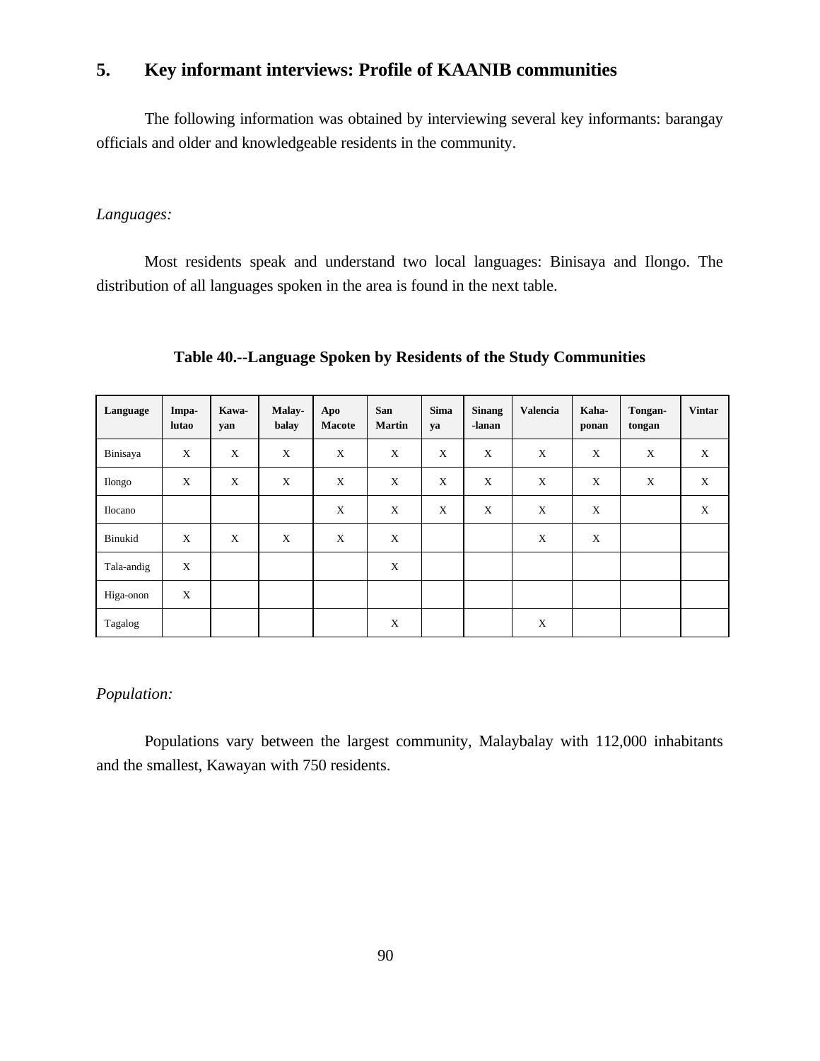## 5. Key informant interviews: Profile of KAANIB communities

The following information was obtained by interviewing several key informants: barangay officials and older and knowledgeable residents in the community.

*Languages:*

Most residents speak and understand two local languages: Binisaya and Ilongo. The distribution of all languages spoken in the area is found in the next table.

**Table 40.--Language Spoken by Residents of the Study Communities**

| Language | Impa-lutao | Kawa-yan | Malay-balay | Apo Macote | San Martin | Sima ya | Sinang -lanan | Valencia | Kaha-ponan | Tongan-tongan | Vintar |
|---|---|---|---|---|---|---|---|---|---|---|---|
| Binisaya | X | X | X | X | X | X | X | X | X | X | X |
| Ilongo | X | X | X | X | X | X | X | X | X | X | X |
| Ilocano | | | | X | X | X | X | X | X | | X |
| Binukid | X | X | X | X | X | | | X | X | | |
| Tala-andig | X | | | | X | | | | | | |
| Higa-onon | X | | | | | | | | | | |
| Tagalog | | | | | X | | | X | | | |

*Population:*

Populations vary between the largest community, Malaybalay with 112,000 inhabitants and the smallest, Kawayan with 750 residents.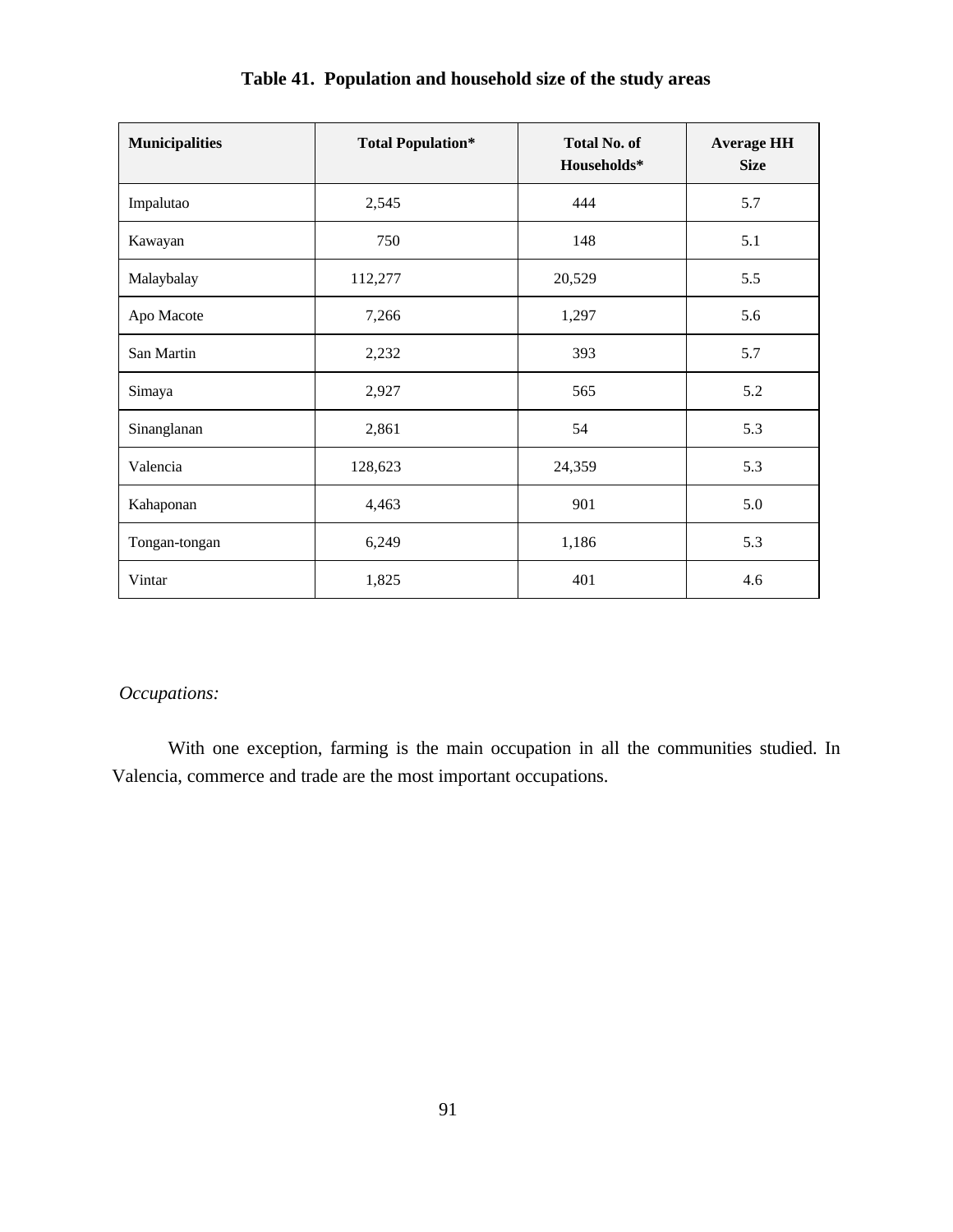**Table 41. Population and household size of the study areas**

| Municipalities | Total Population* | Total No. of Households* | Average HH Size |
|---|---|---|---|
| Impalutao | 2,545 | 444 | 5.7 |
| Kawayan | 750 | 148 | 5.1 |
| Malaybalay | 112,277 | 20,529 | 5.5 |
| Apo Macote | 7,266 | 1,297 | 5.6 |
| San Martin | 2,232 | 393 | 5.7 |
| Simaya | 2,927 | 565 | 5.2 |
| Sinanglanan | 2,861 | 54 | 5.3 |
| Valencia | 128,623 | 24,359 | 5.3 |
| Kahaponan | 4,463 | 901 | 5.0 |
| Tongan-tongan | 6,249 | 1,186 | 5.3 |
| Vintar | 1,825 | 401 | 4.6 |

*Occupations:*

With one exception, farming is the main occupation in all the communities studied. In Valencia, commerce and trade are the most important occupations.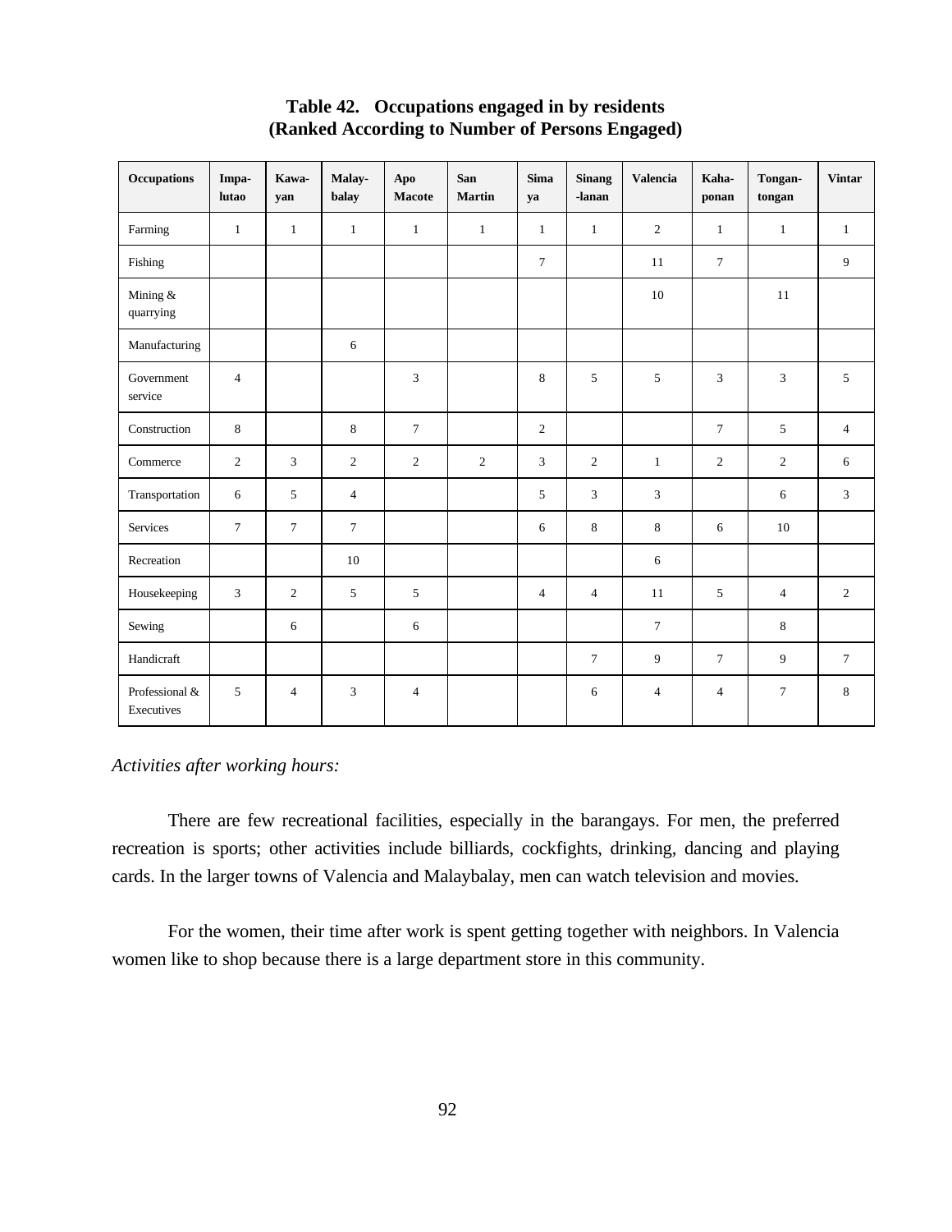# Table 42. Occupations engaged in by residents (Ranked According to Number of Persons Engaged)

| Occupations | Impa-lutao | Kawa-yan | Malay-balay | Apo Macote | San Martin | Sima ya | Sinang -lanan | Valencia | Kaha-ponan | Tongan-tongan | Vintar |
|---|---|---|---|---|---|---|---|---|---|---|---|
| Farming | 1 | 1 | 1 | 1 | 1 | 1 | 1 | 2 | 1 | 1 | 1 |
| Fishing | | | | | | 7 | | 11 | 7 | | 9 |
| Mining & quarrying | | | | | | | | 10 | | 11 | |
| Manufacturing | | | 6 | | | | | | | | |
| Government service | 4 | | | 3 | | 8 | 5 | 5 | 3 | 3 | 5 |
| Construction | 8 | | 8 | 7 | | 2 | | | 7 | 5 | 4 |
| Commerce | 2 | 3 | 2 | 2 | 2 | 3 | 2 | 1 | 2 | 2 | 6 |
| Transportation | 6 | 5 | 4 | | | 5 | 3 | 3 | | 6 | 3 |
| Services | 7 | 7 | 7 | | | 6 | 8 | 8 | 6 | 10 | |
| Recreation | | | 10 | | | | | 6 | | | |
| Housekeeping | 3 | 2 | 5 | 5 | | 4 | 4 | 11 | 5 | 4 | 2 |
| Sewing | | 6 | | 6 | | | | 7 | | 8 | |
| Handicraft | | | | | | | 7 | 9 | 7 | 9 | 7 |
| Professional & Executives | 5 | 4 | 3 | 4 | | | 6 | 4 | 4 | 7 | 8 |

*Activities after working hours:*

There are few recreational facilities, especially in the barangays. For men, the preferred recreation is sports; other activities include billiards, cockfights, drinking, dancing and playing cards. In the larger towns of Valencia and Malaybalay, men can watch television and movies.

For the women, their time after work is spent getting together with neighbors. In Valencia women like to shop because there is a large department store in this community.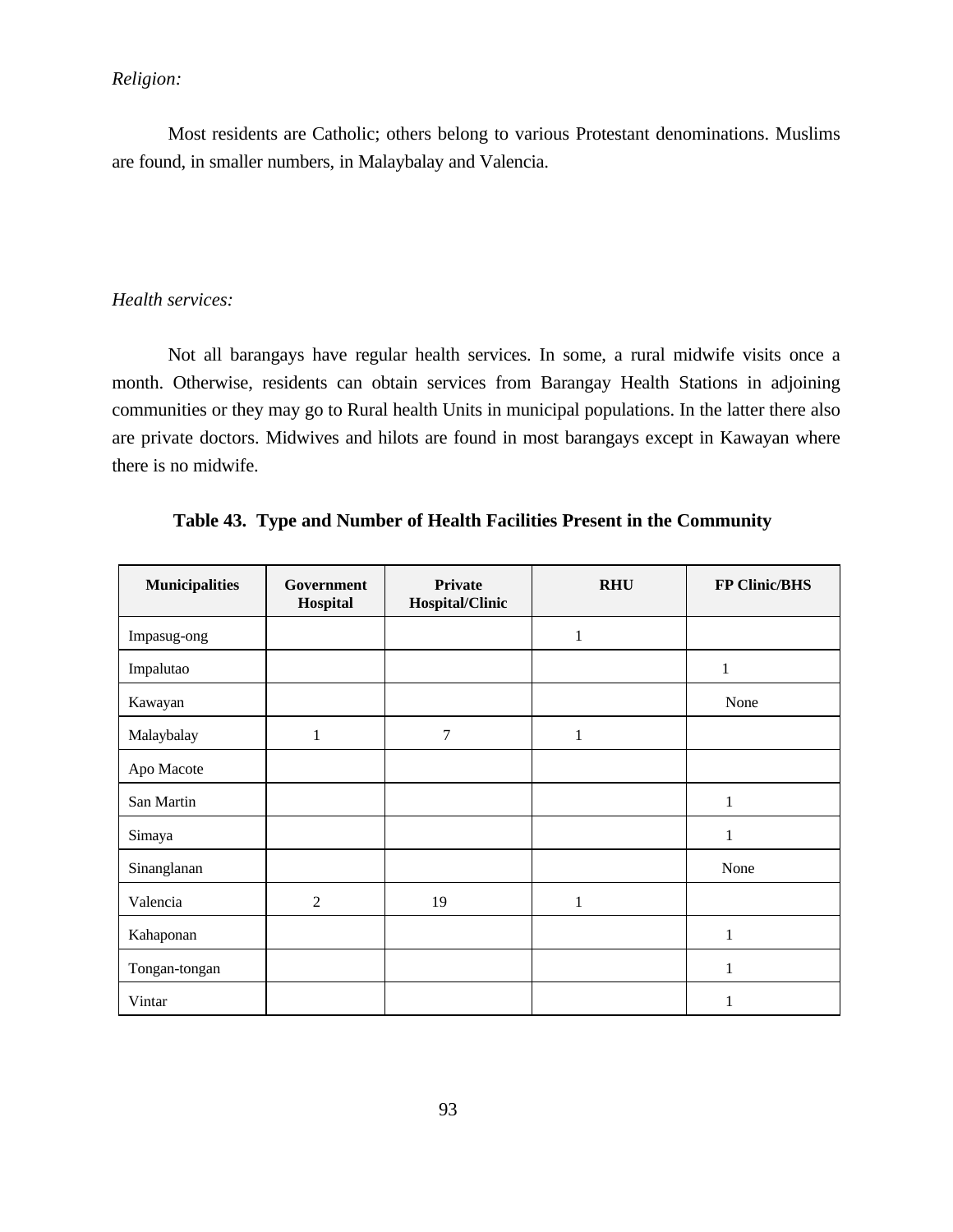*Religion:*

Most residents are Catholic; others belong to various Protestant denominations. Muslims are found, in smaller numbers, in Malaybalay and Valencia.

*Health services:*

Not all barangays have regular health services. In some, a rural midwife visits once a month. Otherwise, residents can obtain services from Barangay Health Stations in adjoining communities or they may go to Rural health Units in municipal populations. In the latter there also are private doctors. Midwives and hilots are found in most barangays except in Kawayan where there is no midwife.

**Table 43. Type and Number of Health Facilities Present in the Community**

| Municipalities | Government Hospital | Private Hospital/Clinic | RHU | FP Clinic/BHS |
|---|---|---|---|---|
| Impasug-ong | | | 1 | |
| Impalutao | | | | 1 |
| Kawayan | | | | None |
| Malaybalay | 1 | 7 | 1 | |
| Apo Macote | | | | |
| San Martin | | | | 1 |
| Simaya | | | | 1 |
| Sinanglanan | | | | None |
| Valencia | 2 | 19 | 1 | |
| Kahaponan | | | | 1 |
| Tongan-tongan | | | | 1 |
| Vintar | | | | 1 |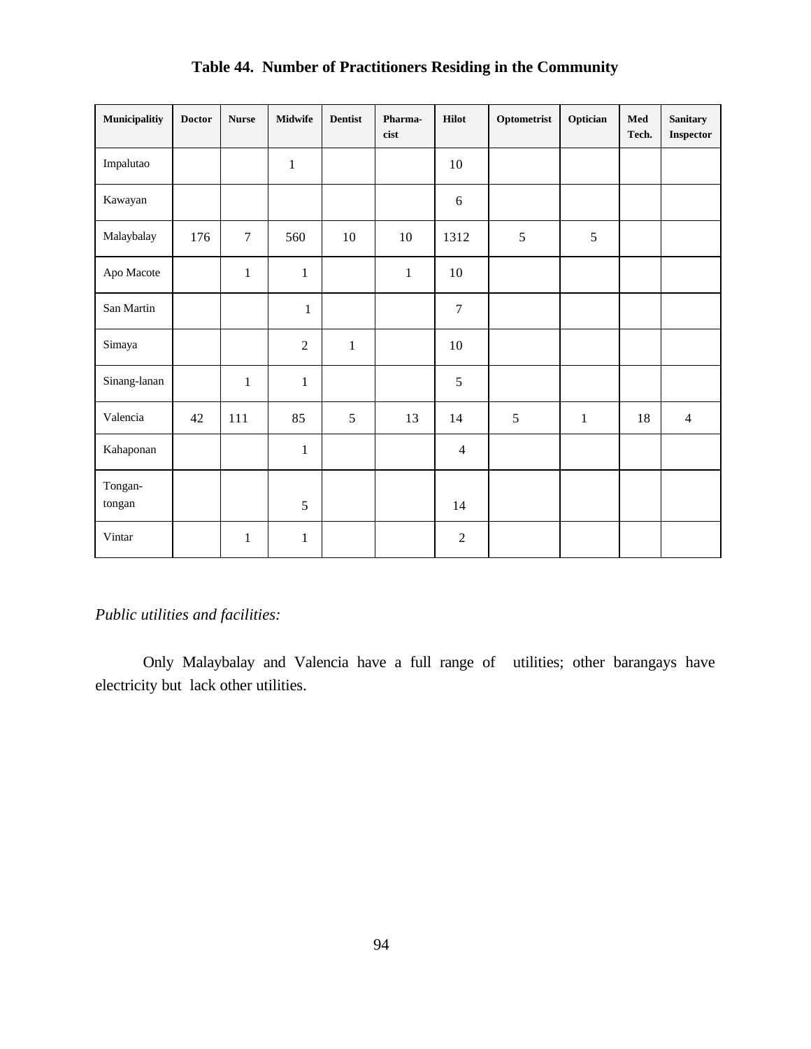**Table 44. Number of Practitioners Residing in the Community**

| Municipalitiy | Doctor | Nurse | Midwife | Dentist | Pharma-cist | Hilot | Optometrist | Optician | Med Tech. | Sanitary Inspector |
|---|---|---|---|---|---|---|---|---|---|---|
| Impalutao | | | 1 | | | 10 | | | | |
| Kawayan | | | | | | 6 | | | | |
| Malaybalay | 176 | 7 | 560 | 10 | 10 | 1312 | 5 | 5 | | |
| Apo Macote | | 1 | 1 | | 1 | 10 | | | | |
| San Martin | | | 1 | | | 7 | | | | |
| Simaya | | | 2 | 1 | | 10 | | | | |
| Sinang-lanan | | 1 | 1 | | | 5 | | | | |
| Valencia | 42 | 111 | 85 | 5 | 13 | 14 | 5 | 1 | 18 | 4 |
| Kahaponan | | | 1 | | | 4 | | | | |
| Tongan-tongan | | | 5 | | | 14 | | | | |
| Vintar | | 1 | 1 | | | 2 | | | | |

*Public utilities and facilities:*

Only Malaybalay and Valencia have a full range of utilities; other barangays have electricity but lack other utilities.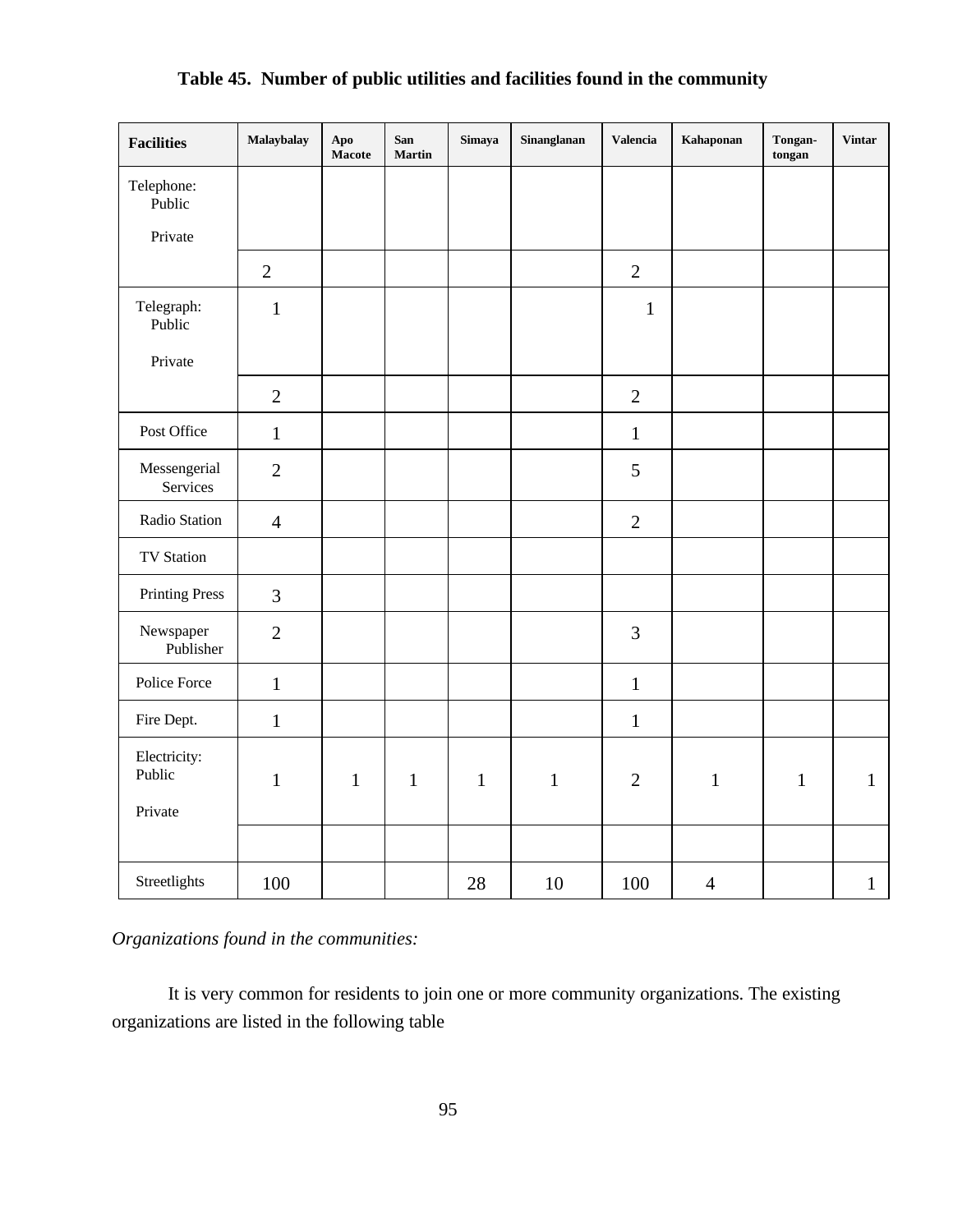**Table 45. Number of public utilities and facilities found in the community**

| Facilities | Malaybalay | Apo Macote | San Martin | Simaya | Sinanglanan | Valencia | Kahaponan | Tongan-tongan | Vintar |
|---|---|---|---|---|---|---|---|---|---|
| Telephone: Public | | | | | | | | | |
| Private | 2 | | | | | 2 | | | |
| Telegraph: Public | 1 | | | | | 1 | | | |
| Private | 2 | | | | | 2 | | | |
| Post Office | 1 | | | | | 1 | | | |
| Messengerial Services | 2 | | | | | 5 | | | |
| Radio Station | 4 | | | | | 2 | | | |
| TV Station | | | | | | | | | |
| Printing Press | 3 | | | | | | | | |
| Newspaper Publisher | 2 | | | | | 3 | | | |
| Police Force | 1 | | | | | 1 | | | |
| Fire Dept. | 1 | | | | | 1 | | | |
| Electricity: Public | 1 | 1 | 1 | 1 | 1 | 2 | 1 | 1 | 1 |
| Private | | | | | | | | | |
| Streetlights | 100 | | | 28 | 10 | 100 | 4 | | 1 |

*Organizations found in the communities:*

It is very common for residents to join one or more community organizations. The existing organizations are listed in the following table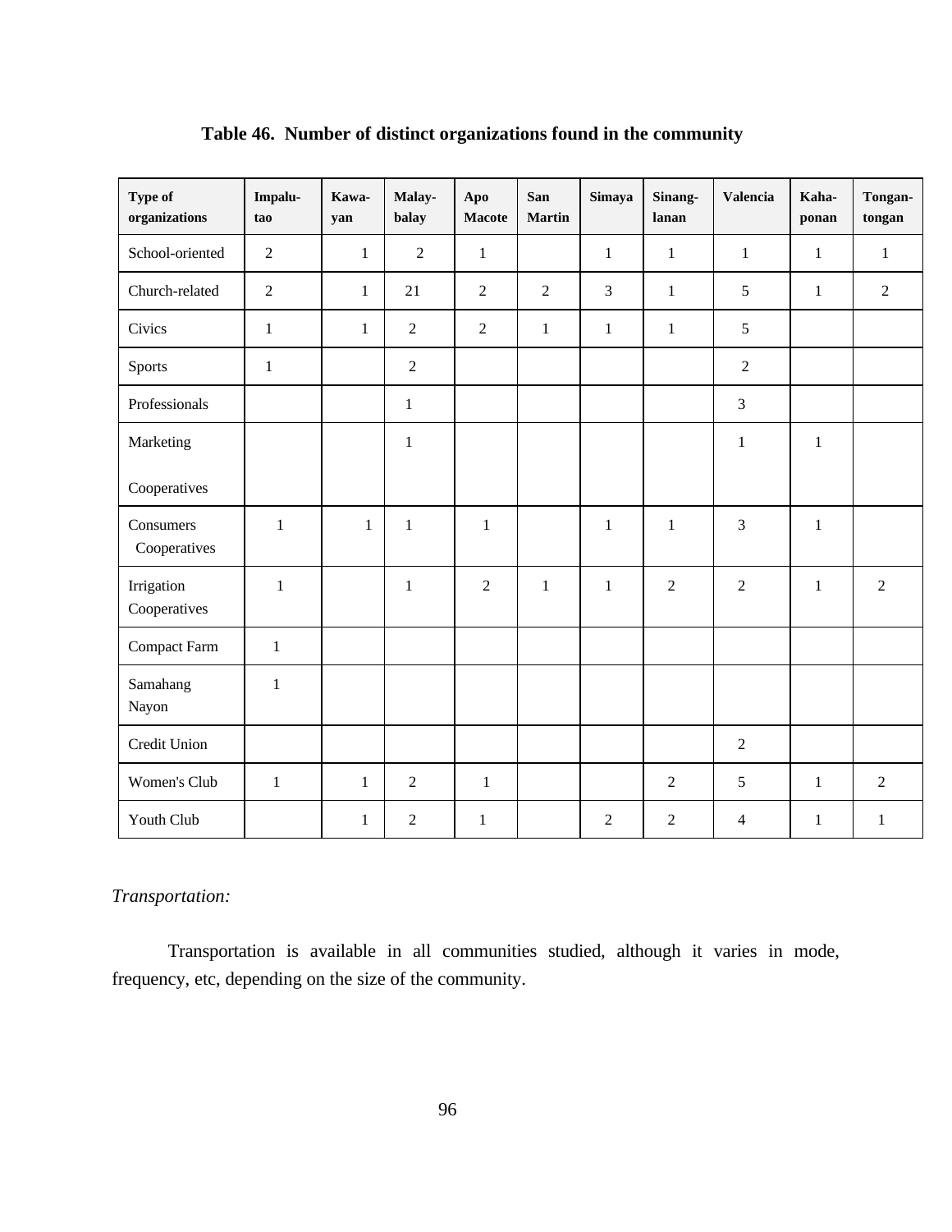**Table 46. Number of distinct organizations found in the community**

| Type of organizations | Impalu-tao | Kawa-yan | Malay-balay | Apo Macote | San Martin | Simaya | Sinang-lanan | Valencia | Kaha-ponan | Tongan-tongan |
|---|---|---|---|---|---|---|---|---|---|---|
| School-oriented | 2 | 1 | 2 | 1 | | 1 | 1 | 1 | 1 | 1 |
| Church-related | 2 | 1 | 21 | 2 | 2 | 3 | 1 | 5 | 1 | 2 |
| Civics | 1 | 1 | 2 | 2 | 1 | 1 | 1 | 5 | | |
| Sports | 1 | | 2 | | | | | 2 | | |
| Professionals | | | 1 | | | | | 3 | | |
| Marketing Cooperatives | | | 1 | | | | | 1 | 1 | |
| Consumers Cooperatives | 1 | 1 | 1 | 1 | | 1 | 1 | 3 | 1 | |
| Irrigation Cooperatives | 1 | | 1 | 2 | 1 | 1 | 2 | 2 | 1 | 2 |
| Compact Farm | 1 | | | | | | | | | |
| Samahang Nayon | 1 | | | | | | | | | |
| Credit Union | | | | | | | | 2 | | |
| Women's Club | 1 | 1 | 2 | 1 | | | 2 | 5 | 1 | 2 |
| Youth Club | | 1 | 2 | 1 | | 2 | 2 | 4 | 1 | 1 |

*Transportation:*

Transportation is available in all communities studied, although it varies in mode, frequency, etc, depending on the size of the community.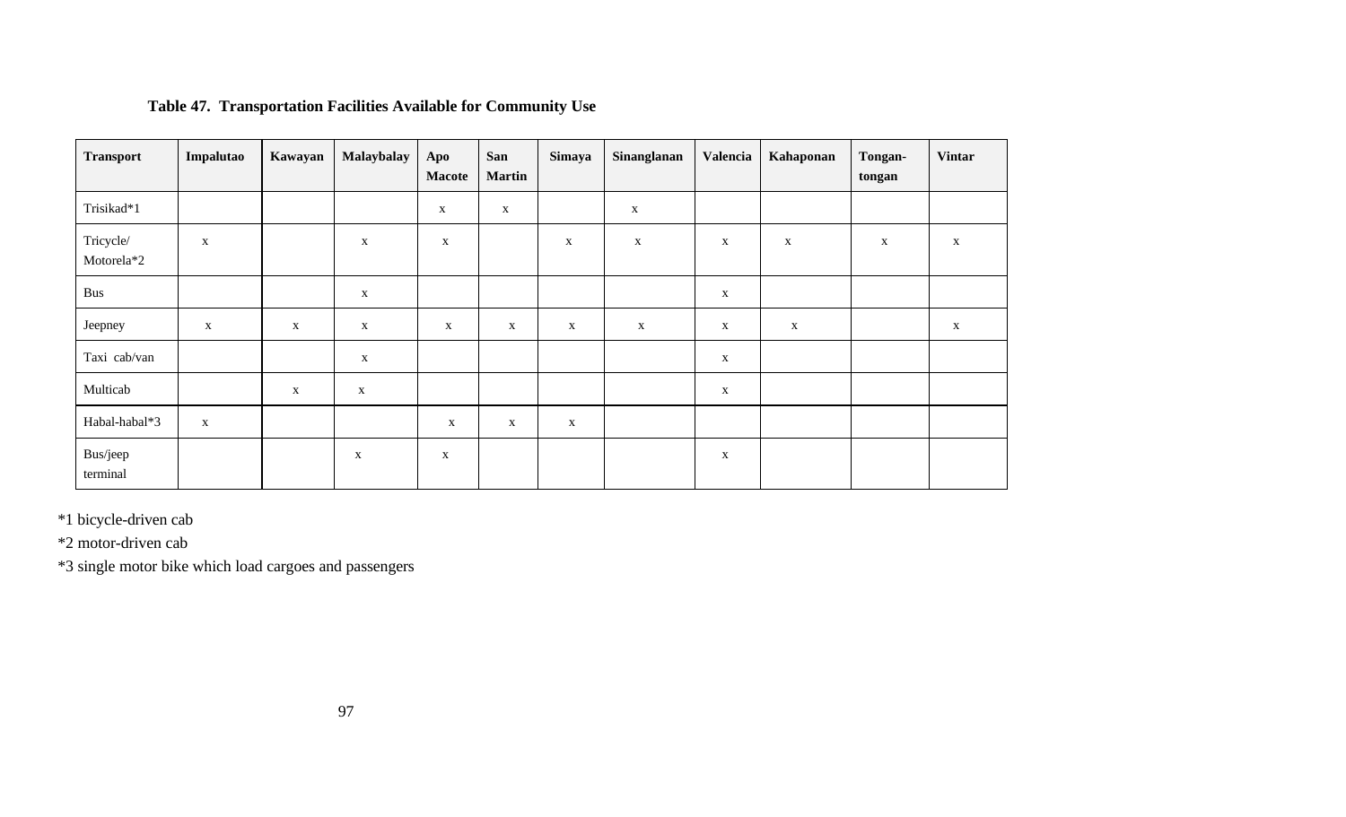**Table 47. Transportation Facilities Available for Community Use**

| Transport | Impalutao | Kawayan | Malaybalay | Apo Macote | San Martin | Simaya | Sinanglanan | Valencia | Kahaponan | Tongan-tongan | Vintar |
|---|---|---|---|---|---|---|---|---|---|---|---|
| Trisikad*1 | | | | x | x | | x | | | | |
| Tricycle/ Motorela*2 | x | | x | x | | x | x | x | x | x | x |
| Bus | | | x | | | | | x | | | |
| Jeepney | x | x | x | x | x | x | x | x | x | | x |
| Taxi cab/van | | | x | | | | | x | | | |
| Multicab | | x | x | | | | | x | | | |
| Habal-habal*3 | x | | | x | x | x | | | | | |
| Bus/jeep terminal | | | x | x | | | | x | | | |

*1 bicycle-driven cab

*2 motor-driven cab

*3 single motor bike which load cargoes and passengers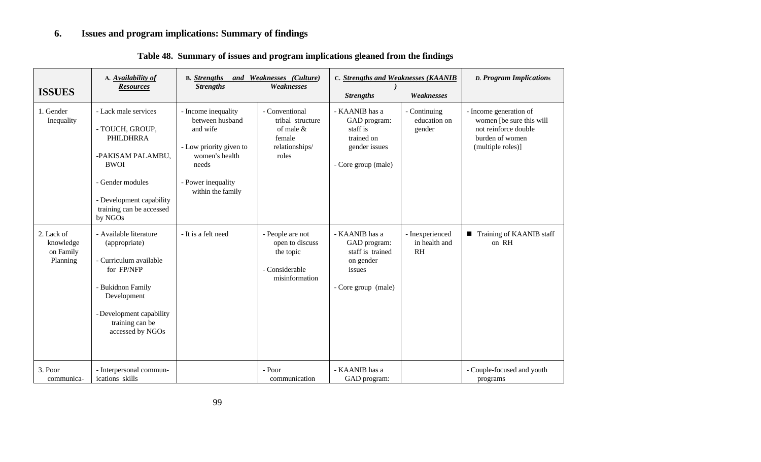## 6. Issues and program implications: Summary of findings

**Table 48. Summary of issues and program implications gleaned from the findings**

| ISSUES | A. *Availability of Resources* | B. *Strengths and Weaknesses (Culture)* | | C. *Strengths and Weaknesses (KAANIB)* | | D. *Program Implications* |
|---|---|---|---|---|---|---|
| | | *Strengths* | *Weaknesses* | *Strengths* | *Weaknesses* | |
| 1. Gender Inequality | - Lack male services<br>- TOUCH, GROUP, PHILDHRRA<br>-PAKISAM PALAMBU, BWOI<br>- Gender modules<br>- Development capability training can be accessed by NGOs | - Income inequality between husband and wife<br>- Low priority given to women's health needs<br>- Power inequality within the family | - Conventional tribal structure of male & female relationships/ roles | - KAANIB has a GAD program: staff is trained on gender issues<br>- Core group (male) | - Continuing education on gender | - Income generation of women [be sure this will not reinforce double burden of women (multiple roles)] |
| 2. Lack of knowledge on Family Planning | - Available literature (appropriate)<br>- Curriculum available for FP/NFP<br>- Bukidnon Family Development<br>- Development capability training can be accessed by NGOs | - It is a felt need | - People are not open to discuss the topic<br>- Considerable misinformation | - KAANIB has a GAD program: staff is trained on gender issues<br>- Core group (male) | - Inexperienced in health and RH | ■ Training of KAANIB staff on RH |
| 3. Poor communica- | - Interpersonal commun-ications skills | | - Poor communication | - KAANIB has a GAD program: | | - Couple-focused and youth programs |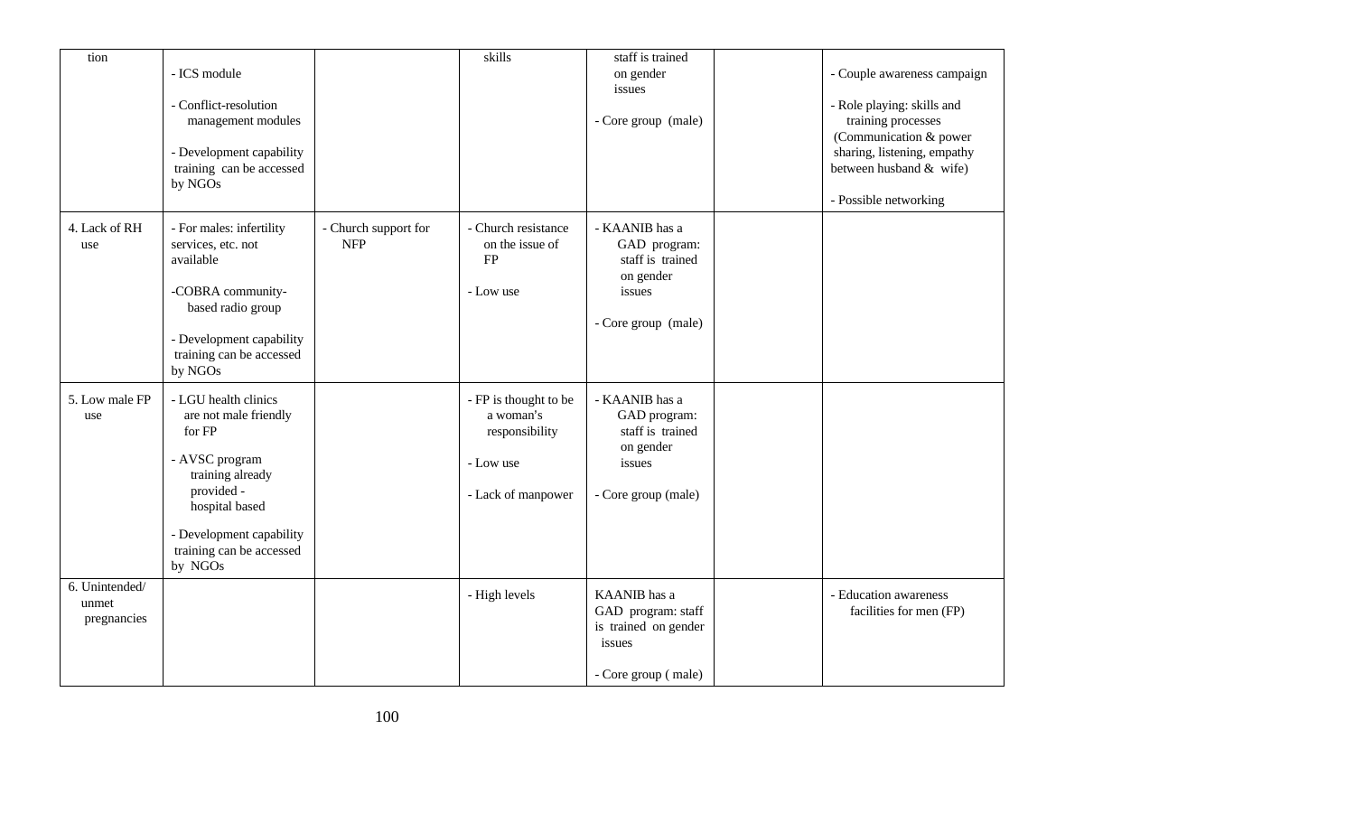| | | | | | | |
|---|---|---|---|---|---|---|
| tion | - ICS module<br><br>- Conflict-resolution management modules<br><br>- Development capability training can be accessed by NGOs | | skills | staff is trained on gender issues<br><br>- Core group (male) | | - Couple awareness campaign<br><br>- Role playing: skills and training processes (Communication & power sharing, listening, empathy between husband & wife)<br><br>- Possible networking |
| 4. Lack of RH use | - For males: infertility services, etc. not available<br><br>-COBRA community-based radio group<br><br>- Development capability training can be accessed by NGOs | - Church support for NFP | - Church resistance on the issue of FP<br><br>- Low use | - KAANIB has a GAD program: staff is trained on gender issues<br><br>- Core group (male) | | |
| 5. Low male FP use | - LGU health clinics are not male friendly for FP<br><br>- AVSC program training already provided - hospital based<br><br>- Development capability training can be accessed by NGOs | | - FP is thought to be a woman's responsibility<br><br>- Low use<br><br>- Lack of manpower | - KAANIB has a GAD program: staff is trained on gender issues<br><br>- Core group (male) | | |
| 6. Unintended/ unmet pregnancies | | | - High levels | KAANIB has a GAD program: staff is trained on gender issues<br><br>- Core group ( male) | | - Education awareness facilities for men (FP) |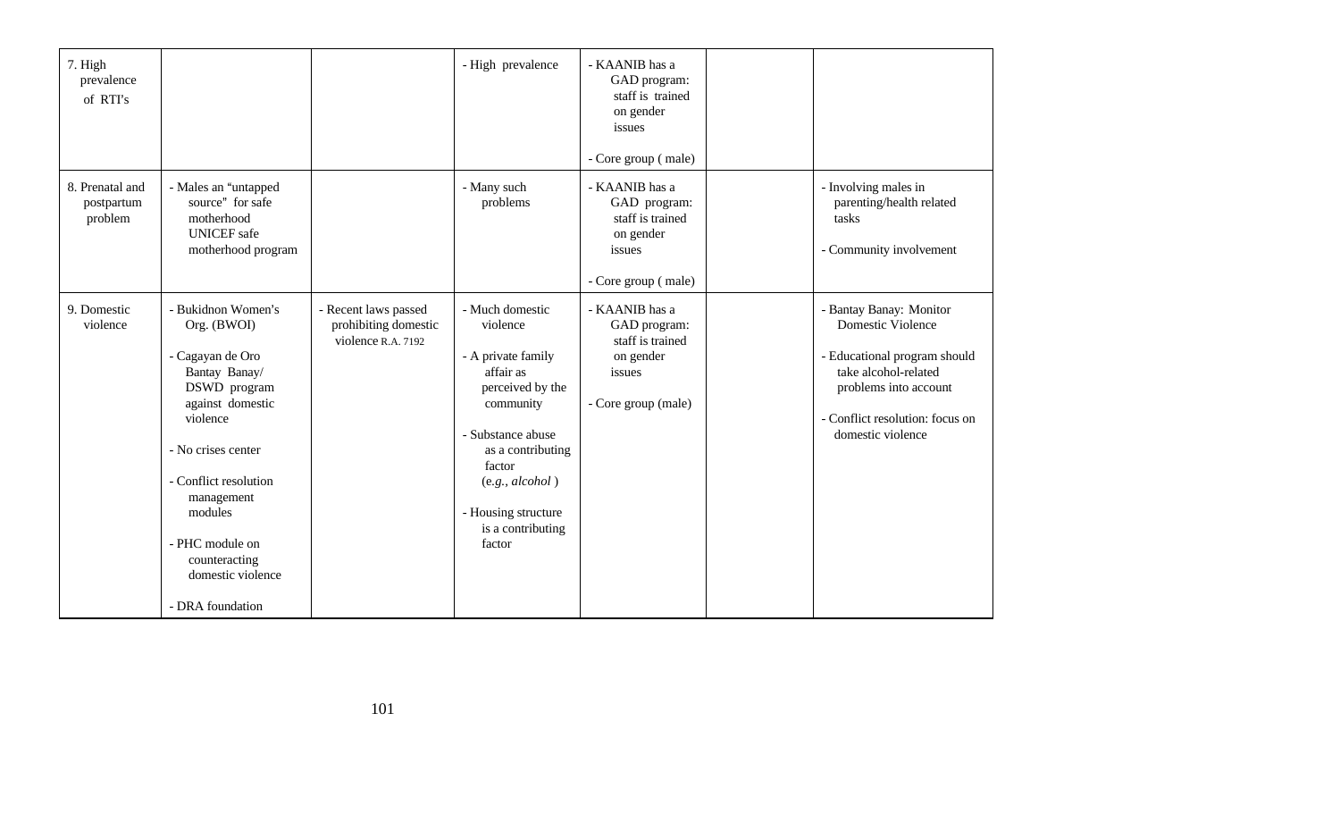| | | | | | | |
|---|---|---|---|---|---|---|
| 7. High prevalence of RTI's | | | - High prevalence | - KAANIB has a GAD program: staff is trained on gender issues<br><br>- Core group ( male) | | |
| 8. Prenatal and postpartum problem | - Males an "untapped source" for safe motherhood UNICEF safe motherhood program | | - Many such problems | - KAANIB has a GAD program: staff is trained on gender issues<br><br>- Core group ( male) | | - Involving males in parenting/health related tasks<br><br>- Community involvement |
| 9. Domestic violence | - Bukidnon Women's Org. (BWOI)<br><br>- Cagayan de Oro Bantay Banay/ DSWD program against domestic violence<br><br>- No crises center<br><br>- Conflict resolution management modules<br><br>- PHC module on counteracting domestic violence<br><br>- DRA foundation | - Recent laws passed prohibiting domestic violence R.A. 7192 | - Much domestic violence<br><br>- A private family affair as perceived by the community<br><br>- Substance abuse as a contributing factor (*e.g., alcohol* )<br><br>- Housing structure is a contributing factor | - KAANIB has a GAD program: staff is trained on gender issues<br><br>- Core group (male) | | - Bantay Banay: Monitor Domestic Violence<br><br>- Educational program should take alcohol-related problems into account<br><br>- Conflict resolution: focus on domestic violence |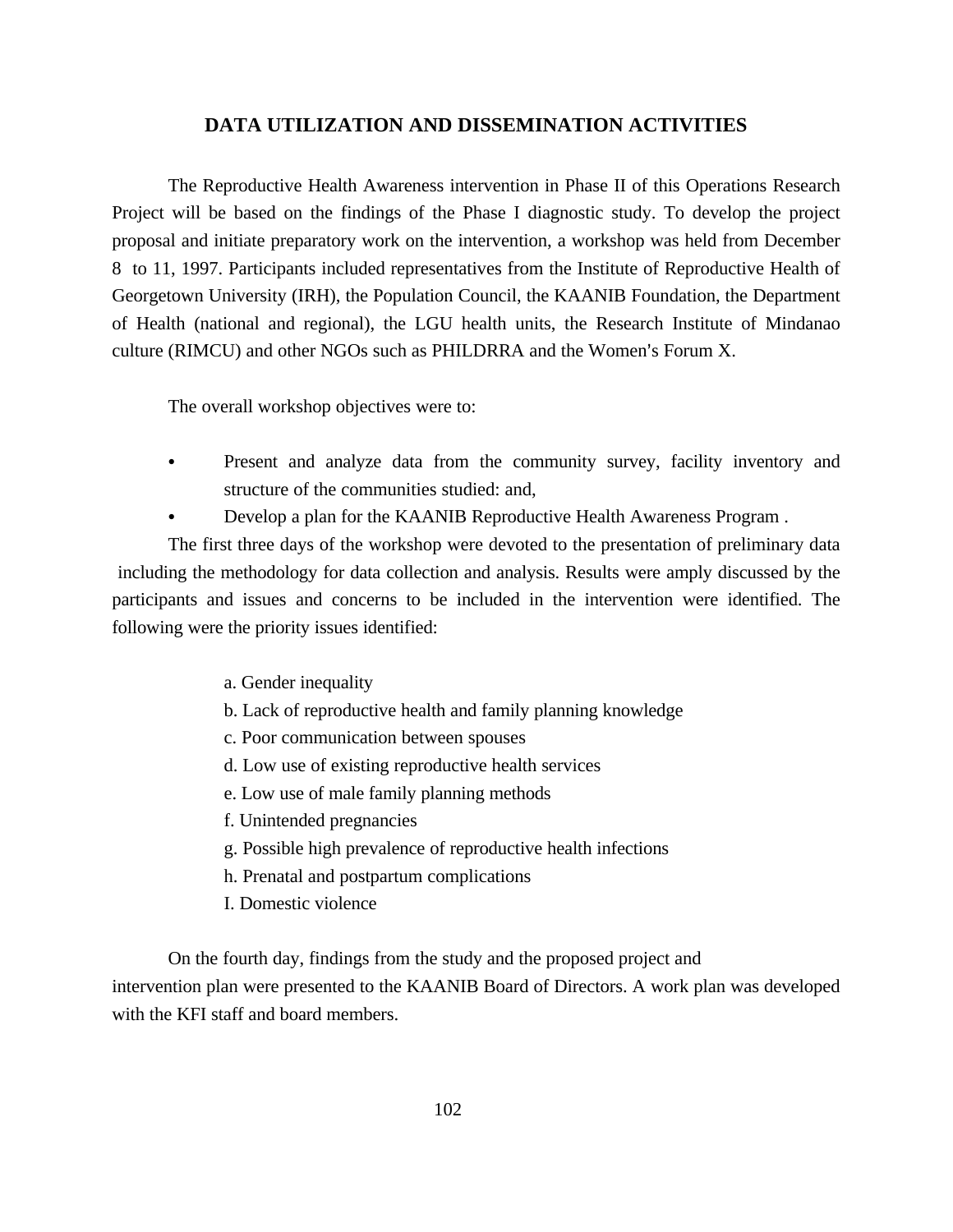## DATA UTILIZATION AND DISSEMINATION ACTIVITIES

The Reproductive Health Awareness intervention in Phase II of this Operations Research Project will be based on the findings of the Phase I diagnostic study. To develop the project proposal and initiate preparatory work on the intervention, a workshop was held from December 8 to 11, 1997. Participants included representatives from the Institute of Reproductive Health of Georgetown University (IRH), the Population Council, the KAANIB Foundation, the Department of Health (national and regional), the LGU health units, the Research Institute of Mindanao culture (RIMCU) and other NGOs such as PHILDRRA and the Women's Forum X.

The overall workshop objectives were to:

- Present and analyze data from the community survey, facility inventory and structure of the communities studied: and,
- Develop a plan for the KAANIB Reproductive Health Awareness Program .

The first three days of the workshop were devoted to the presentation of preliminary data including the methodology for data collection and analysis. Results were amply discussed by the participants and issues and concerns to be included in the intervention were identified. The following were the priority issues identified:

a. Gender inequality
b. Lack of reproductive health and family planning knowledge
c. Poor communication between spouses
d. Low use of existing reproductive health services
e. Low use of male family planning methods
f. Unintended pregnancies
g. Possible high prevalence of reproductive health infections
h. Prenatal and postpartum complications
I. Domestic violence

On the fourth day, findings from the study and the proposed project and intervention plan were presented to the KAANIB Board of Directors. A work plan was developed with the KFI staff and board members.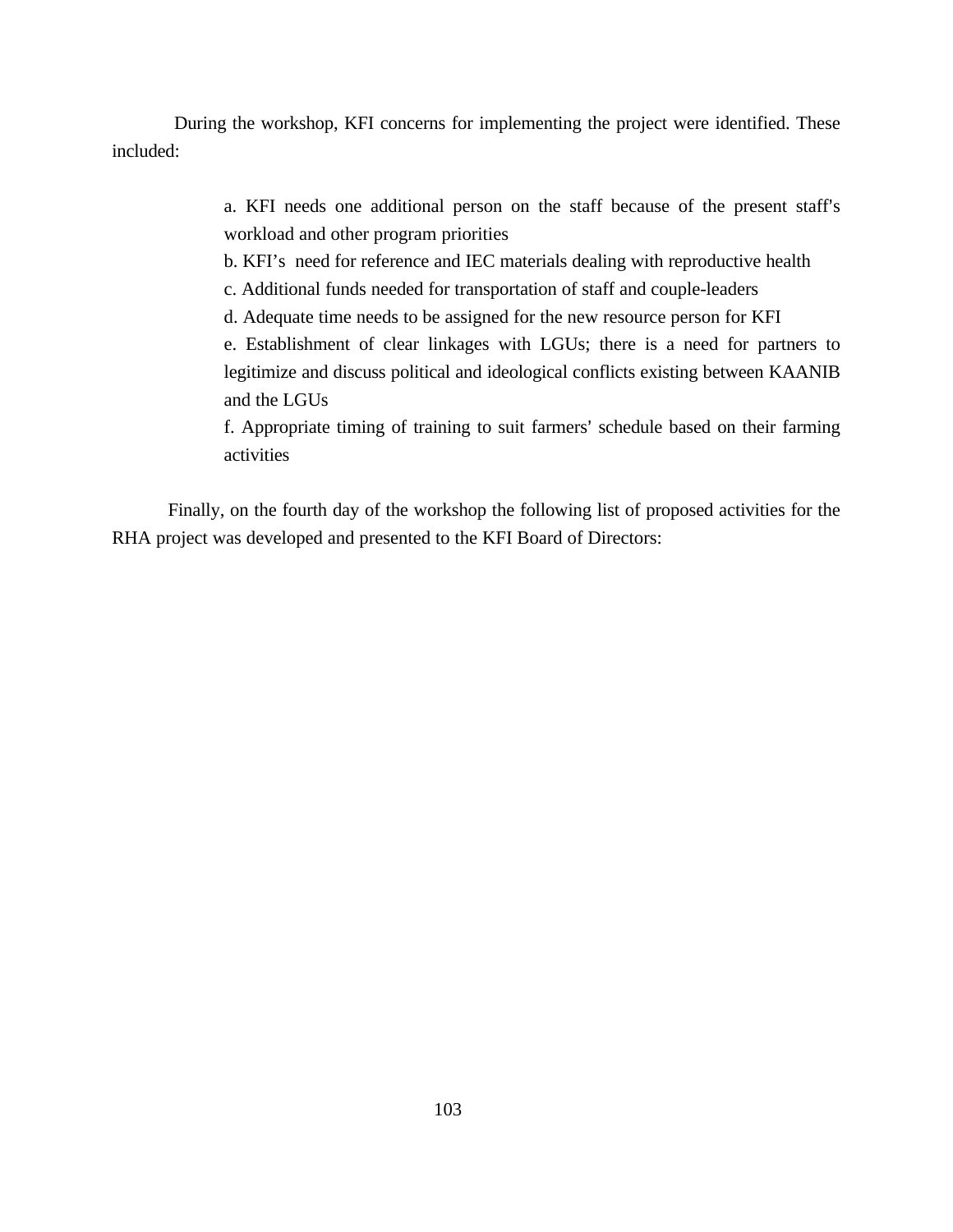During the workshop, KFI concerns for implementing the project were identified. These included:

a. KFI needs one additional person on the staff because of the present staff's workload and other program priorities
b. KFI's need for reference and IEC materials dealing with reproductive health
c. Additional funds needed for transportation of staff and couple-leaders
d. Adequate time needs to be assigned for the new resource person for KFI
e. Establishment of clear linkages with LGUs; there is a need for partners to legitimize and discuss political and ideological conflicts existing between KAANIB and the LGUs
f. Appropriate timing of training to suit farmers' schedule based on their farming activities

Finally, on the fourth day of the workshop the following list of proposed activities for the RHA project was developed and presented to the KFI Board of Directors: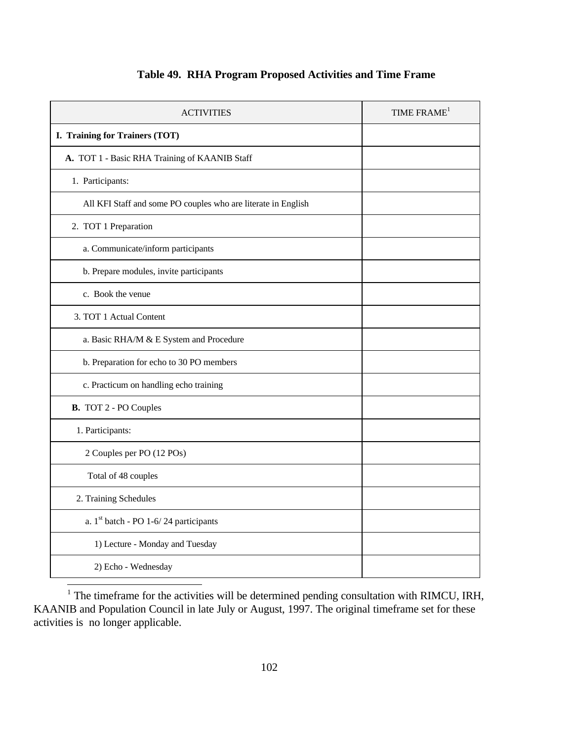**Table 49. RHA Program Proposed Activities and Time Frame**

| ACTIVITIES | TIME FRAME[1] |
|---|---|
| **I. Training for Trainers (TOT)** | |
| **A.** TOT 1 - Basic RHA Training of KAANIB Staff | |
| 1. Participants: | |
| All KFI Staff and some PO couples who are literate in English | |
| 2. TOT 1 Preparation | |
| a. Communicate/inform participants | |
| b. Prepare modules, invite participants | |
| c. Book the venue | |
| 3. TOT 1 Actual Content | |
| a. Basic RHA/M & E System and Procedure | |
| b. Preparation for echo to 30 PO members | |
| c. Practicum on handling echo training | |
| **B.** TOT 2 - PO Couples | |
| 1. Participants: | |
| 2 Couples per PO (12 POs) | |
| Total of 48 couples | |
| 2. Training Schedules | |
| a. 1st batch - PO 1-6/ 24 participants | |
| 1) Lecture - Monday and Tuesday | |
| 2) Echo - Wednesday | |

[1] The timeframe for the activities will be determined pending consultation with RIMCU, IRH, KAANIB and Population Council in late July or August, 1997. The original timeframe set for these activities is no longer applicable.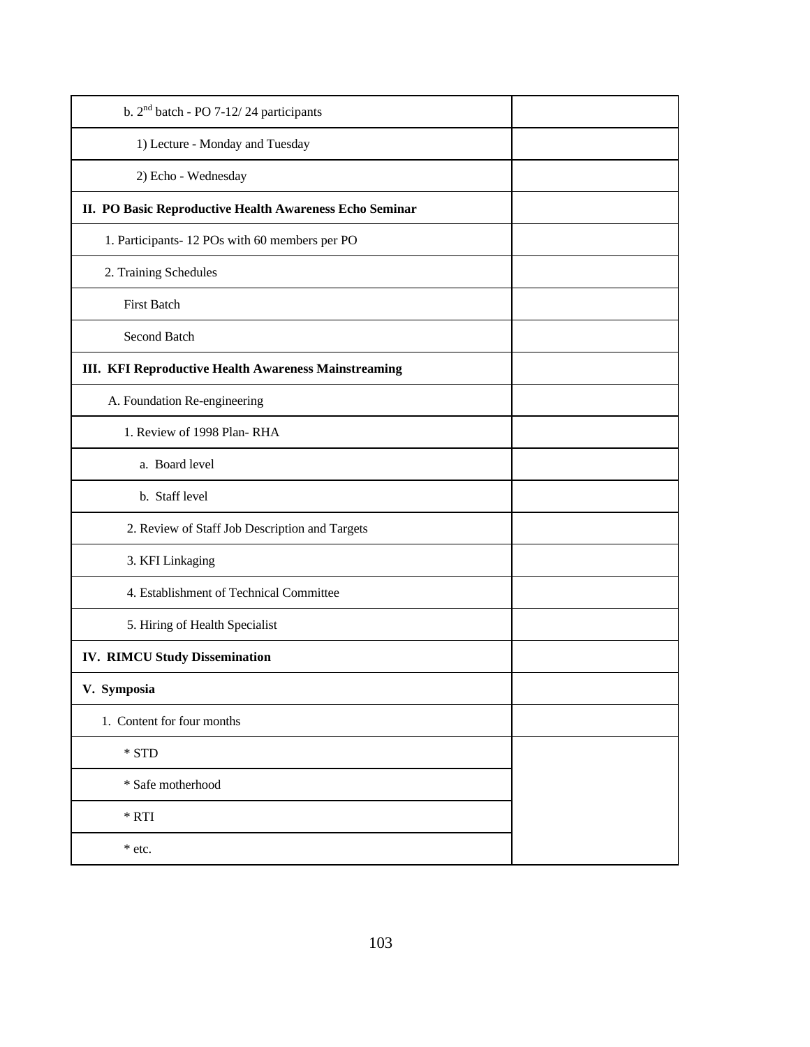| | |
|---|---|
| b. 2nd batch - PO 7-12/ 24 participants | |
| 1) Lecture - Monday and Tuesday | |
| 2) Echo - Wednesday | |
| **II. PO Basic Reproductive Health Awareness Echo Seminar** | |
| 1. Participants- 12 POs with 60 members per PO | |
| 2. Training Schedules | |
| First Batch | |
| Second Batch | |
| **III. KFI Reproductive Health Awareness Mainstreaming** | |
| A. Foundation Re-engineering | |
| 1. Review of 1998 Plan- RHA | |
| a. Board level | |
| b. Staff level | |
| 2. Review of Staff Job Description and Targets | |
| 3. KFI Linkaging | |
| 4. Establishment of Technical Committee | |
| 5. Hiring of Health Specialist | |
| **IV. RIMCU Study Dissemination** | |
| **V. Symposia** | |
| 1. Content for four months | |
| * STD | |
| * Safe motherhood | |
| * RTI | |
| * etc. | |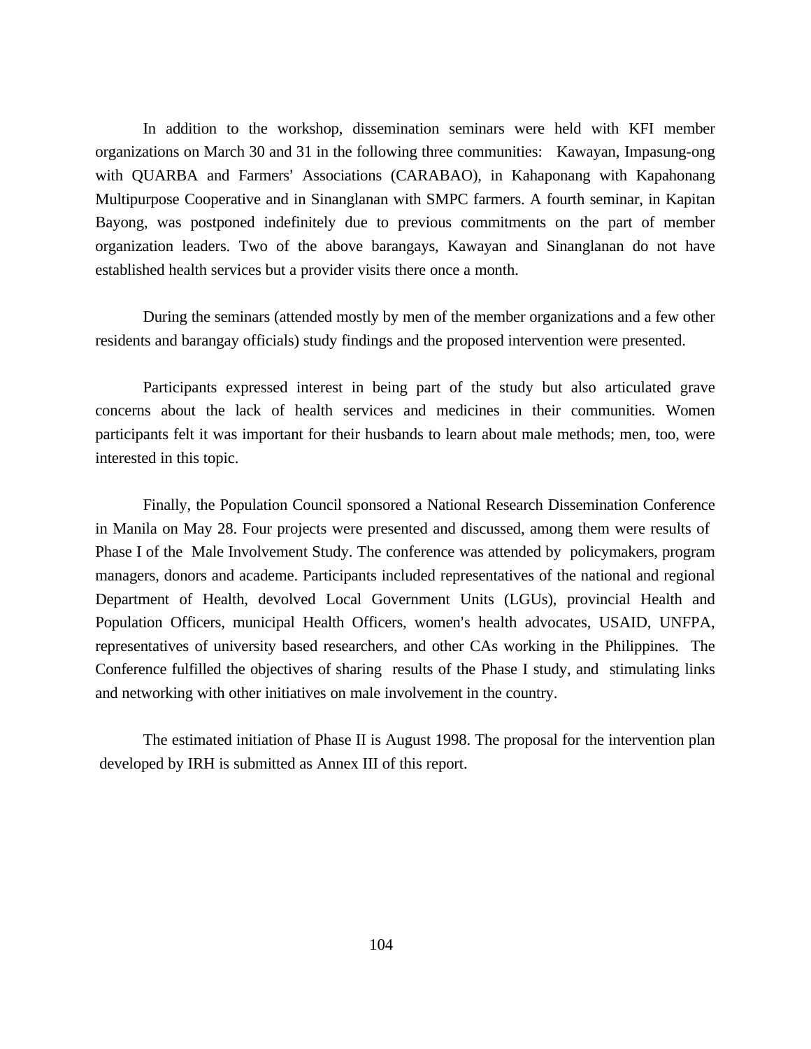In addition to the workshop, dissemination seminars were held with KFI member organizations on March 30 and 31 in the following three communities: Kawayan, Impasung-ong with QUARBA and Farmers' Associations (CARABAO), in Kahaponang with Kapahonang Multipurpose Cooperative and in Sinanglanan with SMPC farmers. A fourth seminar, in Kapitan Bayong, was postponed indefinitely due to previous commitments on the part of member organization leaders. Two of the above barangays, Kawayan and Sinanglanan do not have established health services but a provider visits there once a month.

During the seminars (attended mostly by men of the member organizations and a few other residents and barangay officials) study findings and the proposed intervention were presented.

Participants expressed interest in being part of the study but also articulated grave concerns about the lack of health services and medicines in their communities. Women participants felt it was important for their husbands to learn about male methods; men, too, were interested in this topic.

Finally, the Population Council sponsored a National Research Dissemination Conference in Manila on May 28. Four projects were presented and discussed, among them were results of Phase I of the Male Involvement Study. The conference was attended by policymakers, program managers, donors and academe. Participants included representatives of the national and regional Department of Health, devolved Local Government Units (LGUs), provincial Health and Population Officers, municipal Health Officers, women's health advocates, USAID, UNFPA, representatives of university based researchers, and other CAs working in the Philippines. The Conference fulfilled the objectives of sharing results of the Phase I study, and stimulating links and networking with other initiatives on male involvement in the country.

The estimated initiation of Phase II is August 1998. The proposal for the intervention plan developed by IRH is submitted as Annex III of this report.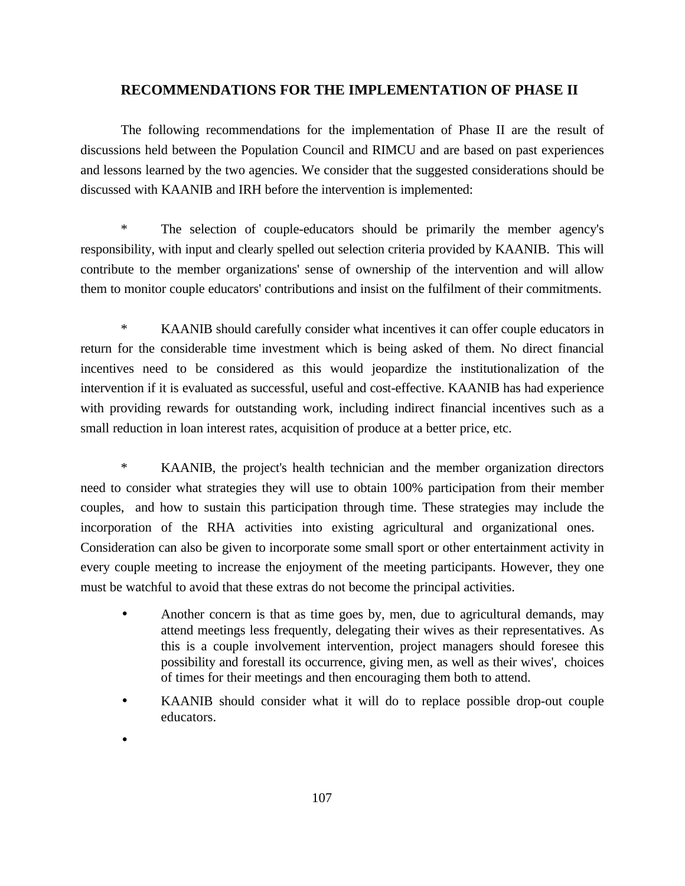## RECOMMENDATIONS FOR THE IMPLEMENTATION OF PHASE II

The following recommendations for the implementation of Phase II are the result of discussions held between the Population Council and RIMCU and are based on past experiences and lessons learned by the two agencies. We consider that the suggested considerations should be discussed with KAANIB and IRH before the intervention is implemented:

* The selection of couple-educators should be primarily the member agency's responsibility, with input and clearly spelled out selection criteria provided by KAANIB. This will contribute to the member organizations' sense of ownership of the intervention and will allow them to monitor couple educators' contributions and insist on the fulfilment of their commitments.

* KAANIB should carefully consider what incentives it can offer couple educators in return for the considerable time investment which is being asked of them. No direct financial incentives need to be considered as this would jeopardize the institutionalization of the intervention if it is evaluated as successful, useful and cost-effective. KAANIB has had experience with providing rewards for outstanding work, including indirect financial incentives such as a small reduction in loan interest rates, acquisition of produce at a better price, etc.

* KAANIB, the project's health technician and the member organization directors need to consider what strategies they will use to obtain 100% participation from their member couples, and how to sustain this participation through time. These strategies may include the incorporation of the RHA activities into existing agricultural and organizational ones. Consideration can also be given to incorporate some small sport or other entertainment activity in every couple meeting to increase the enjoyment of the meeting participants. However, they one must be watchful to avoid that these extras do not become the principal activities.

- Another concern is that as time goes by, men, due to agricultural demands, may attend meetings less frequently, delegating their wives as their representatives. As this is a couple involvement intervention, project managers should foresee this possibility and forestall its occurrence, giving men, as well as their wives', choices of times for their meetings and then encouraging them both to attend.
- KAANIB should consider what it will do to replace possible drop-out couple educators.
-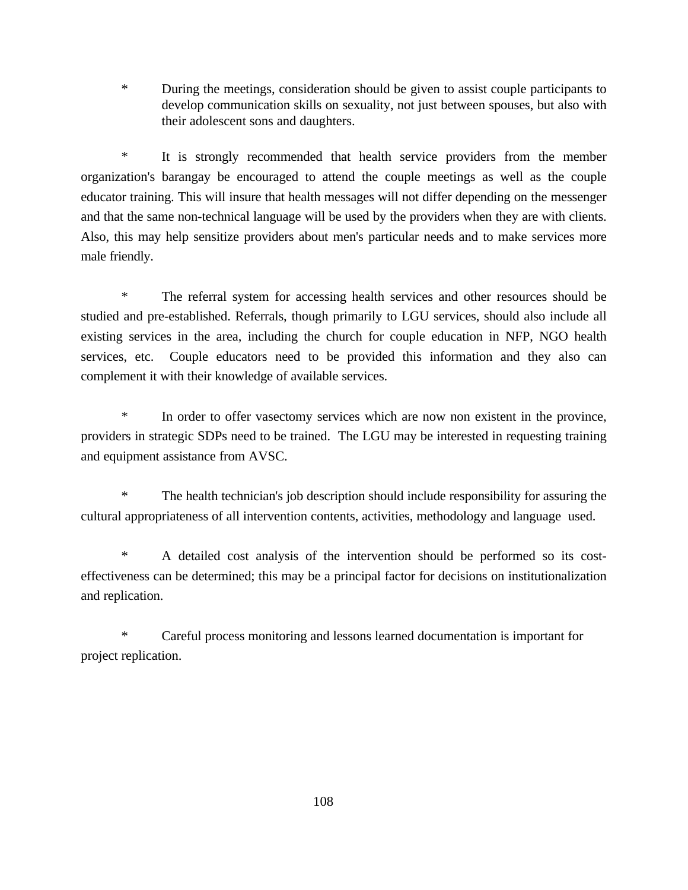* During the meetings, consideration should be given to assist couple participants to develop communication skills on sexuality, not just between spouses, but also with their adolescent sons and daughters.

* It is strongly recommended that health service providers from the member organization's barangay be encouraged to attend the couple meetings as well as the couple educator training. This will insure that health messages will not differ depending on the messenger and that the same non-technical language will be used by the providers when they are with clients. Also, this may help sensitize providers about men's particular needs and to make services more male friendly.

* The referral system for accessing health services and other resources should be studied and pre-established. Referrals, though primarily to LGU services, should also include all existing services in the area, including the church for couple education in NFP, NGO health services, etc. Couple educators need to be provided this information and they also can complement it with their knowledge of available services.

* In order to offer vasectomy services which are now non existent in the province, providers in strategic SDPs need to be trained. The LGU may be interested in requesting training and equipment assistance from AVSC.

* The health technician's job description should include responsibility for assuring the cultural appropriateness of all intervention contents, activities, methodology and language used.

* A detailed cost analysis of the intervention should be performed so its cost-effectiveness can be determined; this may be a principal factor for decisions on institutionalization and replication.

* Careful process monitoring and lessons learned documentation is important for project replication.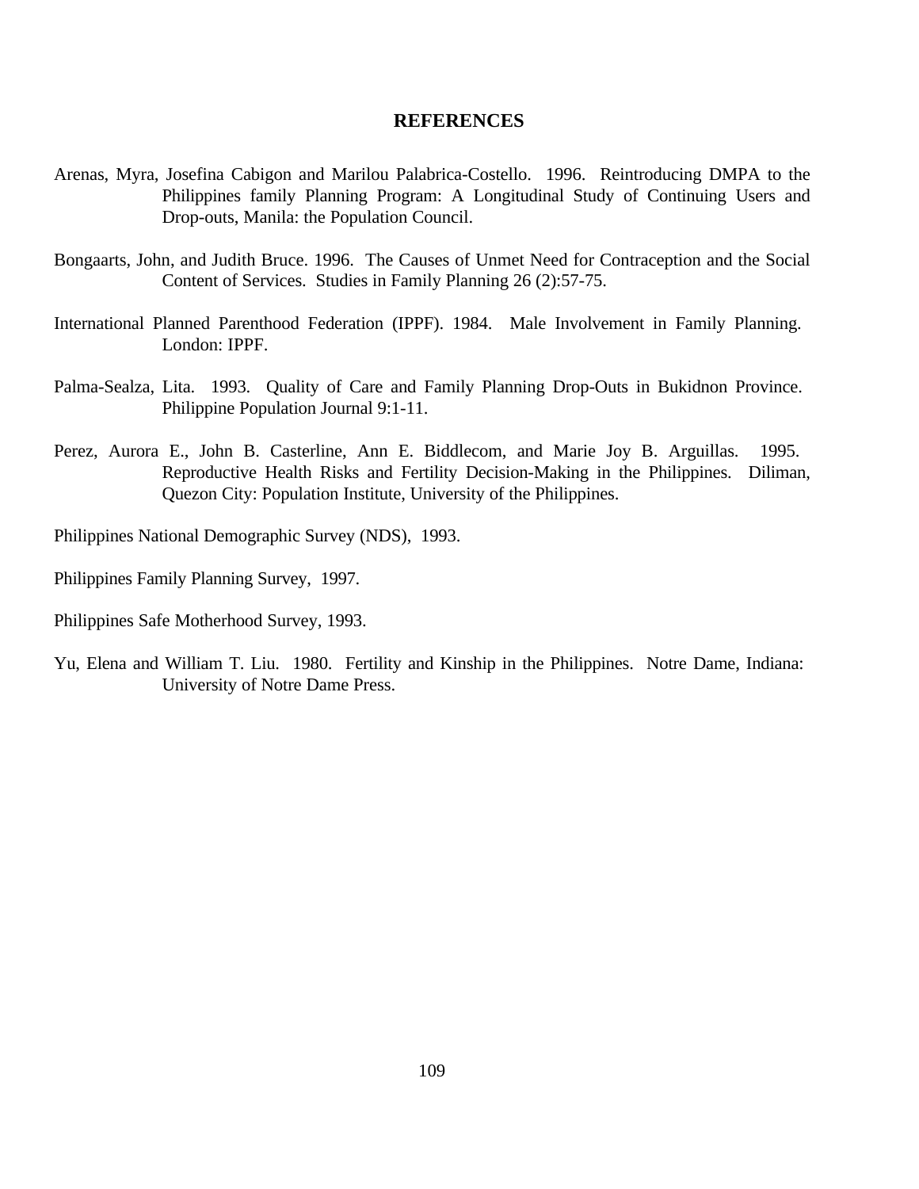# REFERENCES

Arenas, Myra, Josefina Cabigon and Marilou Palabrica-Costello. 1996. Reintroducing DMPA to the Philippines family Planning Program: A Longitudinal Study of Continuing Users and Drop-outs, Manila: the Population Council.

Bongaarts, John, and Judith Bruce. 1996. The Causes of Unmet Need for Contraception and the Social Content of Services. Studies in Family Planning 26 (2):57-75.

International Planned Parenthood Federation (IPPF). 1984. Male Involvement in Family Planning. London: IPPF.

Palma-Sealza, Lita. 1993. Quality of Care and Family Planning Drop-Outs in Bukidnon Province. Philippine Population Journal 9:1-11.

Perez, Aurora E., John B. Casterline, Ann E. Biddlecom, and Marie Joy B. Arguillas. 1995. Reproductive Health Risks and Fertility Decision-Making in the Philippines. Diliman, Quezon City: Population Institute, University of the Philippines.

Philippines National Demographic Survey (NDS), 1993.

Philippines Family Planning Survey, 1997.

Philippines Safe Motherhood Survey, 1993.

Yu, Elena and William T. Liu. 1980. Fertility and Kinship in the Philippines. Notre Dame, Indiana: University of Notre Dame Press.